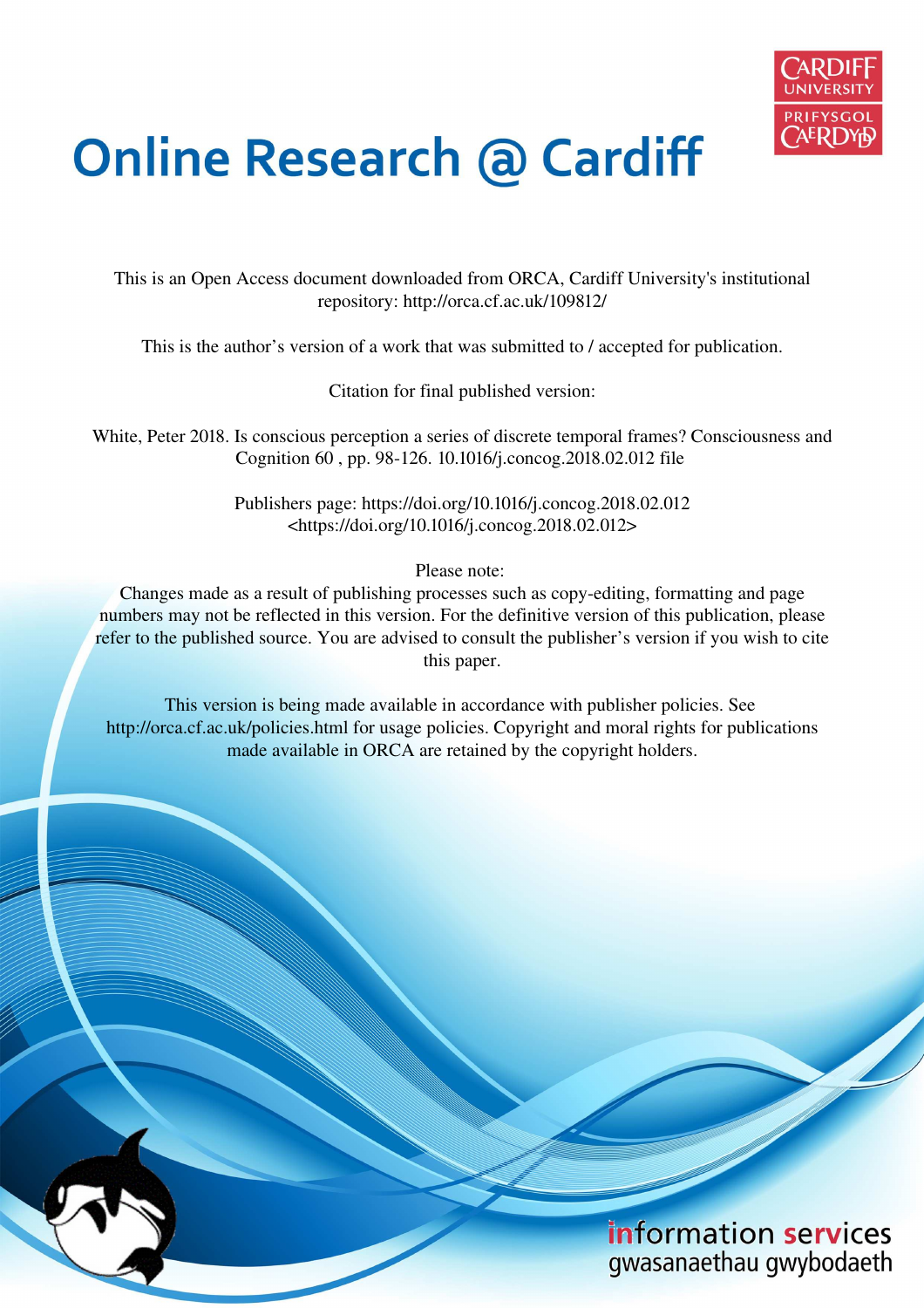# Online Research @ Cardiff

This is an Open Access document downloaded from ORCA, Cardiff University's institutional repository: http://orca.cf.ac.uk/109812/

This is the author's version of a work that was submitted to / accepted for publication.

Citation for final published version:

White, Peter 2018. Is conscious perception a series of discrete temporal frames? Consciousness and Cognition 60 , pp. 98-126. 10.1016/j.concog.2018.02.012 file

Publishers page: https://doi.org/10.1016/j.concog.2018.02.012 <https://doi.org/10.1016/j.concog.2018.02.012>

Please note:
Changes made as a result of publishing processes such as copy-editing, formatting and page numbers may not be reflected in this version. For the definitive version of this publication, please refer to the published source. You are advised to consult the publisher's version if you wish to cite this paper.

This version is being made available in accordance with publisher policies. See http://orca.cf.ac.uk/policies.html for usage policies. Copyright and moral rights for publications made available in ORCA are retained by the copyright holders.

information services
gwasanaethau gwybodaeth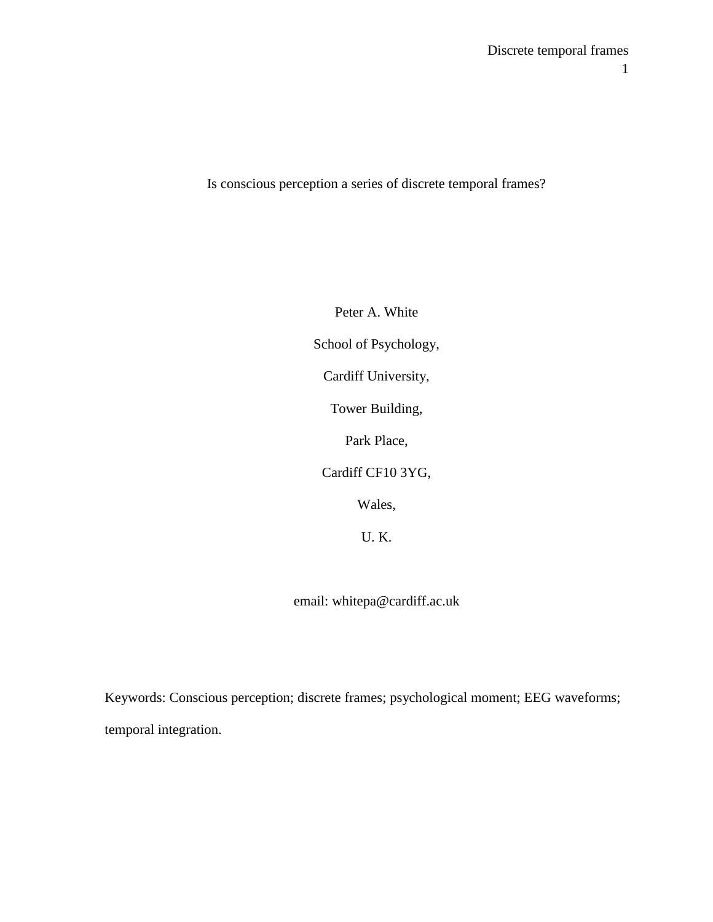# Is conscious perception a series of discrete temporal frames?

Peter A. White

School of Psychology,

Cardiff University,

Tower Building,

Park Place,

Cardiff CF10 3YG,

Wales,

U. K.

email: whitepa@cardiff.ac.uk

Keywords: Conscious perception; discrete frames; psychological moment; EEG waveforms; temporal integration.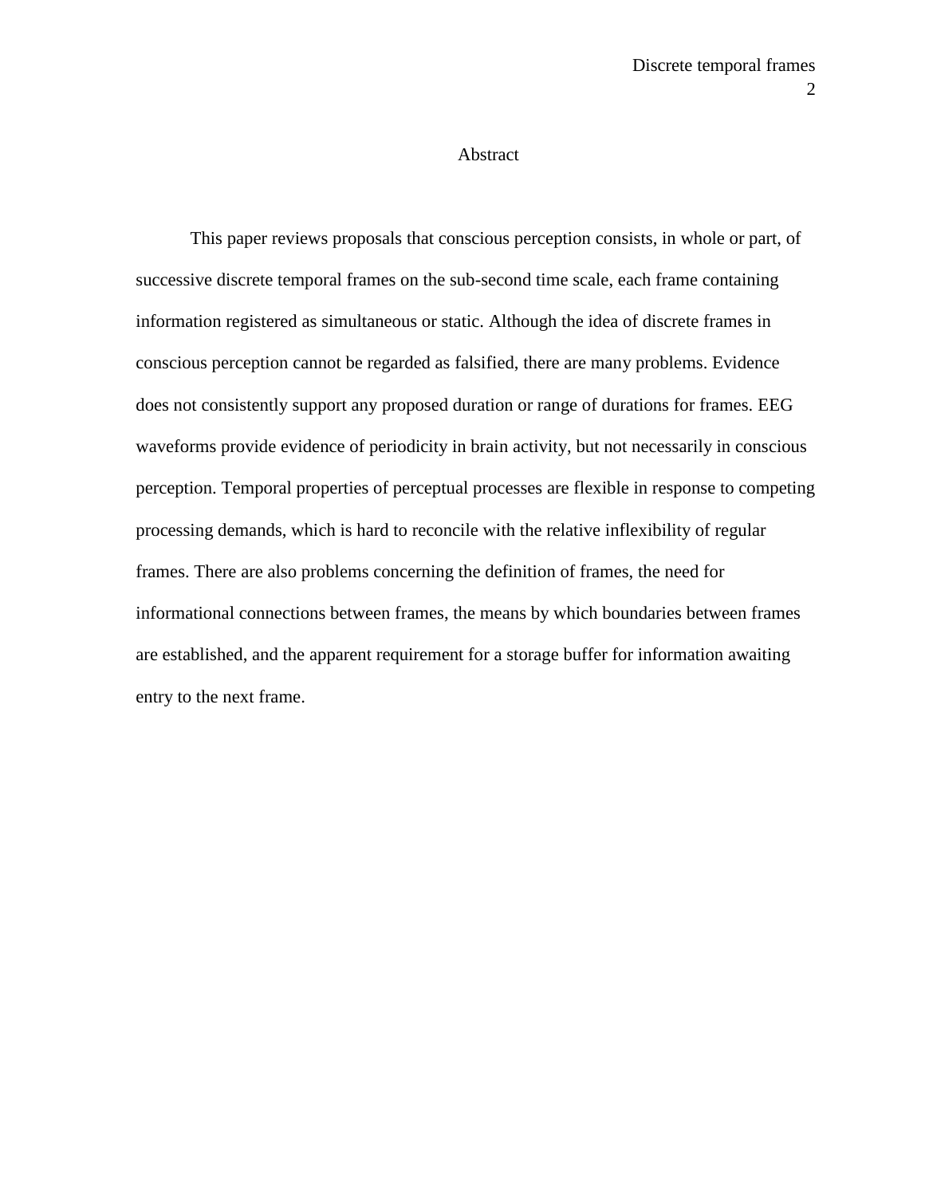# Abstract

This paper reviews proposals that conscious perception consists, in whole or part, of successive discrete temporal frames on the sub-second time scale, each frame containing information registered as simultaneous or static. Although the idea of discrete frames in conscious perception cannot be regarded as falsified, there are many problems. Evidence does not consistently support any proposed duration or range of durations for frames. EEG waveforms provide evidence of periodicity in brain activity, but not necessarily in conscious perception. Temporal properties of perceptual processes are flexible in response to competing processing demands, which is hard to reconcile with the relative inflexibility of regular frames. There are also problems concerning the definition of frames, the need for informational connections between frames, the means by which boundaries between frames are established, and the apparent requirement for a storage buffer for information awaiting entry to the next frame.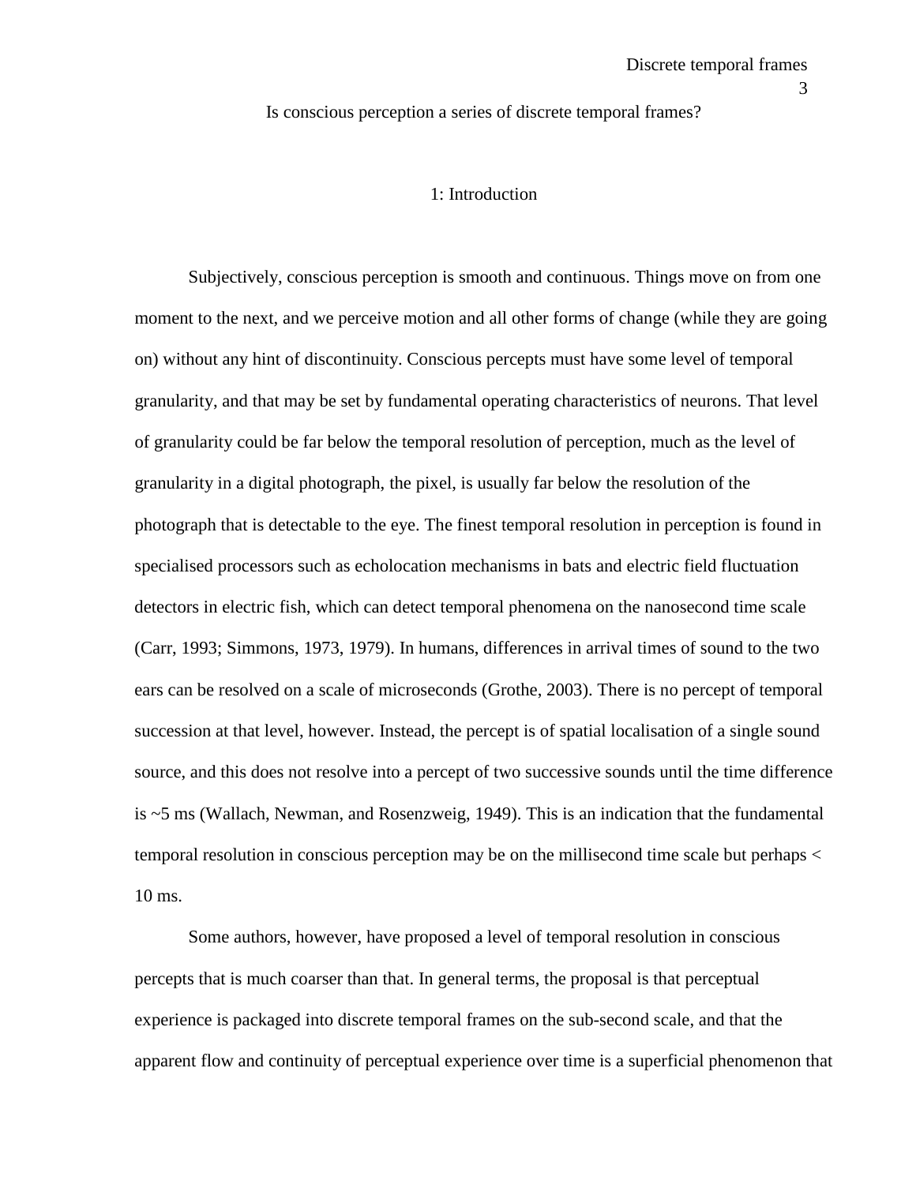Is conscious perception a series of discrete temporal frames?

## 1: Introduction

Subjectively, conscious perception is smooth and continuous. Things move on from one moment to the next, and we perceive motion and all other forms of change (while they are going on) without any hint of discontinuity. Conscious percepts must have some level of temporal granularity, and that may be set by fundamental operating characteristics of neurons. That level of granularity could be far below the temporal resolution of perception, much as the level of granularity in a digital photograph, the pixel, is usually far below the resolution of the photograph that is detectable to the eye. The finest temporal resolution in perception is found in specialised processors such as echolocation mechanisms in bats and electric field fluctuation detectors in electric fish, which can detect temporal phenomena on the nanosecond time scale (Carr, 1993; Simmons, 1973, 1979). In humans, differences in arrival times of sound to the two ears can be resolved on a scale of microseconds (Grothe, 2003). There is no percept of temporal succession at that level, however. Instead, the percept is of spatial localisation of a single sound source, and this does not resolve into a percept of two successive sounds until the time difference is ~5 ms (Wallach, Newman, and Rosenzweig, 1949). This is an indication that the fundamental temporal resolution in conscious perception may be on the millisecond time scale but perhaps < 10 ms.

Some authors, however, have proposed a level of temporal resolution in conscious percepts that is much coarser than that. In general terms, the proposal is that perceptual experience is packaged into discrete temporal frames on the sub-second scale, and that the apparent flow and continuity of perceptual experience over time is a superficial phenomenon that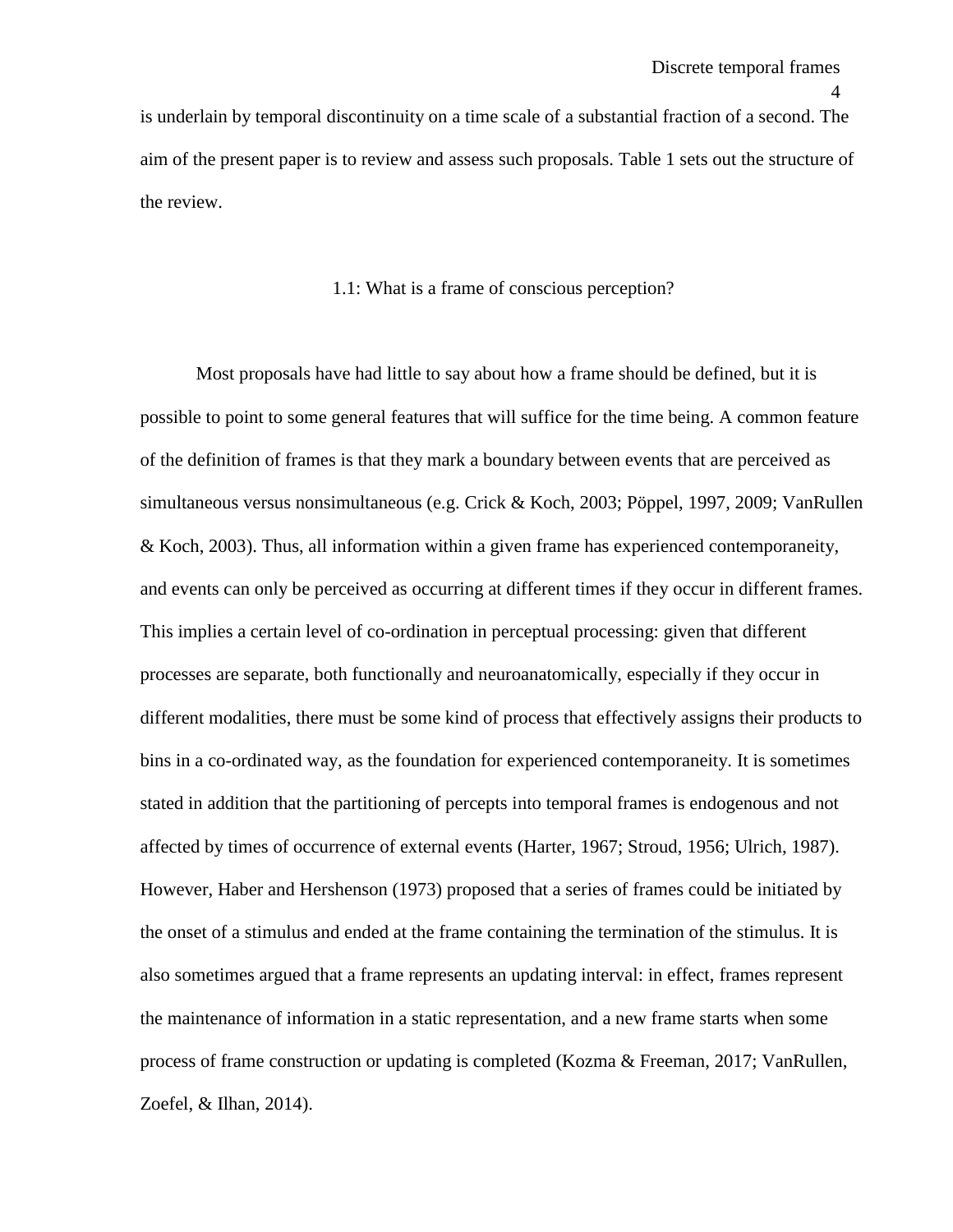is underlain by temporal discontinuity on a time scale of a substantial fraction of a second. The aim of the present paper is to review and assess such proposals. Table 1 sets out the structure of the review.

## 1.1: What is a frame of conscious perception?

Most proposals have had little to say about how a frame should be defined, but it is possible to point to some general features that will suffice for the time being. A common feature of the definition of frames is that they mark a boundary between events that are perceived as simultaneous versus nonsimultaneous (e.g. Crick & Koch, 2003; Pöppel, 1997, 2009; VanRullen & Koch, 2003). Thus, all information within a given frame has experienced contemporaneity, and events can only be perceived as occurring at different times if they occur in different frames. This implies a certain level of co-ordination in perceptual processing: given that different processes are separate, both functionally and neuroanatomically, especially if they occur in different modalities, there must be some kind of process that effectively assigns their products to bins in a co-ordinated way, as the foundation for experienced contemporaneity. It is sometimes stated in addition that the partitioning of percepts into temporal frames is endogenous and not affected by times of occurrence of external events (Harter, 1967; Stroud, 1956; Ulrich, 1987). However, Haber and Hershenson (1973) proposed that a series of frames could be initiated by the onset of a stimulus and ended at the frame containing the termination of the stimulus. It is also sometimes argued that a frame represents an updating interval: in effect, frames represent the maintenance of information in a static representation, and a new frame starts when some process of frame construction or updating is completed (Kozma & Freeman, 2017; VanRullen, Zoefel, & Ilhan, 2014).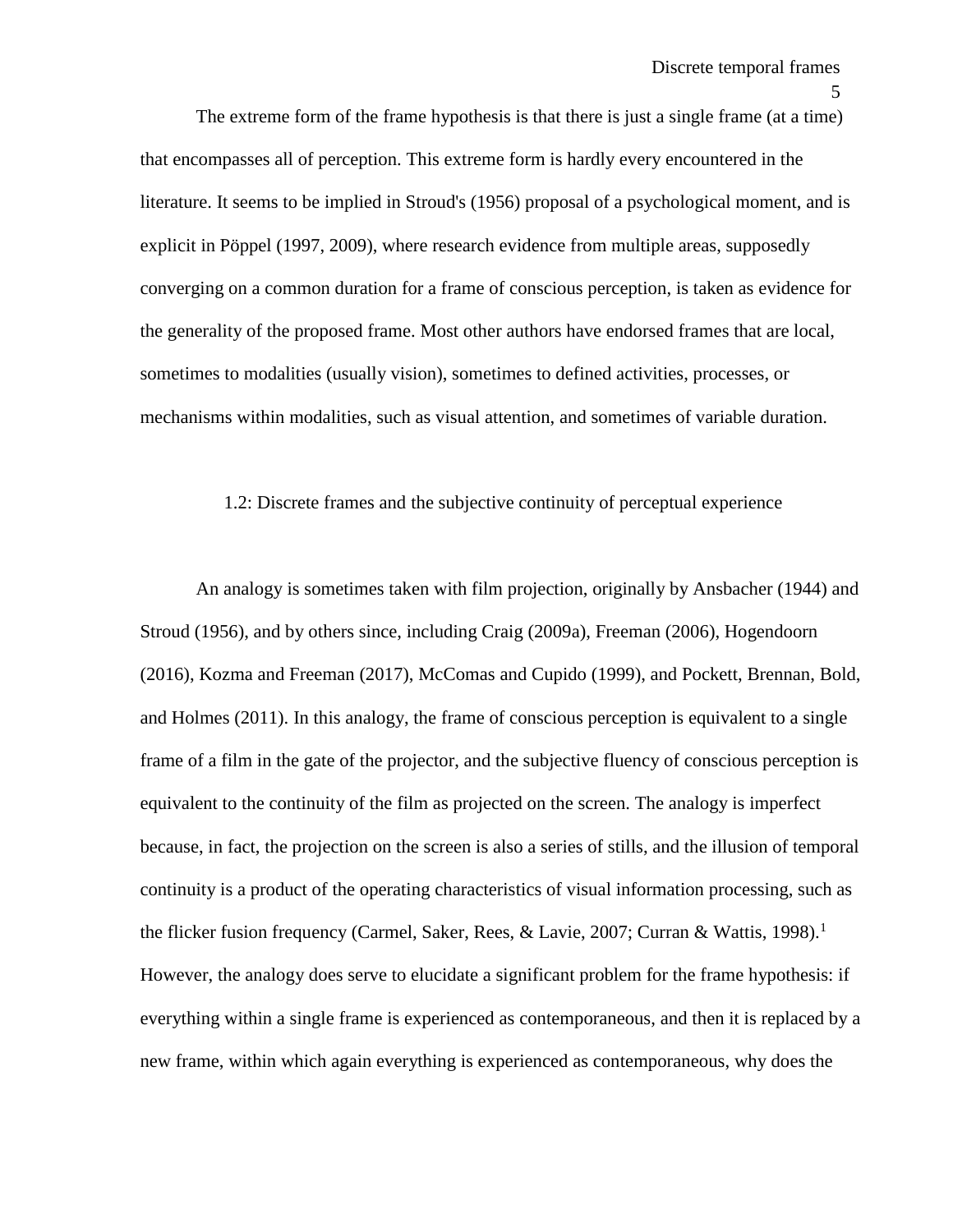The extreme form of the frame hypothesis is that there is just a single frame (at a time) that encompasses all of perception. This extreme form is hardly every encountered in the literature. It seems to be implied in Stroud's (1956) proposal of a psychological moment, and is explicit in Pöppel (1997, 2009), where research evidence from multiple areas, supposedly converging on a common duration for a frame of conscious perception, is taken as evidence for the generality of the proposed frame. Most other authors have endorsed frames that are local, sometimes to modalities (usually vision), sometimes to defined activities, processes, or mechanisms within modalities, such as visual attention, and sometimes of variable duration.

## 1.2: Discrete frames and the subjective continuity of perceptual experience

An analogy is sometimes taken with film projection, originally by Ansbacher (1944) and Stroud (1956), and by others since, including Craig (2009a), Freeman (2006), Hogendoorn (2016), Kozma and Freeman (2017), McComas and Cupido (1999), and Pockett, Brennan, Bold, and Holmes (2011). In this analogy, the frame of conscious perception is equivalent to a single frame of a film in the gate of the projector, and the subjective fluency of conscious perception is equivalent to the continuity of the film as projected on the screen. The analogy is imperfect because, in fact, the projection on the screen is also a series of stills, and the illusion of temporal continuity is a product of the operating characteristics of visual information processing, such as the flicker fusion frequency (Carmel, Saker, Rees, & Lavie, 2007; Curran & Wattis, 1998).[1] However, the analogy does serve to elucidate a significant problem for the frame hypothesis: if everything within a single frame is experienced as contemporaneous, and then it is replaced by a new frame, within which again everything is experienced as contemporaneous, why does the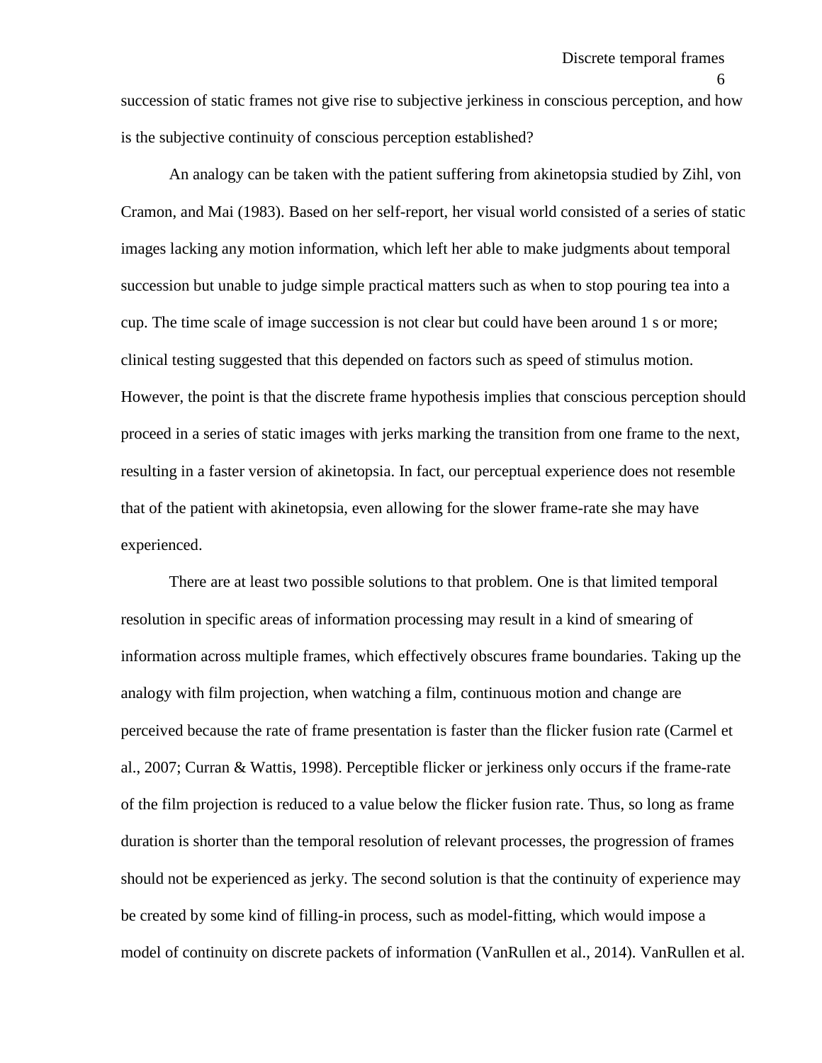succession of static frames not give rise to subjective jerkiness in conscious perception, and how is the subjective continuity of conscious perception established?

An analogy can be taken with the patient suffering from akinetopsia studied by Zihl, von Cramon, and Mai (1983). Based on her self-report, her visual world consisted of a series of static images lacking any motion information, which left her able to make judgments about temporal succession but unable to judge simple practical matters such as when to stop pouring tea into a cup. The time scale of image succession is not clear but could have been around 1 s or more; clinical testing suggested that this depended on factors such as speed of stimulus motion. However, the point is that the discrete frame hypothesis implies that conscious perception should proceed in a series of static images with jerks marking the transition from one frame to the next, resulting in a faster version of akinetopsia. In fact, our perceptual experience does not resemble that of the patient with akinetopsia, even allowing for the slower frame-rate she may have experienced.

There are at least two possible solutions to that problem. One is that limited temporal resolution in specific areas of information processing may result in a kind of smearing of information across multiple frames, which effectively obscures frame boundaries. Taking up the analogy with film projection, when watching a film, continuous motion and change are perceived because the rate of frame presentation is faster than the flicker fusion rate (Carmel et al., 2007; Curran & Wattis, 1998). Perceptible flicker or jerkiness only occurs if the frame-rate of the film projection is reduced to a value below the flicker fusion rate. Thus, so long as frame duration is shorter than the temporal resolution of relevant processes, the progression of frames should not be experienced as jerky. The second solution is that the continuity of experience may be created by some kind of filling-in process, such as model-fitting, which would impose a model of continuity on discrete packets of information (VanRullen et al., 2014). VanRullen et al.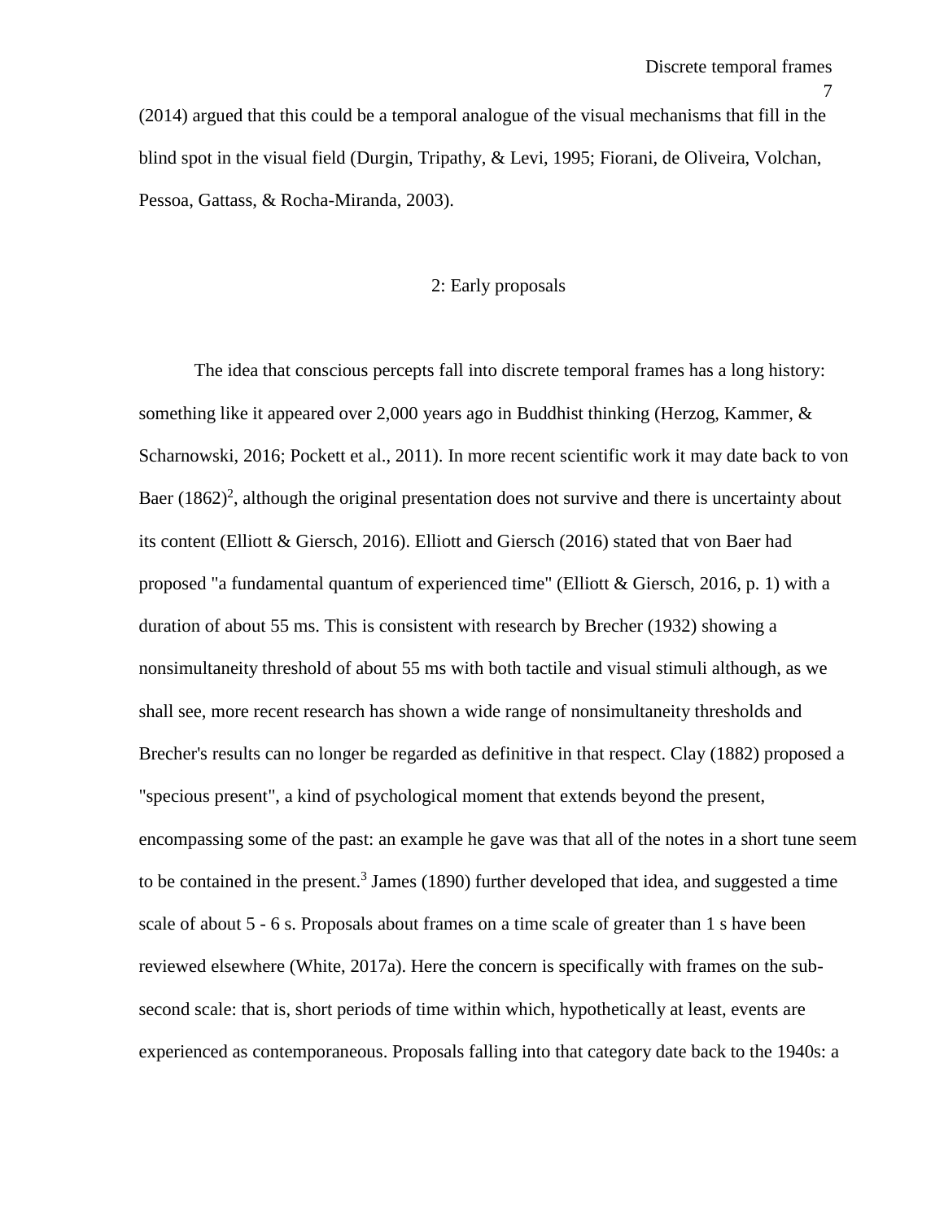(2014) argued that this could be a temporal analogue of the visual mechanisms that fill in the blind spot in the visual field (Durgin, Tripathy, & Levi, 1995; Fiorani, de Oliveira, Volchan, Pessoa, Gattass, & Rocha-Miranda, 2003).

## 2: Early proposals

The idea that conscious percepts fall into discrete temporal frames has a long history: something like it appeared over 2,000 years ago in Buddhist thinking (Herzog, Kammer, & Scharnowski, 2016; Pockett et al., 2011). In more recent scientific work it may date back to von Baer (1862)[2], although the original presentation does not survive and there is uncertainty about its content (Elliott & Giersch, 2016). Elliott and Giersch (2016) stated that von Baer had proposed "a fundamental quantum of experienced time" (Elliott & Giersch, 2016, p. 1) with a duration of about 55 ms. This is consistent with research by Brecher (1932) showing a nonsimultaneity threshold of about 55 ms with both tactile and visual stimuli although, as we shall see, more recent research has shown a wide range of nonsimultaneity thresholds and Brecher's results can no longer be regarded as definitive in that respect. Clay (1882) proposed a "specious present", a kind of psychological moment that extends beyond the present, encompassing some of the past: an example he gave was that all of the notes in a short tune seem to be contained in the present.[3] James (1890) further developed that idea, and suggested a time scale of about 5 - 6 s. Proposals about frames on a time scale of greater than 1 s have been reviewed elsewhere (White, 2017a). Here the concern is specifically with frames on the sub-second scale: that is, short periods of time within which, hypothetically at least, events are experienced as contemporaneous. Proposals falling into that category date back to the 1940s: a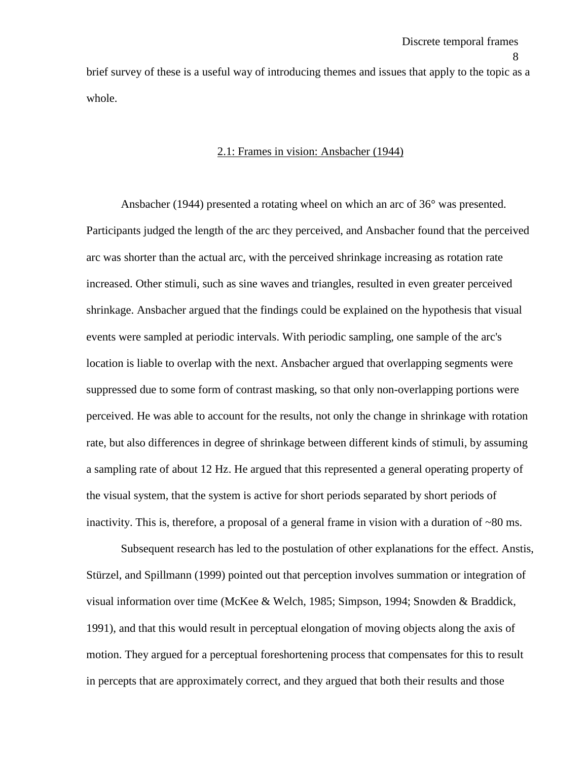brief survey of these is a useful way of introducing themes and issues that apply to the topic as a whole.

## 2.1: Frames in vision: Ansbacher (1944)

Ansbacher (1944) presented a rotating wheel on which an arc of 36° was presented. Participants judged the length of the arc they perceived, and Ansbacher found that the perceived arc was shorter than the actual arc, with the perceived shrinkage increasing as rotation rate increased. Other stimuli, such as sine waves and triangles, resulted in even greater perceived shrinkage. Ansbacher argued that the findings could be explained on the hypothesis that visual events were sampled at periodic intervals. With periodic sampling, one sample of the arc's location is liable to overlap with the next. Ansbacher argued that overlapping segments were suppressed due to some form of contrast masking, so that only non-overlapping portions were perceived. He was able to account for the results, not only the change in shrinkage with rotation rate, but also differences in degree of shrinkage between different kinds of stimuli, by assuming a sampling rate of about 12 Hz. He argued that this represented a general operating property of the visual system, that the system is active for short periods separated by short periods of inactivity. This is, therefore, a proposal of a general frame in vision with a duration of ~80 ms.

Subsequent research has led to the postulation of other explanations for the effect. Anstis, Stürzel, and Spillmann (1999) pointed out that perception involves summation or integration of visual information over time (McKee & Welch, 1985; Simpson, 1994; Snowden & Braddick, 1991), and that this would result in perceptual elongation of moving objects along the axis of motion. They argued for a perceptual foreshortening process that compensates for this to result in percepts that are approximately correct, and they argued that both their results and those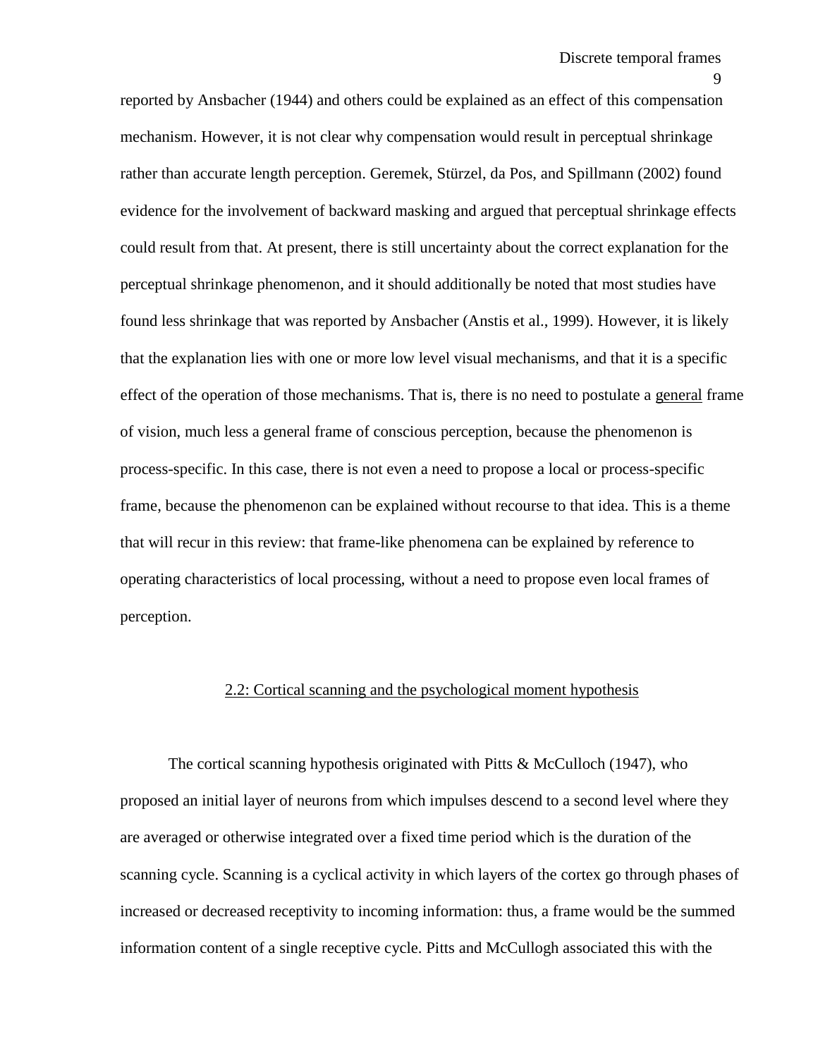reported by Ansbacher (1944) and others could be explained as an effect of this compensation mechanism. However, it is not clear why compensation would result in perceptual shrinkage rather than accurate length perception. Geremek, Stürzel, da Pos, and Spillmann (2002) found evidence for the involvement of backward masking and argued that perceptual shrinkage effects could result from that. At present, there is still uncertainty about the correct explanation for the perceptual shrinkage phenomenon, and it should additionally be noted that most studies have found less shrinkage that was reported by Ansbacher (Anstis et al., 1999). However, it is likely that the explanation lies with one or more low level visual mechanisms, and that it is a specific effect of the operation of those mechanisms. That is, there is no need to postulate a <u>general</u> frame of vision, much less a general frame of conscious perception, because the phenomenon is process-specific. In this case, there is not even a need to propose a local or process-specific frame, because the phenomenon can be explained without recourse to that idea. This is a theme that will recur in this review: that frame-like phenomena can be explained by reference to operating characteristics of local processing, without a need to propose even local frames of perception.

## 2.2: Cortical scanning and the psychological moment hypothesis

The cortical scanning hypothesis originated with Pitts & McCulloch (1947), who proposed an initial layer of neurons from which impulses descend to a second level where they are averaged or otherwise integrated over a fixed time period which is the duration of the scanning cycle. Scanning is a cyclical activity in which layers of the cortex go through phases of increased or decreased receptivity to incoming information: thus, a frame would be the summed information content of a single receptive cycle. Pitts and McCullogh associated this with the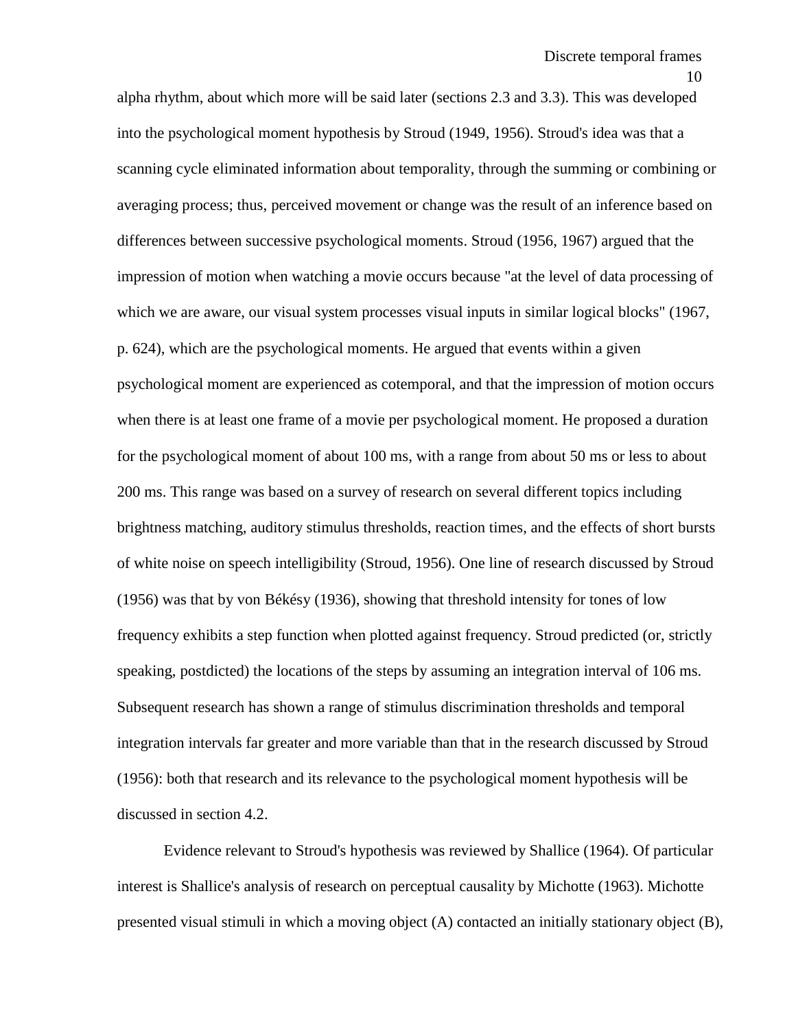alpha rhythm, about which more will be said later (sections 2.3 and 3.3). This was developed into the psychological moment hypothesis by Stroud (1949, 1956). Stroud's idea was that a scanning cycle eliminated information about temporality, through the summing or combining or averaging process; thus, perceived movement or change was the result of an inference based on differences between successive psychological moments. Stroud (1956, 1967) argued that the impression of motion when watching a movie occurs because "at the level of data processing of which we are aware, our visual system processes visual inputs in similar logical blocks" (1967, p. 624), which are the psychological moments. He argued that events within a given psychological moment are experienced as cotemporal, and that the impression of motion occurs when there is at least one frame of a movie per psychological moment. He proposed a duration for the psychological moment of about 100 ms, with a range from about 50 ms or less to about 200 ms. This range was based on a survey of research on several different topics including brightness matching, auditory stimulus thresholds, reaction times, and the effects of short bursts of white noise on speech intelligibility (Stroud, 1956). One line of research discussed by Stroud (1956) was that by von Békésy (1936), showing that threshold intensity for tones of low frequency exhibits a step function when plotted against frequency. Stroud predicted (or, strictly speaking, postdicted) the locations of the steps by assuming an integration interval of 106 ms. Subsequent research has shown a range of stimulus discrimination thresholds and temporal integration intervals far greater and more variable than that in the research discussed by Stroud (1956): both that research and its relevance to the psychological moment hypothesis will be discussed in section 4.2.

Evidence relevant to Stroud's hypothesis was reviewed by Shallice (1964). Of particular interest is Shallice's analysis of research on perceptual causality by Michotte (1963). Michotte presented visual stimuli in which a moving object (A) contacted an initially stationary object (B),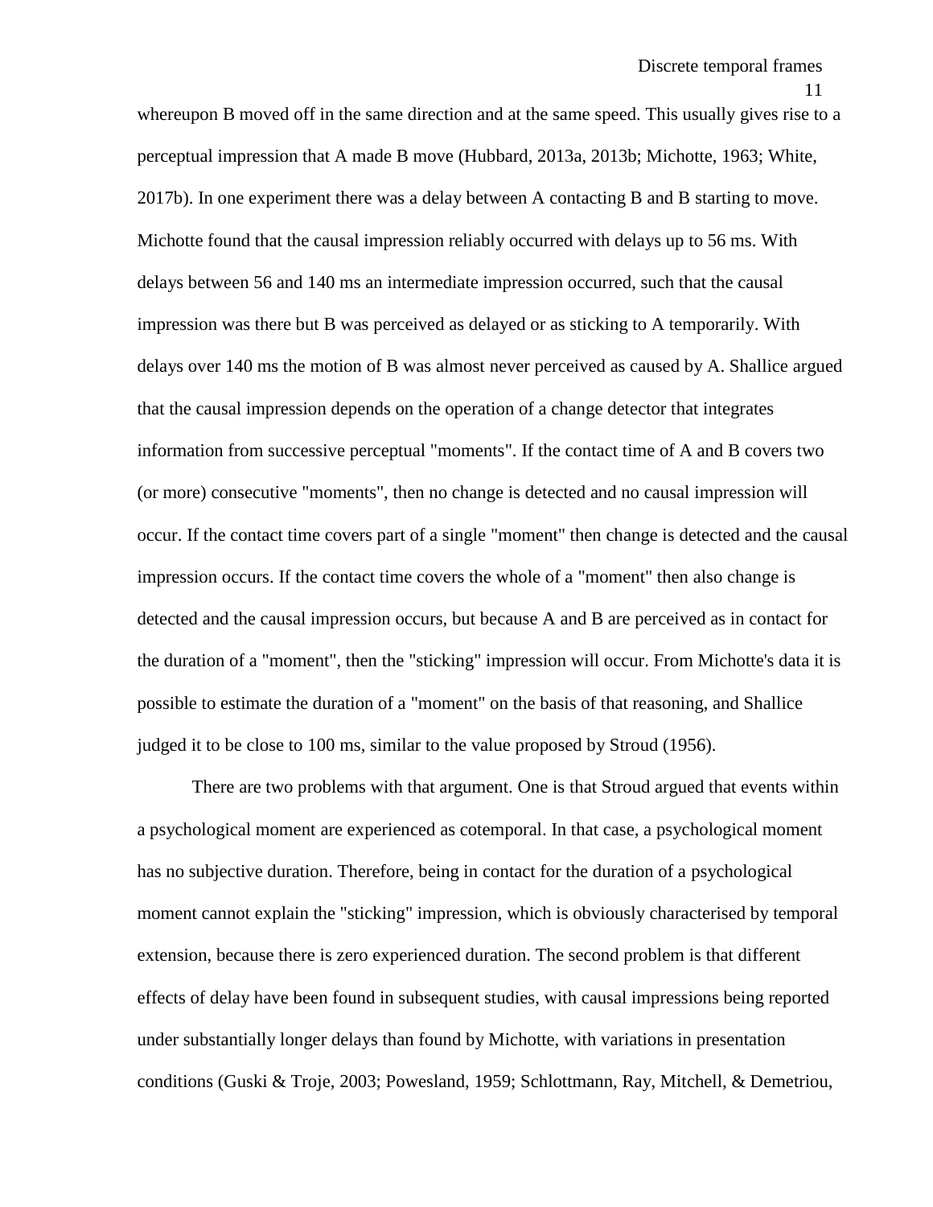whereupon B moved off in the same direction and at the same speed. This usually gives rise to a perceptual impression that A made B move (Hubbard, 2013a, 2013b; Michotte, 1963; White, 2017b). In one experiment there was a delay between A contacting B and B starting to move. Michotte found that the causal impression reliably occurred with delays up to 56 ms. With delays between 56 and 140 ms an intermediate impression occurred, such that the causal impression was there but B was perceived as delayed or as sticking to A temporarily. With delays over 140 ms the motion of B was almost never perceived as caused by A. Shallice argued that the causal impression depends on the operation of a change detector that integrates information from successive perceptual "moments". If the contact time of A and B covers two (or more) consecutive "moments", then no change is detected and no causal impression will occur. If the contact time covers part of a single "moment" then change is detected and the causal impression occurs. If the contact time covers the whole of a "moment" then also change is detected and the causal impression occurs, but because A and B are perceived as in contact for the duration of a "moment", then the "sticking" impression will occur. From Michotte's data it is possible to estimate the duration of a "moment" on the basis of that reasoning, and Shallice judged it to be close to 100 ms, similar to the value proposed by Stroud (1956).

There are two problems with that argument. One is that Stroud argued that events within a psychological moment are experienced as cotemporal. In that case, a psychological moment has no subjective duration. Therefore, being in contact for the duration of a psychological moment cannot explain the "sticking" impression, which is obviously characterised by temporal extension, because there is zero experienced duration. The second problem is that different effects of delay have been found in subsequent studies, with causal impressions being reported under substantially longer delays than found by Michotte, with variations in presentation conditions (Guski & Troje, 2003; Powesland, 1959; Schlottmann, Ray, Mitchell, & Demetriou,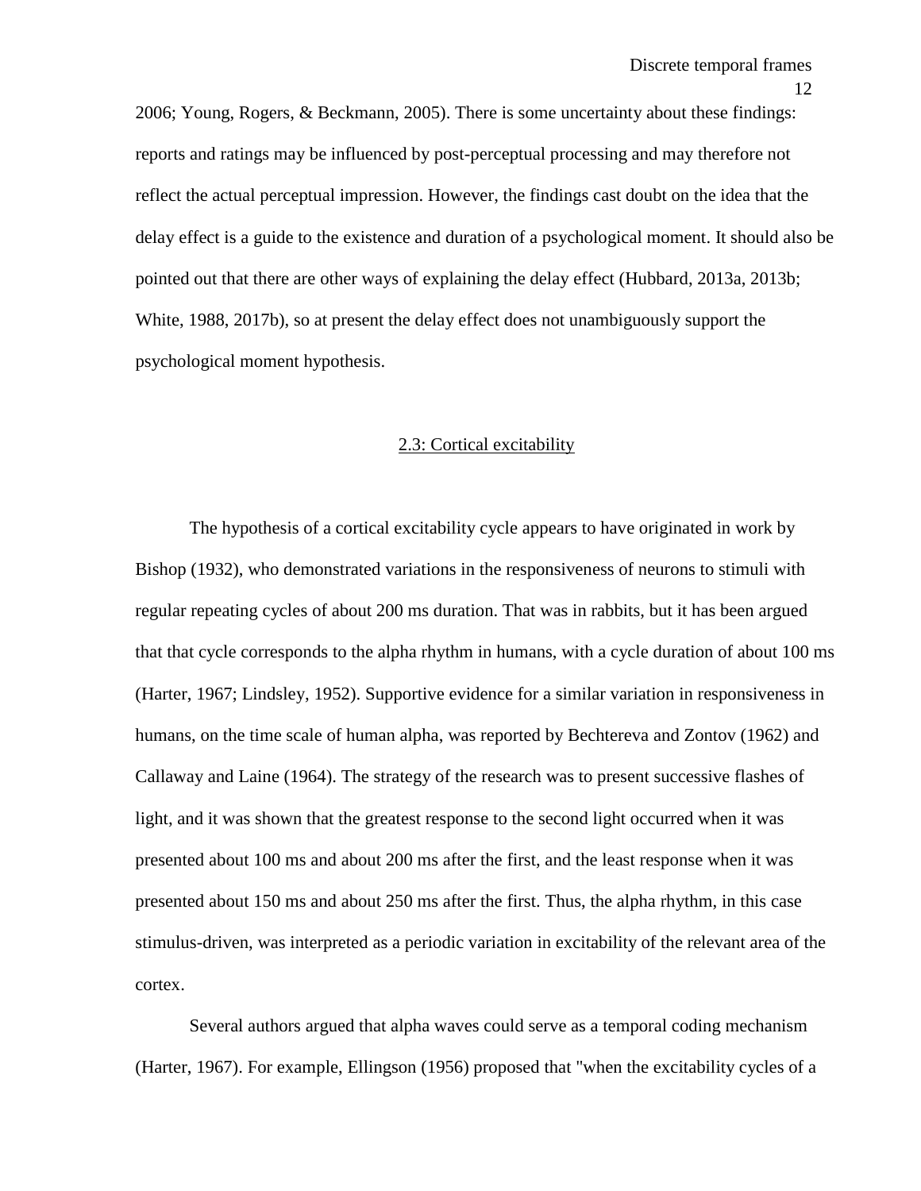2006; Young, Rogers, & Beckmann, 2005). There is some uncertainty about these findings: reports and ratings may be influenced by post-perceptual processing and may therefore not reflect the actual perceptual impression. However, the findings cast doubt on the idea that the delay effect is a guide to the existence and duration of a psychological moment. It should also be pointed out that there are other ways of explaining the delay effect (Hubbard, 2013a, 2013b; White, 1988, 2017b), so at present the delay effect does not unambiguously support the psychological moment hypothesis.

## 2.3: Cortical excitability

The hypothesis of a cortical excitability cycle appears to have originated in work by Bishop (1932), who demonstrated variations in the responsiveness of neurons to stimuli with regular repeating cycles of about 200 ms duration. That was in rabbits, but it has been argued that that cycle corresponds to the alpha rhythm in humans, with a cycle duration of about 100 ms (Harter, 1967; Lindsley, 1952). Supportive evidence for a similar variation in responsiveness in humans, on the time scale of human alpha, was reported by Bechtereva and Zontov (1962) and Callaway and Laine (1964). The strategy of the research was to present successive flashes of light, and it was shown that the greatest response to the second light occurred when it was presented about 100 ms and about 200 ms after the first, and the least response when it was presented about 150 ms and about 250 ms after the first. Thus, the alpha rhythm, in this case stimulus-driven, was interpreted as a periodic variation in excitability of the relevant area of the cortex.

Several authors argued that alpha waves could serve as a temporal coding mechanism (Harter, 1967). For example, Ellingson (1956) proposed that "when the excitability cycles of a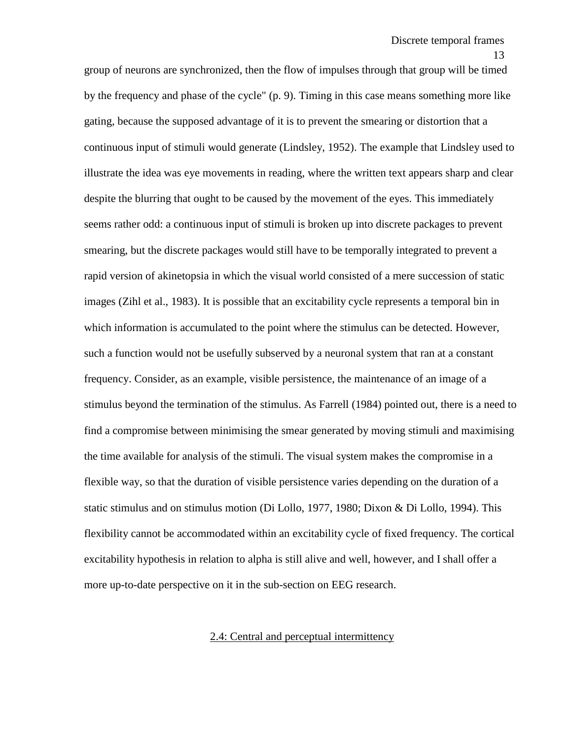group of neurons are synchronized, then the flow of impulses through that group will be timed by the frequency and phase of the cycle" (p. 9). Timing in this case means something more like gating, because the supposed advantage of it is to prevent the smearing or distortion that a continuous input of stimuli would generate (Lindsley, 1952). The example that Lindsley used to illustrate the idea was eye movements in reading, where the written text appears sharp and clear despite the blurring that ought to be caused by the movement of the eyes. This immediately seems rather odd: a continuous input of stimuli is broken up into discrete packages to prevent smearing, but the discrete packages would still have to be temporally integrated to prevent a rapid version of akinetopsia in which the visual world consisted of a mere succession of static images (Zihl et al., 1983). It is possible that an excitability cycle represents a temporal bin in which information is accumulated to the point where the stimulus can be detected. However, such a function would not be usefully subserved by a neuronal system that ran at a constant frequency. Consider, as an example, visible persistence, the maintenance of an image of a stimulus beyond the termination of the stimulus. As Farrell (1984) pointed out, there is a need to find a compromise between minimising the smear generated by moving stimuli and maximising the time available for analysis of the stimuli. The visual system makes the compromise in a flexible way, so that the duration of visible persistence varies depending on the duration of a static stimulus and on stimulus motion (Di Lollo, 1977, 1980; Dixon & Di Lollo, 1994). This flexibility cannot be accommodated within an excitability cycle of fixed frequency. The cortical excitability hypothesis in relation to alpha is still alive and well, however, and I shall offer a more up-to-date perspective on it in the sub-section on EEG research.

## 2.4: Central and perceptual intermittency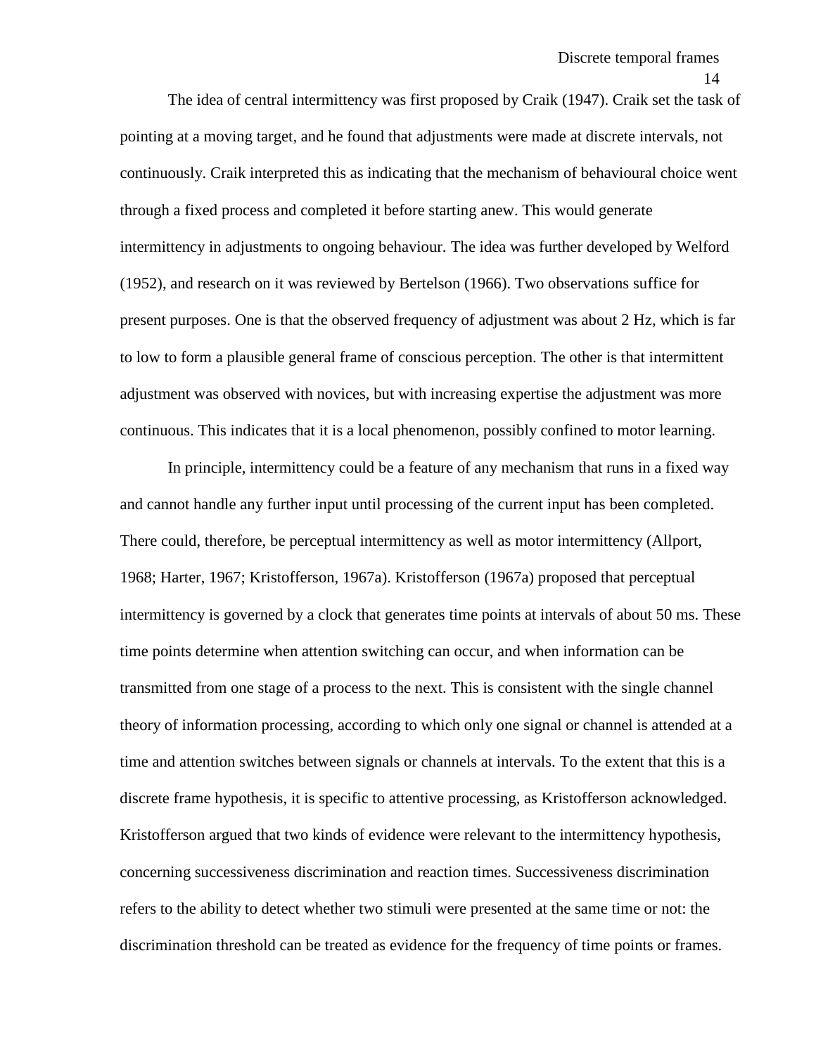The idea of central intermittency was first proposed by Craik (1947). Craik set the task of pointing at a moving target, and he found that adjustments were made at discrete intervals, not continuously. Craik interpreted this as indicating that the mechanism of behavioural choice went through a fixed process and completed it before starting anew. This would generate intermittency in adjustments to ongoing behaviour. The idea was further developed by Welford (1952), and research on it was reviewed by Bertelson (1966). Two observations suffice for present purposes. One is that the observed frequency of adjustment was about 2 Hz, which is far to low to form a plausible general frame of conscious perception. The other is that intermittent adjustment was observed with novices, but with increasing expertise the adjustment was more continuous. This indicates that it is a local phenomenon, possibly confined to motor learning.

In principle, intermittency could be a feature of any mechanism that runs in a fixed way and cannot handle any further input until processing of the current input has been completed. There could, therefore, be perceptual intermittency as well as motor intermittency (Allport, 1968; Harter, 1967; Kristofferson, 1967a). Kristofferson (1967a) proposed that perceptual intermittency is governed by a clock that generates time points at intervals of about 50 ms. These time points determine when attention switching can occur, and when information can be transmitted from one stage of a process to the next. This is consistent with the single channel theory of information processing, according to which only one signal or channel is attended at a time and attention switches between signals or channels at intervals. To the extent that this is a discrete frame hypothesis, it is specific to attentive processing, as Kristofferson acknowledged. Kristofferson argued that two kinds of evidence were relevant to the intermittency hypothesis, concerning successiveness discrimination and reaction times. Successiveness discrimination refers to the ability to detect whether two stimuli were presented at the same time or not: the discrimination threshold can be treated as evidence for the frequency of time points or frames.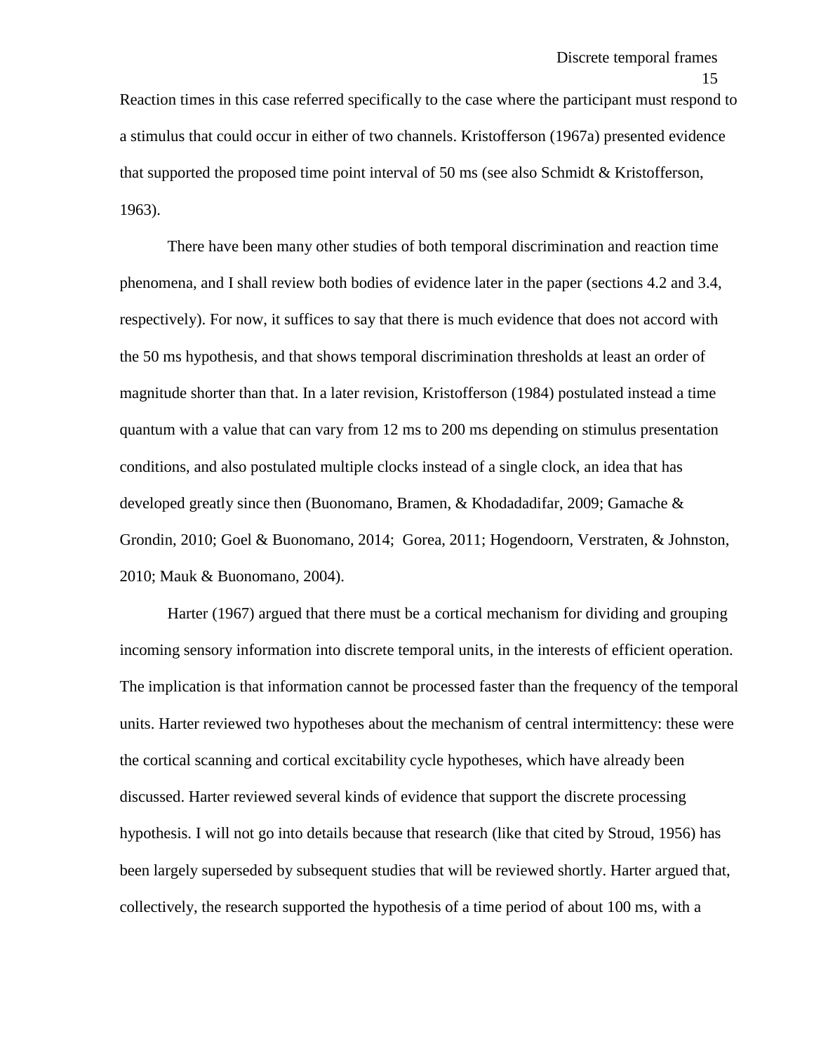Reaction times in this case referred specifically to the case where the participant must respond to a stimulus that could occur in either of two channels. Kristofferson (1967a) presented evidence that supported the proposed time point interval of 50 ms (see also Schmidt & Kristofferson, 1963).

There have been many other studies of both temporal discrimination and reaction time phenomena, and I shall review both bodies of evidence later in the paper (sections 4.2 and 3.4, respectively). For now, it suffices to say that there is much evidence that does not accord with the 50 ms hypothesis, and that shows temporal discrimination thresholds at least an order of magnitude shorter than that. In a later revision, Kristofferson (1984) postulated instead a time quantum with a value that can vary from 12 ms to 200 ms depending on stimulus presentation conditions, and also postulated multiple clocks instead of a single clock, an idea that has developed greatly since then (Buonomano, Bramen, & Khodadadifar, 2009; Gamache & Grondin, 2010; Goel & Buonomano, 2014; Gorea, 2011; Hogendoorn, Verstraten, & Johnston, 2010; Mauk & Buonomano, 2004).

Harter (1967) argued that there must be a cortical mechanism for dividing and grouping incoming sensory information into discrete temporal units, in the interests of efficient operation. The implication is that information cannot be processed faster than the frequency of the temporal units. Harter reviewed two hypotheses about the mechanism of central intermittency: these were the cortical scanning and cortical excitability cycle hypotheses, which have already been discussed. Harter reviewed several kinds of evidence that support the discrete processing hypothesis. I will not go into details because that research (like that cited by Stroud, 1956) has been largely superseded by subsequent studies that will be reviewed shortly. Harter argued that, collectively, the research supported the hypothesis of a time period of about 100 ms, with a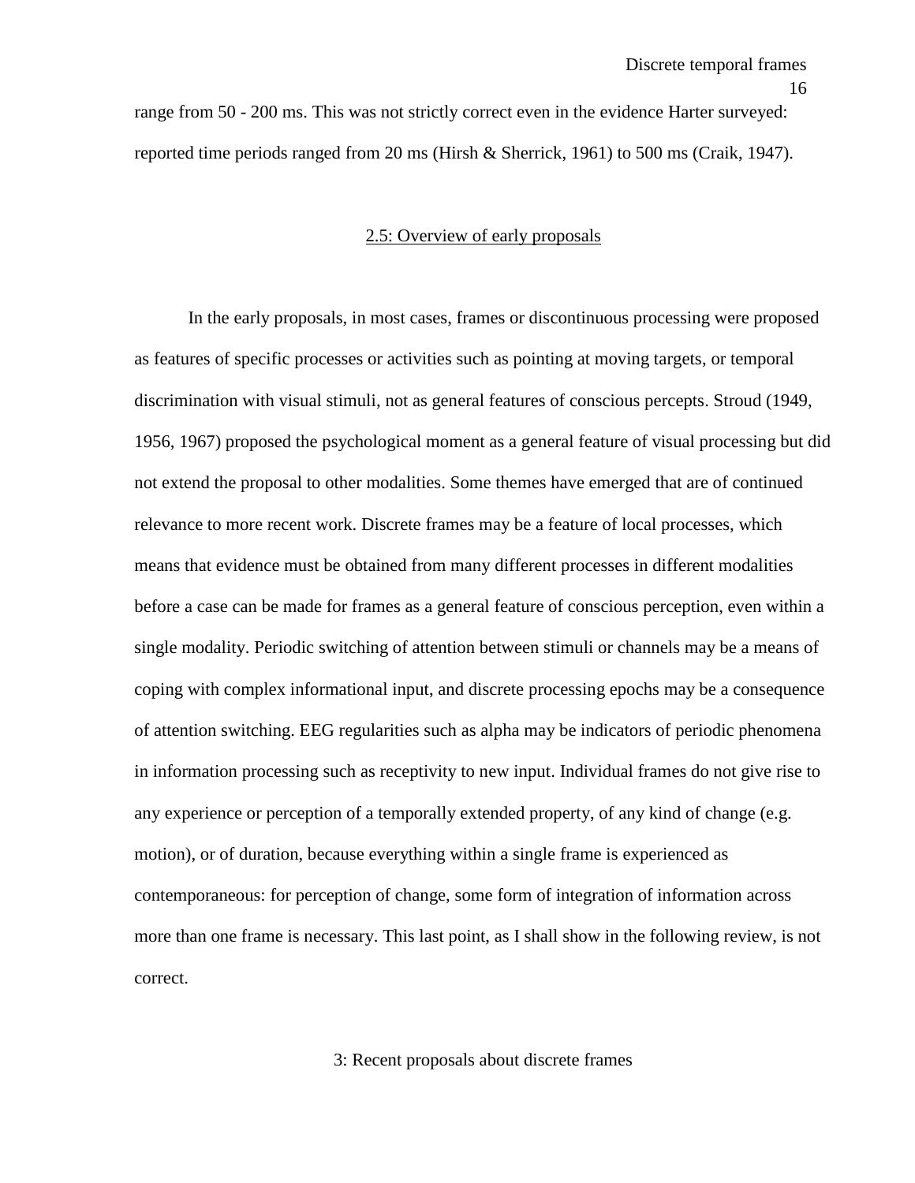range from 50 - 200 ms. This was not strictly correct even in the evidence Harter surveyed: reported time periods ranged from 20 ms (Hirsh & Sherrick, 1961) to 500 ms (Craik, 1947).

## 2.5: Overview of early proposals

In the early proposals, in most cases, frames or discontinuous processing were proposed as features of specific processes or activities such as pointing at moving targets, or temporal discrimination with visual stimuli, not as general features of conscious percepts. Stroud (1949, 1956, 1967) proposed the psychological moment as a general feature of visual processing but did not extend the proposal to other modalities. Some themes have emerged that are of continued relevance to more recent work. Discrete frames may be a feature of local processes, which means that evidence must be obtained from many different processes in different modalities before a case can be made for frames as a general feature of conscious perception, even within a single modality. Periodic switching of attention between stimuli or channels may be a means of coping with complex informational input, and discrete processing epochs may be a consequence of attention switching. EEG regularities such as alpha may be indicators of periodic phenomena in information processing such as receptivity to new input. Individual frames do not give rise to any experience or perception of a temporally extended property, of any kind of change (e.g. motion), or of duration, because everything within a single frame is experienced as contemporaneous: for perception of change, some form of integration of information across more than one frame is necessary. This last point, as I shall show in the following review, is not correct.

# 3: Recent proposals about discrete frames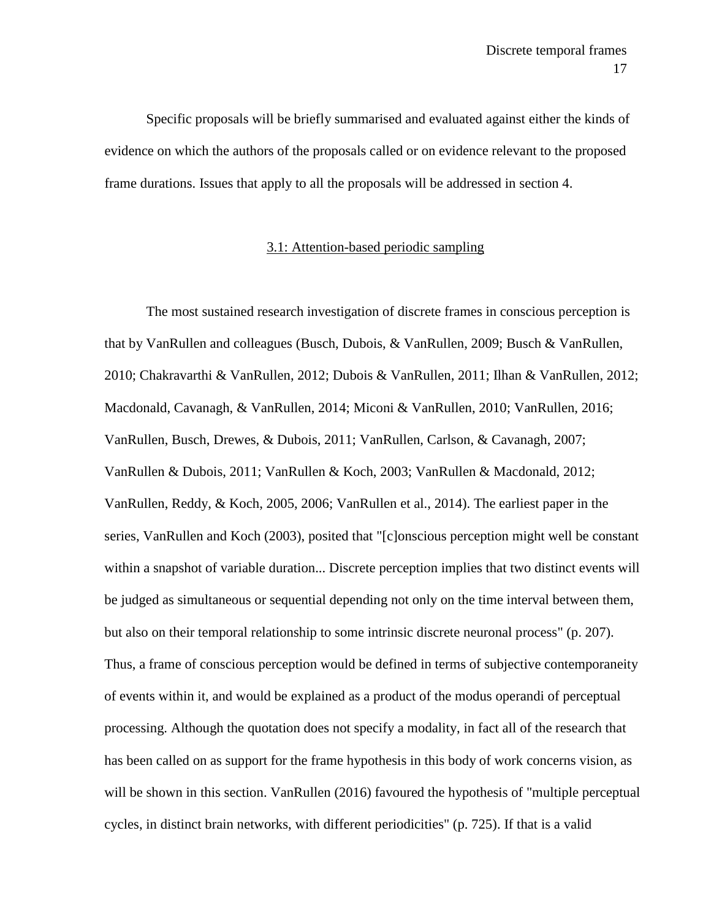Specific proposals will be briefly summarised and evaluated against either the kinds of evidence on which the authors of the proposals called or on evidence relevant to the proposed frame durations. Issues that apply to all the proposals will be addressed in section 4.

### 3.1: Attention-based periodic sampling

The most sustained research investigation of discrete frames in conscious perception is that by VanRullen and colleagues (Busch, Dubois, & VanRullen, 2009; Busch & VanRullen, 2010; Chakravarthi & VanRullen, 2012; Dubois & VanRullen, 2011; Ilhan & VanRullen, 2012; Macdonald, Cavanagh, & VanRullen, 2014; Miconi & VanRullen, 2010; VanRullen, 2016; VanRullen, Busch, Drewes, & Dubois, 2011; VanRullen, Carlson, & Cavanagh, 2007; VanRullen & Dubois, 2011; VanRullen & Koch, 2003; VanRullen & Macdonald, 2012; VanRullen, Reddy, & Koch, 2005, 2006; VanRullen et al., 2014). The earliest paper in the series, VanRullen and Koch (2003), posited that "[c]onscious perception might well be constant within a snapshot of variable duration... Discrete perception implies that two distinct events will be judged as simultaneous or sequential depending not only on the time interval between them, but also on their temporal relationship to some intrinsic discrete neuronal process" (p. 207). Thus, a frame of conscious perception would be defined in terms of subjective contemporaneity of events within it, and would be explained as a product of the modus operandi of perceptual processing. Although the quotation does not specify a modality, in fact all of the research that has been called on as support for the frame hypothesis in this body of work concerns vision, as will be shown in this section. VanRullen (2016) favoured the hypothesis of "multiple perceptual cycles, in distinct brain networks, with different periodicities" (p. 725). If that is a valid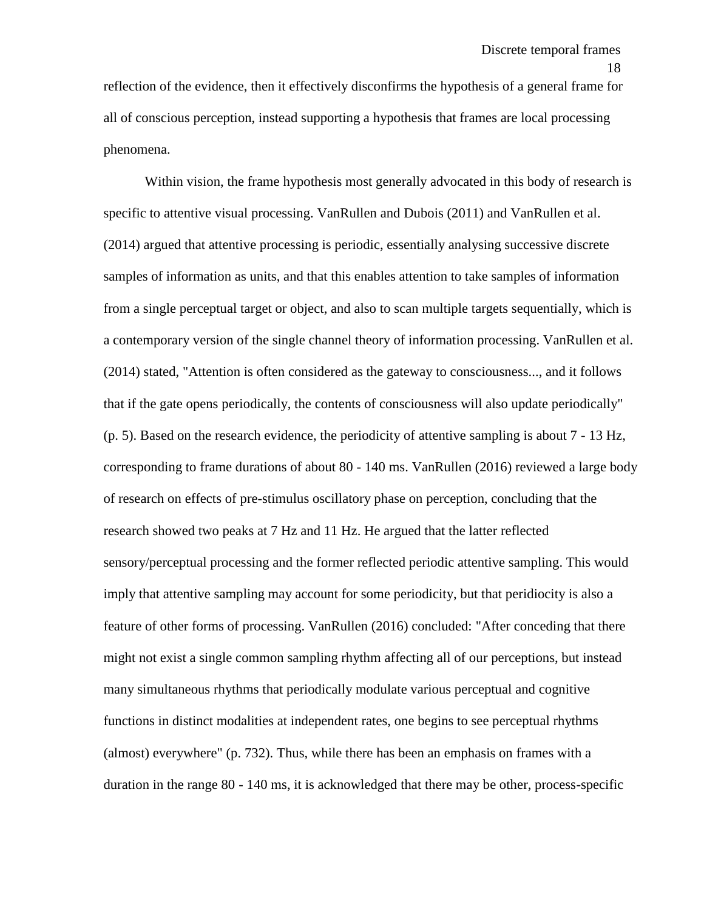reflection of the evidence, then it effectively disconfirms the hypothesis of a general frame for all of conscious perception, instead supporting a hypothesis that frames are local processing phenomena.

Within vision, the frame hypothesis most generally advocated in this body of research is specific to attentive visual processing. VanRullen and Dubois (2011) and VanRullen et al. (2014) argued that attentive processing is periodic, essentially analysing successive discrete samples of information as units, and that this enables attention to take samples of information from a single perceptual target or object, and also to scan multiple targets sequentially, which is a contemporary version of the single channel theory of information processing. VanRullen et al. (2014) stated, "Attention is often considered as the gateway to consciousness..., and it follows that if the gate opens periodically, the contents of consciousness will also update periodically" (p. 5). Based on the research evidence, the periodicity of attentive sampling is about 7 - 13 Hz, corresponding to frame durations of about 80 - 140 ms. VanRullen (2016) reviewed a large body of research on effects of pre-stimulus oscillatory phase on perception, concluding that the research showed two peaks at 7 Hz and 11 Hz. He argued that the latter reflected sensory/perceptual processing and the former reflected periodic attentive sampling. This would imply that attentive sampling may account for some periodicity, but that peridiocity is also a feature of other forms of processing. VanRullen (2016) concluded: "After conceding that there might not exist a single common sampling rhythm affecting all of our perceptions, but instead many simultaneous rhythms that periodically modulate various perceptual and cognitive functions in distinct modalities at independent rates, one begins to see perceptual rhythms (almost) everywhere" (p. 732). Thus, while there has been an emphasis on frames with a duration in the range 80 - 140 ms, it is acknowledged that there may be other, process-specific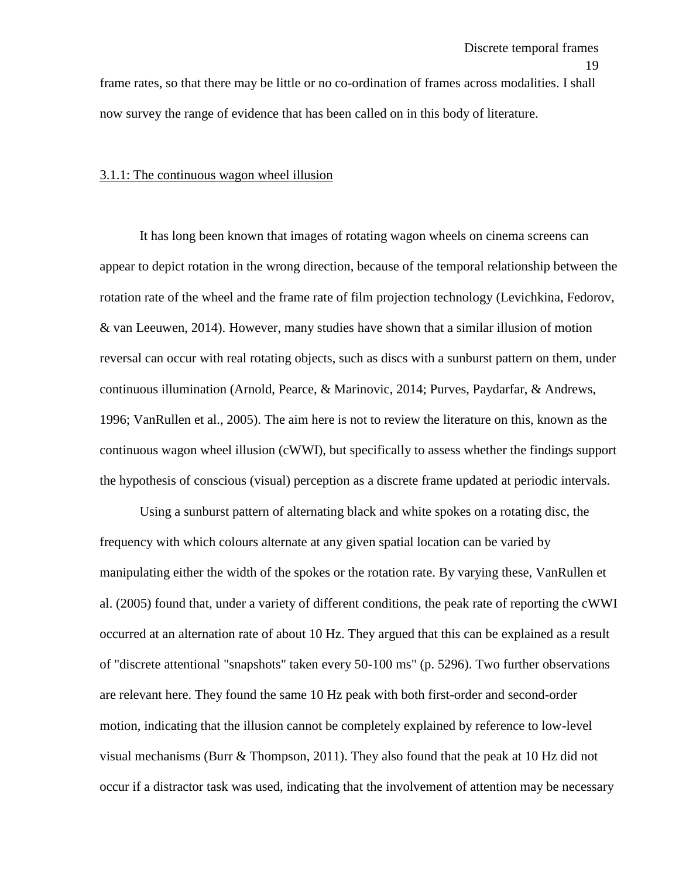frame rates, so that there may be little or no co-ordination of frames across modalities. I shall now survey the range of evidence that has been called on in this body of literature.

<u>3.1.1: The continuous wagon wheel illusion</u>

It has long been known that images of rotating wagon wheels on cinema screens can appear to depict rotation in the wrong direction, because of the temporal relationship between the rotation rate of the wheel and the frame rate of film projection technology (Levichkina, Fedorov, & van Leeuwen, 2014). However, many studies have shown that a similar illusion of motion reversal can occur with real rotating objects, such as discs with a sunburst pattern on them, under continuous illumination (Arnold, Pearce, & Marinovic, 2014; Purves, Paydarfar, & Andrews, 1996; VanRullen et al., 2005). The aim here is not to review the literature on this, known as the continuous wagon wheel illusion (cWWI), but specifically to assess whether the findings support the hypothesis of conscious (visual) perception as a discrete frame updated at periodic intervals.

Using a sunburst pattern of alternating black and white spokes on a rotating disc, the frequency with which colours alternate at any given spatial location can be varied by manipulating either the width of the spokes or the rotation rate. By varying these, VanRullen et al. (2005) found that, under a variety of different conditions, the peak rate of reporting the cWWI occurred at an alternation rate of about 10 Hz. They argued that this can be explained as a result of "discrete attentional "snapshots" taken every 50-100 ms" (p. 5296). Two further observations are relevant here. They found the same 10 Hz peak with both first-order and second-order motion, indicating that the illusion cannot be completely explained by reference to low-level visual mechanisms (Burr & Thompson, 2011). They also found that the peak at 10 Hz did not occur if a distractor task was used, indicating that the involvement of attention may be necessary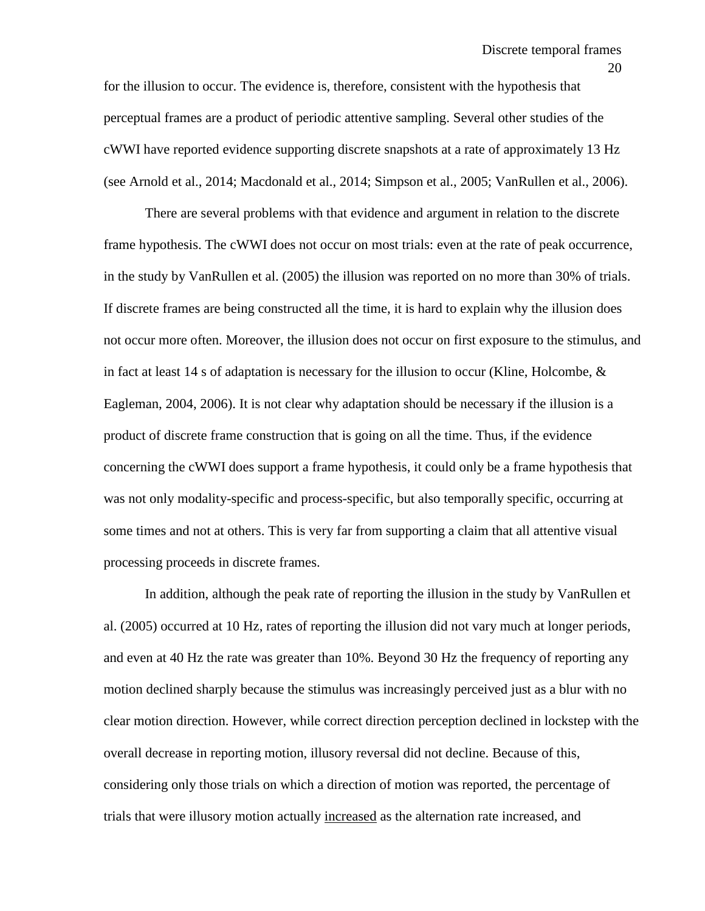for the illusion to occur. The evidence is, therefore, consistent with the hypothesis that perceptual frames are a product of periodic attentive sampling. Several other studies of the cWWI have reported evidence supporting discrete snapshots at a rate of approximately 13 Hz (see Arnold et al., 2014; Macdonald et al., 2014; Simpson et al., 2005; VanRullen et al., 2006).

There are several problems with that evidence and argument in relation to the discrete frame hypothesis. The cWWI does not occur on most trials: even at the rate of peak occurrence, in the study by VanRullen et al. (2005) the illusion was reported on no more than 30% of trials. If discrete frames are being constructed all the time, it is hard to explain why the illusion does not occur more often. Moreover, the illusion does not occur on first exposure to the stimulus, and in fact at least 14 s of adaptation is necessary for the illusion to occur (Kline, Holcombe, & Eagleman, 2004, 2006). It is not clear why adaptation should be necessary if the illusion is a product of discrete frame construction that is going on all the time. Thus, if the evidence concerning the cWWI does support a frame hypothesis, it could only be a frame hypothesis that was not only modality-specific and process-specific, but also temporally specific, occurring at some times and not at others. This is very far from supporting a claim that all attentive visual processing proceeds in discrete frames.

In addition, although the peak rate of reporting the illusion in the study by VanRullen et al. (2005) occurred at 10 Hz, rates of reporting the illusion did not vary much at longer periods, and even at 40 Hz the rate was greater than 10%. Beyond 30 Hz the frequency of reporting any motion declined sharply because the stimulus was increasingly perceived just as a blur with no clear motion direction. However, while correct direction perception declined in lockstep with the overall decrease in reporting motion, illusory reversal did not decline. Because of this, considering only those trials on which a direction of motion was reported, the percentage of trials that were illusory motion actually <u>increased</u> as the alternation rate increased, and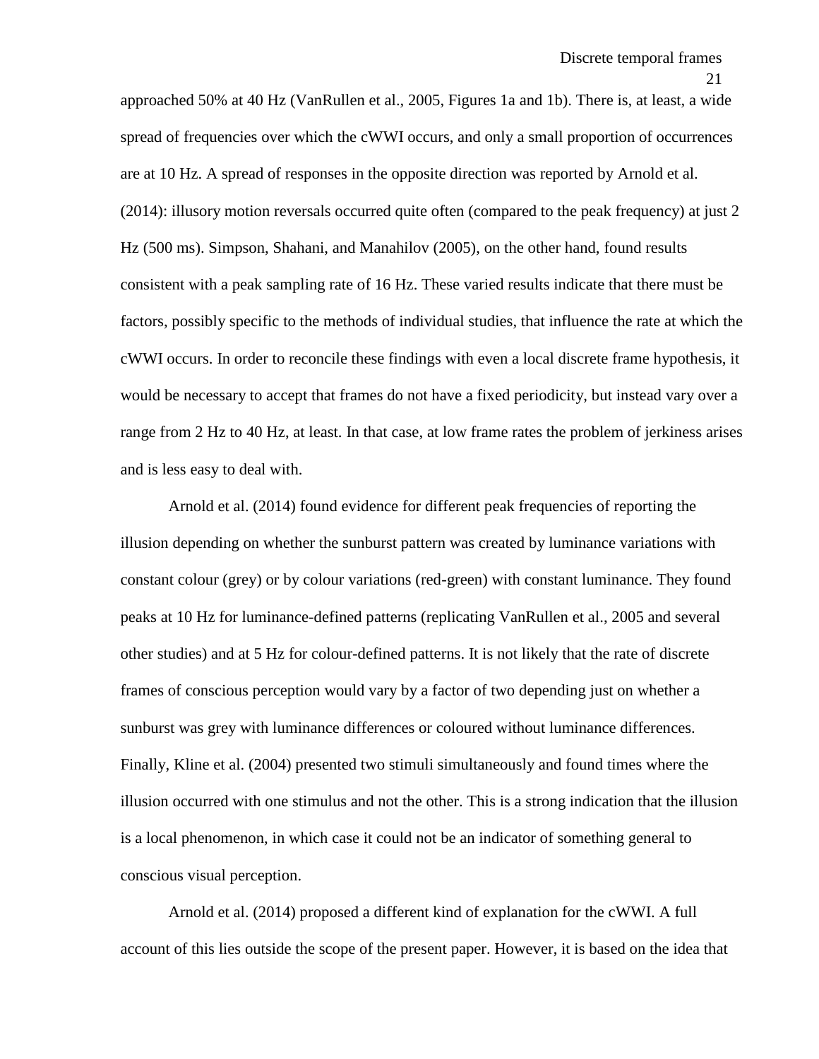approached 50% at 40 Hz (VanRullen et al., 2005, Figures 1a and 1b). There is, at least, a wide spread of frequencies over which the cWWI occurs, and only a small proportion of occurrences are at 10 Hz. A spread of responses in the opposite direction was reported by Arnold et al. (2014): illusory motion reversals occurred quite often (compared to the peak frequency) at just 2 Hz (500 ms). Simpson, Shahani, and Manahilov (2005), on the other hand, found results consistent with a peak sampling rate of 16 Hz. These varied results indicate that there must be factors, possibly specific to the methods of individual studies, that influence the rate at which the cWWI occurs. In order to reconcile these findings with even a local discrete frame hypothesis, it would be necessary to accept that frames do not have a fixed periodicity, but instead vary over a range from 2 Hz to 40 Hz, at least. In that case, at low frame rates the problem of jerkiness arises and is less easy to deal with.

Arnold et al. (2014) found evidence for different peak frequencies of reporting the illusion depending on whether the sunburst pattern was created by luminance variations with constant colour (grey) or by colour variations (red-green) with constant luminance. They found peaks at 10 Hz for luminance-defined patterns (replicating VanRullen et al., 2005 and several other studies) and at 5 Hz for colour-defined patterns. It is not likely that the rate of discrete frames of conscious perception would vary by a factor of two depending just on whether a sunburst was grey with luminance differences or coloured without luminance differences. Finally, Kline et al. (2004) presented two stimuli simultaneously and found times where the illusion occurred with one stimulus and not the other. This is a strong indication that the illusion is a local phenomenon, in which case it could not be an indicator of something general to conscious visual perception.

Arnold et al. (2014) proposed a different kind of explanation for the cWWI. A full account of this lies outside the scope of the present paper. However, it is based on the idea that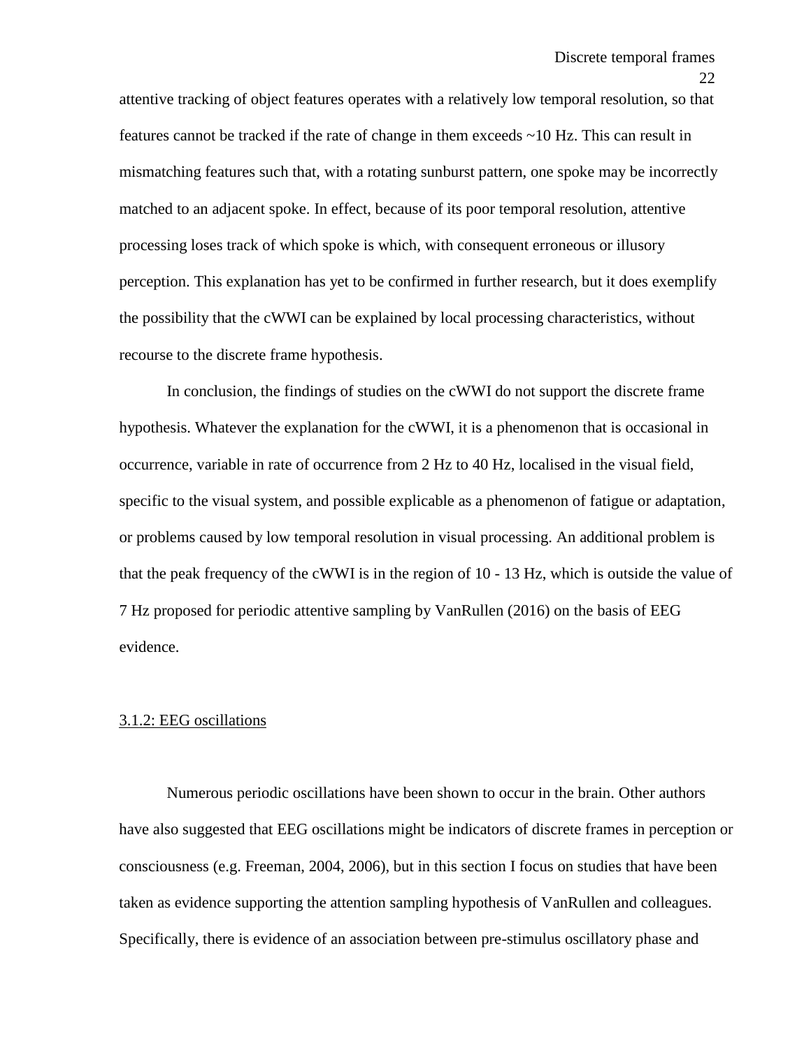attentive tracking of object features operates with a relatively low temporal resolution, so that features cannot be tracked if the rate of change in them exceeds ~10 Hz. This can result in mismatching features such that, with a rotating sunburst pattern, one spoke may be incorrectly matched to an adjacent spoke. In effect, because of its poor temporal resolution, attentive processing loses track of which spoke is which, with consequent erroneous or illusory perception. This explanation has yet to be confirmed in further research, but it does exemplify the possibility that the cWWI can be explained by local processing characteristics, without recourse to the discrete frame hypothesis.

In conclusion, the findings of studies on the cWWI do not support the discrete frame hypothesis. Whatever the explanation for the cWWI, it is a phenomenon that is occasional in occurrence, variable in rate of occurrence from 2 Hz to 40 Hz, localised in the visual field, specific to the visual system, and possible explicable as a phenomenon of fatigue or adaptation, or problems caused by low temporal resolution in visual processing. An additional problem is that the peak frequency of the cWWI is in the region of 10 - 13 Hz, which is outside the value of 7 Hz proposed for periodic attentive sampling by VanRullen (2016) on the basis of EEG evidence.

### 3.1.2: EEG oscillations

Numerous periodic oscillations have been shown to occur in the brain. Other authors have also suggested that EEG oscillations might be indicators of discrete frames in perception or consciousness (e.g. Freeman, 2004, 2006), but in this section I focus on studies that have been taken as evidence supporting the attention sampling hypothesis of VanRullen and colleagues. Specifically, there is evidence of an association between pre-stimulus oscillatory phase and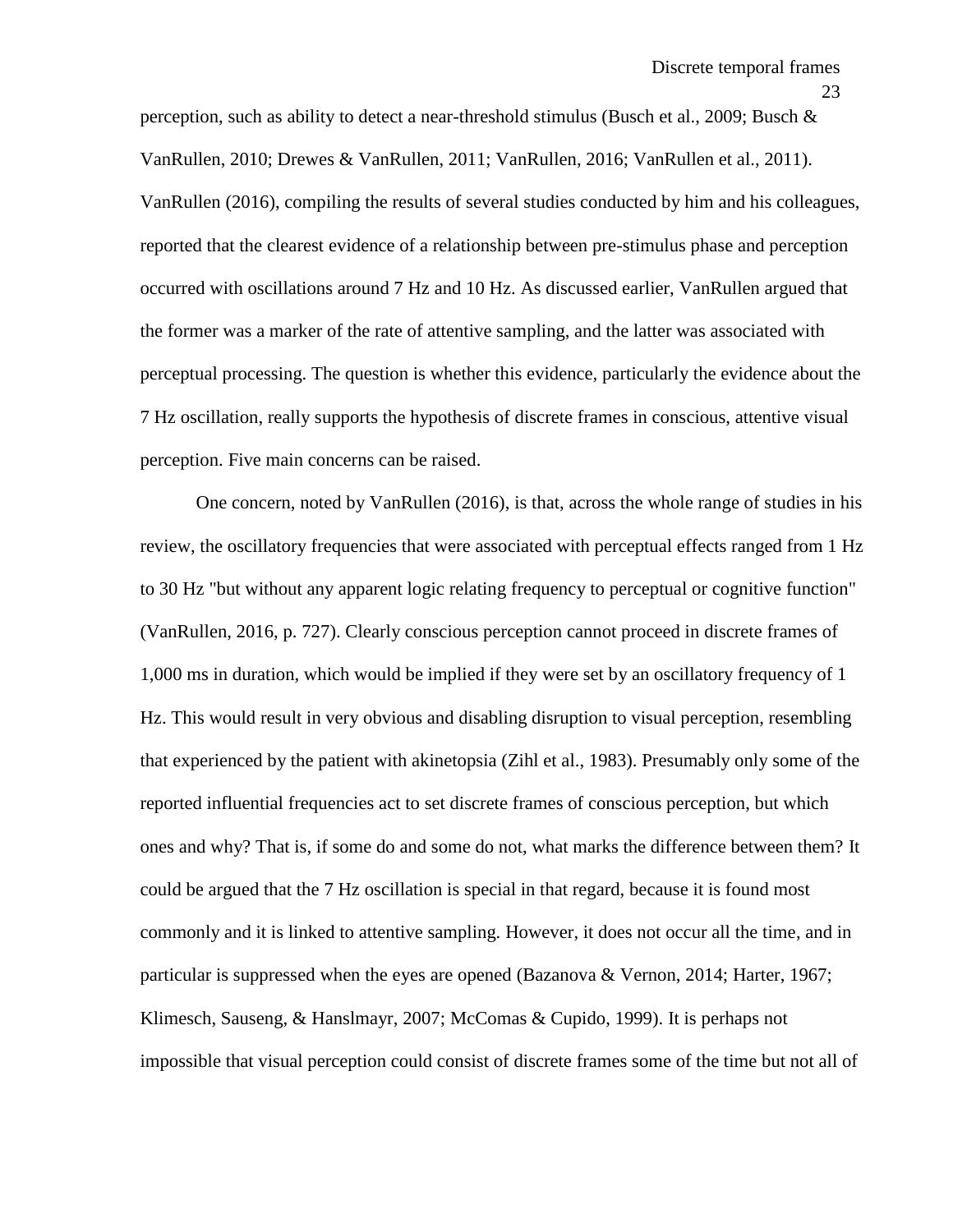perception, such as ability to detect a near-threshold stimulus (Busch et al., 2009; Busch & VanRullen, 2010; Drewes & VanRullen, 2011; VanRullen, 2016; VanRullen et al., 2011). VanRullen (2016), compiling the results of several studies conducted by him and his colleagues, reported that the clearest evidence of a relationship between pre-stimulus phase and perception occurred with oscillations around 7 Hz and 10 Hz. As discussed earlier, VanRullen argued that the former was a marker of the rate of attentive sampling, and the latter was associated with perceptual processing. The question is whether this evidence, particularly the evidence about the 7 Hz oscillation, really supports the hypothesis of discrete frames in conscious, attentive visual perception. Five main concerns can be raised.

One concern, noted by VanRullen (2016), is that, across the whole range of studies in his review, the oscillatory frequencies that were associated with perceptual effects ranged from 1 Hz to 30 Hz "but without any apparent logic relating frequency to perceptual or cognitive function" (VanRullen, 2016, p. 727). Clearly conscious perception cannot proceed in discrete frames of 1,000 ms in duration, which would be implied if they were set by an oscillatory frequency of 1 Hz. This would result in very obvious and disabling disruption to visual perception, resembling that experienced by the patient with akinetopsia (Zihl et al., 1983). Presumably only some of the reported influential frequencies act to set discrete frames of conscious perception, but which ones and why? That is, if some do and some do not, what marks the difference between them? It could be argued that the 7 Hz oscillation is special in that regard, because it is found most commonly and it is linked to attentive sampling. However, it does not occur all the time, and in particular is suppressed when the eyes are opened (Bazanova & Vernon, 2014; Harter, 1967; Klimesch, Sauseng, & Hanslmayr, 2007; McComas & Cupido, 1999). It is perhaps not impossible that visual perception could consist of discrete frames some of the time but not all of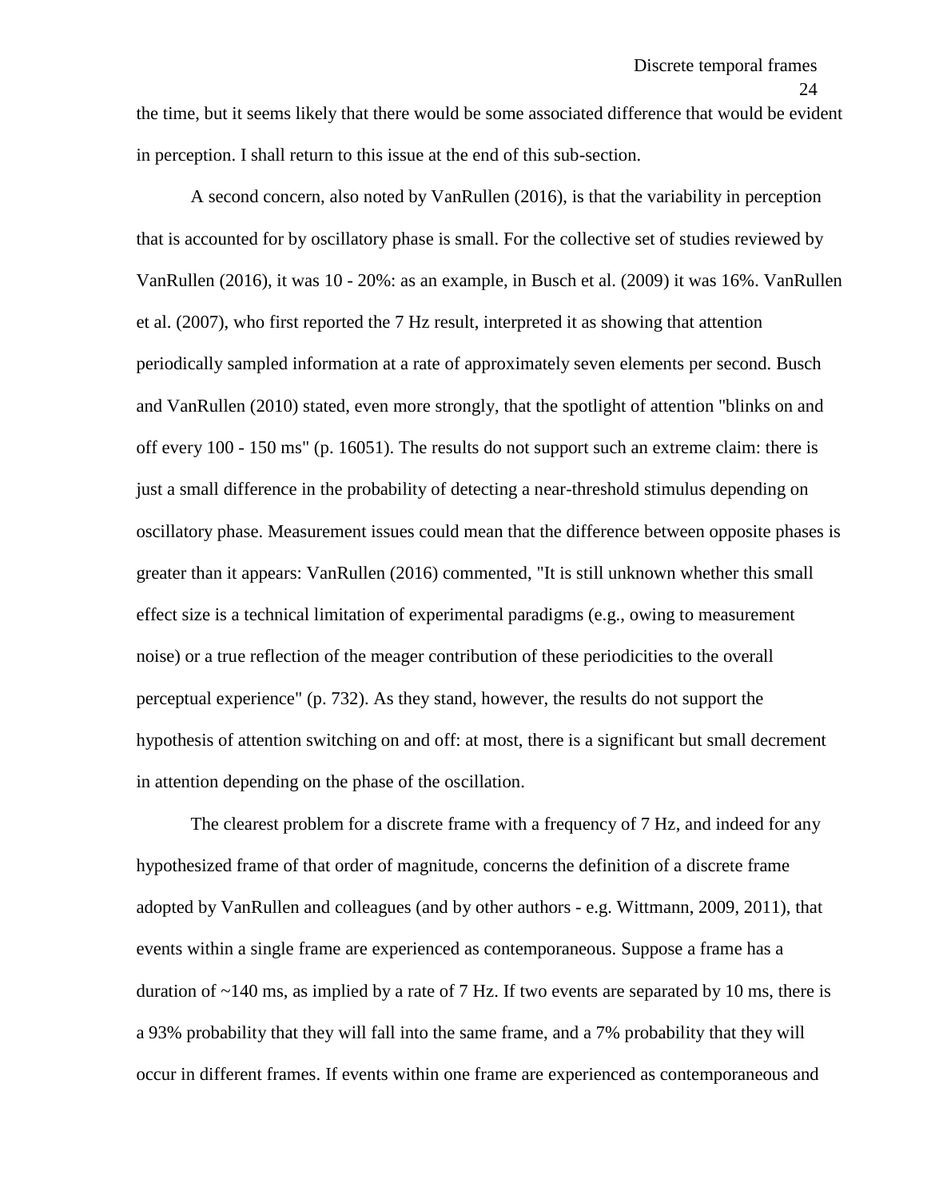the time, but it seems likely that there would be some associated difference that would be evident in perception. I shall return to this issue at the end of this sub-section.

A second concern, also noted by VanRullen (2016), is that the variability in perception that is accounted for by oscillatory phase is small. For the collective set of studies reviewed by VanRullen (2016), it was 10 - 20%: as an example, in Busch et al. (2009) it was 16%. VanRullen et al. (2007), who first reported the 7 Hz result, interpreted it as showing that attention periodically sampled information at a rate of approximately seven elements per second. Busch and VanRullen (2010) stated, even more strongly, that the spotlight of attention "blinks on and off every 100 - 150 ms" (p. 16051). The results do not support such an extreme claim: there is just a small difference in the probability of detecting a near-threshold stimulus depending on oscillatory phase. Measurement issues could mean that the difference between opposite phases is greater than it appears: VanRullen (2016) commented, "It is still unknown whether this small effect size is a technical limitation of experimental paradigms (e.g., owing to measurement noise) or a true reflection of the meager contribution of these periodicities to the overall perceptual experience" (p. 732). As they stand, however, the results do not support the hypothesis of attention switching on and off: at most, there is a significant but small decrement in attention depending on the phase of the oscillation.

The clearest problem for a discrete frame with a frequency of 7 Hz, and indeed for any hypothesized frame of that order of magnitude, concerns the definition of a discrete frame adopted by VanRullen and colleagues (and by other authors - e.g. Wittmann, 2009, 2011), that events within a single frame are experienced as contemporaneous. Suppose a frame has a duration of ~140 ms, as implied by a rate of 7 Hz. If two events are separated by 10 ms, there is a 93% probability that they will fall into the same frame, and a 7% probability that they will occur in different frames. If events within one frame are experienced as contemporaneous and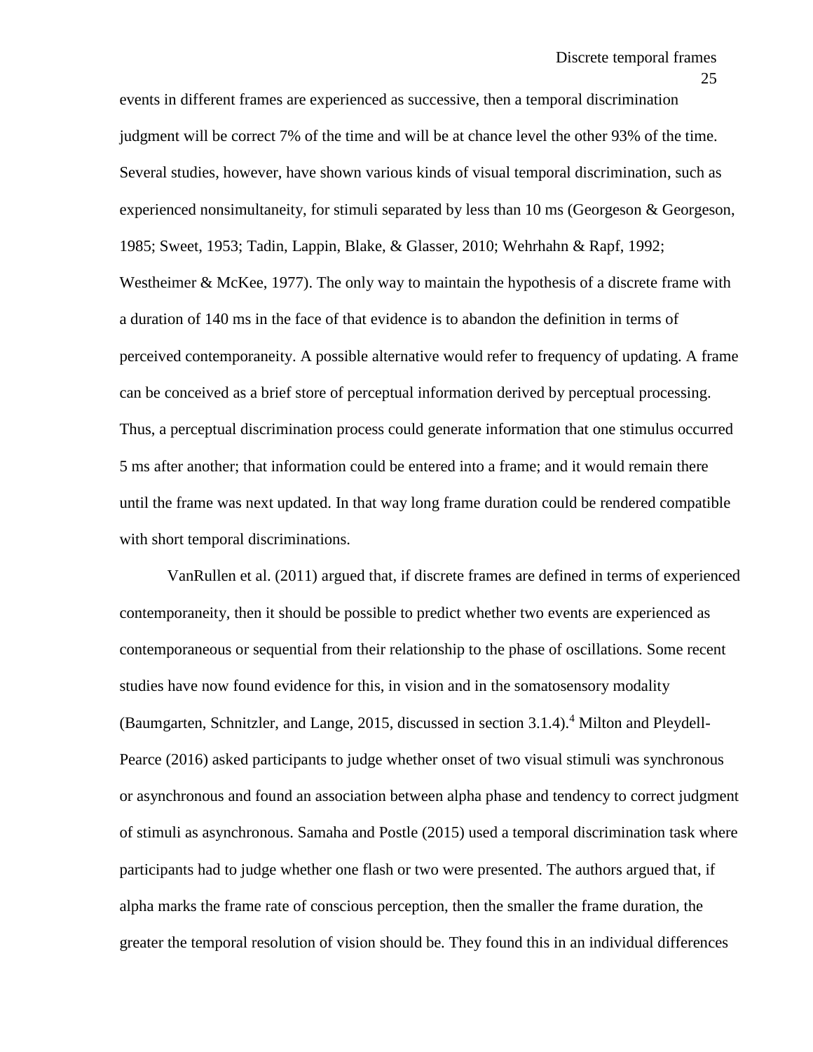events in different frames are experienced as successive, then a temporal discrimination judgment will be correct 7% of the time and will be at chance level the other 93% of the time. Several studies, however, have shown various kinds of visual temporal discrimination, such as experienced nonsimultaneity, for stimuli separated by less than 10 ms (Georgeson & Georgeson, 1985; Sweet, 1953; Tadin, Lappin, Blake, & Glasser, 2010; Wehrhahn & Rapf, 1992; Westheimer & McKee, 1977). The only way to maintain the hypothesis of a discrete frame with a duration of 140 ms in the face of that evidence is to abandon the definition in terms of perceived contemporaneity. A possible alternative would refer to frequency of updating. A frame can be conceived as a brief store of perceptual information derived by perceptual processing. Thus, a perceptual discrimination process could generate information that one stimulus occurred 5 ms after another; that information could be entered into a frame; and it would remain there until the frame was next updated. In that way long frame duration could be rendered compatible with short temporal discriminations.

VanRullen et al. (2011) argued that, if discrete frames are defined in terms of experienced contemporaneity, then it should be possible to predict whether two events are experienced as contemporaneous or sequential from their relationship to the phase of oscillations. Some recent studies have now found evidence for this, in vision and in the somatosensory modality (Baumgarten, Schnitzler, and Lange, 2015, discussed in section 3.1.4).[4] Milton and Pleydell-Pearce (2016) asked participants to judge whether onset of two visual stimuli was synchronous or asynchronous and found an association between alpha phase and tendency to correct judgment of stimuli as asynchronous. Samaha and Postle (2015) used a temporal discrimination task where participants had to judge whether one flash or two were presented. The authors argued that, if alpha marks the frame rate of conscious perception, then the smaller the frame duration, the greater the temporal resolution of vision should be. They found this in an individual differences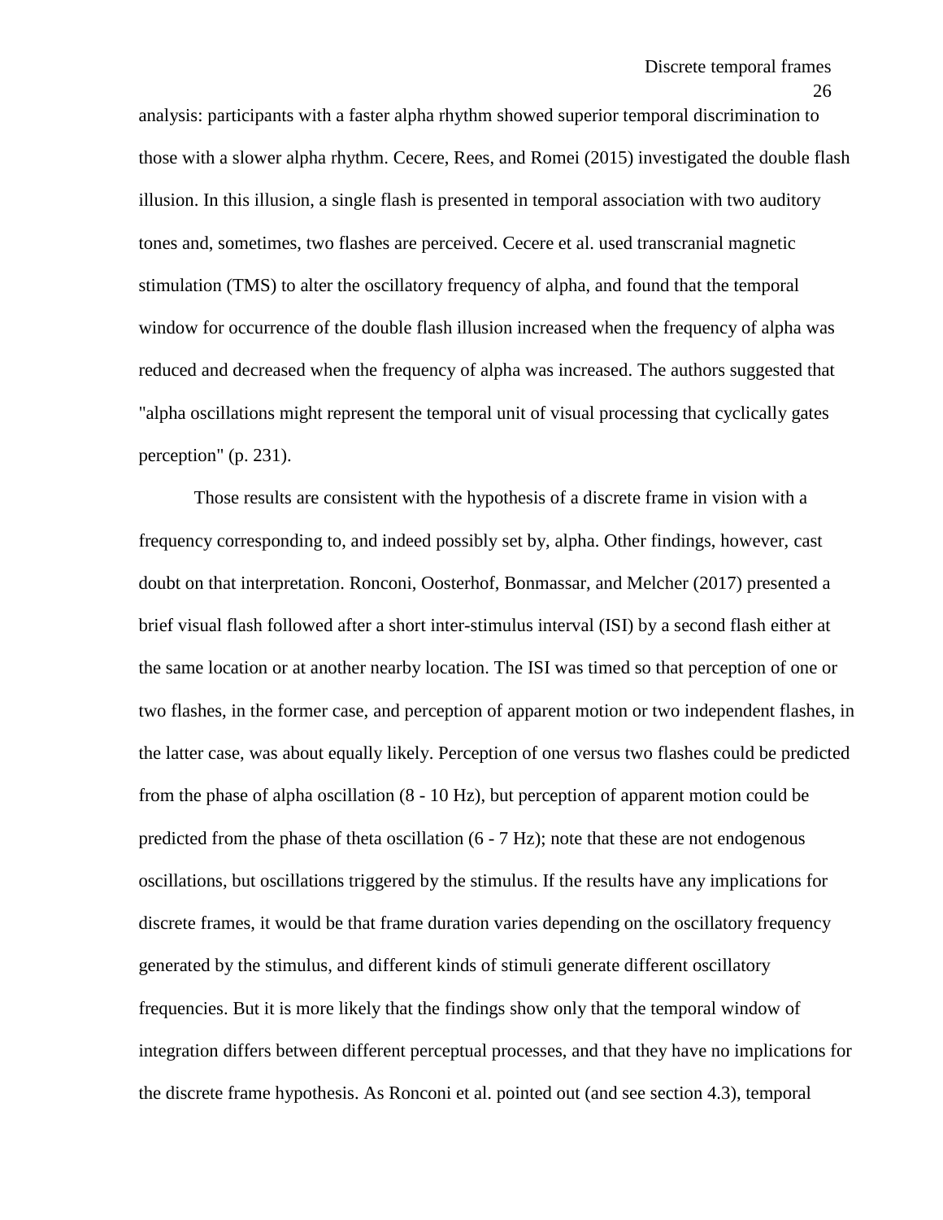analysis: participants with a faster alpha rhythm showed superior temporal discrimination to those with a slower alpha rhythm. Cecere, Rees, and Romei (2015) investigated the double flash illusion. In this illusion, a single flash is presented in temporal association with two auditory tones and, sometimes, two flashes are perceived. Cecere et al. used transcranial magnetic stimulation (TMS) to alter the oscillatory frequency of alpha, and found that the temporal window for occurrence of the double flash illusion increased when the frequency of alpha was reduced and decreased when the frequency of alpha was increased. The authors suggested that "alpha oscillations might represent the temporal unit of visual processing that cyclically gates perception" (p. 231).

Those results are consistent with the hypothesis of a discrete frame in vision with a frequency corresponding to, and indeed possibly set by, alpha. Other findings, however, cast doubt on that interpretation. Ronconi, Oosterhof, Bonmassar, and Melcher (2017) presented a brief visual flash followed after a short inter-stimulus interval (ISI) by a second flash either at the same location or at another nearby location. The ISI was timed so that perception of one or two flashes, in the former case, and perception of apparent motion or two independent flashes, in the latter case, was about equally likely. Perception of one versus two flashes could be predicted from the phase of alpha oscillation (8 - 10 Hz), but perception of apparent motion could be predicted from the phase of theta oscillation (6 - 7 Hz); note that these are not endogenous oscillations, but oscillations triggered by the stimulus. If the results have any implications for discrete frames, it would be that frame duration varies depending on the oscillatory frequency generated by the stimulus, and different kinds of stimuli generate different oscillatory frequencies. But it is more likely that the findings show only that the temporal window of integration differs between different perceptual processes, and that they have no implications for the discrete frame hypothesis. As Ronconi et al. pointed out (and see section 4.3), temporal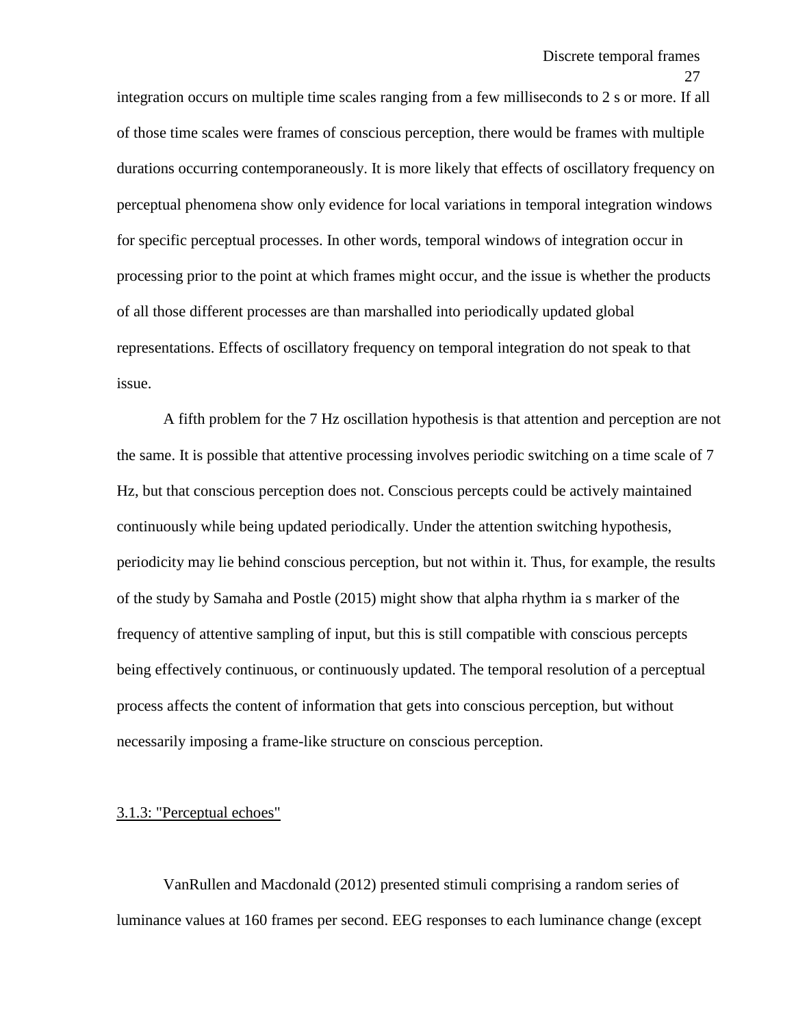integration occurs on multiple time scales ranging from a few milliseconds to 2 s or more. If all of those time scales were frames of conscious perception, there would be frames with multiple durations occurring contemporaneously. It is more likely that effects of oscillatory frequency on perceptual phenomena show only evidence for local variations in temporal integration windows for specific perceptual processes. In other words, temporal windows of integration occur in processing prior to the point at which frames might occur, and the issue is whether the products of all those different processes are than marshalled into periodically updated global representations. Effects of oscillatory frequency on temporal integration do not speak to that issue.

A fifth problem for the 7 Hz oscillation hypothesis is that attention and perception are not the same. It is possible that attentive processing involves periodic switching on a time scale of 7 Hz, but that conscious perception does not. Conscious percepts could be actively maintained continuously while being updated periodically. Under the attention switching hypothesis, periodicity may lie behind conscious perception, but not within it. Thus, for example, the results of the study by Samaha and Postle (2015) might show that alpha rhythm ia s marker of the frequency of attentive sampling of input, but this is still compatible with conscious percepts being effectively continuous, or continuously updated. The temporal resolution of a perceptual process affects the content of information that gets into conscious perception, but without necessarily imposing a frame-like structure on conscious perception.

### 3.1.3: "Perceptual echoes"

VanRullen and Macdonald (2012) presented stimuli comprising a random series of luminance values at 160 frames per second. EEG responses to each luminance change (except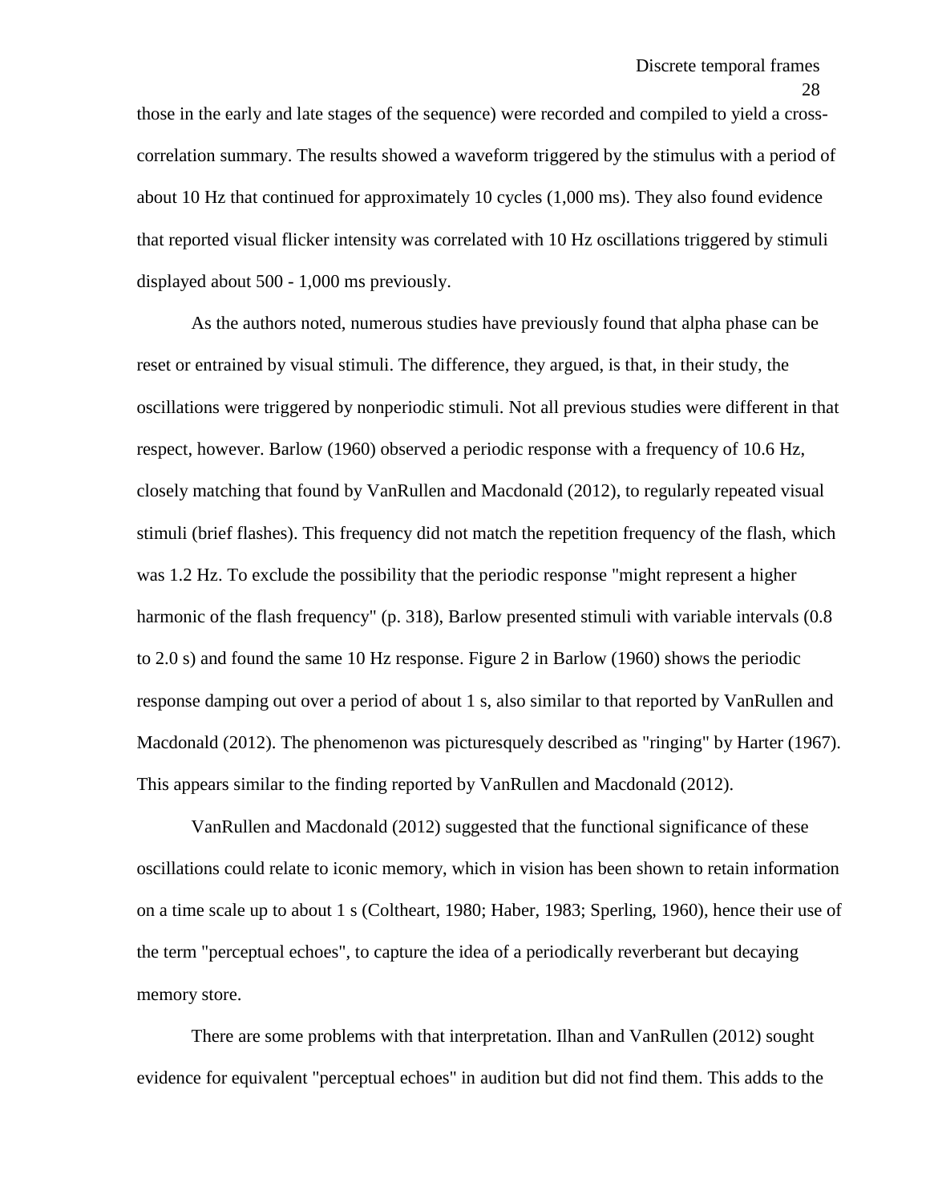those in the early and late stages of the sequence) were recorded and compiled to yield a cross-correlation summary. The results showed a waveform triggered by the stimulus with a period of about 10 Hz that continued for approximately 10 cycles (1,000 ms). They also found evidence that reported visual flicker intensity was correlated with 10 Hz oscillations triggered by stimuli displayed about 500 - 1,000 ms previously.

As the authors noted, numerous studies have previously found that alpha phase can be reset or entrained by visual stimuli. The difference, they argued, is that, in their study, the oscillations were triggered by nonperiodic stimuli. Not all previous studies were different in that respect, however. Barlow (1960) observed a periodic response with a frequency of 10.6 Hz, closely matching that found by VanRullen and Macdonald (2012), to regularly repeated visual stimuli (brief flashes). This frequency did not match the repetition frequency of the flash, which was 1.2 Hz. To exclude the possibility that the periodic response "might represent a higher harmonic of the flash frequency" (p. 318), Barlow presented stimuli with variable intervals (0.8 to 2.0 s) and found the same 10 Hz response. Figure 2 in Barlow (1960) shows the periodic response damping out over a period of about 1 s, also similar to that reported by VanRullen and Macdonald (2012). The phenomenon was picturesquely described as "ringing" by Harter (1967). This appears similar to the finding reported by VanRullen and Macdonald (2012).

VanRullen and Macdonald (2012) suggested that the functional significance of these oscillations could relate to iconic memory, which in vision has been shown to retain information on a time scale up to about 1 s (Coltheart, 1980; Haber, 1983; Sperling, 1960), hence their use of the term "perceptual echoes", to capture the idea of a periodically reverberant but decaying memory store.

There are some problems with that interpretation. Ilhan and VanRullen (2012) sought evidence for equivalent "perceptual echoes" in audition but did not find them. This adds to the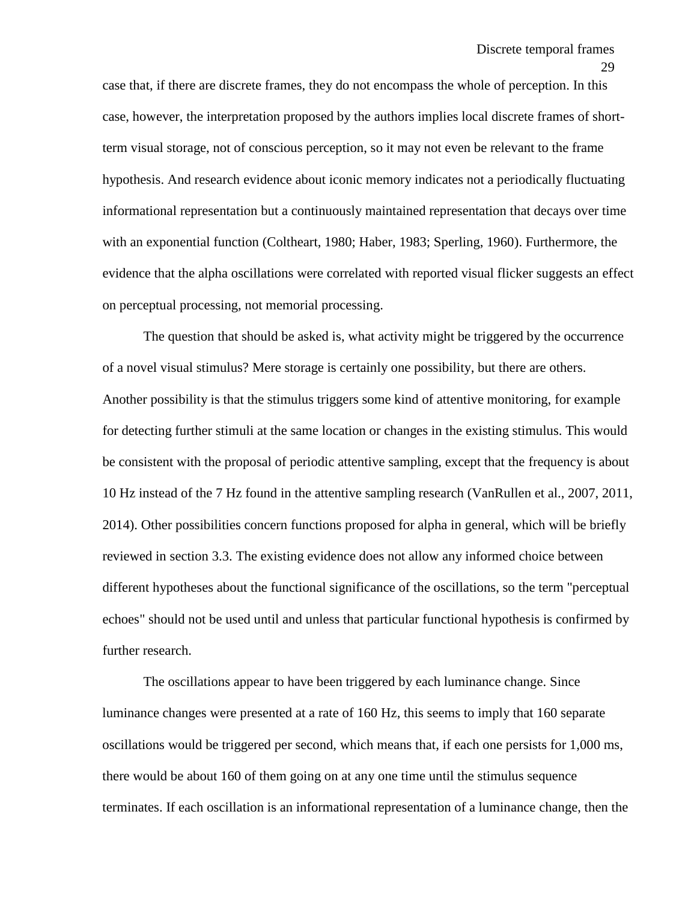case that, if there are discrete frames, they do not encompass the whole of perception. In this case, however, the interpretation proposed by the authors implies local discrete frames of short-term visual storage, not of conscious perception, so it may not even be relevant to the frame hypothesis. And research evidence about iconic memory indicates not a periodically fluctuating informational representation but a continuously maintained representation that decays over time with an exponential function (Coltheart, 1980; Haber, 1983; Sperling, 1960). Furthermore, the evidence that the alpha oscillations were correlated with reported visual flicker suggests an effect on perceptual processing, not memorial processing.

The question that should be asked is, what activity might be triggered by the occurrence of a novel visual stimulus? Mere storage is certainly one possibility, but there are others. Another possibility is that the stimulus triggers some kind of attentive monitoring, for example for detecting further stimuli at the same location or changes in the existing stimulus. This would be consistent with the proposal of periodic attentive sampling, except that the frequency is about 10 Hz instead of the 7 Hz found in the attentive sampling research (VanRullen et al., 2007, 2011, 2014). Other possibilities concern functions proposed for alpha in general, which will be briefly reviewed in section 3.3. The existing evidence does not allow any informed choice between different hypotheses about the functional significance of the oscillations, so the term "perceptual echoes" should not be used until and unless that particular functional hypothesis is confirmed by further research.

The oscillations appear to have been triggered by each luminance change. Since luminance changes were presented at a rate of 160 Hz, this seems to imply that 160 separate oscillations would be triggered per second, which means that, if each one persists for 1,000 ms, there would be about 160 of them going on at any one time until the stimulus sequence terminates. If each oscillation is an informational representation of a luminance change, then the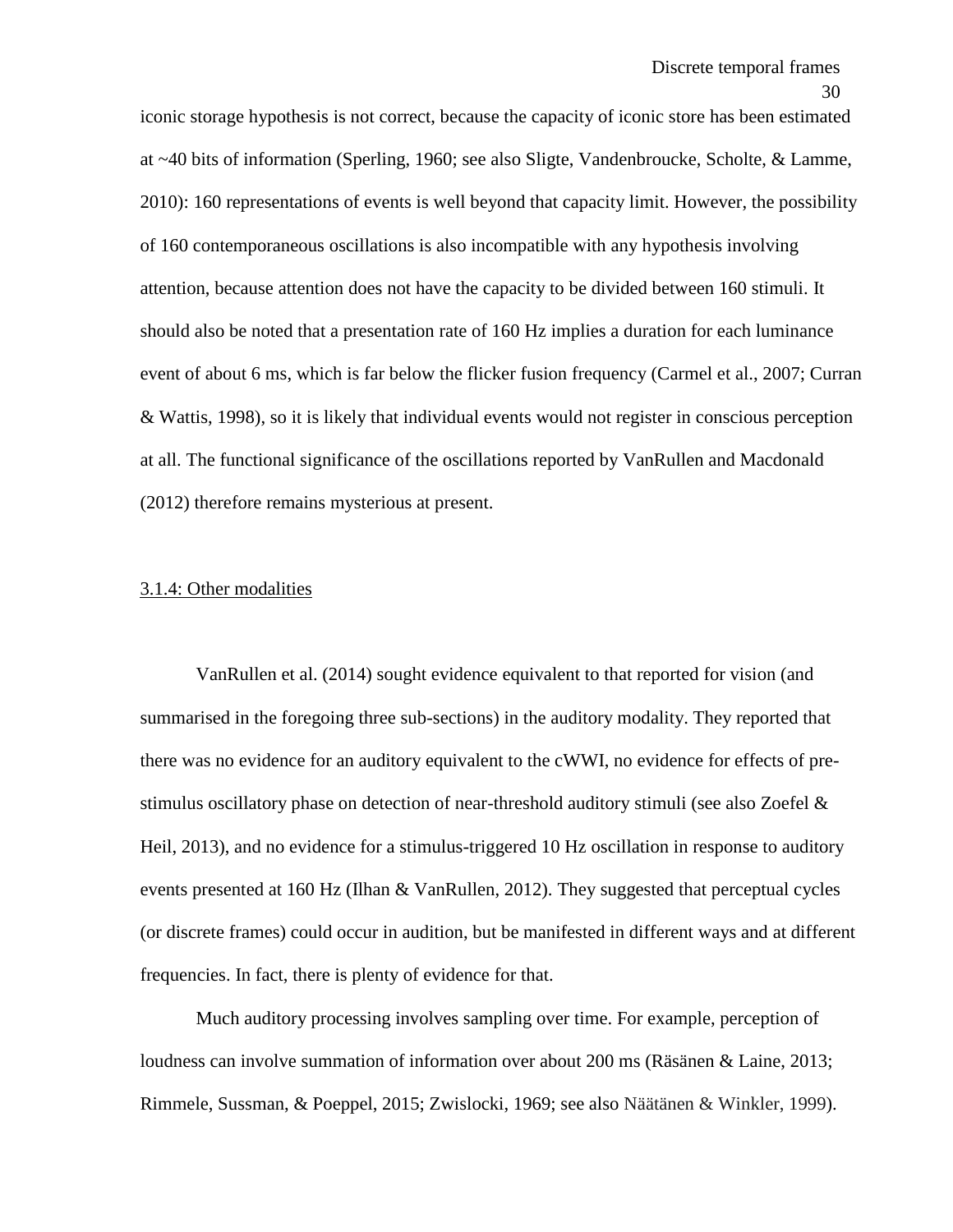iconic storage hypothesis is not correct, because the capacity of iconic store has been estimated at ~40 bits of information (Sperling, 1960; see also Sligte, Vandenbroucke, Scholte, & Lamme, 2010): 160 representations of events is well beyond that capacity limit. However, the possibility of 160 contemporaneous oscillations is also incompatible with any hypothesis involving attention, because attention does not have the capacity to be divided between 160 stimuli. It should also be noted that a presentation rate of 160 Hz implies a duration for each luminance event of about 6 ms, which is far below the flicker fusion frequency (Carmel et al., 2007; Curran & Wattis, 1998), so it is likely that individual events would not register in conscious perception at all. The functional significance of the oscillations reported by VanRullen and Macdonald (2012) therefore remains mysterious at present.

### 3.1.4: Other modalities

VanRullen et al. (2014) sought evidence equivalent to that reported for vision (and summarised in the foregoing three sub-sections) in the auditory modality. They reported that there was no evidence for an auditory equivalent to the cWWI, no evidence for effects of pre-stimulus oscillatory phase on detection of near-threshold auditory stimuli (see also Zoefel & Heil, 2013), and no evidence for a stimulus-triggered 10 Hz oscillation in response to auditory events presented at 160 Hz (Ilhan & VanRullen, 2012). They suggested that perceptual cycles (or discrete frames) could occur in audition, but be manifested in different ways and at different frequencies. In fact, there is plenty of evidence for that.

Much auditory processing involves sampling over time. For example, perception of loudness can involve summation of information over about 200 ms (Räsänen & Laine, 2013; Rimmele, Sussman, & Poeppel, 2015; Zwislocki, 1969; see also Näätänen & Winkler, 1999).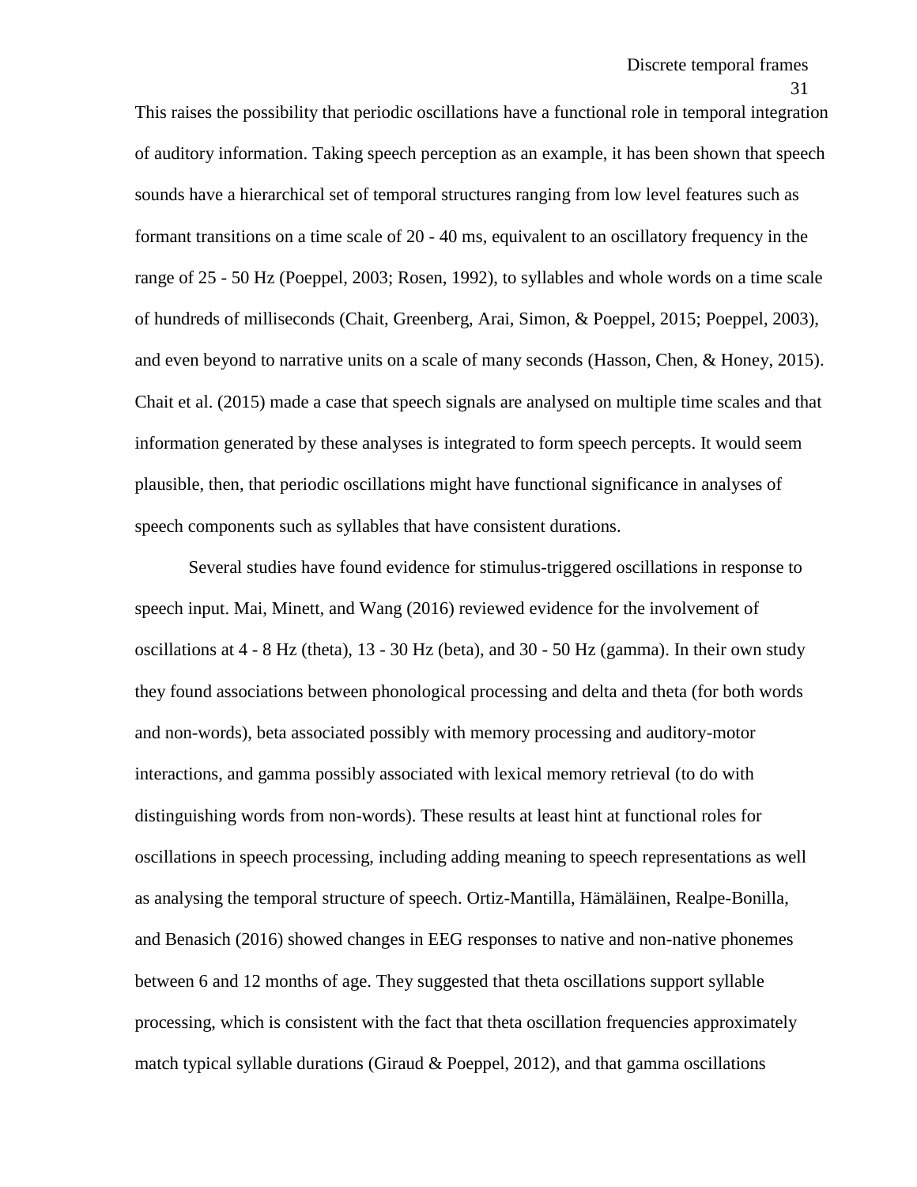This raises the possibility that periodic oscillations have a functional role in temporal integration of auditory information. Taking speech perception as an example, it has been shown that speech sounds have a hierarchical set of temporal structures ranging from low level features such as formant transitions on a time scale of 20 - 40 ms, equivalent to an oscillatory frequency in the range of 25 - 50 Hz (Poeppel, 2003; Rosen, 1992), to syllables and whole words on a time scale of hundreds of milliseconds (Chait, Greenberg, Arai, Simon, & Poeppel, 2015; Poeppel, 2003), and even beyond to narrative units on a scale of many seconds (Hasson, Chen, & Honey, 2015). Chait et al. (2015) made a case that speech signals are analysed on multiple time scales and that information generated by these analyses is integrated to form speech percepts. It would seem plausible, then, that periodic oscillations might have functional significance in analyses of speech components such as syllables that have consistent durations.

Several studies have found evidence for stimulus-triggered oscillations in response to speech input. Mai, Minett, and Wang (2016) reviewed evidence for the involvement of oscillations at 4 - 8 Hz (theta), 13 - 30 Hz (beta), and 30 - 50 Hz (gamma). In their own study they found associations between phonological processing and delta and theta (for both words and non-words), beta associated possibly with memory processing and auditory-motor interactions, and gamma possibly associated with lexical memory retrieval (to do with distinguishing words from non-words). These results at least hint at functional roles for oscillations in speech processing, including adding meaning to speech representations as well as analysing the temporal structure of speech. Ortiz-Mantilla, Hämäläinen, Realpe-Bonilla, and Benasich (2016) showed changes in EEG responses to native and non-native phonemes between 6 and 12 months of age. They suggested that theta oscillations support syllable processing, which is consistent with the fact that theta oscillation frequencies approximately match typical syllable durations (Giraud & Poeppel, 2012), and that gamma oscillations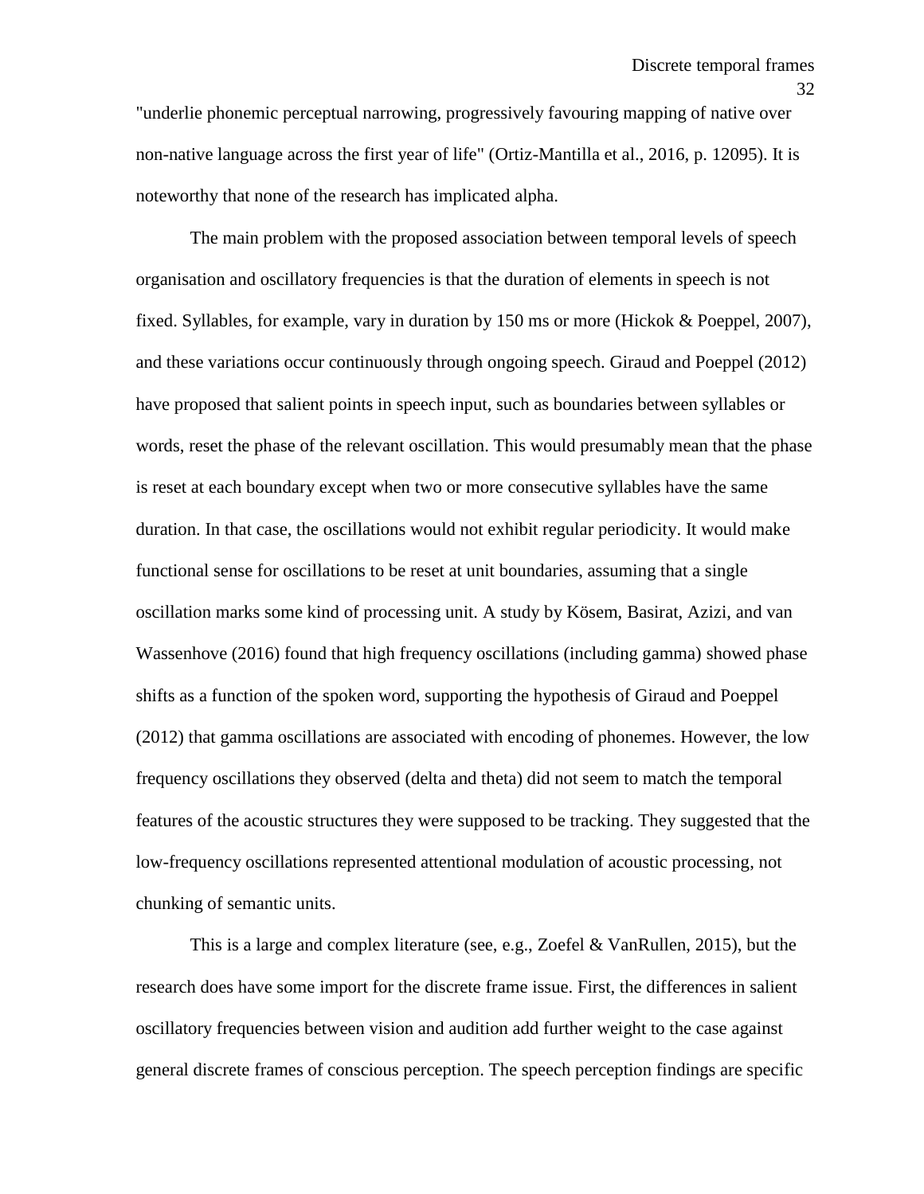"underlie phonemic perceptual narrowing, progressively favouring mapping of native over non-native language across the first year of life" (Ortiz-Mantilla et al., 2016, p. 12095). It is noteworthy that none of the research has implicated alpha.

The main problem with the proposed association between temporal levels of speech organisation and oscillatory frequencies is that the duration of elements in speech is not fixed. Syllables, for example, vary in duration by 150 ms or more (Hickok & Poeppel, 2007), and these variations occur continuously through ongoing speech. Giraud and Poeppel (2012) have proposed that salient points in speech input, such as boundaries between syllables or words, reset the phase of the relevant oscillation. This would presumably mean that the phase is reset at each boundary except when two or more consecutive syllables have the same duration. In that case, the oscillations would not exhibit regular periodicity. It would make functional sense for oscillations to be reset at unit boundaries, assuming that a single oscillation marks some kind of processing unit. A study by Kösem, Basirat, Azizi, and van Wassenhove (2016) found that high frequency oscillations (including gamma) showed phase shifts as a function of the spoken word, supporting the hypothesis of Giraud and Poeppel (2012) that gamma oscillations are associated with encoding of phonemes. However, the low frequency oscillations they observed (delta and theta) did not seem to match the temporal features of the acoustic structures they were supposed to be tracking. They suggested that the low-frequency oscillations represented attentional modulation of acoustic processing, not chunking of semantic units.

This is a large and complex literature (see, e.g., Zoefel & VanRullen, 2015), but the research does have some import for the discrete frame issue. First, the differences in salient oscillatory frequencies between vision and audition add further weight to the case against general discrete frames of conscious perception. The speech perception findings are specific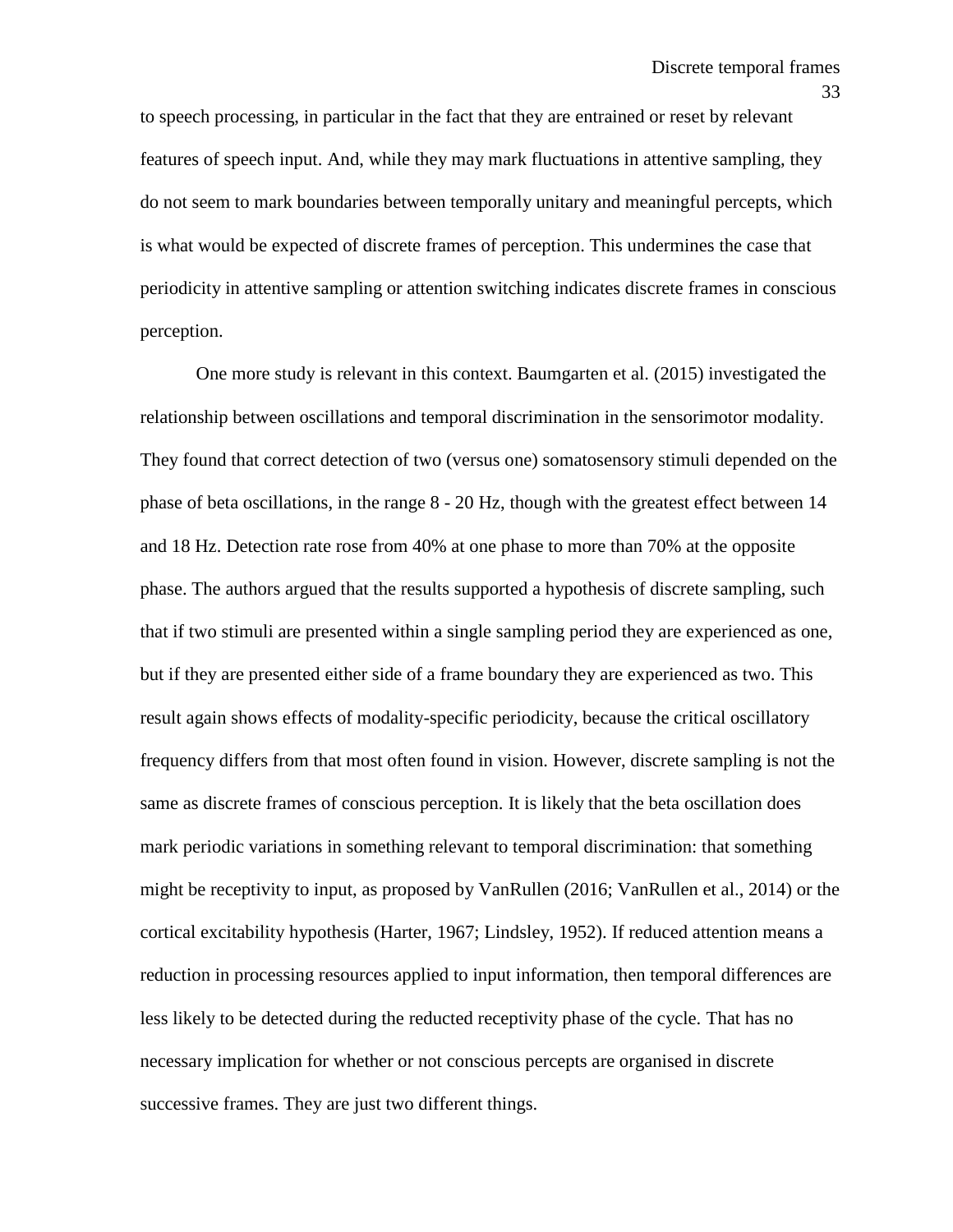to speech processing, in particular in the fact that they are entrained or reset by relevant features of speech input. And, while they may mark fluctuations in attentive sampling, they do not seem to mark boundaries between temporally unitary and meaningful percepts, which is what would be expected of discrete frames of perception. This undermines the case that periodicity in attentive sampling or attention switching indicates discrete frames in conscious perception.

One more study is relevant in this context. Baumgarten et al. (2015) investigated the relationship between oscillations and temporal discrimination in the sensorimotor modality. They found that correct detection of two (versus one) somatosensory stimuli depended on the phase of beta oscillations, in the range 8 - 20 Hz, though with the greatest effect between 14 and 18 Hz. Detection rate rose from 40% at one phase to more than 70% at the opposite phase. The authors argued that the results supported a hypothesis of discrete sampling, such that if two stimuli are presented within a single sampling period they are experienced as one, but if they are presented either side of a frame boundary they are experienced as two. This result again shows effects of modality-specific periodicity, because the critical oscillatory frequency differs from that most often found in vision. However, discrete sampling is not the same as discrete frames of conscious perception. It is likely that the beta oscillation does mark periodic variations in something relevant to temporal discrimination: that something might be receptivity to input, as proposed by VanRullen (2016; VanRullen et al., 2014) or the cortical excitability hypothesis (Harter, 1967; Lindsley, 1952). If reduced attention means a reduction in processing resources applied to input information, then temporal differences are less likely to be detected during the reducted receptivity phase of the cycle. That has no necessary implication for whether or not conscious percepts are organised in discrete successive frames. They are just two different things.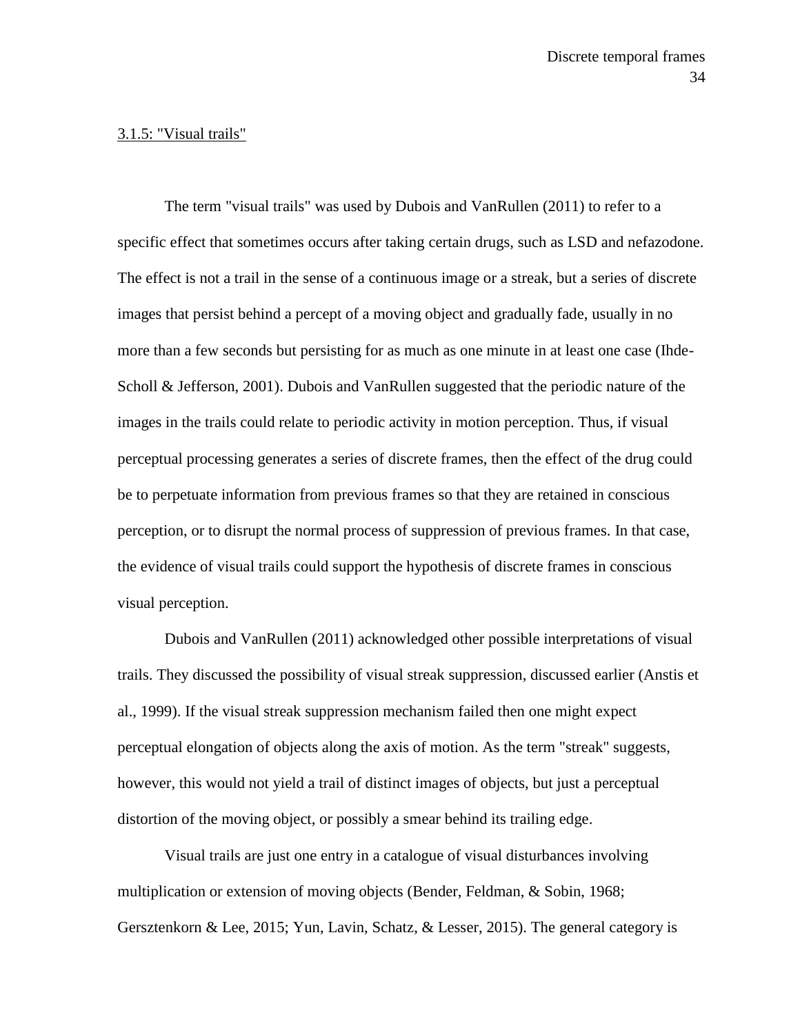### 3.1.5: "Visual trails"

The term "visual trails" was used by Dubois and VanRullen (2011) to refer to a specific effect that sometimes occurs after taking certain drugs, such as LSD and nefazodone. The effect is not a trail in the sense of a continuous image or a streak, but a series of discrete images that persist behind a percept of a moving object and gradually fade, usually in no more than a few seconds but persisting for as much as one minute in at least one case (Ihde-Scholl & Jefferson, 2001). Dubois and VanRullen suggested that the periodic nature of the images in the trails could relate to periodic activity in motion perception. Thus, if visual perceptual processing generates a series of discrete frames, then the effect of the drug could be to perpetuate information from previous frames so that they are retained in conscious perception, or to disrupt the normal process of suppression of previous frames. In that case, the evidence of visual trails could support the hypothesis of discrete frames in conscious visual perception.

Dubois and VanRullen (2011) acknowledged other possible interpretations of visual trails. They discussed the possibility of visual streak suppression, discussed earlier (Anstis et al., 1999). If the visual streak suppression mechanism failed then one might expect perceptual elongation of objects along the axis of motion. As the term "streak" suggests, however, this would not yield a trail of distinct images of objects, but just a perceptual distortion of the moving object, or possibly a smear behind its trailing edge.

Visual trails are just one entry in a catalogue of visual disturbances involving multiplication or extension of moving objects (Bender, Feldman, & Sobin, 1968; Gersztenkorn & Lee, 2015; Yun, Lavin, Schatz, & Lesser, 2015). The general category is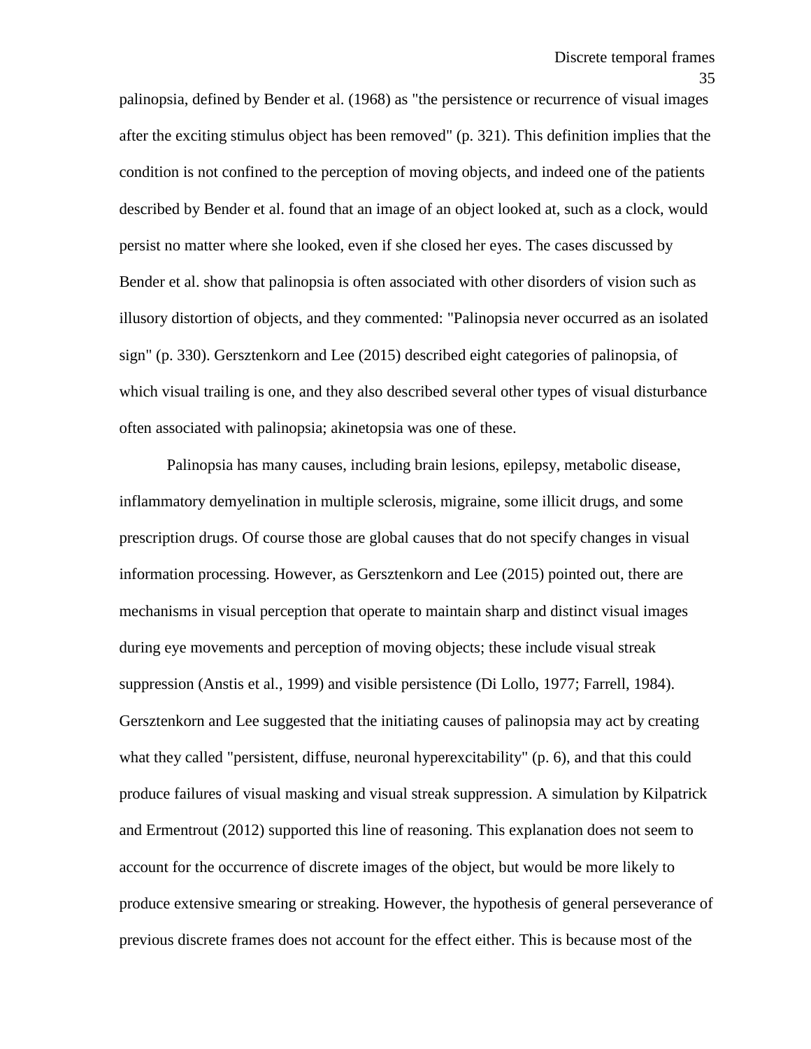palinopsia, defined by Bender et al. (1968) as "the persistence or recurrence of visual images after the exciting stimulus object has been removed" (p. 321). This definition implies that the condition is not confined to the perception of moving objects, and indeed one of the patients described by Bender et al. found that an image of an object looked at, such as a clock, would persist no matter where she looked, even if she closed her eyes. The cases discussed by Bender et al. show that palinopsia is often associated with other disorders of vision such as illusory distortion of objects, and they commented: "Palinopsia never occurred as an isolated sign" (p. 330). Gersztenkorn and Lee (2015) described eight categories of palinopsia, of which visual trailing is one, and they also described several other types of visual disturbance often associated with palinopsia; akinetopsia was one of these.

Palinopsia has many causes, including brain lesions, epilepsy, metabolic disease, inflammatory demyelination in multiple sclerosis, migraine, some illicit drugs, and some prescription drugs. Of course those are global causes that do not specify changes in visual information processing. However, as Gersztenkorn and Lee (2015) pointed out, there are mechanisms in visual perception that operate to maintain sharp and distinct visual images during eye movements and perception of moving objects; these include visual streak suppression (Anstis et al., 1999) and visible persistence (Di Lollo, 1977; Farrell, 1984). Gersztenkorn and Lee suggested that the initiating causes of palinopsia may act by creating what they called "persistent, diffuse, neuronal hyperexcitability" (p. 6), and that this could produce failures of visual masking and visual streak suppression. A simulation by Kilpatrick and Ermentrout (2012) supported this line of reasoning. This explanation does not seem to account for the occurrence of discrete images of the object, but would be more likely to produce extensive smearing or streaking. However, the hypothesis of general perseverance of previous discrete frames does not account for the effect either. This is because most of the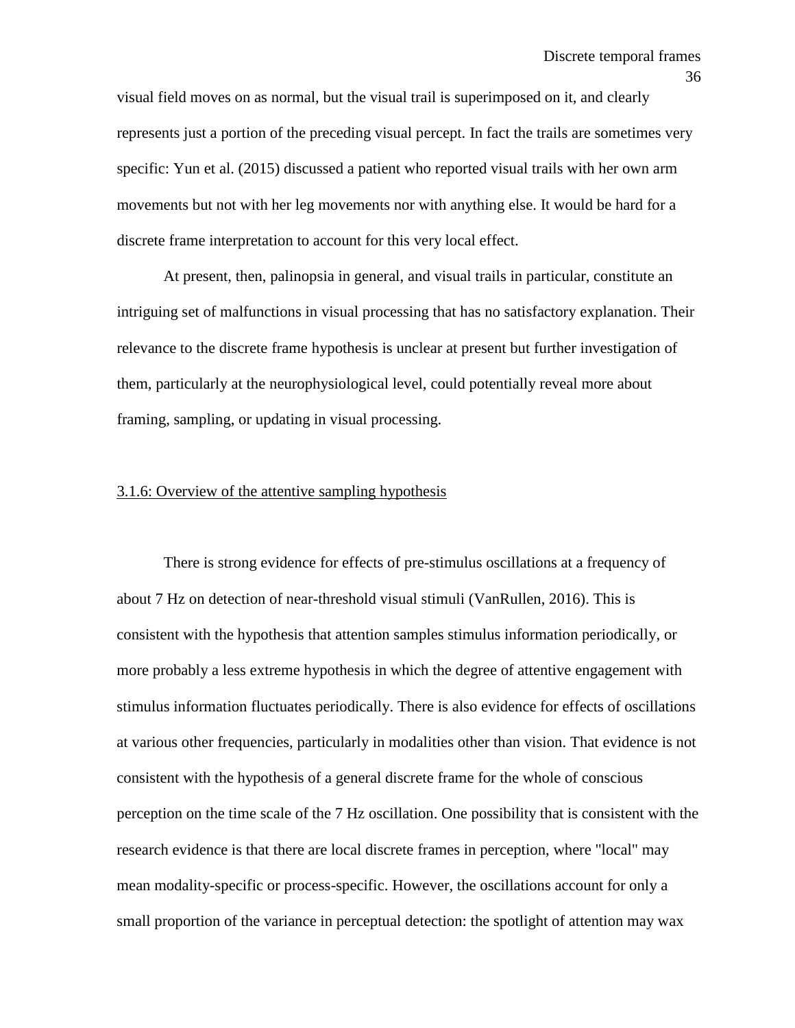visual field moves on as normal, but the visual trail is superimposed on it, and clearly represents just a portion of the preceding visual percept. In fact the trails are sometimes very specific: Yun et al. (2015) discussed a patient who reported visual trails with her own arm movements but not with her leg movements nor with anything else. It would be hard for a discrete frame interpretation to account for this very local effect.

At present, then, palinopsia in general, and visual trails in particular, constitute an intriguing set of malfunctions in visual processing that has no satisfactory explanation. Their relevance to the discrete frame hypothesis is unclear at present but further investigation of them, particularly at the neurophysiological level, could potentially reveal more about framing, sampling, or updating in visual processing.

### 3.1.6: Overview of the attentive sampling hypothesis

There is strong evidence for effects of pre-stimulus oscillations at a frequency of about 7 Hz on detection of near-threshold visual stimuli (VanRullen, 2016). This is consistent with the hypothesis that attention samples stimulus information periodically, or more probably a less extreme hypothesis in which the degree of attentive engagement with stimulus information fluctuates periodically. There is also evidence for effects of oscillations at various other frequencies, particularly in modalities other than vision. That evidence is not consistent with the hypothesis of a general discrete frame for the whole of conscious perception on the time scale of the 7 Hz oscillation. One possibility that is consistent with the research evidence is that there are local discrete frames in perception, where "local" may mean modality-specific or process-specific. However, the oscillations account for only a small proportion of the variance in perceptual detection: the spotlight of attention may wax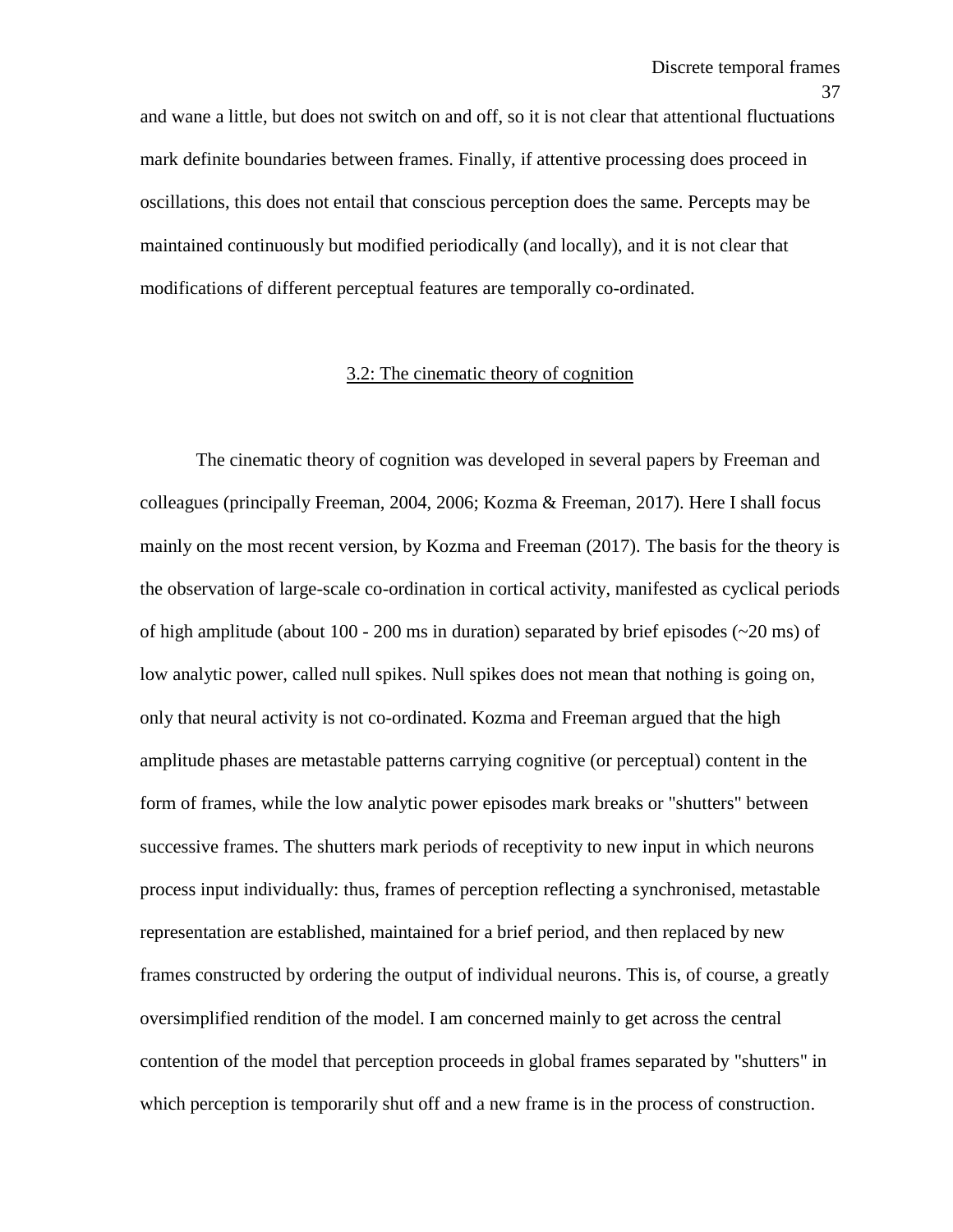and wane a little, but does not switch on and off, so it is not clear that attentional fluctuations mark definite boundaries between frames. Finally, if attentive processing does proceed in oscillations, this does not entail that conscious perception does the same. Percepts may be maintained continuously but modified periodically (and locally), and it is not clear that modifications of different perceptual features are temporally co-ordinated.

## 3.2: The cinematic theory of cognition

The cinematic theory of cognition was developed in several papers by Freeman and colleagues (principally Freeman, 2004, 2006; Kozma & Freeman, 2017). Here I shall focus mainly on the most recent version, by Kozma and Freeman (2017). The basis for the theory is the observation of large-scale co-ordination in cortical activity, manifested as cyclical periods of high amplitude (about 100 - 200 ms in duration) separated by brief episodes (~20 ms) of low analytic power, called null spikes. Null spikes does not mean that nothing is going on, only that neural activity is not co-ordinated. Kozma and Freeman argued that the high amplitude phases are metastable patterns carrying cognitive (or perceptual) content in the form of frames, while the low analytic power episodes mark breaks or "shutters" between successive frames. The shutters mark periods of receptivity to new input in which neurons process input individually: thus, frames of perception reflecting a synchronised, metastable representation are established, maintained for a brief period, and then replaced by new frames constructed by ordering the output of individual neurons. This is, of course, a greatly oversimplified rendition of the model. I am concerned mainly to get across the central contention of the model that perception proceeds in global frames separated by "shutters" in which perception is temporarily shut off and a new frame is in the process of construction.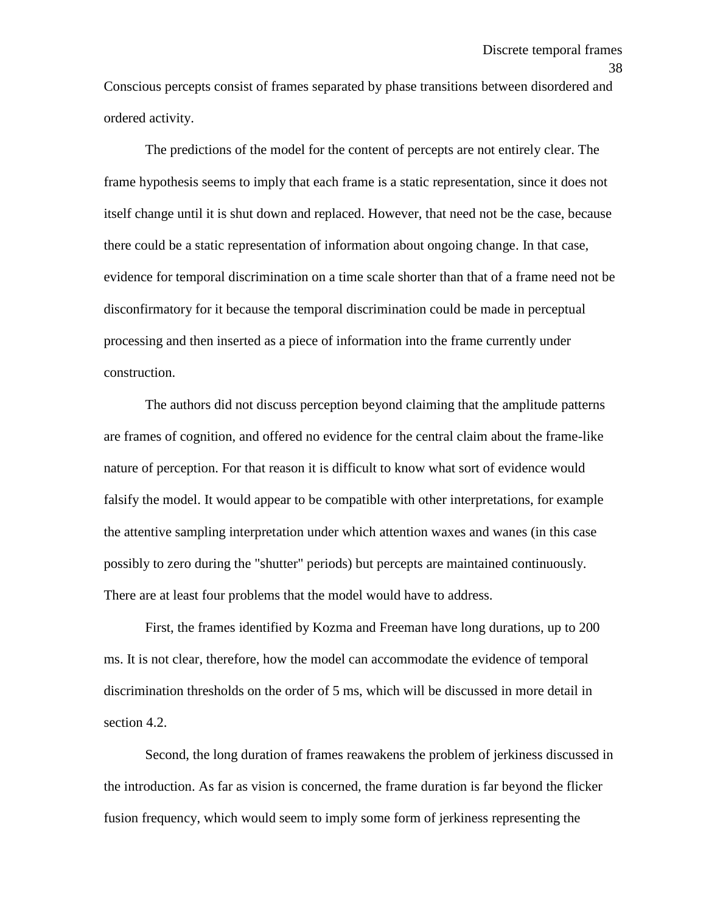Conscious percepts consist of frames separated by phase transitions between disordered and ordered activity.

The predictions of the model for the content of percepts are not entirely clear. The frame hypothesis seems to imply that each frame is a static representation, since it does not itself change until it is shut down and replaced. However, that need not be the case, because there could be a static representation of information about ongoing change. In that case, evidence for temporal discrimination on a time scale shorter than that of a frame need not be disconfirmatory for it because the temporal discrimination could be made in perceptual processing and then inserted as a piece of information into the frame currently under construction.

The authors did not discuss perception beyond claiming that the amplitude patterns are frames of cognition, and offered no evidence for the central claim about the frame-like nature of perception. For that reason it is difficult to know what sort of evidence would falsify the model. It would appear to be compatible with other interpretations, for example the attentive sampling interpretation under which attention waxes and wanes (in this case possibly to zero during the "shutter" periods) but percepts are maintained continuously. There are at least four problems that the model would have to address.

First, the frames identified by Kozma and Freeman have long durations, up to 200 ms. It is not clear, therefore, how the model can accommodate the evidence of temporal discrimination thresholds on the order of 5 ms, which will be discussed in more detail in section 4.2.

Second, the long duration of frames reawakens the problem of jerkiness discussed in the introduction. As far as vision is concerned, the frame duration is far beyond the flicker fusion frequency, which would seem to imply some form of jerkiness representing the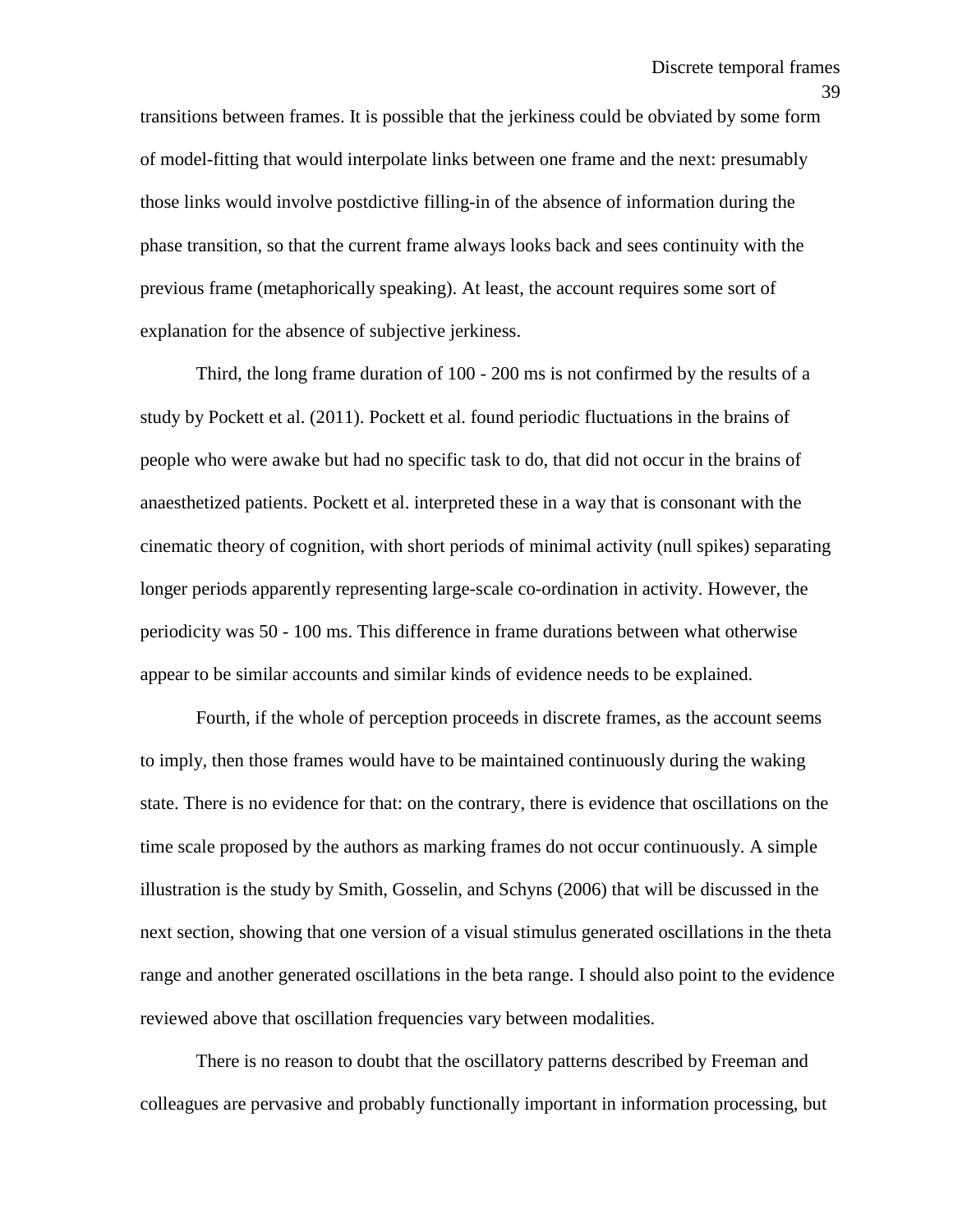transitions between frames. It is possible that the jerkiness could be obviated by some form of model-fitting that would interpolate links between one frame and the next: presumably those links would involve postdictive filling-in of the absence of information during the phase transition, so that the current frame always looks back and sees continuity with the previous frame (metaphorically speaking). At least, the account requires some sort of explanation for the absence of subjective jerkiness.

Third, the long frame duration of 100 - 200 ms is not confirmed by the results of a study by Pockett et al. (2011). Pockett et al. found periodic fluctuations in the brains of people who were awake but had no specific task to do, that did not occur in the brains of anaesthetized patients. Pockett et al. interpreted these in a way that is consonant with the cinematic theory of cognition, with short periods of minimal activity (null spikes) separating longer periods apparently representing large-scale co-ordination in activity. However, the periodicity was 50 - 100 ms. This difference in frame durations between what otherwise appear to be similar accounts and similar kinds of evidence needs to be explained.

Fourth, if the whole of perception proceeds in discrete frames, as the account seems to imply, then those frames would have to be maintained continuously during the waking state. There is no evidence for that: on the contrary, there is evidence that oscillations on the time scale proposed by the authors as marking frames do not occur continuously. A simple illustration is the study by Smith, Gosselin, and Schyns (2006) that will be discussed in the next section, showing that one version of a visual stimulus generated oscillations in the theta range and another generated oscillations in the beta range. I should also point to the evidence reviewed above that oscillation frequencies vary between modalities.

There is no reason to doubt that the oscillatory patterns described by Freeman and colleagues are pervasive and probably functionally important in information processing, but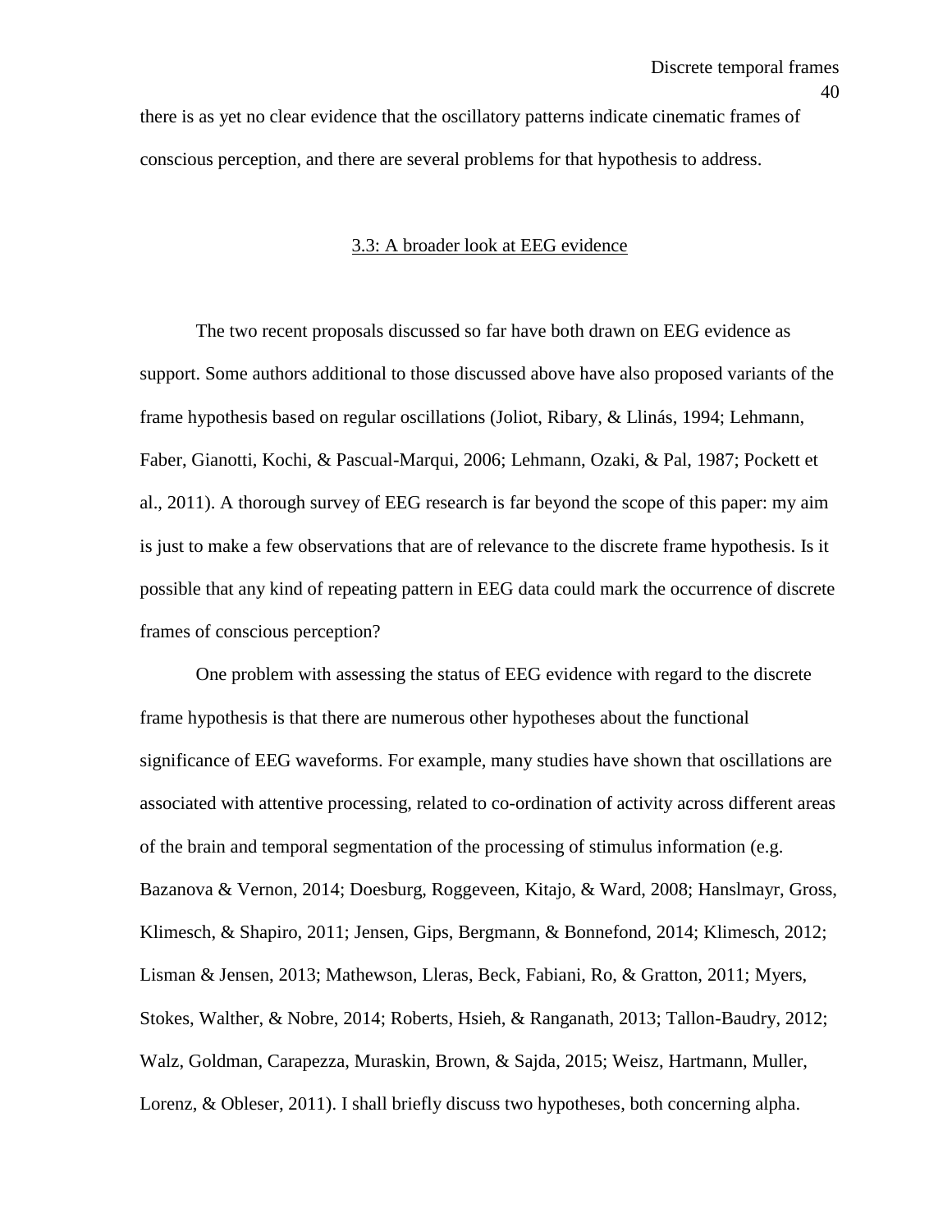there is as yet no clear evidence that the oscillatory patterns indicate cinematic frames of conscious perception, and there are several problems for that hypothesis to address.

## 3.3: A broader look at EEG evidence

The two recent proposals discussed so far have both drawn on EEG evidence as support. Some authors additional to those discussed above have also proposed variants of the frame hypothesis based on regular oscillations (Joliot, Ribary, & Llinás, 1994; Lehmann, Faber, Gianotti, Kochi, & Pascual-Marqui, 2006; Lehmann, Ozaki, & Pal, 1987; Pockett et al., 2011). A thorough survey of EEG research is far beyond the scope of this paper: my aim is just to make a few observations that are of relevance to the discrete frame hypothesis. Is it possible that any kind of repeating pattern in EEG data could mark the occurrence of discrete frames of conscious perception?

One problem with assessing the status of EEG evidence with regard to the discrete frame hypothesis is that there are numerous other hypotheses about the functional significance of EEG waveforms. For example, many studies have shown that oscillations are associated with attentive processing, related to co-ordination of activity across different areas of the brain and temporal segmentation of the processing of stimulus information (e.g. Bazanova & Vernon, 2014; Doesburg, Roggeveen, Kitajo, & Ward, 2008; Hanslmayr, Gross, Klimesch, & Shapiro, 2011; Jensen, Gips, Bergmann, & Bonnefond, 2014; Klimesch, 2012; Lisman & Jensen, 2013; Mathewson, Lleras, Beck, Fabiani, Ro, & Gratton, 2011; Myers, Stokes, Walther, & Nobre, 2014; Roberts, Hsieh, & Ranganath, 2013; Tallon-Baudry, 2012; Walz, Goldman, Carapezza, Muraskin, Brown, & Sajda, 2015; Weisz, Hartmann, Muller, Lorenz, & Obleser, 2011). I shall briefly discuss two hypotheses, both concerning alpha.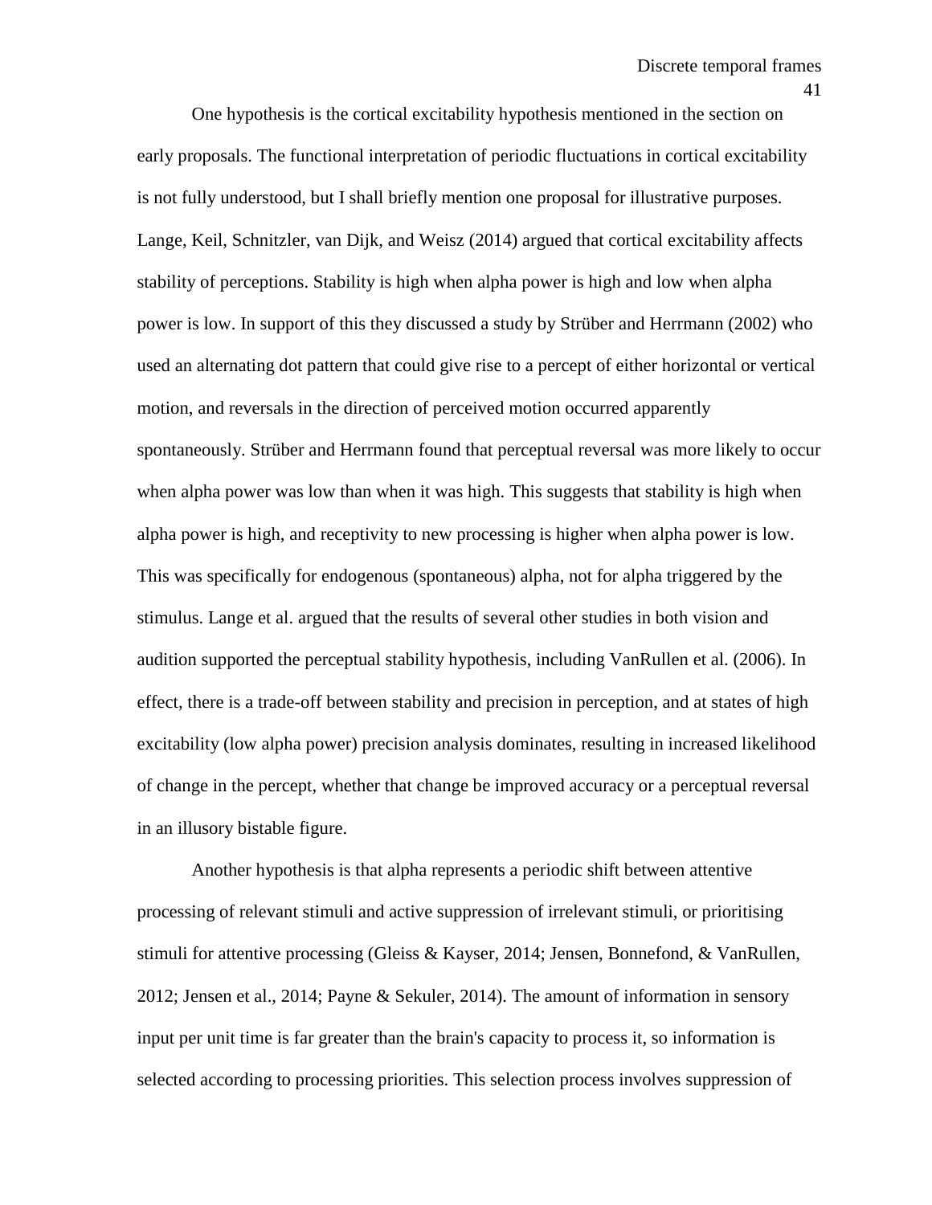One hypothesis is the cortical excitability hypothesis mentioned in the section on early proposals. The functional interpretation of periodic fluctuations in cortical excitability is not fully understood, but I shall briefly mention one proposal for illustrative purposes. Lange, Keil, Schnitzler, van Dijk, and Weisz (2014) argued that cortical excitability affects stability of perceptions. Stability is high when alpha power is high and low when alpha power is low. In support of this they discussed a study by Strüber and Herrmann (2002) who used an alternating dot pattern that could give rise to a percept of either horizontal or vertical motion, and reversals in the direction of perceived motion occurred apparently spontaneously. Strüber and Herrmann found that perceptual reversal was more likely to occur when alpha power was low than when it was high. This suggests that stability is high when alpha power is high, and receptivity to new processing is higher when alpha power is low. This was specifically for endogenous (spontaneous) alpha, not for alpha triggered by the stimulus. Lange et al. argued that the results of several other studies in both vision and audition supported the perceptual stability hypothesis, including VanRullen et al. (2006). In effect, there is a trade-off between stability and precision in perception, and at states of high excitability (low alpha power) precision analysis dominates, resulting in increased likelihood of change in the percept, whether that change be improved accuracy or a perceptual reversal in an illusory bistable figure.

Another hypothesis is that alpha represents a periodic shift between attentive processing of relevant stimuli and active suppression of irrelevant stimuli, or prioritising stimuli for attentive processing (Gleiss & Kayser, 2014; Jensen, Bonnefond, & VanRullen, 2012; Jensen et al., 2014; Payne & Sekuler, 2014). The amount of information in sensory input per unit time is far greater than the brain's capacity to process it, so information is selected according to processing priorities. This selection process involves suppression of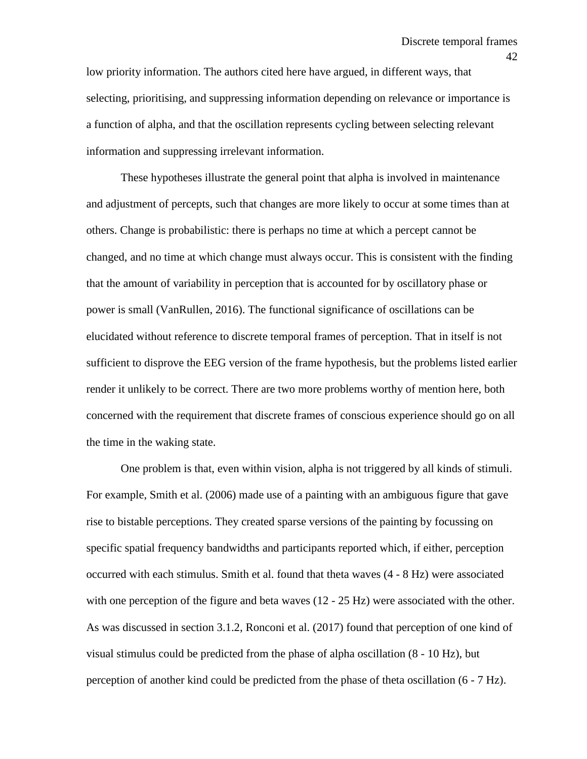low priority information. The authors cited here have argued, in different ways, that selecting, prioritising, and suppressing information depending on relevance or importance is a function of alpha, and that the oscillation represents cycling between selecting relevant information and suppressing irrelevant information.

These hypotheses illustrate the general point that alpha is involved in maintenance and adjustment of percepts, such that changes are more likely to occur at some times than at others. Change is probabilistic: there is perhaps no time at which a percept cannot be changed, and no time at which change must always occur. This is consistent with the finding that the amount of variability in perception that is accounted for by oscillatory phase or power is small (VanRullen, 2016). The functional significance of oscillations can be elucidated without reference to discrete temporal frames of perception. That in itself is not sufficient to disprove the EEG version of the frame hypothesis, but the problems listed earlier render it unlikely to be correct. There are two more problems worthy of mention here, both concerned with the requirement that discrete frames of conscious experience should go on all the time in the waking state.

One problem is that, even within vision, alpha is not triggered by all kinds of stimuli. For example, Smith et al. (2006) made use of a painting with an ambiguous figure that gave rise to bistable perceptions. They created sparse versions of the painting by focussing on specific spatial frequency bandwidths and participants reported which, if either, perception occurred with each stimulus. Smith et al. found that theta waves (4 - 8 Hz) were associated with one perception of the figure and beta waves (12 - 25 Hz) were associated with the other. As was discussed in section 3.1.2, Ronconi et al. (2017) found that perception of one kind of visual stimulus could be predicted from the phase of alpha oscillation (8 - 10 Hz), but perception of another kind could be predicted from the phase of theta oscillation (6 - 7 Hz).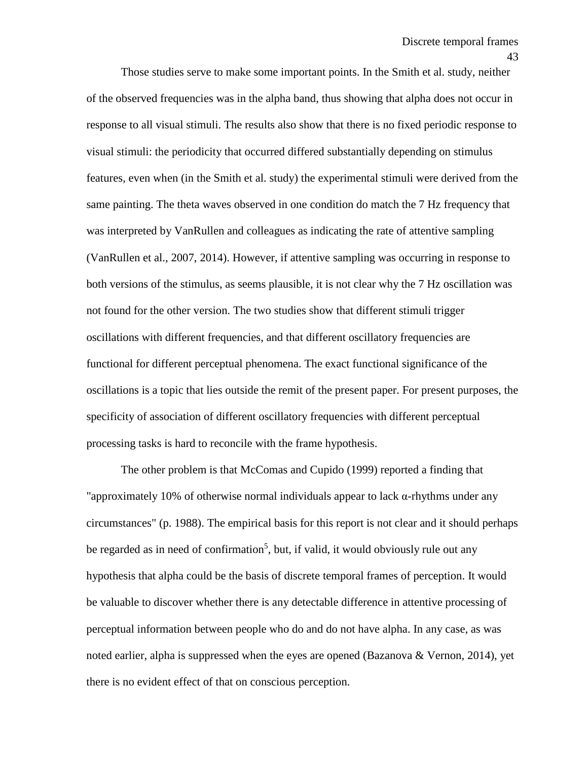Those studies serve to make some important points. In the Smith et al. study, neither of the observed frequencies was in the alpha band, thus showing that alpha does not occur in response to all visual stimuli. The results also show that there is no fixed periodic response to visual stimuli: the periodicity that occurred differed substantially depending on stimulus features, even when (in the Smith et al. study) the experimental stimuli were derived from the same painting. The theta waves observed in one condition do match the 7 Hz frequency that was interpreted by VanRullen and colleagues as indicating the rate of attentive sampling (VanRullen et al., 2007, 2014). However, if attentive sampling was occurring in response to both versions of the stimulus, as seems plausible, it is not clear why the 7 Hz oscillation was not found for the other version. The two studies show that different stimuli trigger oscillations with different frequencies, and that different oscillatory frequencies are functional for different perceptual phenomena. The exact functional significance of the oscillations is a topic that lies outside the remit of the present paper. For present purposes, the specificity of association of different oscillatory frequencies with different perceptual processing tasks is hard to reconcile with the frame hypothesis.

The other problem is that McComas and Cupido (1999) reported a finding that "approximately 10% of otherwise normal individuals appear to lack α-rhythms under any circumstances" (p. 1988). The empirical basis for this report is not clear and it should perhaps be regarded as in need of confirmation[5], but, if valid, it would obviously rule out any hypothesis that alpha could be the basis of discrete temporal frames of perception. It would be valuable to discover whether there is any detectable difference in attentive processing of perceptual information between people who do and do not have alpha. In any case, as was noted earlier, alpha is suppressed when the eyes are opened (Bazanova & Vernon, 2014), yet there is no evident effect of that on conscious perception.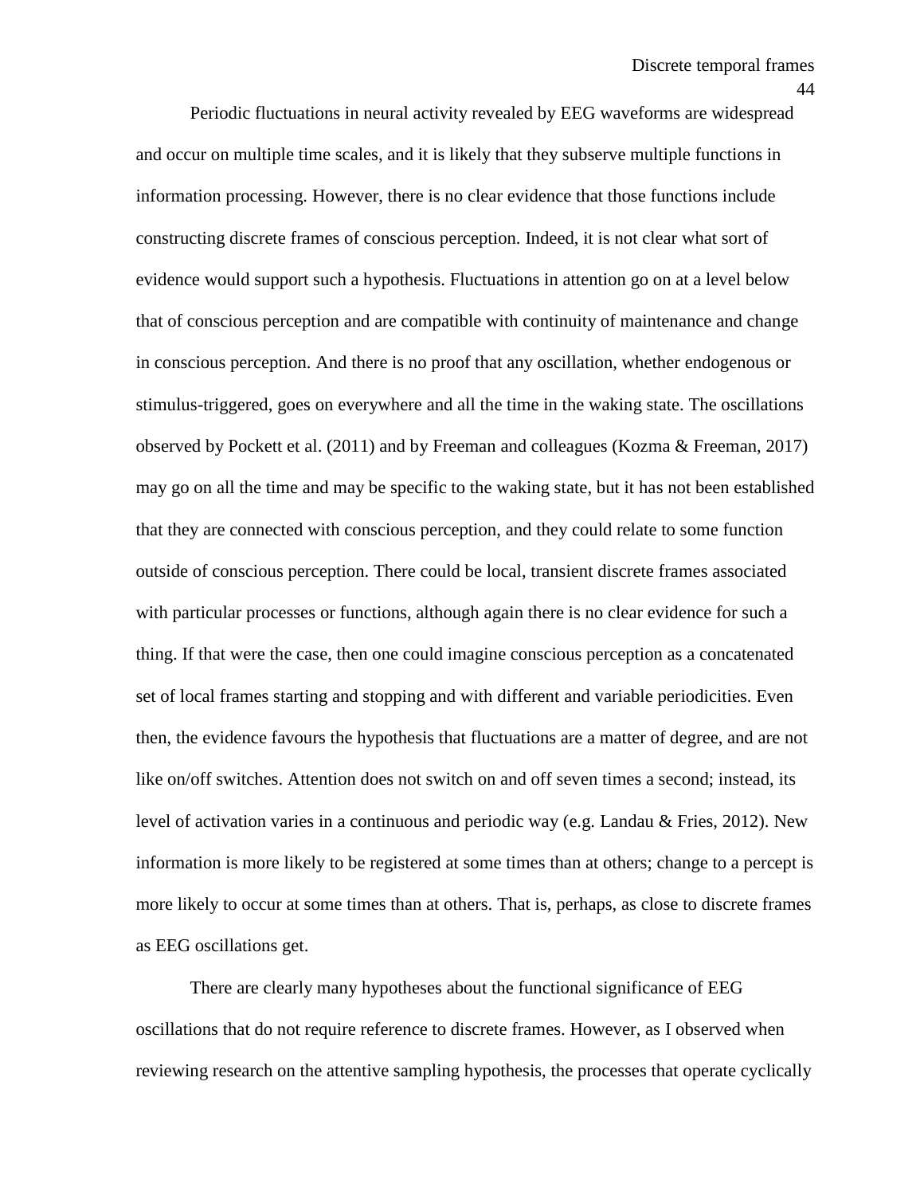Periodic fluctuations in neural activity revealed by EEG waveforms are widespread and occur on multiple time scales, and it is likely that they subserve multiple functions in information processing. However, there is no clear evidence that those functions include constructing discrete frames of conscious perception. Indeed, it is not clear what sort of evidence would support such a hypothesis. Fluctuations in attention go on at a level below that of conscious perception and are compatible with continuity of maintenance and change in conscious perception. And there is no proof that any oscillation, whether endogenous or stimulus-triggered, goes on everywhere and all the time in the waking state. The oscillations observed by Pockett et al. (2011) and by Freeman and colleagues (Kozma & Freeman, 2017) may go on all the time and may be specific to the waking state, but it has not been established that they are connected with conscious perception, and they could relate to some function outside of conscious perception. There could be local, transient discrete frames associated with particular processes or functions, although again there is no clear evidence for such a thing. If that were the case, then one could imagine conscious perception as a concatenated set of local frames starting and stopping and with different and variable periodicities. Even then, the evidence favours the hypothesis that fluctuations are a matter of degree, and are not like on/off switches. Attention does not switch on and off seven times a second; instead, its level of activation varies in a continuous and periodic way (e.g. Landau & Fries, 2012). New information is more likely to be registered at some times than at others; change to a percept is more likely to occur at some times than at others. That is, perhaps, as close to discrete frames as EEG oscillations get.

There are clearly many hypotheses about the functional significance of EEG oscillations that do not require reference to discrete frames. However, as I observed when reviewing research on the attentive sampling hypothesis, the processes that operate cyclically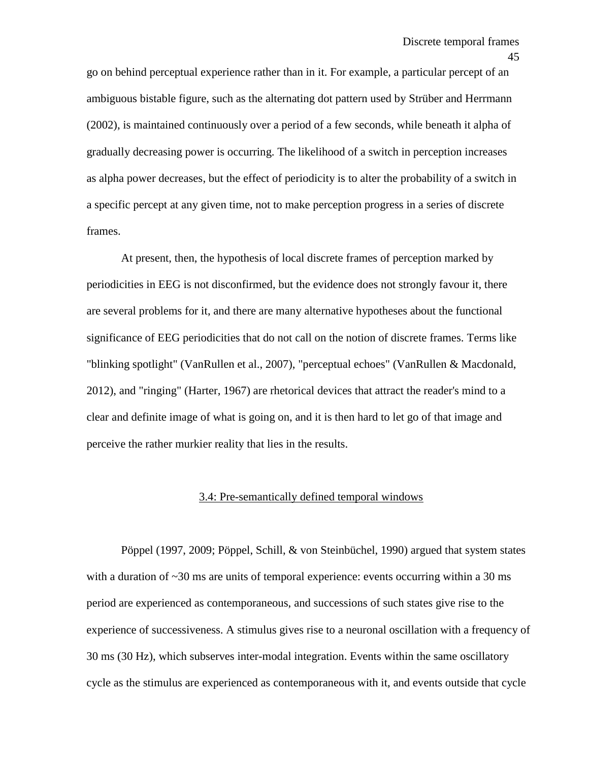go on behind perceptual experience rather than in it. For example, a particular percept of an ambiguous bistable figure, such as the alternating dot pattern used by Strüber and Herrmann (2002), is maintained continuously over a period of a few seconds, while beneath it alpha of gradually decreasing power is occurring. The likelihood of a switch in perception increases as alpha power decreases, but the effect of periodicity is to alter the probability of a switch in a specific percept at any given time, not to make perception progress in a series of discrete frames.

At present, then, the hypothesis of local discrete frames of perception marked by periodicities in EEG is not disconfirmed, but the evidence does not strongly favour it, there are several problems for it, and there are many alternative hypotheses about the functional significance of EEG periodicities that do not call on the notion of discrete frames. Terms like "blinking spotlight" (VanRullen et al., 2007), "perceptual echoes" (VanRullen & Macdonald, 2012), and "ringing" (Harter, 1967) are rhetorical devices that attract the reader's mind to a clear and definite image of what is going on, and it is then hard to let go of that image and perceive the rather murkier reality that lies in the results.

### 3.4: Pre-semantically defined temporal windows

Pöppel (1997, 2009; Pöppel, Schill, & von Steinbüchel, 1990) argued that system states with a duration of ~30 ms are units of temporal experience: events occurring within a 30 ms period are experienced as contemporaneous, and successions of such states give rise to the experience of successiveness. A stimulus gives rise to a neuronal oscillation with a frequency of 30 ms (30 Hz), which subserves inter-modal integration. Events within the same oscillatory cycle as the stimulus are experienced as contemporaneous with it, and events outside that cycle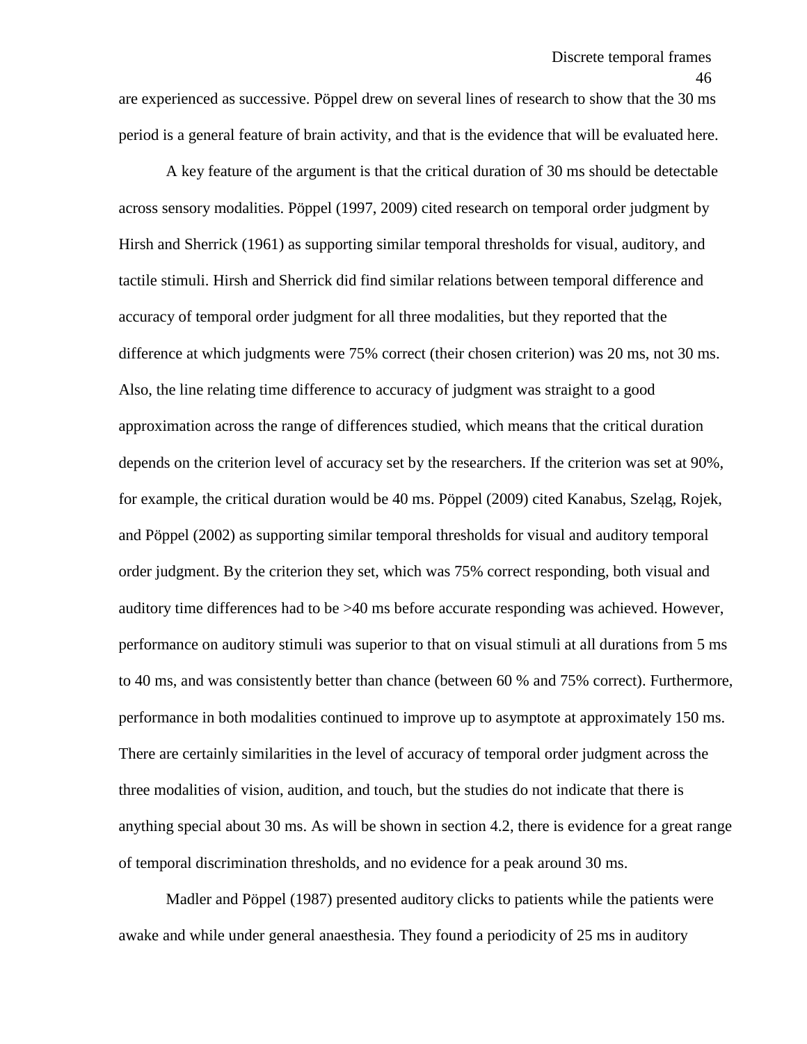are experienced as successive. Pöppel drew on several lines of research to show that the 30 ms period is a general feature of brain activity, and that is the evidence that will be evaluated here.

A key feature of the argument is that the critical duration of 30 ms should be detectable across sensory modalities. Pöppel (1997, 2009) cited research on temporal order judgment by Hirsh and Sherrick (1961) as supporting similar temporal thresholds for visual, auditory, and tactile stimuli. Hirsh and Sherrick did find similar relations between temporal difference and accuracy of temporal order judgment for all three modalities, but they reported that the difference at which judgments were 75% correct (their chosen criterion) was 20 ms, not 30 ms. Also, the line relating time difference to accuracy of judgment was straight to a good approximation across the range of differences studied, which means that the critical duration depends on the criterion level of accuracy set by the researchers. If the criterion was set at 90%, for example, the critical duration would be 40 ms. Pöppel (2009) cited Kanabus, Szeląg, Rojek, and Pöppel (2002) as supporting similar temporal thresholds for visual and auditory temporal order judgment. By the criterion they set, which was 75% correct responding, both visual and auditory time differences had to be >40 ms before accurate responding was achieved. However, performance on auditory stimuli was superior to that on visual stimuli at all durations from 5 ms to 40 ms, and was consistently better than chance (between 60 % and 75% correct). Furthermore, performance in both modalities continued to improve up to asymptote at approximately 150 ms. There are certainly similarities in the level of accuracy of temporal order judgment across the three modalities of vision, audition, and touch, but the studies do not indicate that there is anything special about 30 ms. As will be shown in section 4.2, there is evidence for a great range of temporal discrimination thresholds, and no evidence for a peak around 30 ms.

Madler and Pöppel (1987) presented auditory clicks to patients while the patients were awake and while under general anaesthesia. They found a periodicity of 25 ms in auditory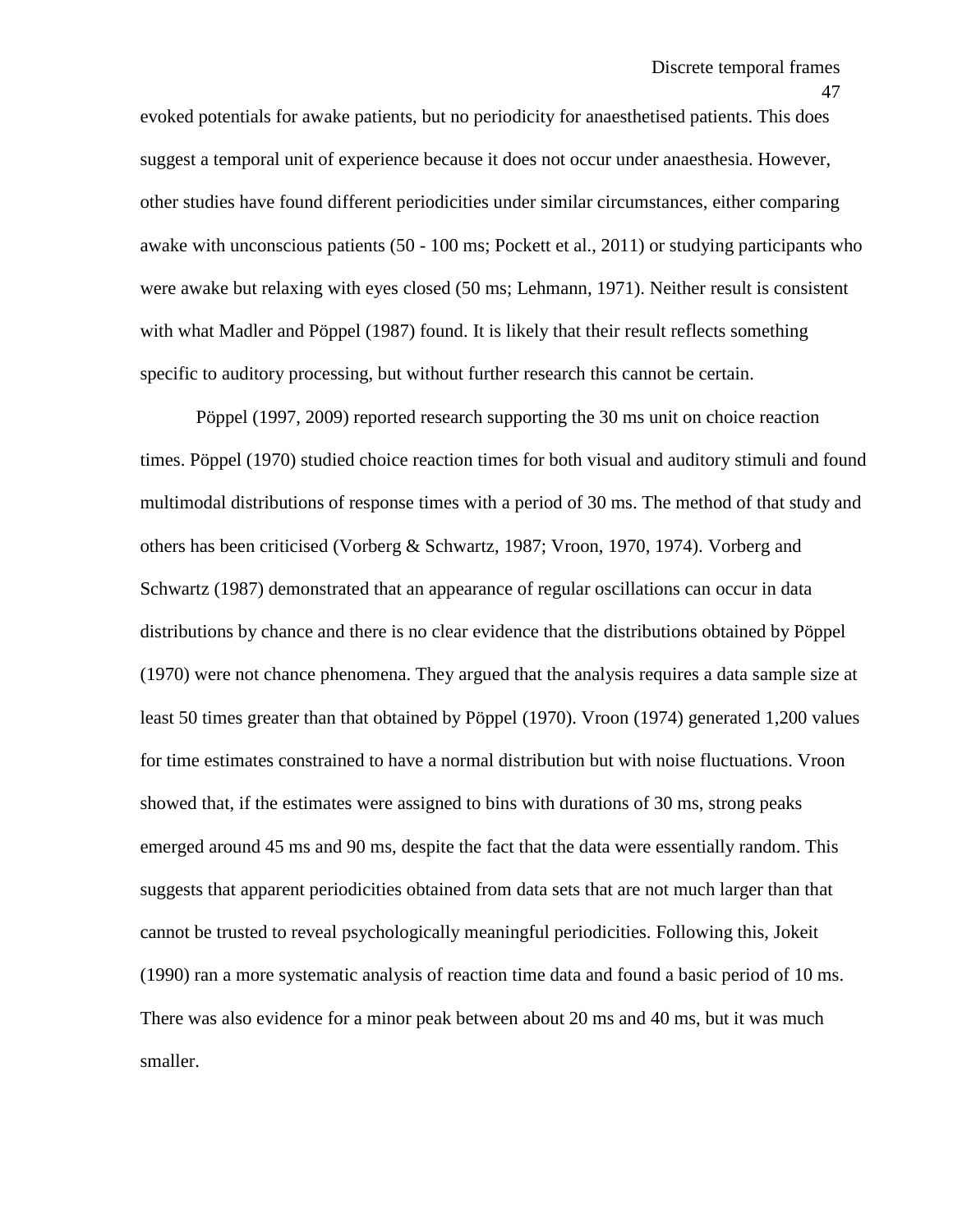evoked potentials for awake patients, but no periodicity for anaesthetised patients. This does suggest a temporal unit of experience because it does not occur under anaesthesia. However, other studies have found different periodicities under similar circumstances, either comparing awake with unconscious patients (50 - 100 ms; Pockett et al., 2011) or studying participants who were awake but relaxing with eyes closed (50 ms; Lehmann, 1971). Neither result is consistent with what Madler and Pöppel (1987) found. It is likely that their result reflects something specific to auditory processing, but without further research this cannot be certain.

Pöppel (1997, 2009) reported research supporting the 30 ms unit on choice reaction times. Pöppel (1970) studied choice reaction times for both visual and auditory stimuli and found multimodal distributions of response times with a period of 30 ms. The method of that study and others has been criticised (Vorberg & Schwartz, 1987; Vroon, 1970, 1974). Vorberg and Schwartz (1987) demonstrated that an appearance of regular oscillations can occur in data distributions by chance and there is no clear evidence that the distributions obtained by Pöppel (1970) were not chance phenomena. They argued that the analysis requires a data sample size at least 50 times greater than that obtained by Pöppel (1970). Vroon (1974) generated 1,200 values for time estimates constrained to have a normal distribution but with noise fluctuations. Vroon showed that, if the estimates were assigned to bins with durations of 30 ms, strong peaks emerged around 45 ms and 90 ms, despite the fact that the data were essentially random. This suggests that apparent periodicities obtained from data sets that are not much larger than that cannot be trusted to reveal psychologically meaningful periodicities. Following this, Jokeit (1990) ran a more systematic analysis of reaction time data and found a basic period of 10 ms. There was also evidence for a minor peak between about 20 ms and 40 ms, but it was much smaller.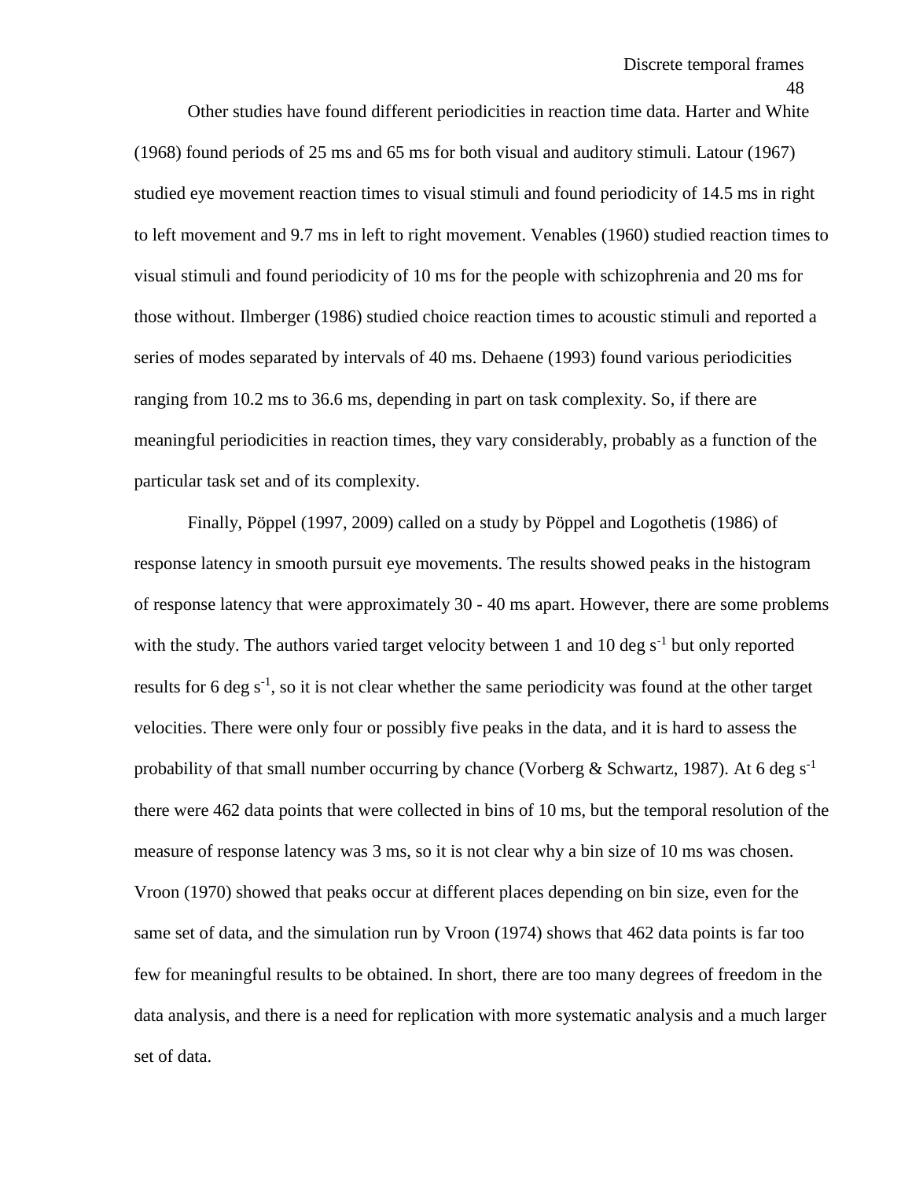Other studies have found different periodicities in reaction time data. Harter and White (1968) found periods of 25 ms and 65 ms for both visual and auditory stimuli. Latour (1967) studied eye movement reaction times to visual stimuli and found periodicity of 14.5 ms in right to left movement and 9.7 ms in left to right movement. Venables (1960) studied reaction times to visual stimuli and found periodicity of 10 ms for the people with schizophrenia and 20 ms for those without. Ilmberger (1986) studied choice reaction times to acoustic stimuli and reported a series of modes separated by intervals of 40 ms. Dehaene (1993) found various periodicities ranging from 10.2 ms to 36.6 ms, depending in part on task complexity. So, if there are meaningful periodicities in reaction times, they vary considerably, probably as a function of the particular task set and of its complexity.

Finally, Pöppel (1997, 2009) called on a study by Pöppel and Logothetis (1986) of response latency in smooth pursuit eye movements. The results showed peaks in the histogram of response latency that were approximately 30 - 40 ms apart. However, there are some problems with the study. The authors varied target velocity between 1 and 10 deg $s^{-1}$ but only reported results for 6 deg $s^{-1}$, so it is not clear whether the same periodicity was found at the other target velocities. There were only four or possibly five peaks in the data, and it is hard to assess the probability of that small number occurring by chance (Vorberg & Schwartz, 1987). At 6 deg $s^{-1}$ there were 462 data points that were collected in bins of 10 ms, but the temporal resolution of the measure of response latency was 3 ms, so it is not clear why a bin size of 10 ms was chosen. Vroon (1970) showed that peaks occur at different places depending on bin size, even for the same set of data, and the simulation run by Vroon (1974) shows that 462 data points is far too few for meaningful results to be obtained. In short, there are too many degrees of freedom in the data analysis, and there is a need for replication with more systematic analysis and a much larger set of data.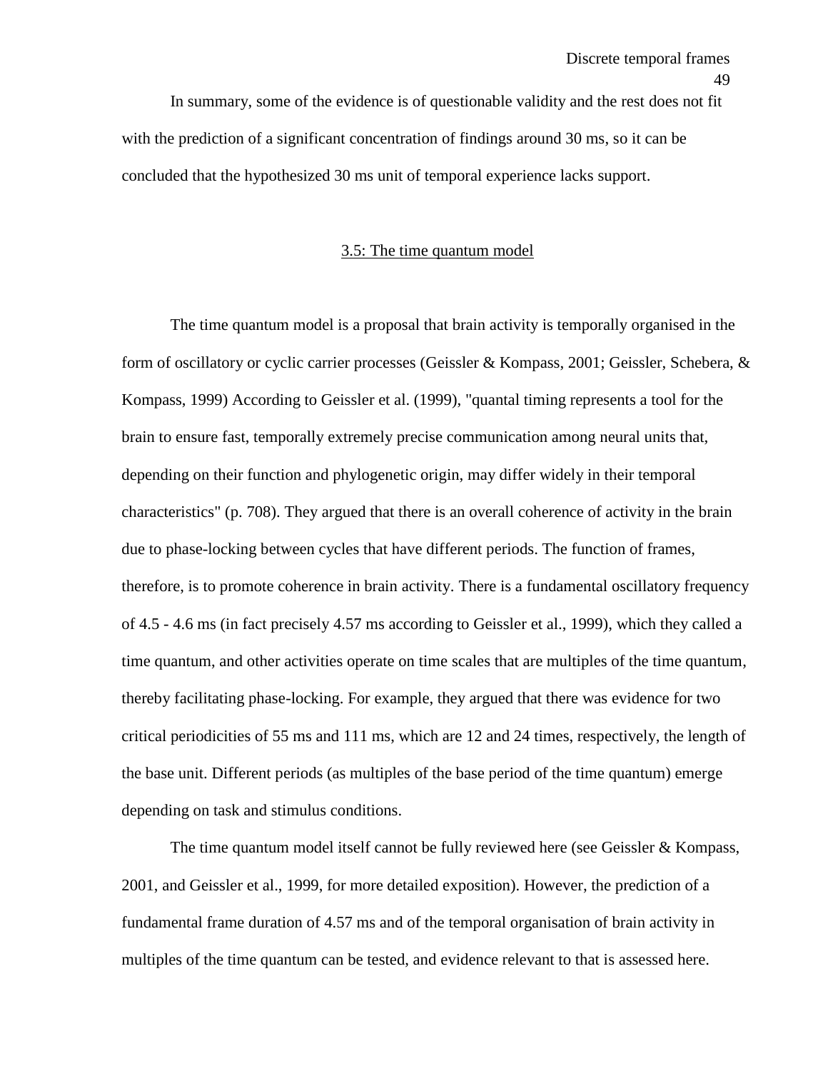In summary, some of the evidence is of questionable validity and the rest does not fit with the prediction of a significant concentration of findings around 30 ms, so it can be concluded that the hypothesized 30 ms unit of temporal experience lacks support.

## 3.5: The time quantum model

The time quantum model is a proposal that brain activity is temporally organised in the form of oscillatory or cyclic carrier processes (Geissler & Kompass, 2001; Geissler, Schebera, & Kompass, 1999) According to Geissler et al. (1999), "quantal timing represents a tool for the brain to ensure fast, temporally extremely precise communication among neural units that, depending on their function and phylogenetic origin, may differ widely in their temporal characteristics" (p. 708). They argued that there is an overall coherence of activity in the brain due to phase-locking between cycles that have different periods. The function of frames, therefore, is to promote coherence in brain activity. There is a fundamental oscillatory frequency of 4.5 - 4.6 ms (in fact precisely 4.57 ms according to Geissler et al., 1999), which they called a time quantum, and other activities operate on time scales that are multiples of the time quantum, thereby facilitating phase-locking. For example, they argued that there was evidence for two critical periodicities of 55 ms and 111 ms, which are 12 and 24 times, respectively, the length of the base unit. Different periods (as multiples of the base period of the time quantum) emerge depending on task and stimulus conditions.

The time quantum model itself cannot be fully reviewed here (see Geissler & Kompass, 2001, and Geissler et al., 1999, for more detailed exposition). However, the prediction of a fundamental frame duration of 4.57 ms and of the temporal organisation of brain activity in multiples of the time quantum can be tested, and evidence relevant to that is assessed here.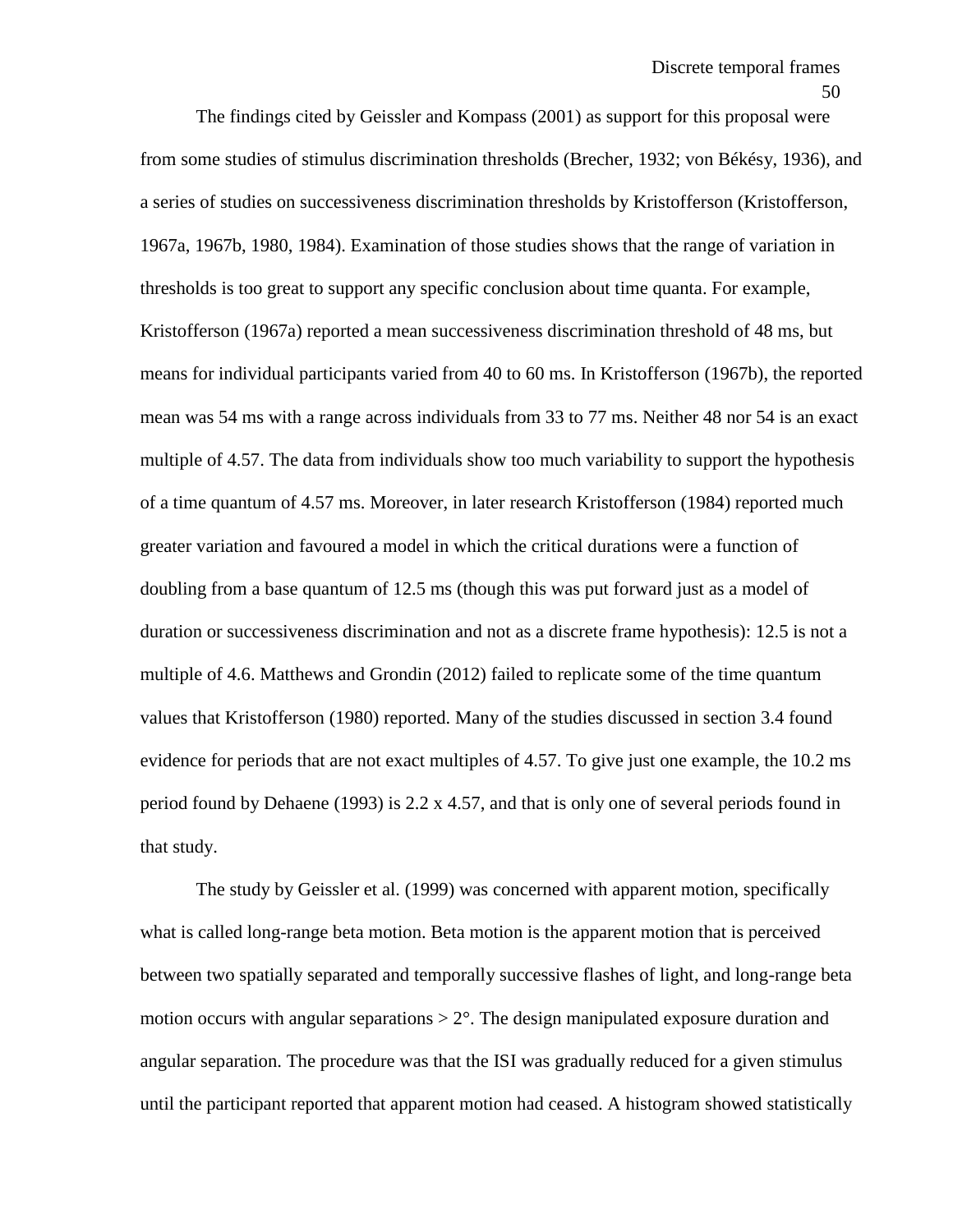The findings cited by Geissler and Kompass (2001) as support for this proposal were from some studies of stimulus discrimination thresholds (Brecher, 1932; von Békésy, 1936), and a series of studies on successiveness discrimination thresholds by Kristofferson (Kristofferson, 1967a, 1967b, 1980, 1984). Examination of those studies shows that the range of variation in thresholds is too great to support any specific conclusion about time quanta. For example, Kristofferson (1967a) reported a mean successiveness discrimination threshold of 48 ms, but means for individual participants varied from 40 to 60 ms. In Kristofferson (1967b), the reported mean was 54 ms with a range across individuals from 33 to 77 ms. Neither 48 nor 54 is an exact multiple of 4.57. The data from individuals show too much variability to support the hypothesis of a time quantum of 4.57 ms. Moreover, in later research Kristofferson (1984) reported much greater variation and favoured a model in which the critical durations were a function of doubling from a base quantum of 12.5 ms (though this was put forward just as a model of duration or successiveness discrimination and not as a discrete frame hypothesis): 12.5 is not a multiple of 4.6. Matthews and Grondin (2012) failed to replicate some of the time quantum values that Kristofferson (1980) reported. Many of the studies discussed in section 3.4 found evidence for periods that are not exact multiples of 4.57. To give just one example, the 10.2 ms period found by Dehaene (1993) is 2.2 x 4.57, and that is only one of several periods found in that study.

The study by Geissler et al. (1999) was concerned with apparent motion, specifically what is called long-range beta motion. Beta motion is the apparent motion that is perceived between two spatially separated and temporally successive flashes of light, and long-range beta motion occurs with angular separations > 2°. The design manipulated exposure duration and angular separation. The procedure was that the ISI was gradually reduced for a given stimulus until the participant reported that apparent motion had ceased. A histogram showed statistically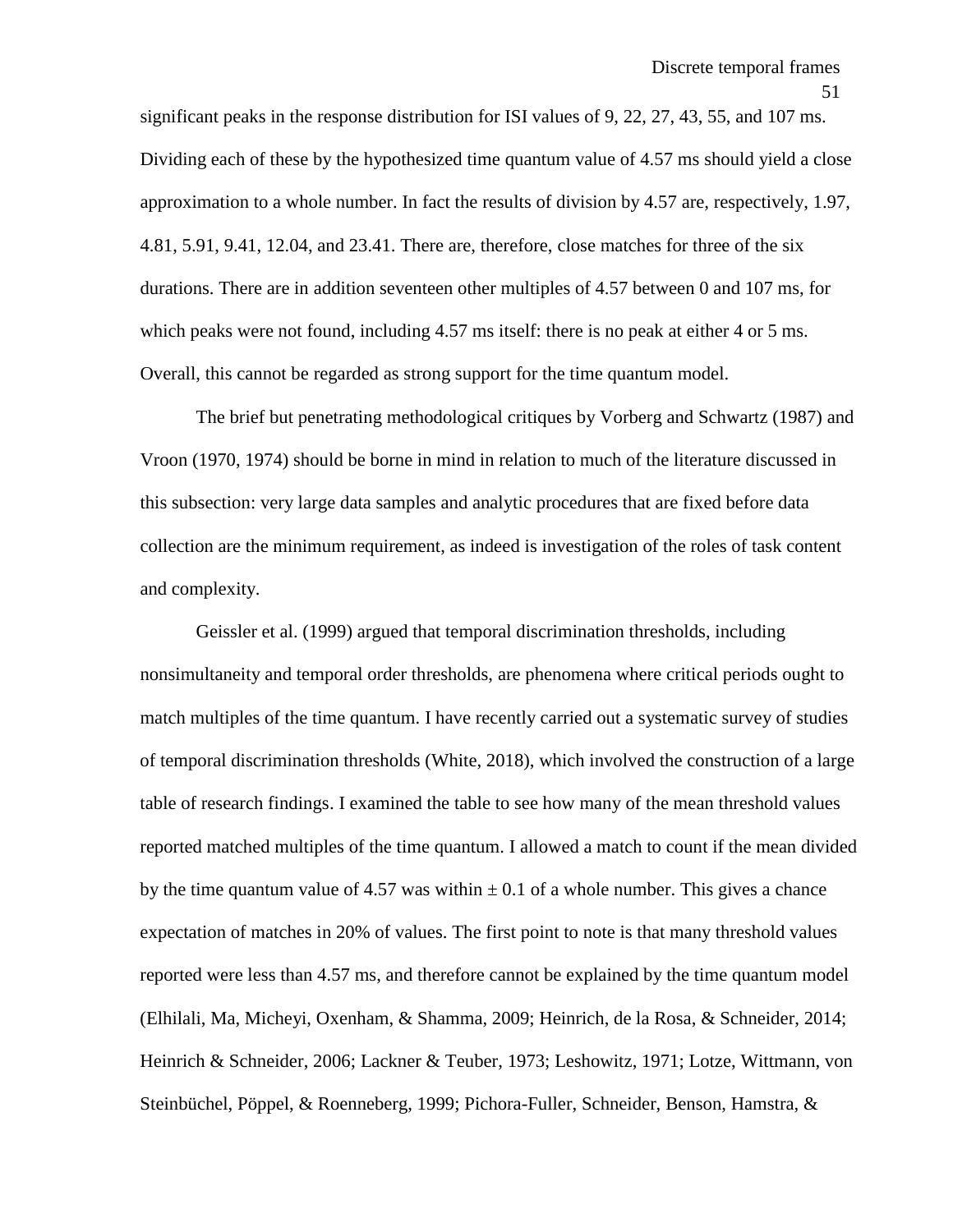significant peaks in the response distribution for ISI values of 9, 22, 27, 43, 55, and 107 ms. Dividing each of these by the hypothesized time quantum value of 4.57 ms should yield a close approximation to a whole number. In fact the results of division by 4.57 are, respectively, 1.97, 4.81, 5.91, 9.41, 12.04, and 23.41. There are, therefore, close matches for three of the six durations. There are in addition seventeen other multiples of 4.57 between 0 and 107 ms, for which peaks were not found, including 4.57 ms itself: there is no peak at either 4 or 5 ms. Overall, this cannot be regarded as strong support for the time quantum model.

The brief but penetrating methodological critiques by Vorberg and Schwartz (1987) and Vroon (1970, 1974) should be borne in mind in relation to much of the literature discussed in this subsection: very large data samples and analytic procedures that are fixed before data collection are the minimum requirement, as indeed is investigation of the roles of task content and complexity.

Geissler et al. (1999) argued that temporal discrimination thresholds, including nonsimultaneity and temporal order thresholds, are phenomena where critical periods ought to match multiples of the time quantum. I have recently carried out a systematic survey of studies of temporal discrimination thresholds (White, 2018), which involved the construction of a large table of research findings. I examined the table to see how many of the mean threshold values reported matched multiples of the time quantum. I allowed a match to count if the mean divided by the time quantum value of 4.57 was within ± 0.1 of a whole number. This gives a chance expectation of matches in 20% of values. The first point to note is that many threshold values reported were less than 4.57 ms, and therefore cannot be explained by the time quantum model (Elhilali, Ma, Micheyi, Oxenham, & Shamma, 2009; Heinrich, de la Rosa, & Schneider, 2014; Heinrich & Schneider, 2006; Lackner & Teuber, 1973; Leshowitz, 1971; Lotze, Wittmann, von Steinbüchel, Pöppel, & Roenneberg, 1999; Pichora-Fuller, Schneider, Benson, Hamstra, &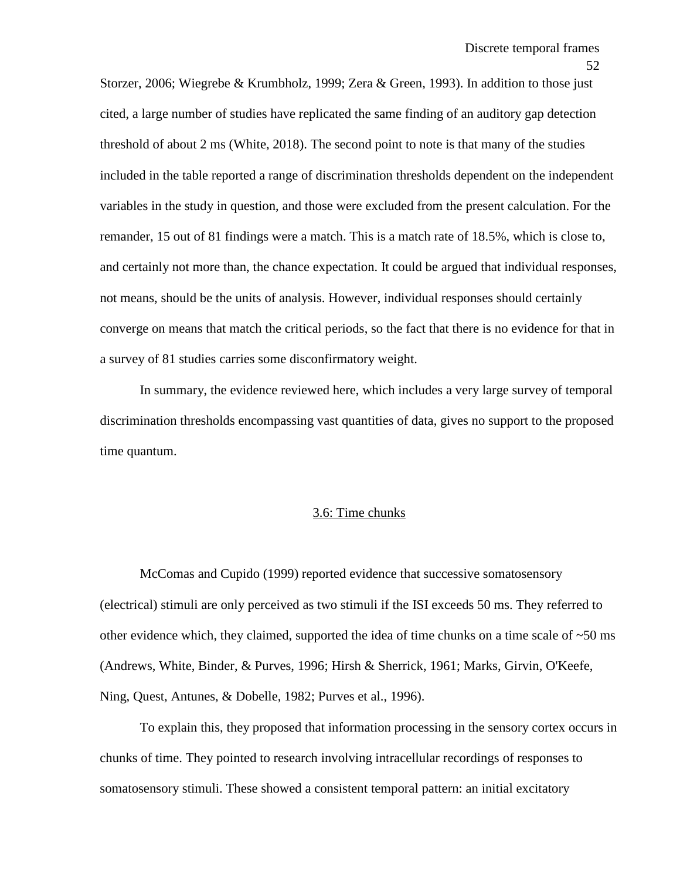Storzer, 2006; Wiegrebe & Krumbholz, 1999; Zera & Green, 1993). In addition to those just cited, a large number of studies have replicated the same finding of an auditory gap detection threshold of about 2 ms (White, 2018). The second point to note is that many of the studies included in the table reported a range of discrimination thresholds dependent on the independent variables in the study in question, and those were excluded from the present calculation. For the remander, 15 out of 81 findings were a match. This is a match rate of 18.5%, which is close to, and certainly not more than, the chance expectation. It could be argued that individual responses, not means, should be the units of analysis. However, individual responses should certainly converge on means that match the critical periods, so the fact that there is no evidence for that in a survey of 81 studies carries some disconfirmatory weight.

In summary, the evidence reviewed here, which includes a very large survey of temporal discrimination thresholds encompassing vast quantities of data, gives no support to the proposed time quantum.

## 3.6: Time chunks

McComas and Cupido (1999) reported evidence that successive somatosensory (electrical) stimuli are only perceived as two stimuli if the ISI exceeds 50 ms. They referred to other evidence which, they claimed, supported the idea of time chunks on a time scale of ~50 ms (Andrews, White, Binder, & Purves, 1996; Hirsh & Sherrick, 1961; Marks, Girvin, O'Keefe, Ning, Quest, Antunes, & Dobelle, 1982; Purves et al., 1996).

To explain this, they proposed that information processing in the sensory cortex occurs in chunks of time. They pointed to research involving intracellular recordings of responses to somatosensory stimuli. These showed a consistent temporal pattern: an initial excitatory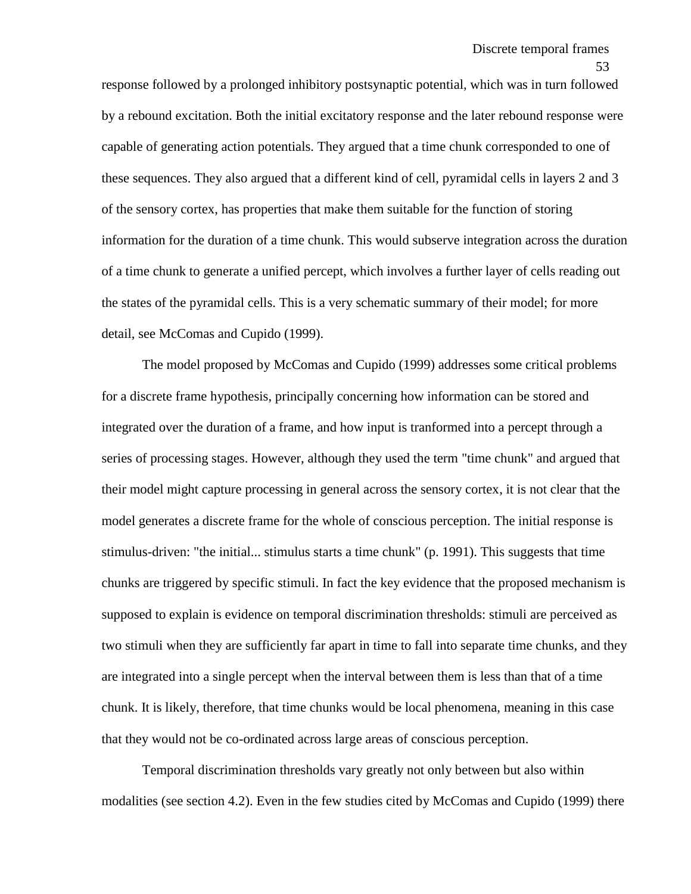response followed by a prolonged inhibitory postsynaptic potential, which was in turn followed by a rebound excitation. Both the initial excitatory response and the later rebound response were capable of generating action potentials. They argued that a time chunk corresponded to one of these sequences. They also argued that a different kind of cell, pyramidal cells in layers 2 and 3 of the sensory cortex, has properties that make them suitable for the function of storing information for the duration of a time chunk. This would subserve integration across the duration of a time chunk to generate a unified percept, which involves a further layer of cells reading out the states of the pyramidal cells. This is a very schematic summary of their model; for more detail, see McComas and Cupido (1999).

The model proposed by McComas and Cupido (1999) addresses some critical problems for a discrete frame hypothesis, principally concerning how information can be stored and integrated over the duration of a frame, and how input is tranformed into a percept through a series of processing stages. However, although they used the term "time chunk" and argued that their model might capture processing in general across the sensory cortex, it is not clear that the model generates a discrete frame for the whole of conscious perception. The initial response is stimulus-driven: "the initial... stimulus starts a time chunk" (p. 1991). This suggests that time chunks are triggered by specific stimuli. In fact the key evidence that the proposed mechanism is supposed to explain is evidence on temporal discrimination thresholds: stimuli are perceived as two stimuli when they are sufficiently far apart in time to fall into separate time chunks, and they are integrated into a single percept when the interval between them is less than that of a time chunk. It is likely, therefore, that time chunks would be local phenomena, meaning in this case that they would not be co-ordinated across large areas of conscious perception.

Temporal discrimination thresholds vary greatly not only between but also within modalities (see section 4.2). Even in the few studies cited by McComas and Cupido (1999) there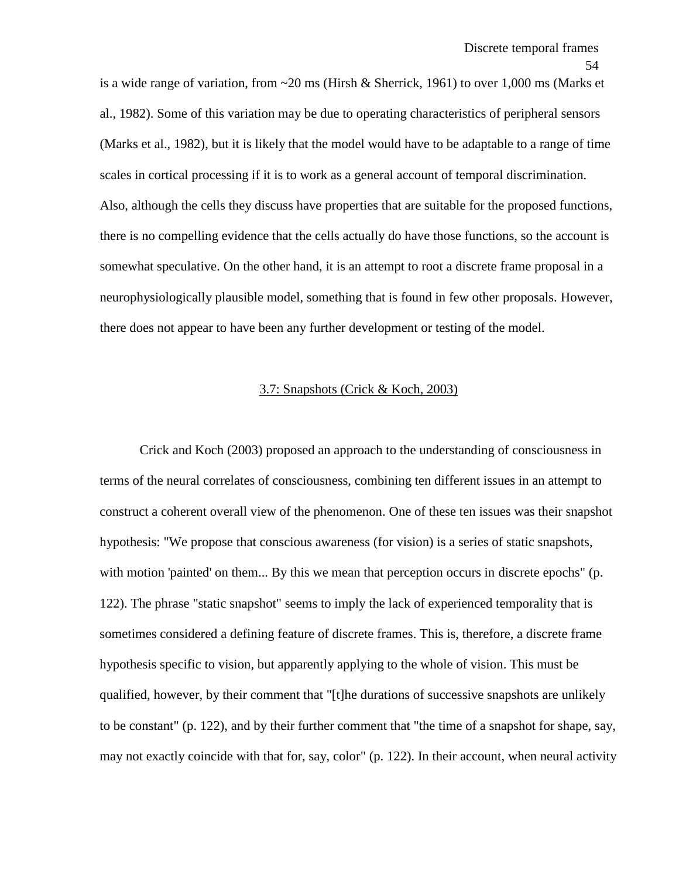is a wide range of variation, from ~20 ms (Hirsh & Sherrick, 1961) to over 1,000 ms (Marks et al., 1982). Some of this variation may be due to operating characteristics of peripheral sensors (Marks et al., 1982), but it is likely that the model would have to be adaptable to a range of time scales in cortical processing if it is to work as a general account of temporal discrimination. Also, although the cells they discuss have properties that are suitable for the proposed functions, there is no compelling evidence that the cells actually do have those functions, so the account is somewhat speculative. On the other hand, it is an attempt to root a discrete frame proposal in a neurophysiologically plausible model, something that is found in few other proposals. However, there does not appear to have been any further development or testing of the model.

## 3.7: Snapshots (Crick & Koch, 2003)

Crick and Koch (2003) proposed an approach to the understanding of consciousness in terms of the neural correlates of consciousness, combining ten different issues in an attempt to construct a coherent overall view of the phenomenon. One of these ten issues was their snapshot hypothesis: "We propose that conscious awareness (for vision) is a series of static snapshots, with motion 'painted' on them... By this we mean that perception occurs in discrete epochs" (p. 122). The phrase "static snapshot" seems to imply the lack of experienced temporality that is sometimes considered a defining feature of discrete frames. This is, therefore, a discrete frame hypothesis specific to vision, but apparently applying to the whole of vision. This must be qualified, however, by their comment that "[t]he durations of successive snapshots are unlikely to be constant" (p. 122), and by their further comment that "the time of a snapshot for shape, say, may not exactly coincide with that for, say, color" (p. 122). In their account, when neural activity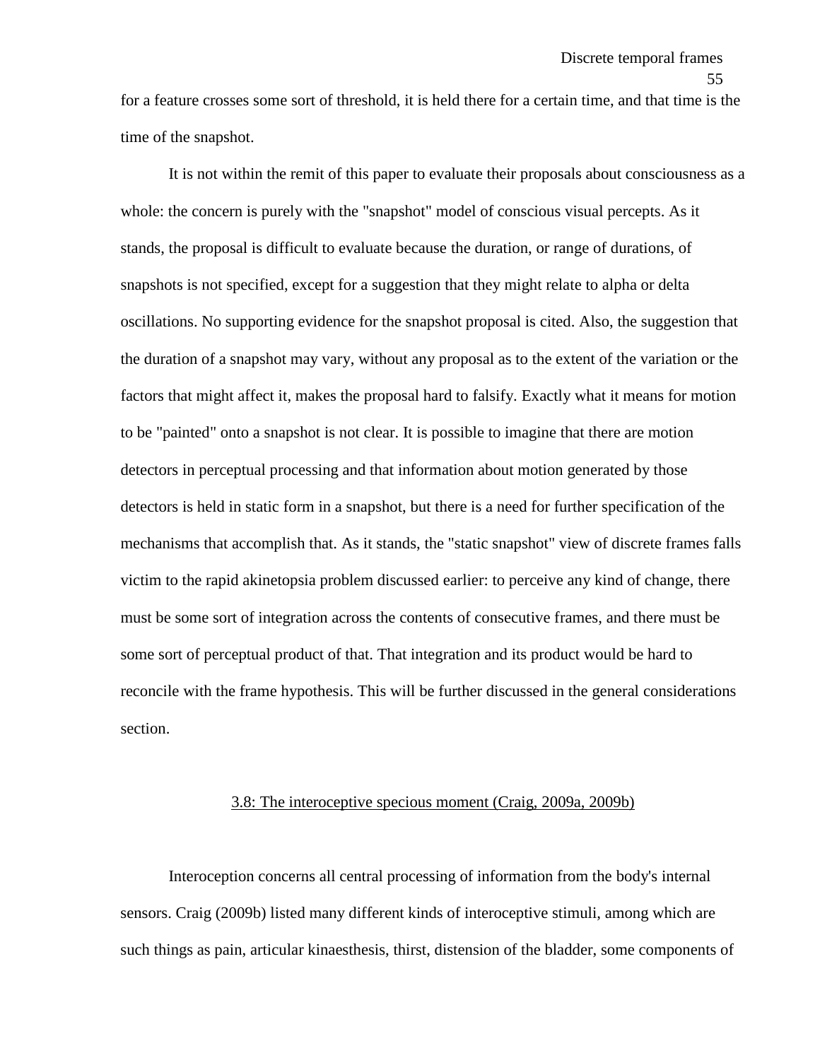for a feature crosses some sort of threshold, it is held there for a certain time, and that time is the time of the snapshot.

It is not within the remit of this paper to evaluate their proposals about consciousness as a whole: the concern is purely with the "snapshot" model of conscious visual percepts. As it stands, the proposal is difficult to evaluate because the duration, or range of durations, of snapshots is not specified, except for a suggestion that they might relate to alpha or delta oscillations. No supporting evidence for the snapshot proposal is cited. Also, the suggestion that the duration of a snapshot may vary, without any proposal as to the extent of the variation or the factors that might affect it, makes the proposal hard to falsify. Exactly what it means for motion to be "painted" onto a snapshot is not clear. It is possible to imagine that there are motion detectors in perceptual processing and that information about motion generated by those detectors is held in static form in a snapshot, but there is a need for further specification of the mechanisms that accomplish that. As it stands, the "static snapshot" view of discrete frames falls victim to the rapid akinetopsia problem discussed earlier: to perceive any kind of change, there must be some sort of integration across the contents of consecutive frames, and there must be some sort of perceptual product of that. That integration and its product would be hard to reconcile with the frame hypothesis. This will be further discussed in the general considerations section.

## 3.8: The interoceptive specious moment (Craig, 2009a, 2009b)

Interoception concerns all central processing of information from the body's internal sensors. Craig (2009b) listed many different kinds of interoceptive stimuli, among which are such things as pain, articular kinaesthesis, thirst, distension of the bladder, some components of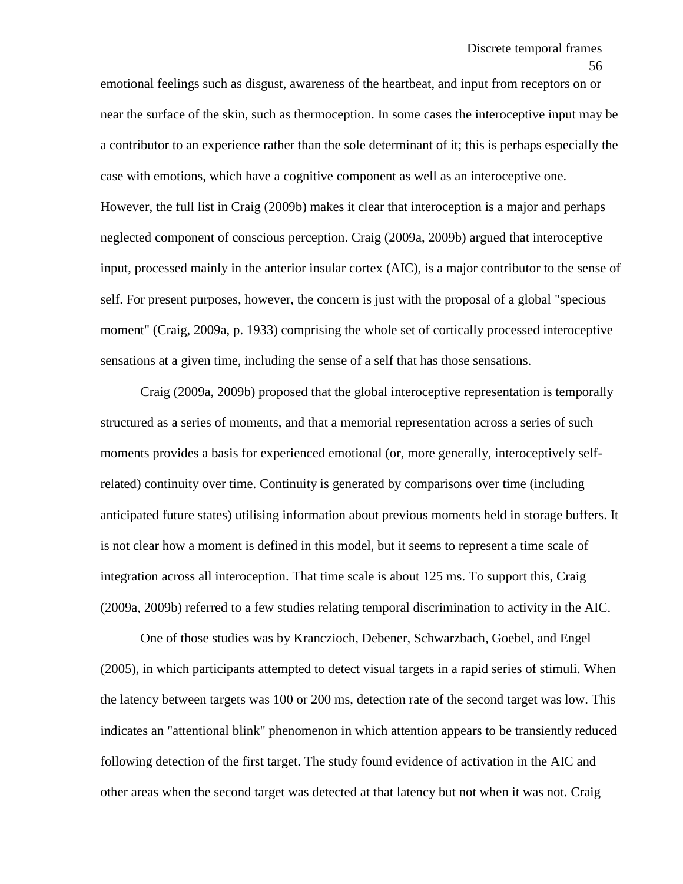emotional feelings such as disgust, awareness of the heartbeat, and input from receptors on or near the surface of the skin, such as thermoception. In some cases the interoceptive input may be a contributor to an experience rather than the sole determinant of it; this is perhaps especially the case with emotions, which have a cognitive component as well as an interoceptive one. However, the full list in Craig (2009b) makes it clear that interoception is a major and perhaps neglected component of conscious perception. Craig (2009a, 2009b) argued that interoceptive input, processed mainly in the anterior insular cortex (AIC), is a major contributor to the sense of self. For present purposes, however, the concern is just with the proposal of a global "specious moment" (Craig, 2009a, p. 1933) comprising the whole set of cortically processed interoceptive sensations at a given time, including the sense of a self that has those sensations.

Craig (2009a, 2009b) proposed that the global interoceptive representation is temporally structured as a series of moments, and that a memorial representation across a series of such moments provides a basis for experienced emotional (or, more generally, interoceptively self-related) continuity over time. Continuity is generated by comparisons over time (including anticipated future states) utilising information about previous moments held in storage buffers. It is not clear how a moment is defined in this model, but it seems to represent a time scale of integration across all interoception. That time scale is about 125 ms. To support this, Craig (2009a, 2009b) referred to a few studies relating temporal discrimination to activity in the AIC.

One of those studies was by Kranczioch, Debener, Schwarzbach, Goebel, and Engel (2005), in which participants attempted to detect visual targets in a rapid series of stimuli. When the latency between targets was 100 or 200 ms, detection rate of the second target was low. This indicates an "attentional blink" phenomenon in which attention appears to be transiently reduced following detection of the first target. The study found evidence of activation in the AIC and other areas when the second target was detected at that latency but not when it was not. Craig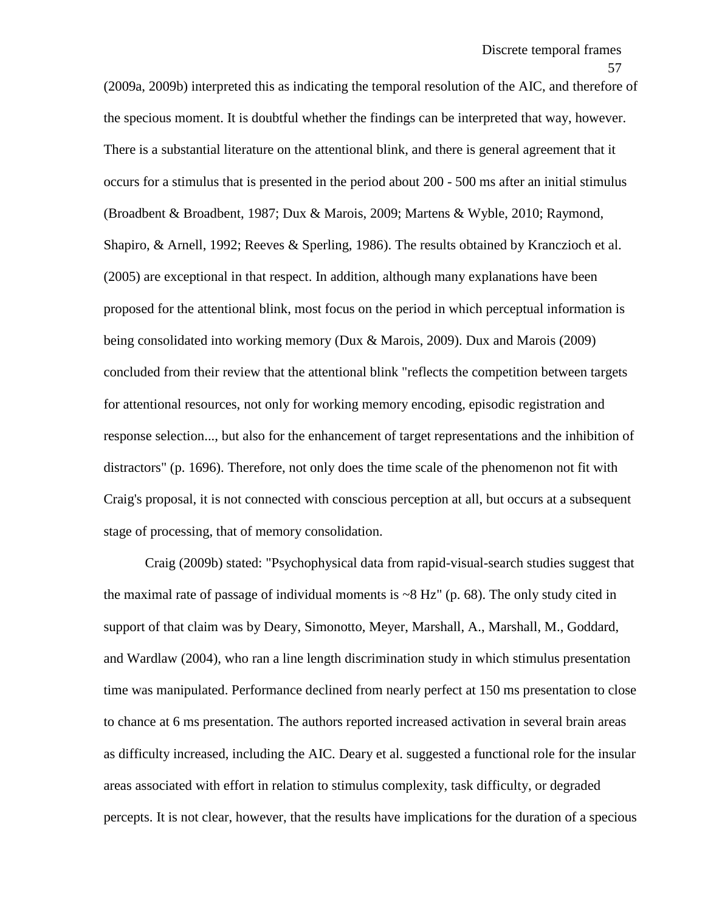(2009a, 2009b) interpreted this as indicating the temporal resolution of the AIC, and therefore of the specious moment. It is doubtful whether the findings can be interpreted that way, however. There is a substantial literature on the attentional blink, and there is general agreement that it occurs for a stimulus that is presented in the period about 200 - 500 ms after an initial stimulus (Broadbent & Broadbent, 1987; Dux & Marois, 2009; Martens & Wyble, 2010; Raymond, Shapiro, & Arnell, 1992; Reeves & Sperling, 1986). The results obtained by Kranczioch et al. (2005) are exceptional in that respect. In addition, although many explanations have been proposed for the attentional blink, most focus on the period in which perceptual information is being consolidated into working memory (Dux & Marois, 2009). Dux and Marois (2009) concluded from their review that the attentional blink "reflects the competition between targets for attentional resources, not only for working memory encoding, episodic registration and response selection..., but also for the enhancement of target representations and the inhibition of distractors" (p. 1696). Therefore, not only does the time scale of the phenomenon not fit with Craig's proposal, it is not connected with conscious perception at all, but occurs at a subsequent stage of processing, that of memory consolidation.

Craig (2009b) stated: "Psychophysical data from rapid-visual-search studies suggest that the maximal rate of passage of individual moments is ~8 Hz" (p. 68). The only study cited in support of that claim was by Deary, Simonotto, Meyer, Marshall, A., Marshall, M., Goddard, and Wardlaw (2004), who ran a line length discrimination study in which stimulus presentation time was manipulated. Performance declined from nearly perfect at 150 ms presentation to close to chance at 6 ms presentation. The authors reported increased activation in several brain areas as difficulty increased, including the AIC. Deary et al. suggested a functional role for the insular areas associated with effort in relation to stimulus complexity, task difficulty, or degraded percepts. It is not clear, however, that the results have implications for the duration of a specious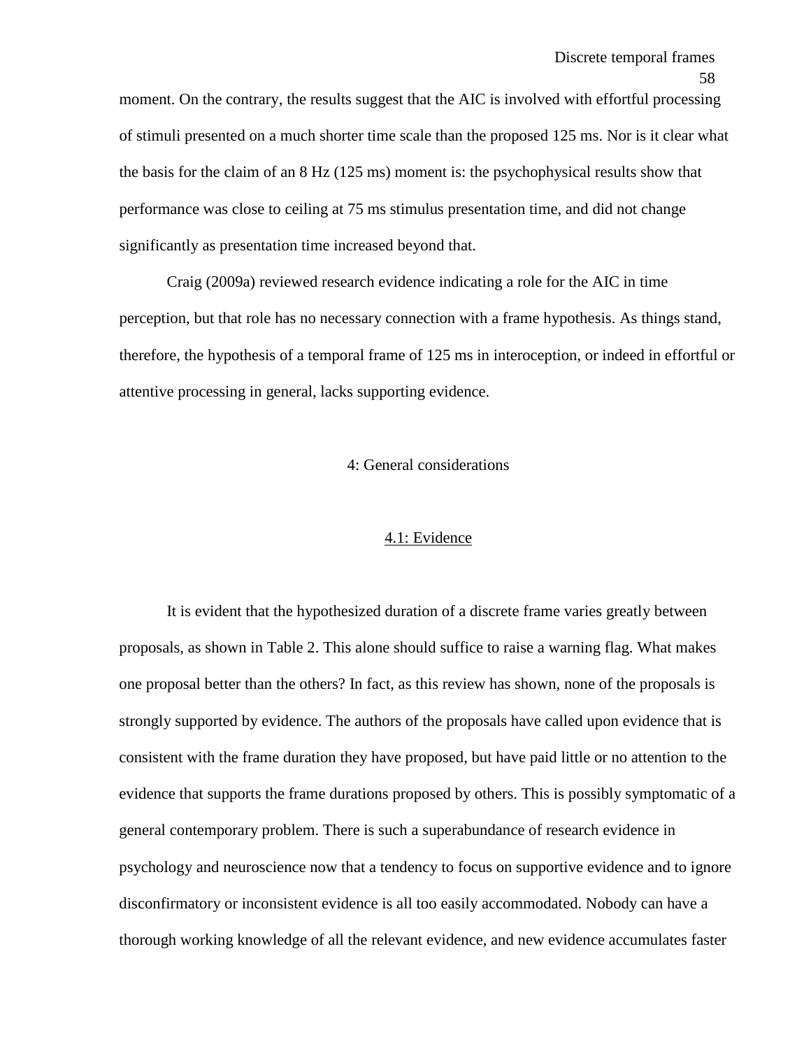moment. On the contrary, the results suggest that the AIC is involved with effortful processing of stimuli presented on a much shorter time scale than the proposed 125 ms. Nor is it clear what the basis for the claim of an 8 Hz (125 ms) moment is: the psychophysical results show that performance was close to ceiling at 75 ms stimulus presentation time, and did not change significantly as presentation time increased beyond that.

Craig (2009a) reviewed research evidence indicating a role for the AIC in time perception, but that role has no necessary connection with a frame hypothesis. As things stand, therefore, the hypothesis of a temporal frame of 125 ms in interoception, or indeed in effortful or attentive processing in general, lacks supporting evidence.

## 4: General considerations

### 4.1: Evidence

It is evident that the hypothesized duration of a discrete frame varies greatly between proposals, as shown in Table 2. This alone should suffice to raise a warning flag. What makes one proposal better than the others? In fact, as this review has shown, none of the proposals is strongly supported by evidence. The authors of the proposals have called upon evidence that is consistent with the frame duration they have proposed, but have paid little or no attention to the evidence that supports the frame durations proposed by others. This is possibly symptomatic of a general contemporary problem. There is such a superabundance of research evidence in psychology and neuroscience now that a tendency to focus on supportive evidence and to ignore disconfirmatory or inconsistent evidence is all too easily accommodated. Nobody can have a thorough working knowledge of all the relevant evidence, and new evidence accumulates faster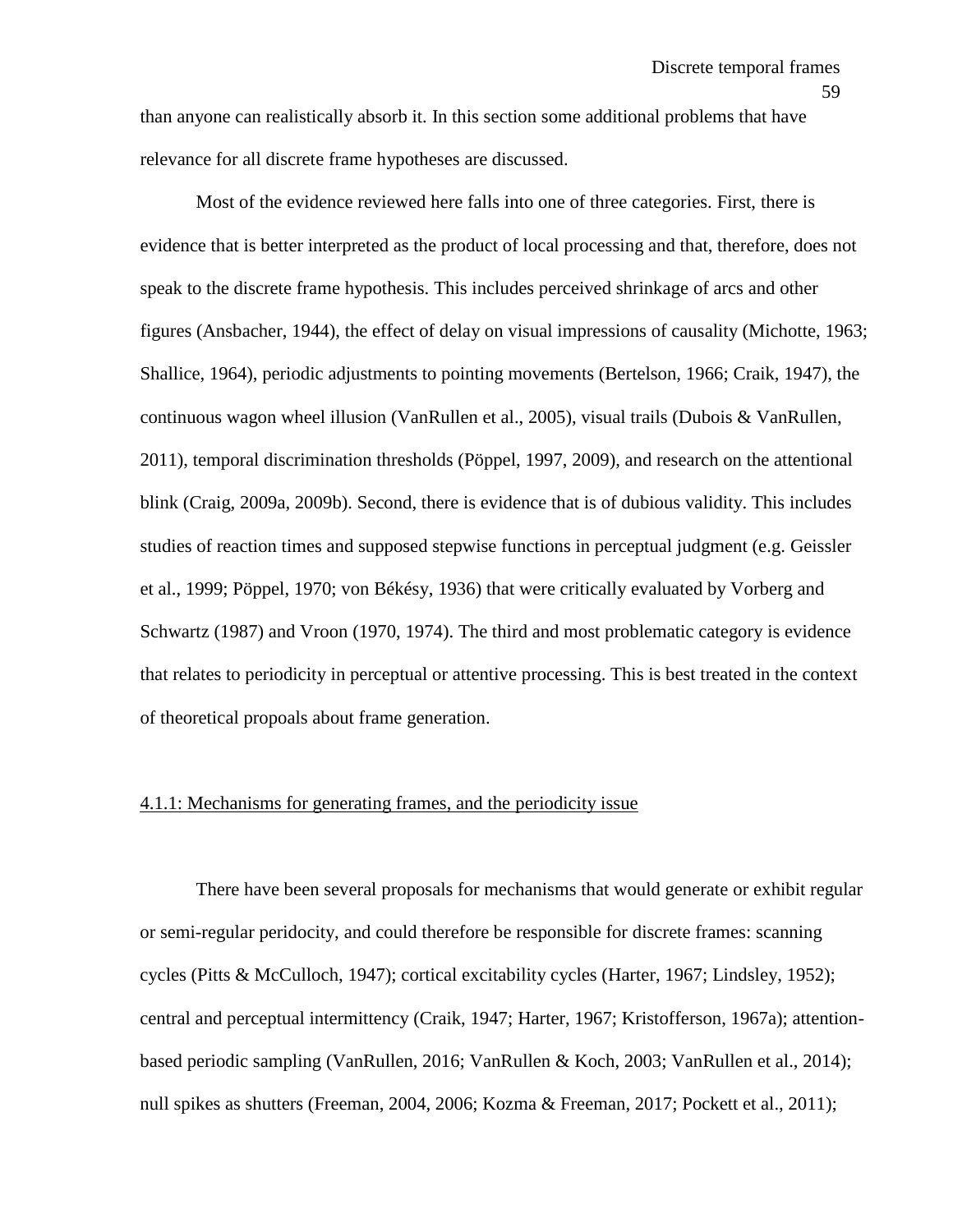than anyone can realistically absorb it. In this section some additional problems that have relevance for all discrete frame hypotheses are discussed.

Most of the evidence reviewed here falls into one of three categories. First, there is evidence that is better interpreted as the product of local processing and that, therefore, does not speak to the discrete frame hypothesis. This includes perceived shrinkage of arcs and other figures (Ansbacher, 1944), the effect of delay on visual impressions of causality (Michotte, 1963; Shallice, 1964), periodic adjustments to pointing movements (Bertelson, 1966; Craik, 1947), the continuous wagon wheel illusion (VanRullen et al., 2005), visual trails (Dubois & VanRullen, 2011), temporal discrimination thresholds (Pöppel, 1997, 2009), and research on the attentional blink (Craig, 2009a, 2009b). Second, there is evidence that is of dubious validity. This includes studies of reaction times and supposed stepwise functions in perceptual judgment (e.g. Geissler et al., 1999; Pöppel, 1970; von Békésy, 1936) that were critically evaluated by Vorberg and Schwartz (1987) and Vroon (1970, 1974). The third and most problematic category is evidence that relates to periodicity in perceptual or attentive processing. This is best treated in the context of theoretical propoals about frame generation.

#### 4.1.1: Mechanisms for generating frames, and the periodicity issue

There have been several proposals for mechanisms that would generate or exhibit regular or semi-regular peridocity, and could therefore be responsible for discrete frames: scanning cycles (Pitts & McCulloch, 1947); cortical excitability cycles (Harter, 1967; Lindsley, 1952); central and perceptual intermittency (Craik, 1947; Harter, 1967; Kristofferson, 1967a); attention-based periodic sampling (VanRullen, 2016; VanRullen & Koch, 2003; VanRullen et al., 2014); null spikes as shutters (Freeman, 2004, 2006; Kozma & Freeman, 2017; Pockett et al., 2011);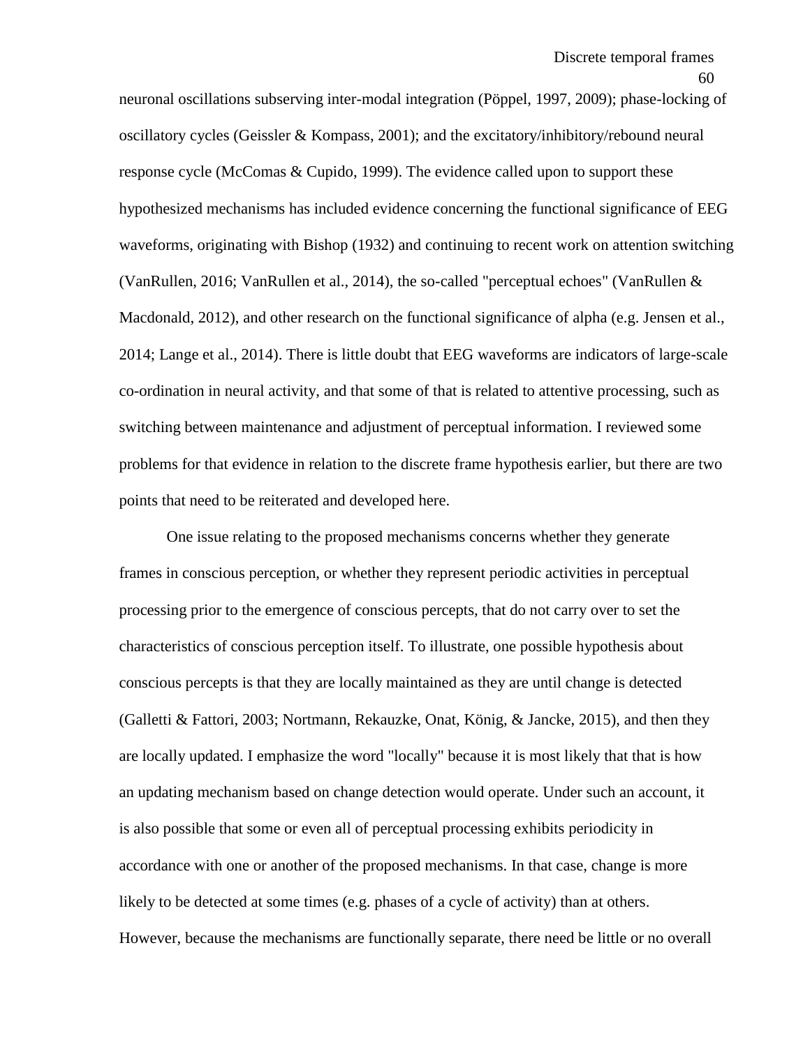neuronal oscillations subserving inter-modal integration (Pöppel, 1997, 2009); phase-locking of oscillatory cycles (Geissler & Kompass, 2001); and the excitatory/inhibitory/rebound neural response cycle (McComas & Cupido, 1999). The evidence called upon to support these hypothesized mechanisms has included evidence concerning the functional significance of EEG waveforms, originating with Bishop (1932) and continuing to recent work on attention switching (VanRullen, 2016; VanRullen et al., 2014), the so-called "perceptual echoes" (VanRullen & Macdonald, 2012), and other research on the functional significance of alpha (e.g. Jensen et al., 2014; Lange et al., 2014). There is little doubt that EEG waveforms are indicators of large-scale co-ordination in neural activity, and that some of that is related to attentive processing, such as switching between maintenance and adjustment of perceptual information. I reviewed some problems for that evidence in relation to the discrete frame hypothesis earlier, but there are two points that need to be reiterated and developed here.

One issue relating to the proposed mechanisms concerns whether they generate frames in conscious perception, or whether they represent periodic activities in perceptual processing prior to the emergence of conscious percepts, that do not carry over to set the characteristics of conscious perception itself. To illustrate, one possible hypothesis about conscious percepts is that they are locally maintained as they are until change is detected (Galletti & Fattori, 2003; Nortmann, Rekauzke, Onat, König, & Jancke, 2015), and then they are locally updated. I emphasize the word "locally" because it is most likely that that is how an updating mechanism based on change detection would operate. Under such an account, it is also possible that some or even all of perceptual processing exhibits periodicity in accordance with one or another of the proposed mechanisms. In that case, change is more likely to be detected at some times (e.g. phases of a cycle of activity) than at others. However, because the mechanisms are functionally separate, there need be little or no overall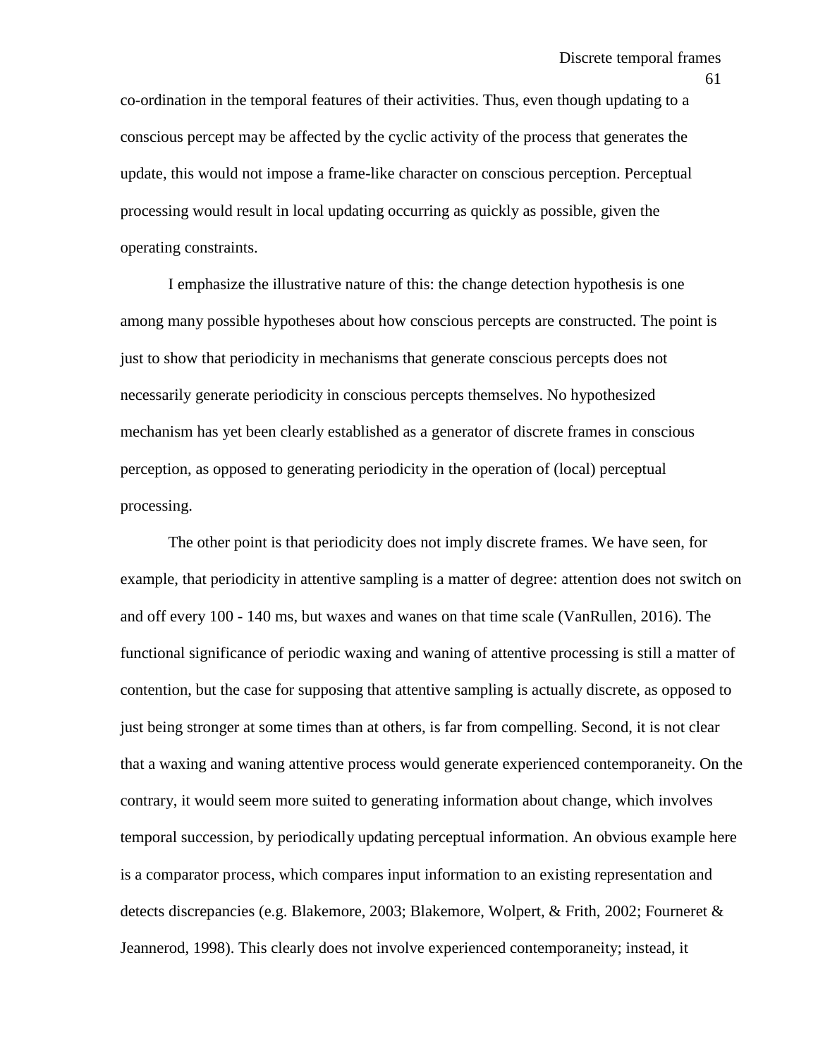co-ordination in the temporal features of their activities. Thus, even though updating to a conscious percept may be affected by the cyclic activity of the process that generates the update, this would not impose a frame-like character on conscious perception. Perceptual processing would result in local updating occurring as quickly as possible, given the operating constraints.

I emphasize the illustrative nature of this: the change detection hypothesis is one among many possible hypotheses about how conscious percepts are constructed. The point is just to show that periodicity in mechanisms that generate conscious percepts does not necessarily generate periodicity in conscious percepts themselves. No hypothesized mechanism has yet been clearly established as a generator of discrete frames in conscious perception, as opposed to generating periodicity in the operation of (local) perceptual processing.

The other point is that periodicity does not imply discrete frames. We have seen, for example, that periodicity in attentive sampling is a matter of degree: attention does not switch on and off every 100 - 140 ms, but waxes and wanes on that time scale (VanRullen, 2016). The functional significance of periodic waxing and waning of attentive processing is still a matter of contention, but the case for supposing that attentive sampling is actually discrete, as opposed to just being stronger at some times than at others, is far from compelling. Second, it is not clear that a waxing and waning attentive process would generate experienced contemporaneity. On the contrary, it would seem more suited to generating information about change, which involves temporal succession, by periodically updating perceptual information. An obvious example here is a comparator process, which compares input information to an existing representation and detects discrepancies (e.g. Blakemore, 2003; Blakemore, Wolpert, & Frith, 2002; Fourneret & Jeannerod, 1998). This clearly does not involve experienced contemporaneity; instead, it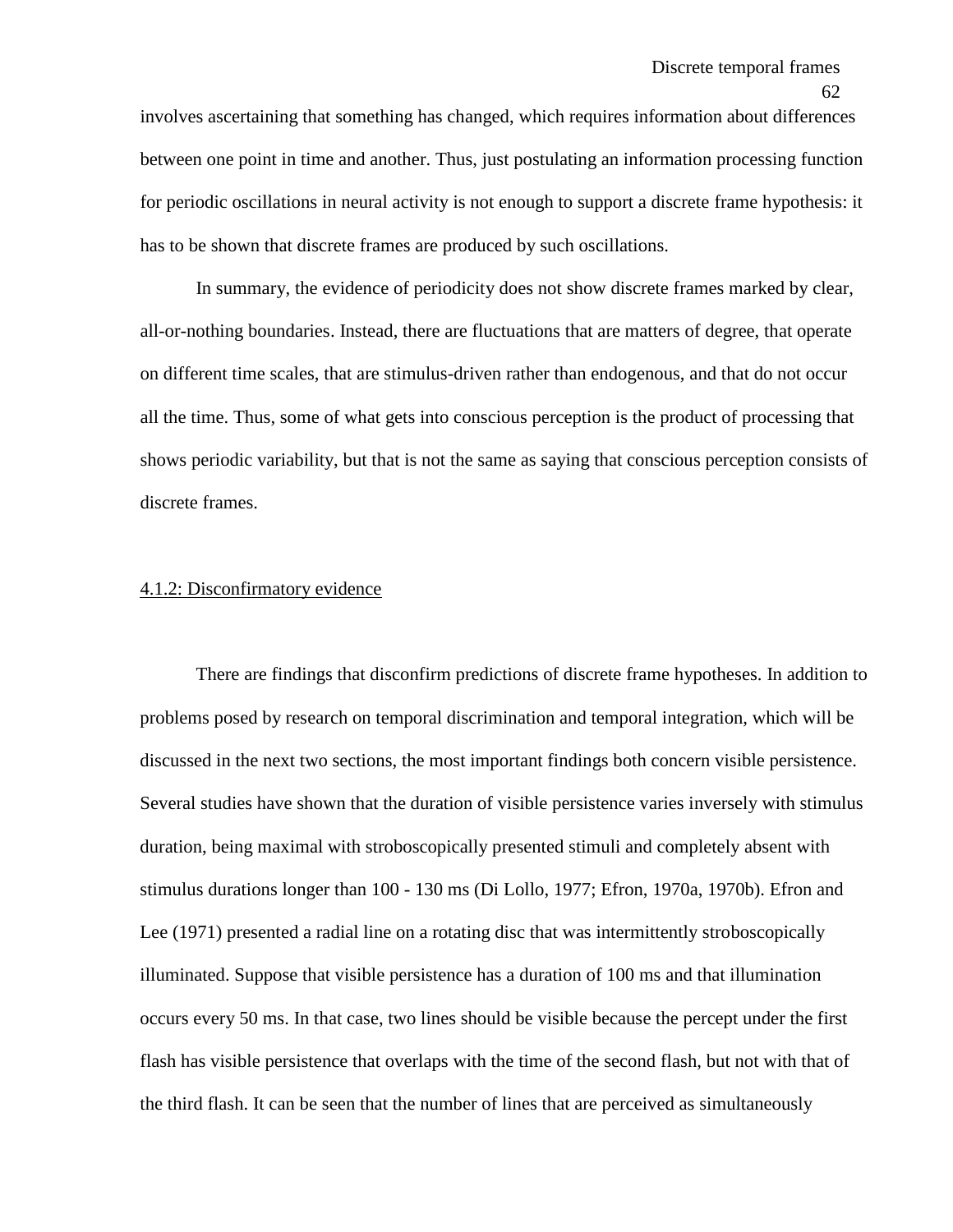involves ascertaining that something has changed, which requires information about differences between one point in time and another. Thus, just postulating an information processing function for periodic oscillations in neural activity is not enough to support a discrete frame hypothesis: it has to be shown that discrete frames are produced by such oscillations.

In summary, the evidence of periodicity does not show discrete frames marked by clear, all-or-nothing boundaries. Instead, there are fluctuations that are matters of degree, that operate on different time scales, that are stimulus-driven rather than endogenous, and that do not occur all the time. Thus, some of what gets into conscious perception is the product of processing that shows periodic variability, but that is not the same as saying that conscious perception consists of discrete frames.

#### 4.1.2: Disconfirmatory evidence

There are findings that disconfirm predictions of discrete frame hypotheses. In addition to problems posed by research on temporal discrimination and temporal integration, which will be discussed in the next two sections, the most important findings both concern visible persistence. Several studies have shown that the duration of visible persistence varies inversely with stimulus duration, being maximal with stroboscopically presented stimuli and completely absent with stimulus durations longer than 100 - 130 ms (Di Lollo, 1977; Efron, 1970a, 1970b). Efron and Lee (1971) presented a radial line on a rotating disc that was intermittently stroboscopically illuminated. Suppose that visible persistence has a duration of 100 ms and that illumination occurs every 50 ms. In that case, two lines should be visible because the percept under the first flash has visible persistence that overlaps with the time of the second flash, but not with that of the third flash. It can be seen that the number of lines that are perceived as simultaneously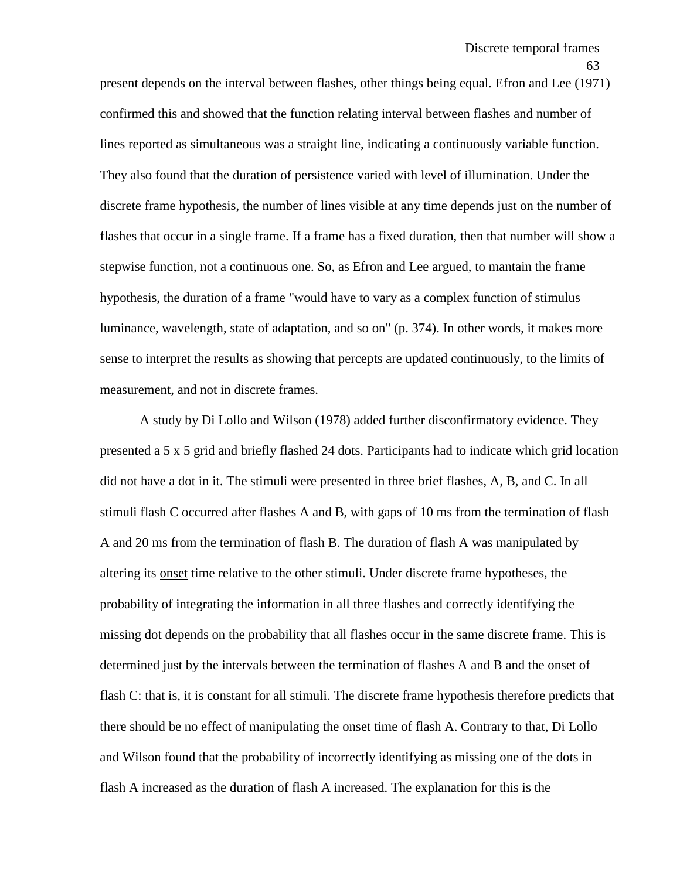present depends on the interval between flashes, other things being equal. Efron and Lee (1971) confirmed this and showed that the function relating interval between flashes and number of lines reported as simultaneous was a straight line, indicating a continuously variable function. They also found that the duration of persistence varied with level of illumination. Under the discrete frame hypothesis, the number of lines visible at any time depends just on the number of flashes that occur in a single frame. If a frame has a fixed duration, then that number will show a stepwise function, not a continuous one. So, as Efron and Lee argued, to mantain the frame hypothesis, the duration of a frame "would have to vary as a complex function of stimulus luminance, wavelength, state of adaptation, and so on" (p. 374). In other words, it makes more sense to interpret the results as showing that percepts are updated continuously, to the limits of measurement, and not in discrete frames.

A study by Di Lollo and Wilson (1978) added further disconfirmatory evidence. They presented a 5 x 5 grid and briefly flashed 24 dots. Participants had to indicate which grid location did not have a dot in it. The stimuli were presented in three brief flashes, A, B, and C. In all stimuli flash C occurred after flashes A and B, with gaps of 10 ms from the termination of flash A and 20 ms from the termination of flash B. The duration of flash A was manipulated by altering its onset time relative to the other stimuli. Under discrete frame hypotheses, the probability of integrating the information in all three flashes and correctly identifying the missing dot depends on the probability that all flashes occur in the same discrete frame. This is determined just by the intervals between the termination of flashes A and B and the onset of flash C: that is, it is constant for all stimuli. The discrete frame hypothesis therefore predicts that there should be no effect of manipulating the onset time of flash A. Contrary to that, Di Lollo and Wilson found that the probability of incorrectly identifying as missing one of the dots in flash A increased as the duration of flash A increased. The explanation for this is the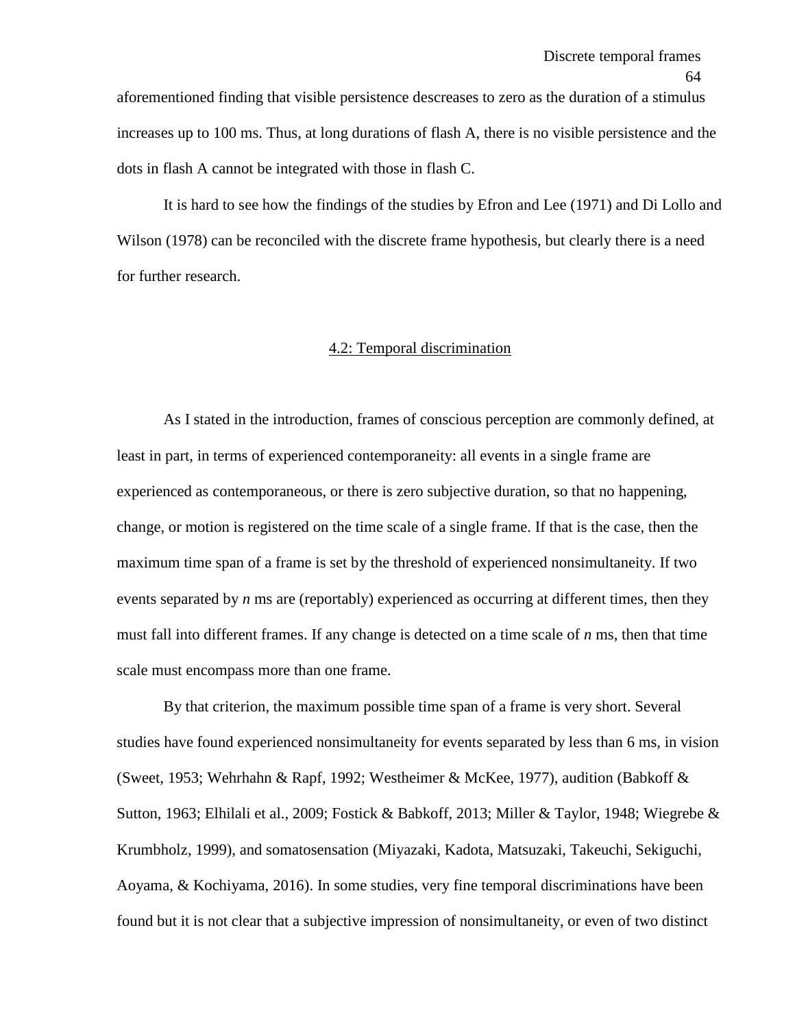aforementioned finding that visible persistence descreases to zero as the duration of a stimulus increases up to 100 ms. Thus, at long durations of flash A, there is no visible persistence and the dots in flash A cannot be integrated with those in flash C.

It is hard to see how the findings of the studies by Efron and Lee (1971) and Di Lollo and Wilson (1978) can be reconciled with the discrete frame hypothesis, but clearly there is a need for further research.

## 4.2: Temporal discrimination

As I stated in the introduction, frames of conscious perception are commonly defined, at least in part, in terms of experienced contemporaneity: all events in a single frame are experienced as contemporaneous, or there is zero subjective duration, so that no happening, change, or motion is registered on the time scale of a single frame. If that is the case, then the maximum time span of a frame is set by the threshold of experienced nonsimultaneity. If two events separated by *n* ms are (reportably) experienced as occurring at different times, then they must fall into different frames. If any change is detected on a time scale of *n* ms, then that time scale must encompass more than one frame.

By that criterion, the maximum possible time span of a frame is very short. Several studies have found experienced nonsimultaneity for events separated by less than 6 ms, in vision (Sweet, 1953; Wehrhahn & Rapf, 1992; Westheimer & McKee, 1977), audition (Babkoff & Sutton, 1963; Elhilali et al., 2009; Fostick & Babkoff, 2013; Miller & Taylor, 1948; Wiegrebe & Krumbholz, 1999), and somatosensation (Miyazaki, Kadota, Matsuzaki, Takeuchi, Sekiguchi, Aoyama, & Kochiyama, 2016). In some studies, very fine temporal discriminations have been found but it is not clear that a subjective impression of nonsimultaneity, or even of two distinct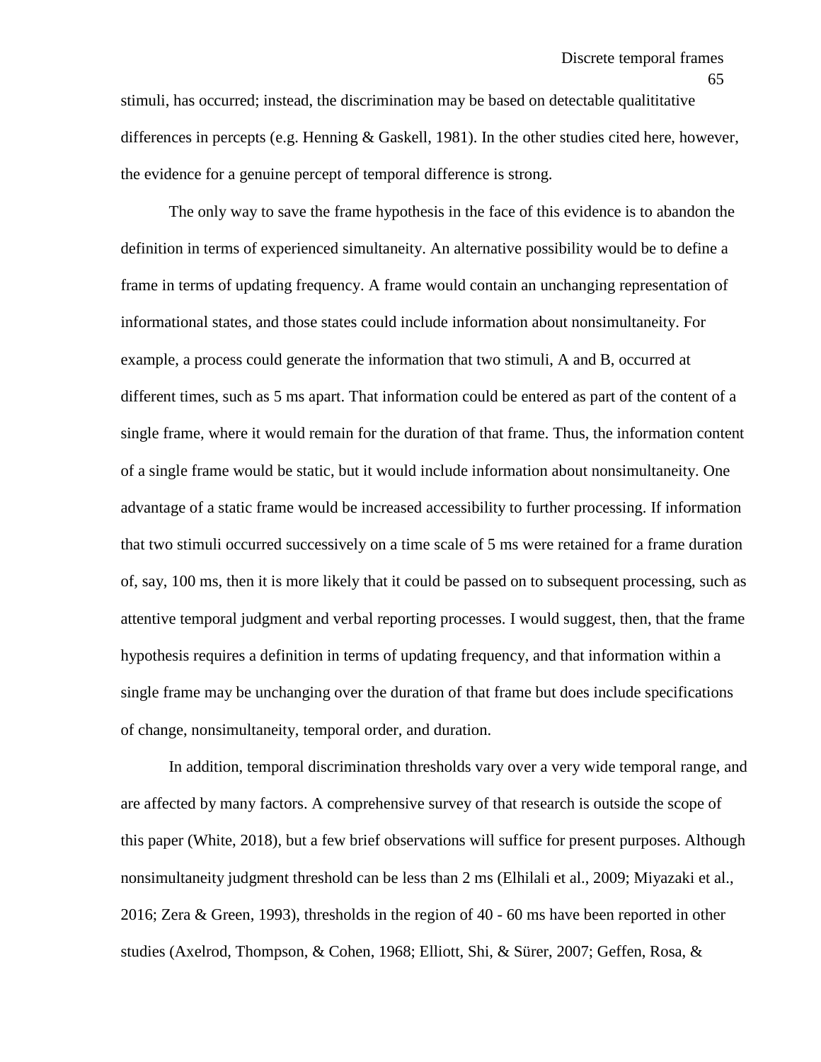stimuli, has occurred; instead, the discrimination may be based on detectable qualititative differences in percepts (e.g. Henning & Gaskell, 1981). In the other studies cited here, however, the evidence for a genuine percept of temporal difference is strong.

The only way to save the frame hypothesis in the face of this evidence is to abandon the definition in terms of experienced simultaneity. An alternative possibility would be to define a frame in terms of updating frequency. A frame would contain an unchanging representation of informational states, and those states could include information about nonsimultaneity. For example, a process could generate the information that two stimuli, A and B, occurred at different times, such as 5 ms apart. That information could be entered as part of the content of a single frame, where it would remain for the duration of that frame. Thus, the information content of a single frame would be static, but it would include information about nonsimultaneity. One advantage of a static frame would be increased accessibility to further processing. If information that two stimuli occurred successively on a time scale of 5 ms were retained for a frame duration of, say, 100 ms, then it is more likely that it could be passed on to subsequent processing, such as attentive temporal judgment and verbal reporting processes. I would suggest, then, that the frame hypothesis requires a definition in terms of updating frequency, and that information within a single frame may be unchanging over the duration of that frame but does include specifications of change, nonsimultaneity, temporal order, and duration.

In addition, temporal discrimination thresholds vary over a very wide temporal range, and are affected by many factors. A comprehensive survey of that research is outside the scope of this paper (White, 2018), but a few brief observations will suffice for present purposes. Although nonsimultaneity judgment threshold can be less than 2 ms (Elhilali et al., 2009; Miyazaki et al., 2016; Zera & Green, 1993), thresholds in the region of 40 - 60 ms have been reported in other studies (Axelrod, Thompson, & Cohen, 1968; Elliott, Shi, & Sürer, 2007; Geffen, Rosa, &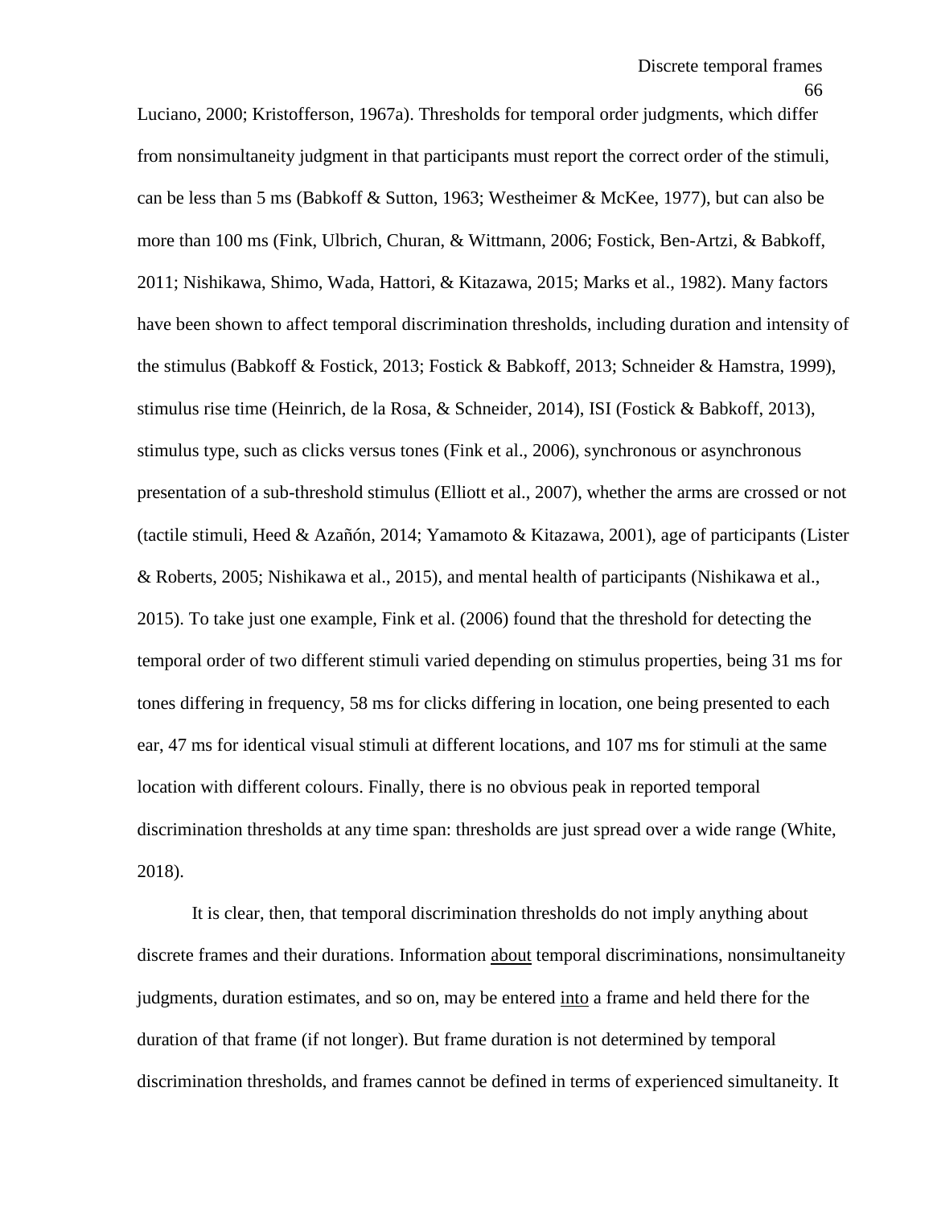Luciano, 2000; Kristofferson, 1967a). Thresholds for temporal order judgments, which differ from nonsimultaneity judgment in that participants must report the correct order of the stimuli, can be less than 5 ms (Babkoff & Sutton, 1963; Westheimer & McKee, 1977), but can also be more than 100 ms (Fink, Ulbrich, Churan, & Wittmann, 2006; Fostick, Ben-Artzi, & Babkoff, 2011; Nishikawa, Shimo, Wada, Hattori, & Kitazawa, 2015; Marks et al., 1982). Many factors have been shown to affect temporal discrimination thresholds, including duration and intensity of the stimulus (Babkoff & Fostick, 2013; Fostick & Babkoff, 2013; Schneider & Hamstra, 1999), stimulus rise time (Heinrich, de la Rosa, & Schneider, 2014), ISI (Fostick & Babkoff, 2013), stimulus type, such as clicks versus tones (Fink et al., 2006), synchronous or asynchronous presentation of a sub-threshold stimulus (Elliott et al., 2007), whether the arms are crossed or not (tactile stimuli, Heed & Azañón, 2014; Yamamoto & Kitazawa, 2001), age of participants (Lister & Roberts, 2005; Nishikawa et al., 2015), and mental health of participants (Nishikawa et al., 2015). To take just one example, Fink et al. (2006) found that the threshold for detecting the temporal order of two different stimuli varied depending on stimulus properties, being 31 ms for tones differing in frequency, 58 ms for clicks differing in location, one being presented to each ear, 47 ms for identical visual stimuli at different locations, and 107 ms for stimuli at the same location with different colours. Finally, there is no obvious peak in reported temporal discrimination thresholds at any time span: thresholds are just spread over a wide range (White, 2018).

It is clear, then, that temporal discrimination thresholds do not imply anything about discrete frames and their durations. Information <u>about</u> temporal discriminations, nonsimultaneity judgments, duration estimates, and so on, may be entered <u>into</u> a frame and held there for the duration of that frame (if not longer). But frame duration is not determined by temporal discrimination thresholds, and frames cannot be defined in terms of experienced simultaneity. It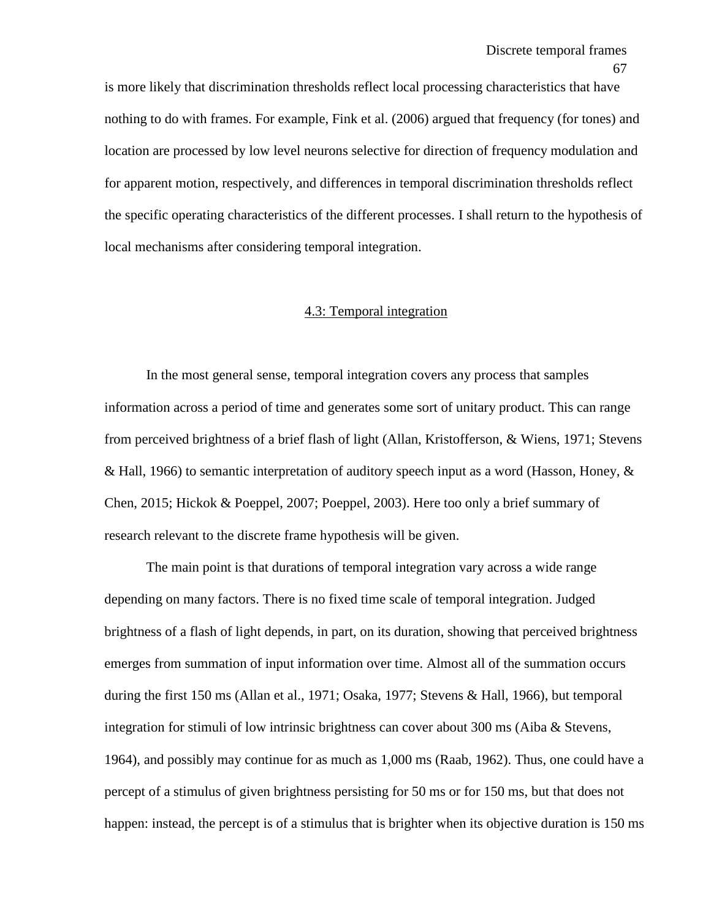is more likely that discrimination thresholds reflect local processing characteristics that have nothing to do with frames. For example, Fink et al. (2006) argued that frequency (for tones) and location are processed by low level neurons selective for direction of frequency modulation and for apparent motion, respectively, and differences in temporal discrimination thresholds reflect the specific operating characteristics of the different processes. I shall return to the hypothesis of local mechanisms after considering temporal integration.

## 4.3: Temporal integration

In the most general sense, temporal integration covers any process that samples information across a period of time and generates some sort of unitary product. This can range from perceived brightness of a brief flash of light (Allan, Kristofferson, & Wiens, 1971; Stevens & Hall, 1966) to semantic interpretation of auditory speech input as a word (Hasson, Honey, & Chen, 2015; Hickok & Poeppel, 2007; Poeppel, 2003). Here too only a brief summary of research relevant to the discrete frame hypothesis will be given.

The main point is that durations of temporal integration vary across a wide range depending on many factors. There is no fixed time scale of temporal integration. Judged brightness of a flash of light depends, in part, on its duration, showing that perceived brightness emerges from summation of input information over time. Almost all of the summation occurs during the first 150 ms (Allan et al., 1971; Osaka, 1977; Stevens & Hall, 1966), but temporal integration for stimuli of low intrinsic brightness can cover about 300 ms (Aiba & Stevens, 1964), and possibly may continue for as much as 1,000 ms (Raab, 1962). Thus, one could have a percept of a stimulus of given brightness persisting for 50 ms or for 150 ms, but that does not happen: instead, the percept is of a stimulus that is brighter when its objective duration is 150 ms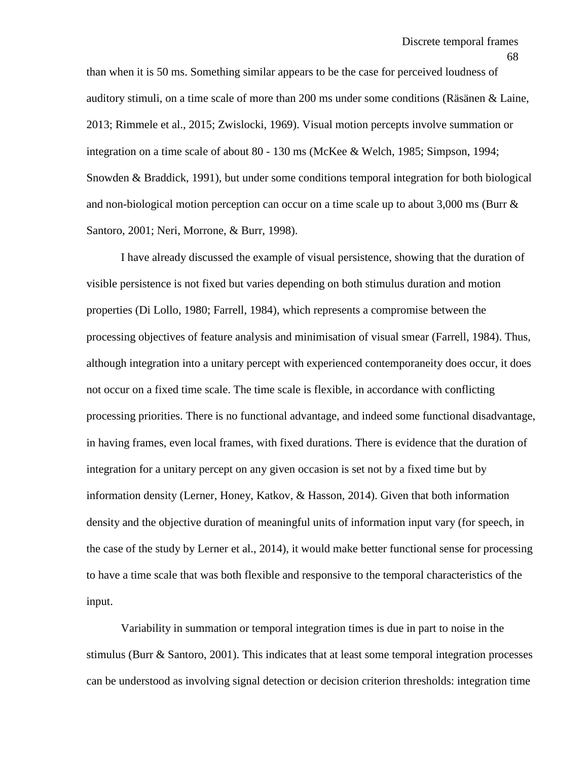than when it is 50 ms. Something similar appears to be the case for perceived loudness of auditory stimuli, on a time scale of more than 200 ms under some conditions (Räsänen & Laine, 2013; Rimmele et al., 2015; Zwislocki, 1969). Visual motion percepts involve summation or integration on a time scale of about 80 - 130 ms (McKee & Welch, 1985; Simpson, 1994; Snowden & Braddick, 1991), but under some conditions temporal integration for both biological and non-biological motion perception can occur on a time scale up to about 3,000 ms (Burr & Santoro, 2001; Neri, Morrone, & Burr, 1998).

I have already discussed the example of visual persistence, showing that the duration of visible persistence is not fixed but varies depending on both stimulus duration and motion properties (Di Lollo, 1980; Farrell, 1984), which represents a compromise between the processing objectives of feature analysis and minimisation of visual smear (Farrell, 1984). Thus, although integration into a unitary percept with experienced contemporaneity does occur, it does not occur on a fixed time scale. The time scale is flexible, in accordance with conflicting processing priorities. There is no functional advantage, and indeed some functional disadvantage, in having frames, even local frames, with fixed durations. There is evidence that the duration of integration for a unitary percept on any given occasion is set not by a fixed time but by information density (Lerner, Honey, Katkov, & Hasson, 2014). Given that both information density and the objective duration of meaningful units of information input vary (for speech, in the case of the study by Lerner et al., 2014), it would make better functional sense for processing to have a time scale that was both flexible and responsive to the temporal characteristics of the input.

Variability in summation or temporal integration times is due in part to noise in the stimulus (Burr & Santoro, 2001). This indicates that at least some temporal integration processes can be understood as involving signal detection or decision criterion thresholds: integration time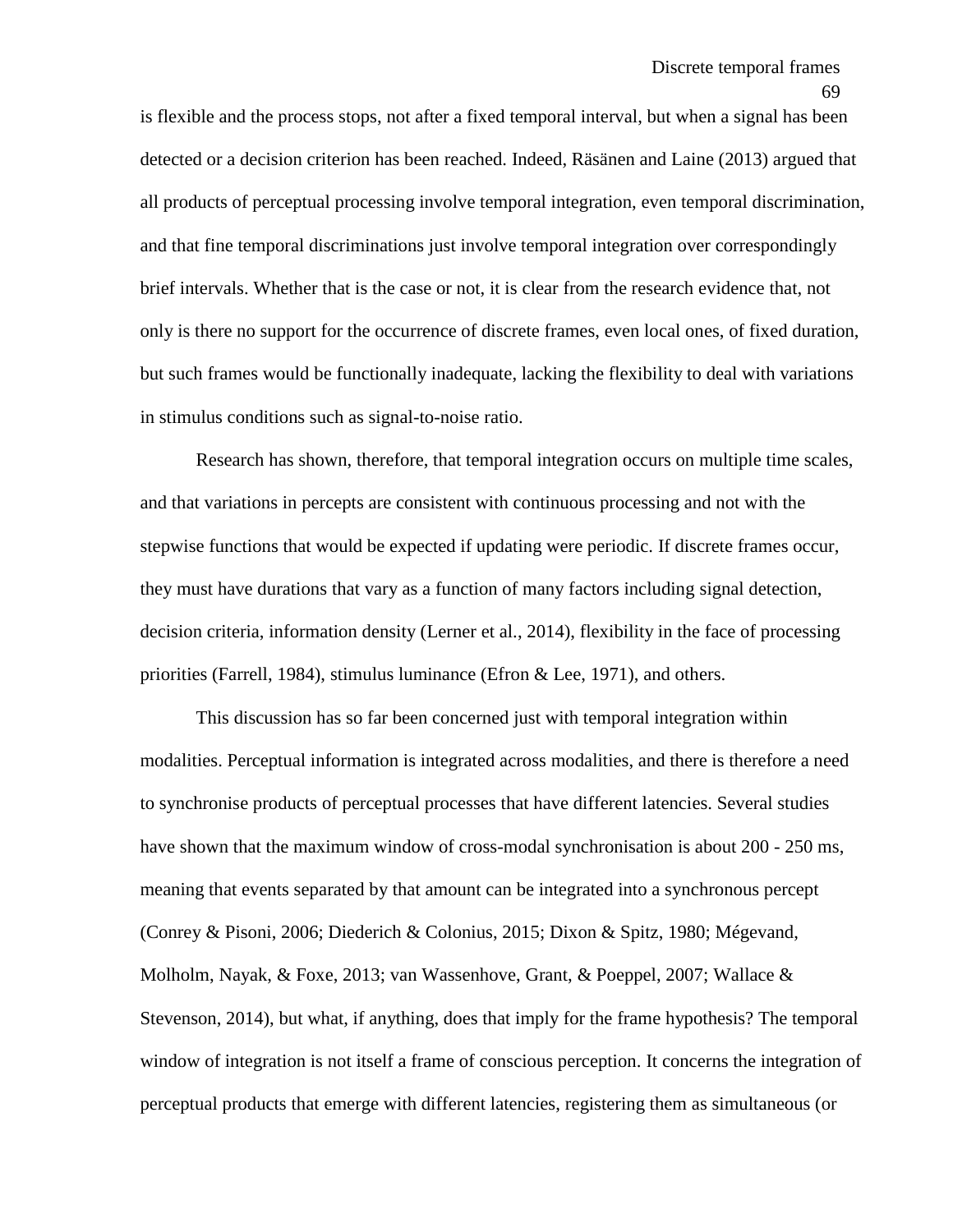is flexible and the process stops, not after a fixed temporal interval, but when a signal has been detected or a decision criterion has been reached. Indeed, Räsänen and Laine (2013) argued that all products of perceptual processing involve temporal integration, even temporal discrimination, and that fine temporal discriminations just involve temporal integration over correspondingly brief intervals. Whether that is the case or not, it is clear from the research evidence that, not only is there no support for the occurrence of discrete frames, even local ones, of fixed duration, but such frames would be functionally inadequate, lacking the flexibility to deal with variations in stimulus conditions such as signal-to-noise ratio.

Research has shown, therefore, that temporal integration occurs on multiple time scales, and that variations in percepts are consistent with continuous processing and not with the stepwise functions that would be expected if updating were periodic. If discrete frames occur, they must have durations that vary as a function of many factors including signal detection, decision criteria, information density (Lerner et al., 2014), flexibility in the face of processing priorities (Farrell, 1984), stimulus luminance (Efron & Lee, 1971), and others.

This discussion has so far been concerned just with temporal integration within modalities. Perceptual information is integrated across modalities, and there is therefore a need to synchronise products of perceptual processes that have different latencies. Several studies have shown that the maximum window of cross-modal synchronisation is about 200 - 250 ms, meaning that events separated by that amount can be integrated into a synchronous percept (Conrey & Pisoni, 2006; Diederich & Colonius, 2015; Dixon & Spitz, 1980; Mégevand, Molholm, Nayak, & Foxe, 2013; van Wassenhove, Grant, & Poeppel, 2007; Wallace & Stevenson, 2014), but what, if anything, does that imply for the frame hypothesis? The temporal window of integration is not itself a frame of conscious perception. It concerns the integration of perceptual products that emerge with different latencies, registering them as simultaneous (or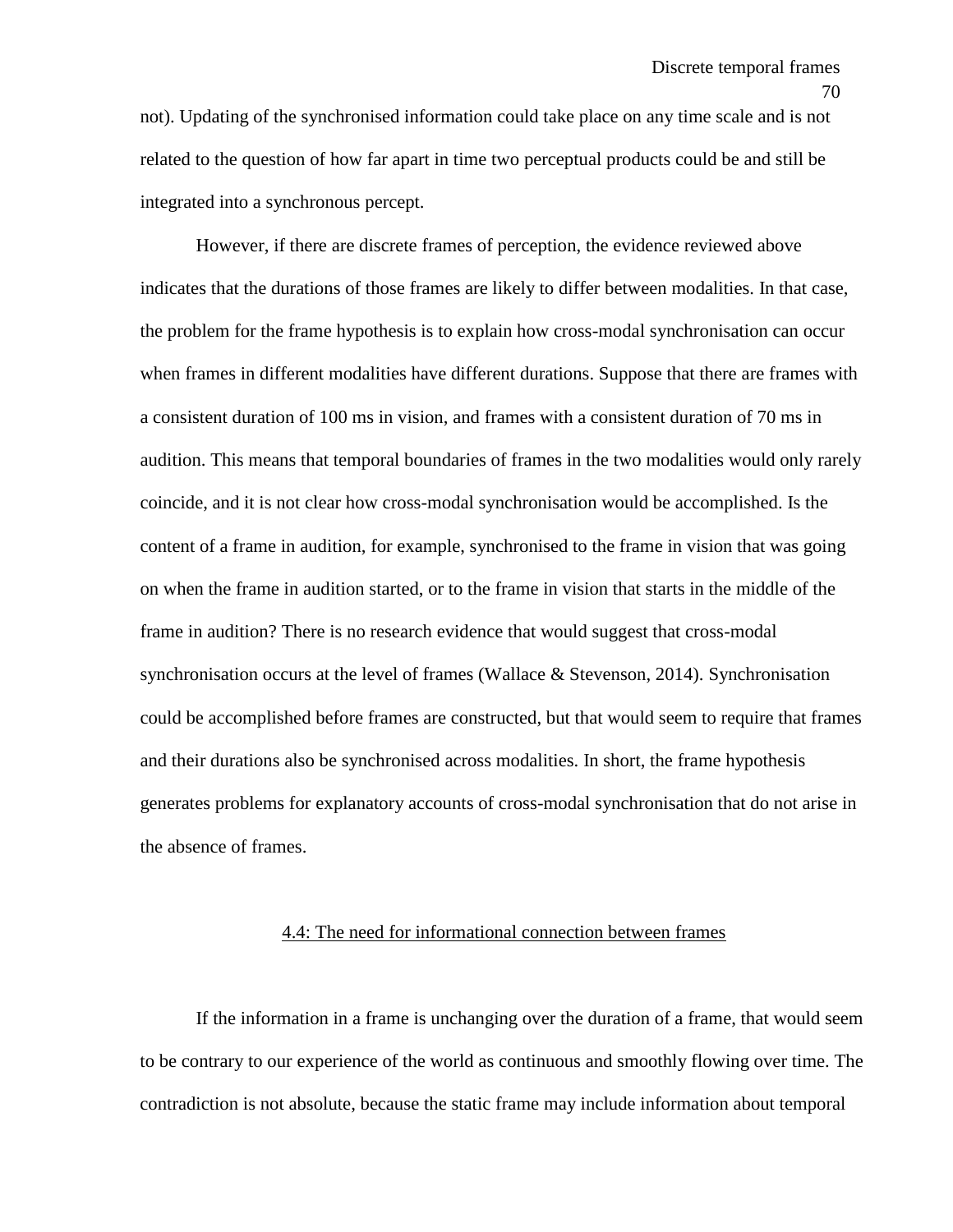not). Updating of the synchronised information could take place on any time scale and is not related to the question of how far apart in time two perceptual products could be and still be integrated into a synchronous percept.

However, if there are discrete frames of perception, the evidence reviewed above indicates that the durations of those frames are likely to differ between modalities. In that case, the problem for the frame hypothesis is to explain how cross-modal synchronisation can occur when frames in different modalities have different durations. Suppose that there are frames with a consistent duration of 100 ms in vision, and frames with a consistent duration of 70 ms in audition. This means that temporal boundaries of frames in the two modalities would only rarely coincide, and it is not clear how cross-modal synchronisation would be accomplished. Is the content of a frame in audition, for example, synchronised to the frame in vision that was going on when the frame in audition started, or to the frame in vision that starts in the middle of the frame in audition? There is no research evidence that would suggest that cross-modal synchronisation occurs at the level of frames (Wallace & Stevenson, 2014). Synchronisation could be accomplished before frames are constructed, but that would seem to require that frames and their durations also be synchronised across modalities. In short, the frame hypothesis generates problems for explanatory accounts of cross-modal synchronisation that do not arise in the absence of frames.

## 4.4: The need for informational connection between frames

If the information in a frame is unchanging over the duration of a frame, that would seem to be contrary to our experience of the world as continuous and smoothly flowing over time. The contradiction is not absolute, because the static frame may include information about temporal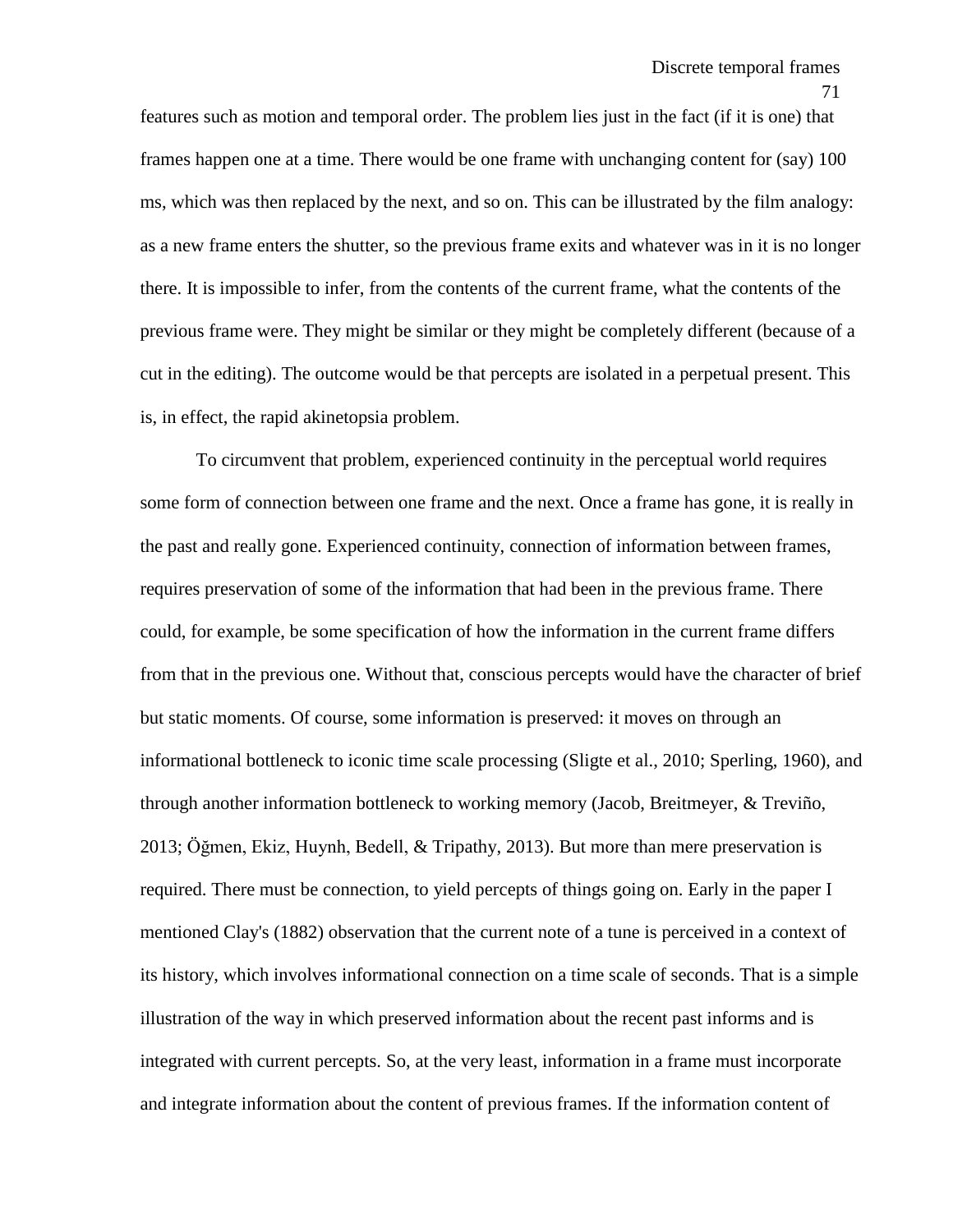features such as motion and temporal order. The problem lies just in the fact (if it is one) that frames happen one at a time. There would be one frame with unchanging content for (say) 100 ms, which was then replaced by the next, and so on. This can be illustrated by the film analogy: as a new frame enters the shutter, so the previous frame exits and whatever was in it is no longer there. It is impossible to infer, from the contents of the current frame, what the contents of the previous frame were. They might be similar or they might be completely different (because of a cut in the editing). The outcome would be that percepts are isolated in a perpetual present. This is, in effect, the rapid akinetopsia problem.

To circumvent that problem, experienced continuity in the perceptual world requires some form of connection between one frame and the next. Once a frame has gone, it is really in the past and really gone. Experienced continuity, connection of information between frames, requires preservation of some of the information that had been in the previous frame. There could, for example, be some specification of how the information in the current frame differs from that in the previous one. Without that, conscious percepts would have the character of brief but static moments. Of course, some information is preserved: it moves on through an informational bottleneck to iconic time scale processing (Sligte et al., 2010; Sperling, 1960), and through another information bottleneck to working memory (Jacob, Breitmeyer, & Treviño, 2013; Öğmen, Ekiz, Huynh, Bedell, & Tripathy, 2013). But more than mere preservation is required. There must be connection, to yield percepts of things going on. Early in the paper I mentioned Clay's (1882) observation that the current note of a tune is perceived in a context of its history, which involves informational connection on a time scale of seconds. That is a simple illustration of the way in which preserved information about the recent past informs and is integrated with current percepts. So, at the very least, information in a frame must incorporate and integrate information about the content of previous frames. If the information content of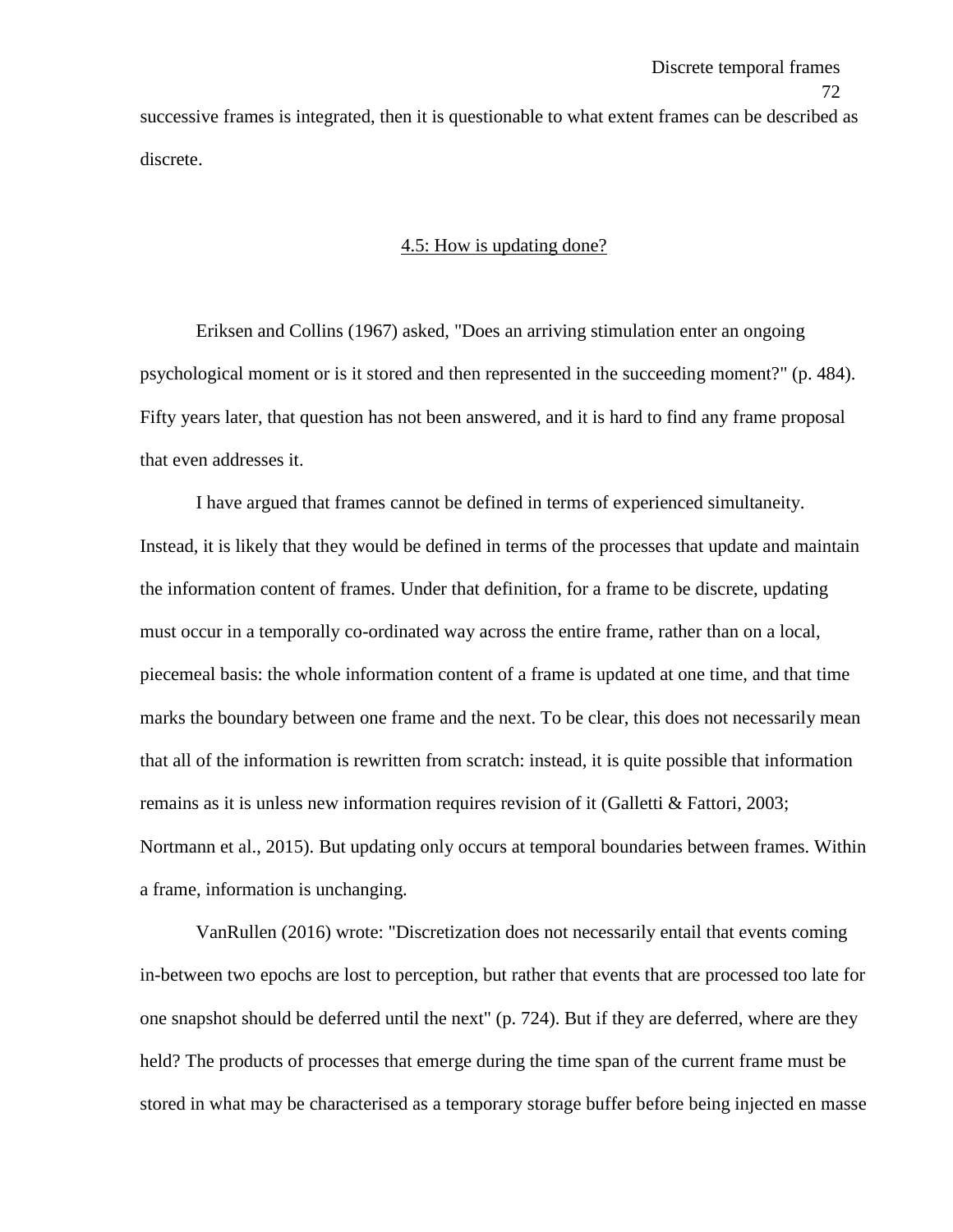successive frames is integrated, then it is questionable to what extent frames can be described as discrete.

## 4.5: How is updating done?

Eriksen and Collins (1967) asked, "Does an arriving stimulation enter an ongoing psychological moment or is it stored and then represented in the succeeding moment?" (p. 484). Fifty years later, that question has not been answered, and it is hard to find any frame proposal that even addresses it.

I have argued that frames cannot be defined in terms of experienced simultaneity. Instead, it is likely that they would be defined in terms of the processes that update and maintain the information content of frames. Under that definition, for a frame to be discrete, updating must occur in a temporally co-ordinated way across the entire frame, rather than on a local, piecemeal basis: the whole information content of a frame is updated at one time, and that time marks the boundary between one frame and the next. To be clear, this does not necessarily mean that all of the information is rewritten from scratch: instead, it is quite possible that information remains as it is unless new information requires revision of it (Galletti & Fattori, 2003; Nortmann et al., 2015). But updating only occurs at temporal boundaries between frames. Within a frame, information is unchanging.

VanRullen (2016) wrote: "Discretization does not necessarily entail that events coming in-between two epochs are lost to perception, but rather that events that are processed too late for one snapshot should be deferred until the next" (p. 724). But if they are deferred, where are they held? The products of processes that emerge during the time span of the current frame must be stored in what may be characterised as a temporary storage buffer before being injected en masse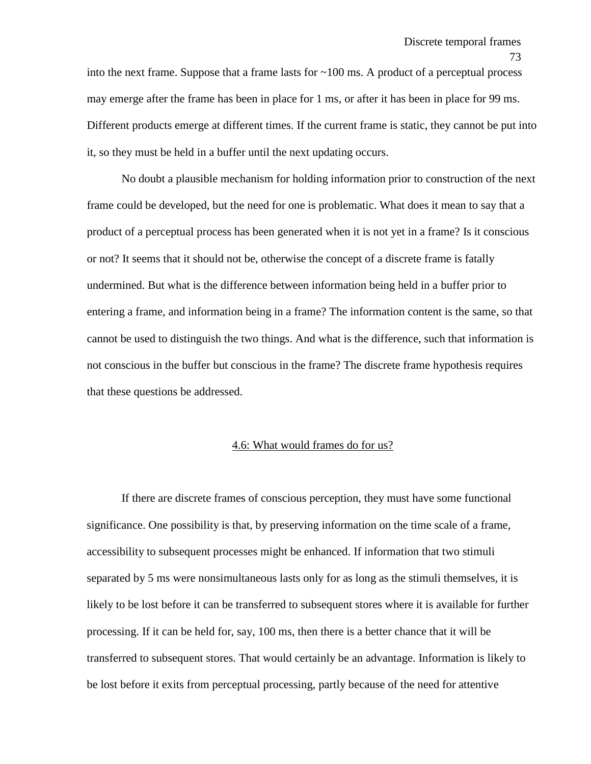into the next frame. Suppose that a frame lasts for ~100 ms. A product of a perceptual process may emerge after the frame has been in place for 1 ms, or after it has been in place for 99 ms. Different products emerge at different times. If the current frame is static, they cannot be put into it, so they must be held in a buffer until the next updating occurs.

No doubt a plausible mechanism for holding information prior to construction of the next frame could be developed, but the need for one is problematic. What does it mean to say that a product of a perceptual process has been generated when it is not yet in a frame? Is it conscious or not? It seems that it should not be, otherwise the concept of a discrete frame is fatally undermined. But what is the difference between information being held in a buffer prior to entering a frame, and information being in a frame? The information content is the same, so that cannot be used to distinguish the two things. And what is the difference, such that information is not conscious in the buffer but conscious in the frame? The discrete frame hypothesis requires that these questions be addressed.

## 4.6: What would frames do for us?

If there are discrete frames of conscious perception, they must have some functional significance. One possibility is that, by preserving information on the time scale of a frame, accessibility to subsequent processes might be enhanced. If information that two stimuli separated by 5 ms were nonsimultaneous lasts only for as long as the stimuli themselves, it is likely to be lost before it can be transferred to subsequent stores where it is available for further processing. If it can be held for, say, 100 ms, then there is a better chance that it will be transferred to subsequent stores. That would certainly be an advantage. Information is likely to be lost before it exits from perceptual processing, partly because of the need for attentive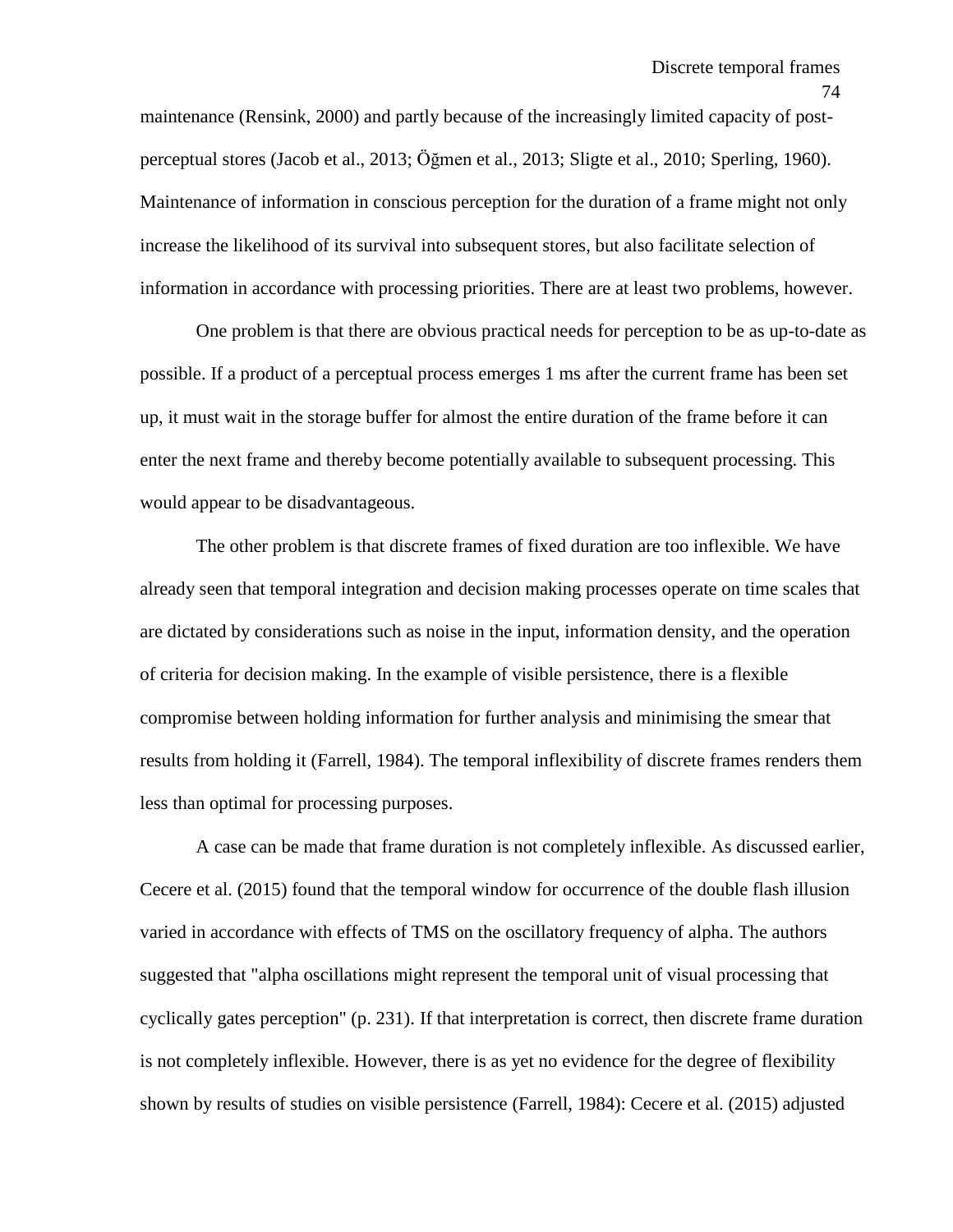maintenance (Rensink, 2000) and partly because of the increasingly limited capacity of post-perceptual stores (Jacob et al., 2013; Öğmen et al., 2013; Sligte et al., 2010; Sperling, 1960). Maintenance of information in conscious perception for the duration of a frame might not only increase the likelihood of its survival into subsequent stores, but also facilitate selection of information in accordance with processing priorities. There are at least two problems, however.

One problem is that there are obvious practical needs for perception to be as up-to-date as possible. If a product of a perceptual process emerges 1 ms after the current frame has been set up, it must wait in the storage buffer for almost the entire duration of the frame before it can enter the next frame and thereby become potentially available to subsequent processing. This would appear to be disadvantageous.

The other problem is that discrete frames of fixed duration are too inflexible. We have already seen that temporal integration and decision making processes operate on time scales that are dictated by considerations such as noise in the input, information density, and the operation of criteria for decision making. In the example of visible persistence, there is a flexible compromise between holding information for further analysis and minimising the smear that results from holding it (Farrell, 1984). The temporal inflexibility of discrete frames renders them less than optimal for processing purposes.

A case can be made that frame duration is not completely inflexible. As discussed earlier, Cecere et al. (2015) found that the temporal window for occurrence of the double flash illusion varied in accordance with effects of TMS on the oscillatory frequency of alpha. The authors suggested that "alpha oscillations might represent the temporal unit of visual processing that cyclically gates perception" (p. 231). If that interpretation is correct, then discrete frame duration is not completely inflexible. However, there is as yet no evidence for the degree of flexibility shown by results of studies on visible persistence (Farrell, 1984): Cecere et al. (2015) adjusted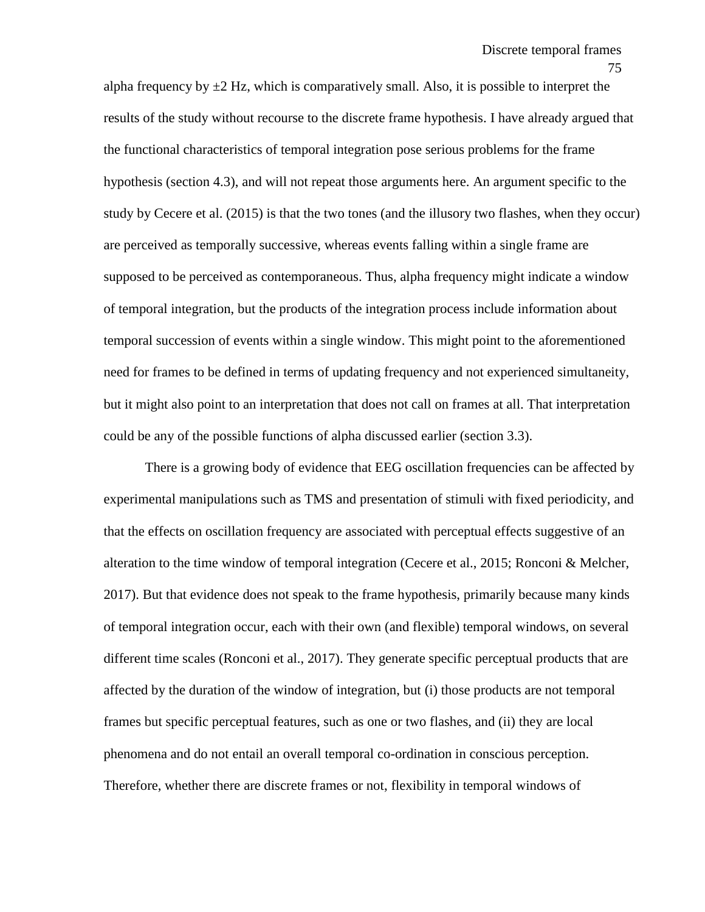alpha frequency by $\pm 2$ Hz, which is comparatively small. Also, it is possible to interpret the results of the study without recourse to the discrete frame hypothesis. I have already argued that the functional characteristics of temporal integration pose serious problems for the frame hypothesis (section 4.3), and will not repeat those arguments here. An argument specific to the study by Cecere et al. (2015) is that the two tones (and the illusory two flashes, when they occur) are perceived as temporally successive, whereas events falling within a single frame are supposed to be perceived as contemporaneous. Thus, alpha frequency might indicate a window of temporal integration, but the products of the integration process include information about temporal succession of events within a single window. This might point to the aforementioned need for frames to be defined in terms of updating frequency and not experienced simultaneity, but it might also point to an interpretation that does not call on frames at all. That interpretation could be any of the possible functions of alpha discussed earlier (section 3.3).

There is a growing body of evidence that EEG oscillation frequencies can be affected by experimental manipulations such as TMS and presentation of stimuli with fixed periodicity, and that the effects on oscillation frequency are associated with perceptual effects suggestive of an alteration to the time window of temporal integration (Cecere et al., 2015; Ronconi & Melcher, 2017). But that evidence does not speak to the frame hypothesis, primarily because many kinds of temporal integration occur, each with their own (and flexible) temporal windows, on several different time scales (Ronconi et al., 2017). They generate specific perceptual products that are affected by the duration of the window of integration, but (i) those products are not temporal frames but specific perceptual features, such as one or two flashes, and (ii) they are local phenomena and do not entail an overall temporal co-ordination in conscious perception. Therefore, whether there are discrete frames or not, flexibility in temporal windows of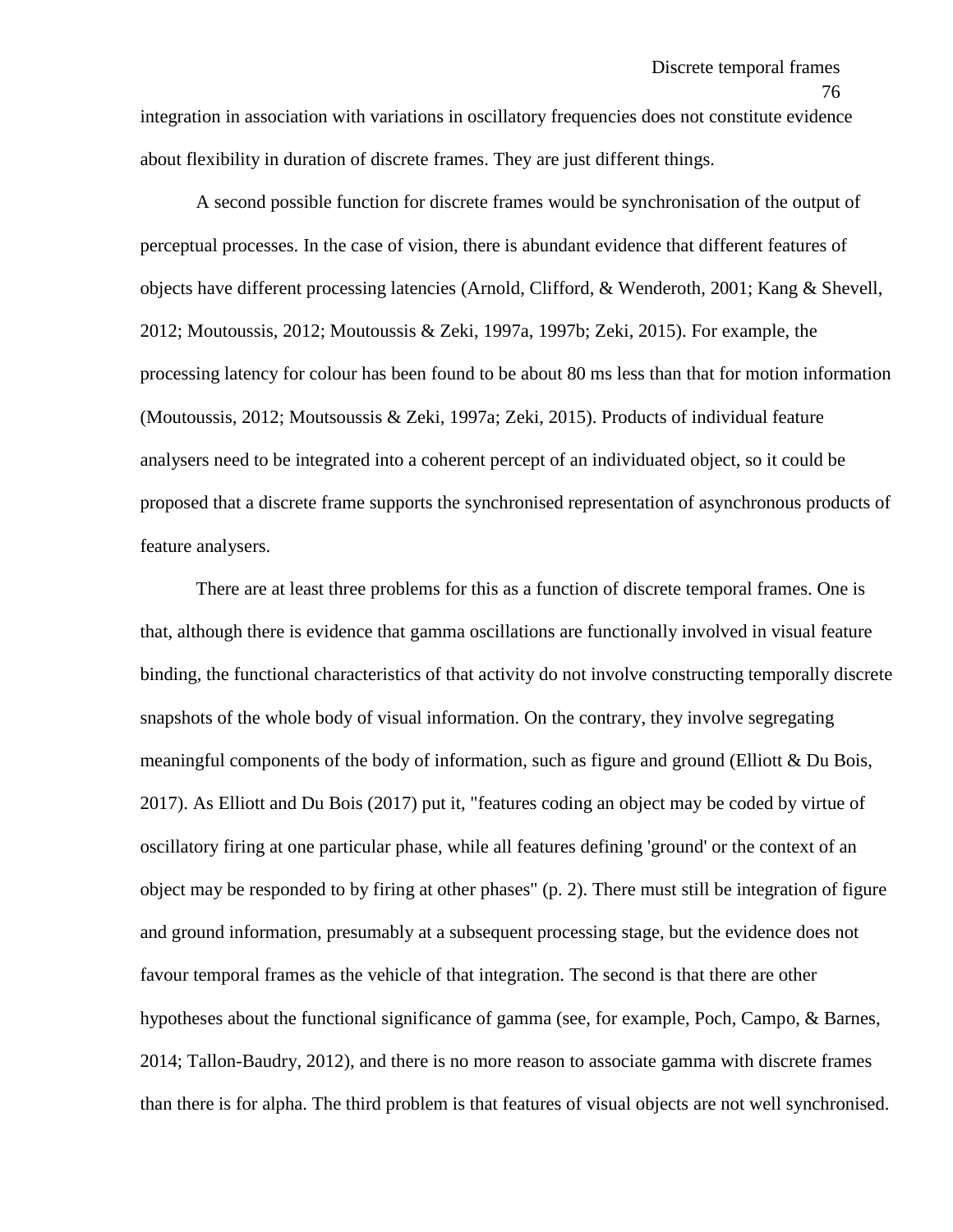integration in association with variations in oscillatory frequencies does not constitute evidence about flexibility in duration of discrete frames. They are just different things.

A second possible function for discrete frames would be synchronisation of the output of perceptual processes. In the case of vision, there is abundant evidence that different features of objects have different processing latencies (Arnold, Clifford, & Wenderoth, 2001; Kang & Shevell, 2012; Moutoussis, 2012; Moutoussis & Zeki, 1997a, 1997b; Zeki, 2015). For example, the processing latency for colour has been found to be about 80 ms less than that for motion information (Moutoussis, 2012; Moutsoussis & Zeki, 1997a; Zeki, 2015). Products of individual feature analysers need to be integrated into a coherent percept of an individuated object, so it could be proposed that a discrete frame supports the synchronised representation of asynchronous products of feature analysers.

There are at least three problems for this as a function of discrete temporal frames. One is that, although there is evidence that gamma oscillations are functionally involved in visual feature binding, the functional characteristics of that activity do not involve constructing temporally discrete snapshots of the whole body of visual information. On the contrary, they involve segregating meaningful components of the body of information, such as figure and ground (Elliott & Du Bois, 2017). As Elliott and Du Bois (2017) put it, "features coding an object may be coded by virtue of oscillatory firing at one particular phase, while all features defining 'ground' or the context of an object may be responded to by firing at other phases" (p. 2). There must still be integration of figure and ground information, presumably at a subsequent processing stage, but the evidence does not favour temporal frames as the vehicle of that integration. The second is that there are other hypotheses about the functional significance of gamma (see, for example, Poch, Campo, & Barnes, 2014; Tallon-Baudry, 2012), and there is no more reason to associate gamma with discrete frames than there is for alpha. The third problem is that features of visual objects are not well synchronised.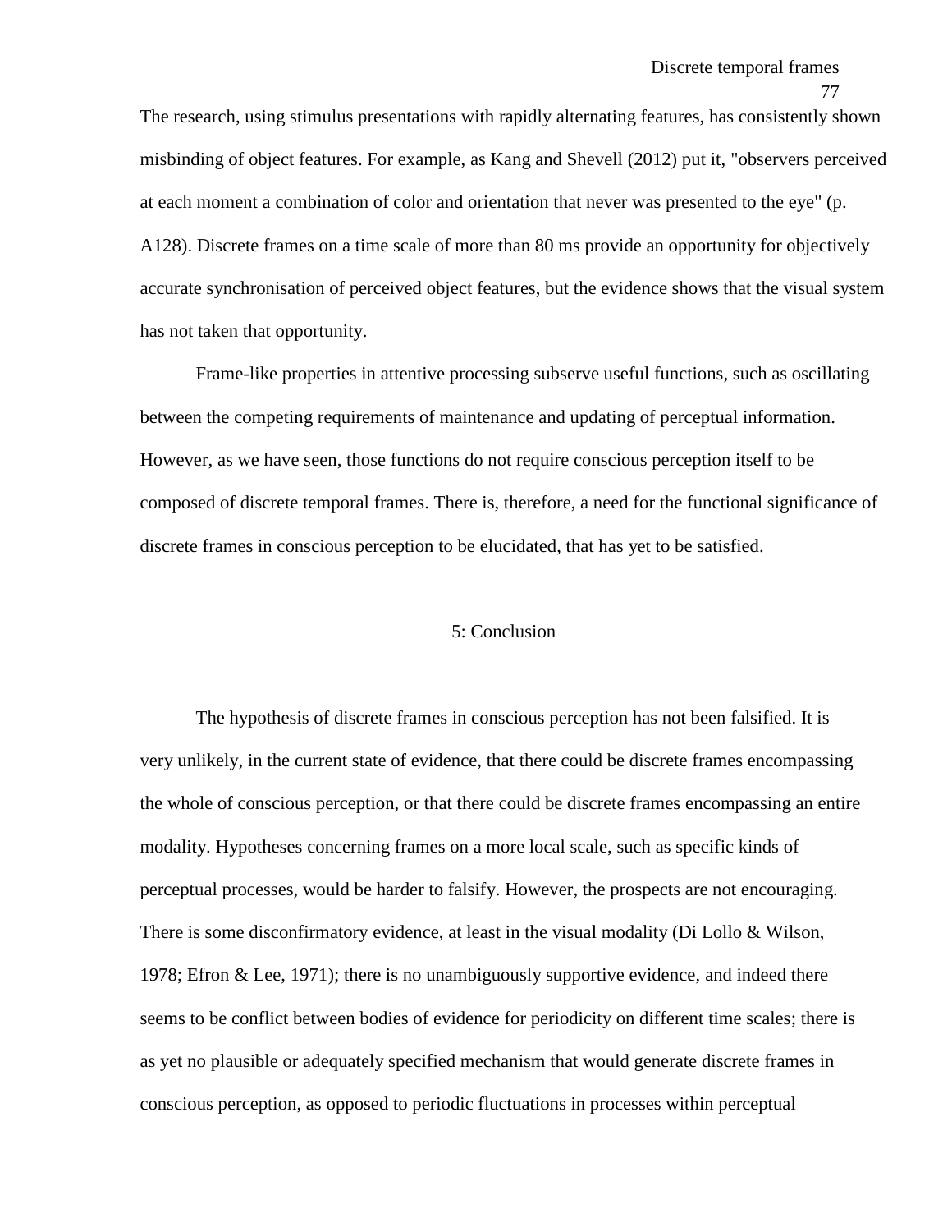The research, using stimulus presentations with rapidly alternating features, has consistently shown misbinding of object features. For example, as Kang and Shevell (2012) put it, "observers perceived at each moment a combination of color and orientation that never was presented to the eye" (p. A128). Discrete frames on a time scale of more than 80 ms provide an opportunity for objectively accurate synchronisation of perceived object features, but the evidence shows that the visual system has not taken that opportunity.

Frame-like properties in attentive processing subserve useful functions, such as oscillating between the competing requirements of maintenance and updating of perceptual information. However, as we have seen, those functions do not require conscious perception itself to be composed of discrete temporal frames. There is, therefore, a need for the functional significance of discrete frames in conscious perception to be elucidated, that has yet to be satisfied.

## 5: Conclusion

The hypothesis of discrete frames in conscious perception has not been falsified. It is very unlikely, in the current state of evidence, that there could be discrete frames encompassing the whole of conscious perception, or that there could be discrete frames encompassing an entire modality. Hypotheses concerning frames on a more local scale, such as specific kinds of perceptual processes, would be harder to falsify. However, the prospects are not encouraging. There is some disconfirmatory evidence, at least in the visual modality (Di Lollo & Wilson, 1978; Efron & Lee, 1971); there is no unambiguously supportive evidence, and indeed there seems to be conflict between bodies of evidence for periodicity on different time scales; there is as yet no plausible or adequately specified mechanism that would generate discrete frames in conscious perception, as opposed to periodic fluctuations in processes within perceptual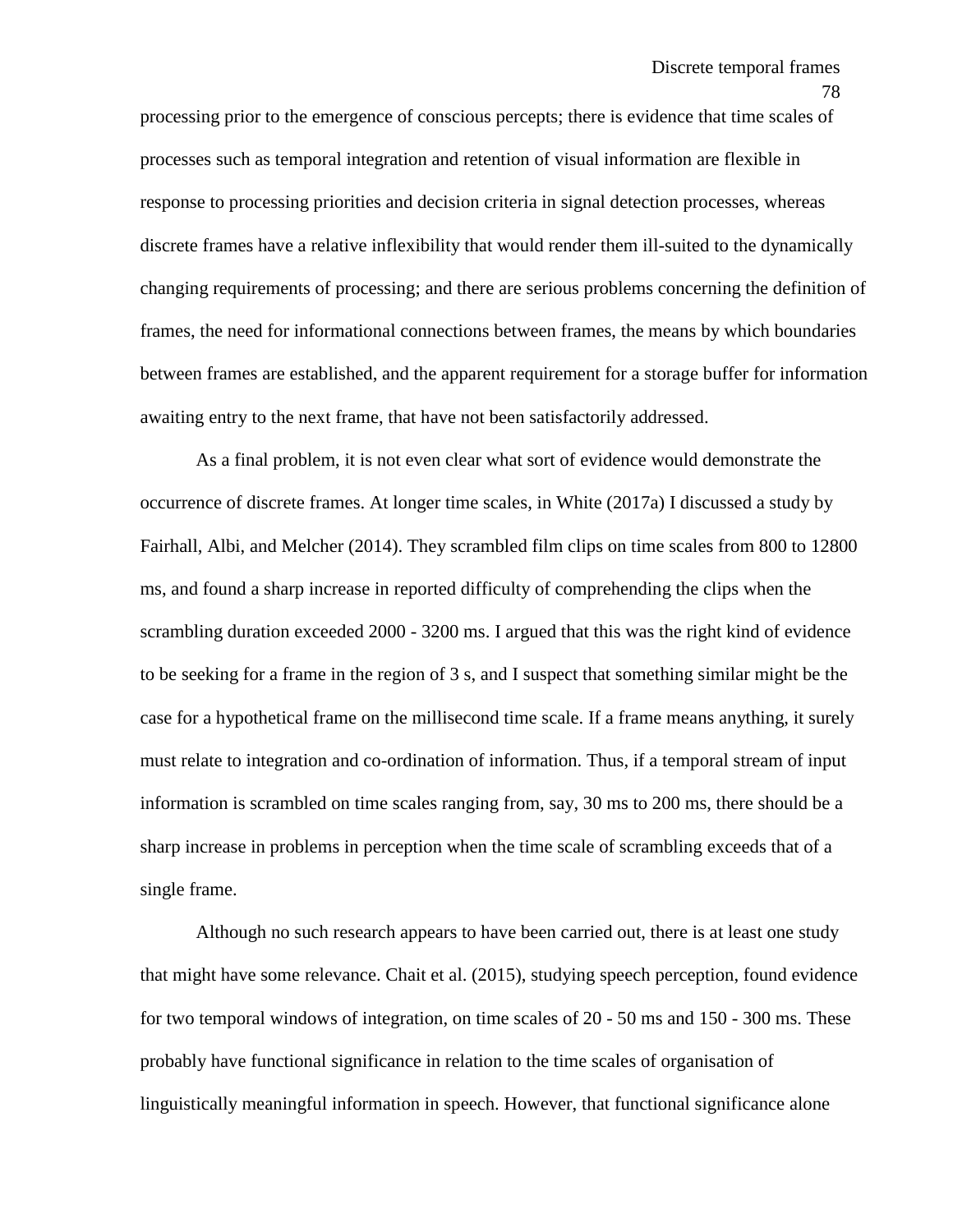processing prior to the emergence of conscious percepts; there is evidence that time scales of processes such as temporal integration and retention of visual information are flexible in response to processing priorities and decision criteria in signal detection processes, whereas discrete frames have a relative inflexibility that would render them ill-suited to the dynamically changing requirements of processing; and there are serious problems concerning the definition of frames, the need for informational connections between frames, the means by which boundaries between frames are established, and the apparent requirement for a storage buffer for information awaiting entry to the next frame, that have not been satisfactorily addressed.

As a final problem, it is not even clear what sort of evidence would demonstrate the occurrence of discrete frames. At longer time scales, in White (2017a) I discussed a study by Fairhall, Albi, and Melcher (2014). They scrambled film clips on time scales from 800 to 12800 ms, and found a sharp increase in reported difficulty of comprehending the clips when the scrambling duration exceeded 2000 - 3200 ms. I argued that this was the right kind of evidence to be seeking for a frame in the region of 3 s, and I suspect that something similar might be the case for a hypothetical frame on the millisecond time scale. If a frame means anything, it surely must relate to integration and co-ordination of information. Thus, if a temporal stream of input information is scrambled on time scales ranging from, say, 30 ms to 200 ms, there should be a sharp increase in problems in perception when the time scale of scrambling exceeds that of a single frame.

Although no such research appears to have been carried out, there is at least one study that might have some relevance. Chait et al. (2015), studying speech perception, found evidence for two temporal windows of integration, on time scales of 20 - 50 ms and 150 - 300 ms. These probably have functional significance in relation to the time scales of organisation of linguistically meaningful information in speech. However, that functional significance alone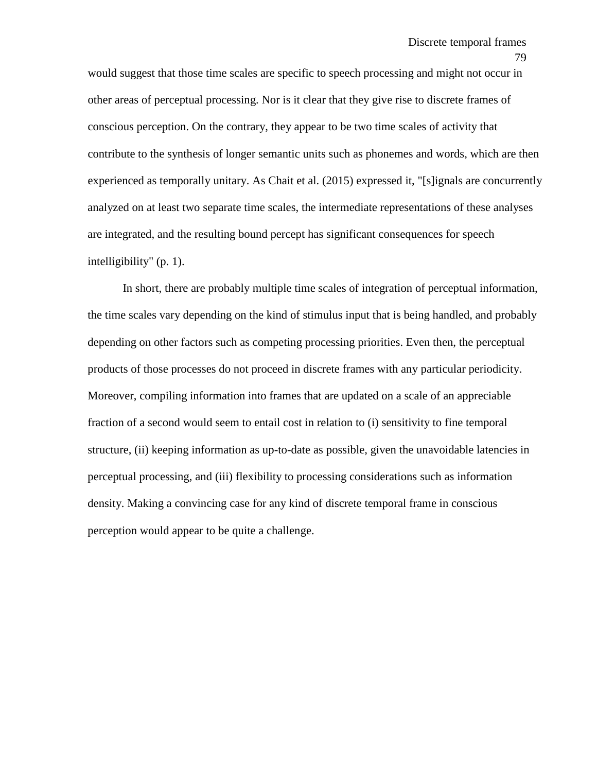would suggest that those time scales are specific to speech processing and might not occur in other areas of perceptual processing. Nor is it clear that they give rise to discrete frames of conscious perception. On the contrary, they appear to be two time scales of activity that contribute to the synthesis of longer semantic units such as phonemes and words, which are then experienced as temporally unitary. As Chait et al. (2015) expressed it, "[s]ignals are concurrently analyzed on at least two separate time scales, the intermediate representations of these analyses are integrated, and the resulting bound percept has significant consequences for speech intelligibility" (p. 1).

In short, there are probably multiple time scales of integration of perceptual information, the time scales vary depending on the kind of stimulus input that is being handled, and probably depending on other factors such as competing processing priorities. Even then, the perceptual products of those processes do not proceed in discrete frames with any particular periodicity. Moreover, compiling information into frames that are updated on a scale of an appreciable fraction of a second would seem to entail cost in relation to (i) sensitivity to fine temporal structure, (ii) keeping information as up-to-date as possible, given the unavoidable latencies in perceptual processing, and (iii) flexibility to processing considerations such as information density. Making a convincing case for any kind of discrete temporal frame in conscious perception would appear to be quite a challenge.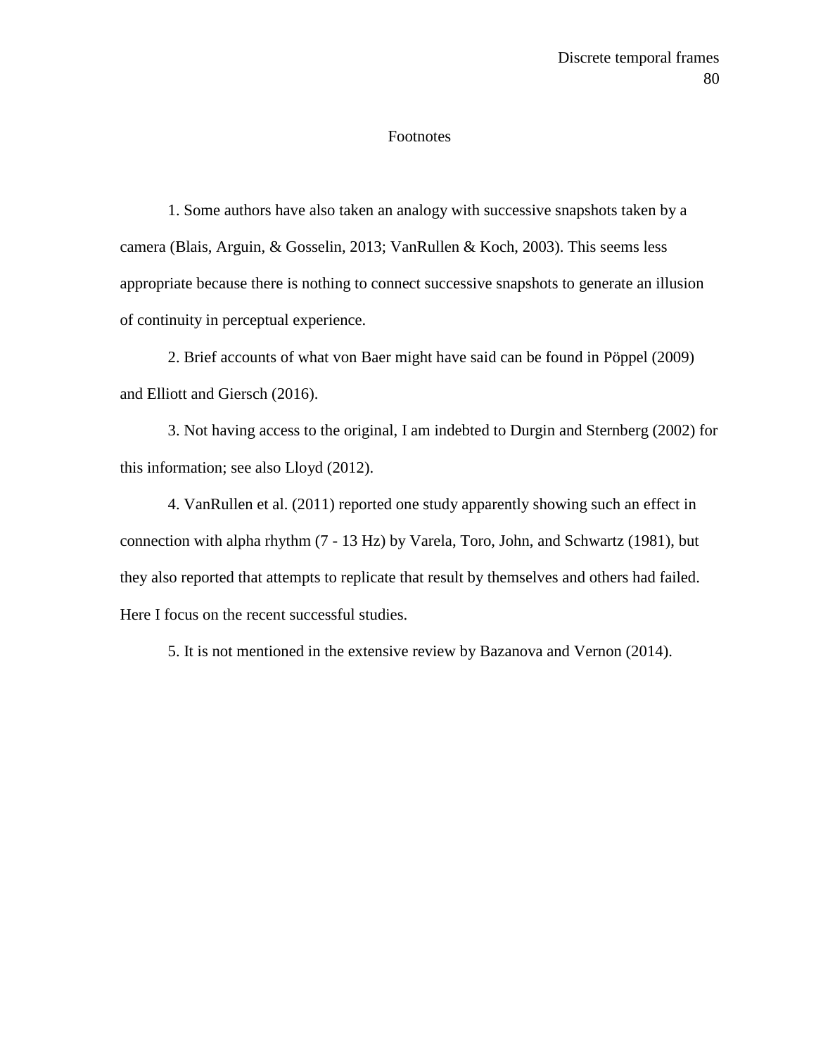# Footnotes

1. Some authors have also taken an analogy with successive snapshots taken by a camera (Blais, Arguin, & Gosselin, 2013; VanRullen & Koch, 2003). This seems less appropriate because there is nothing to connect successive snapshots to generate an illusion of continuity in perceptual experience.

2. Brief accounts of what von Baer might have said can be found in Pöppel (2009) and Elliott and Giersch (2016).

3. Not having access to the original, I am indebted to Durgin and Sternberg (2002) for this information; see also Lloyd (2012).

4. VanRullen et al. (2011) reported one study apparently showing such an effect in connection with alpha rhythm (7 - 13 Hz) by Varela, Toro, John, and Schwartz (1981), but they also reported that attempts to replicate that result by themselves and others had failed. Here I focus on the recent successful studies.

5. It is not mentioned in the extensive review by Bazanova and Vernon (2014).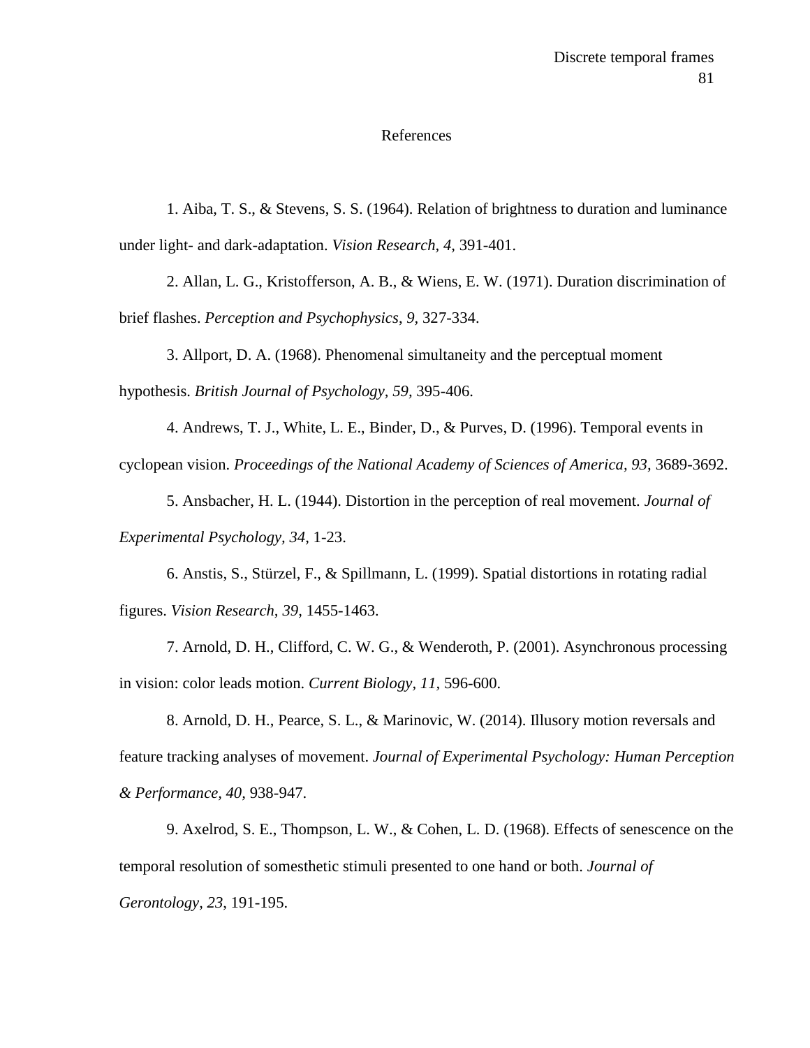# References

1. Aiba, T. S., & Stevens, S. S. (1964). Relation of brightness to duration and luminance under light- and dark-adaptation. *Vision Research*, *4,* 391-401.

2. Allan, L. G., Kristofferson, A. B., & Wiens, E. W. (1971). Duration discrimination of brief flashes. *Perception and Psychophysics*, *9,* 327-334.

3. Allport, D. A. (1968). Phenomenal simultaneity and the perceptual moment hypothesis. *British Journal of Psychology, 59,* 395-406.

4. Andrews, T. J., White, L. E., Binder, D., & Purves, D. (1996). Temporal events in cyclopean vision. *Proceedings of the National Academy of Sciences of America, 93,* 3689-3692.

5. Ansbacher, H. L. (1944). Distortion in the perception of real movement. *Journal of Experimental Psychology, 34,* 1-23.

6. Anstis, S., Stürzel, F., & Spillmann, L. (1999). Spatial distortions in rotating radial figures. *Vision Research, 39,* 1455-1463.

7. Arnold, D. H., Clifford, C. W. G., & Wenderoth, P. (2001). Asynchronous processing in vision: color leads motion. *Current Biology, 11,* 596-600.

8. Arnold, D. H., Pearce, S. L., & Marinovic, W. (2014). Illusory motion reversals and feature tracking analyses of movement. *Journal of Experimental Psychology: Human Perception & Performance, 40,* 938-947.

9. Axelrod, S. E., Thompson, L. W., & Cohen, L. D. (1968). Effects of senescence on the temporal resolution of somesthetic stimuli presented to one hand or both. *Journal of Gerontology, 23*, 191-195.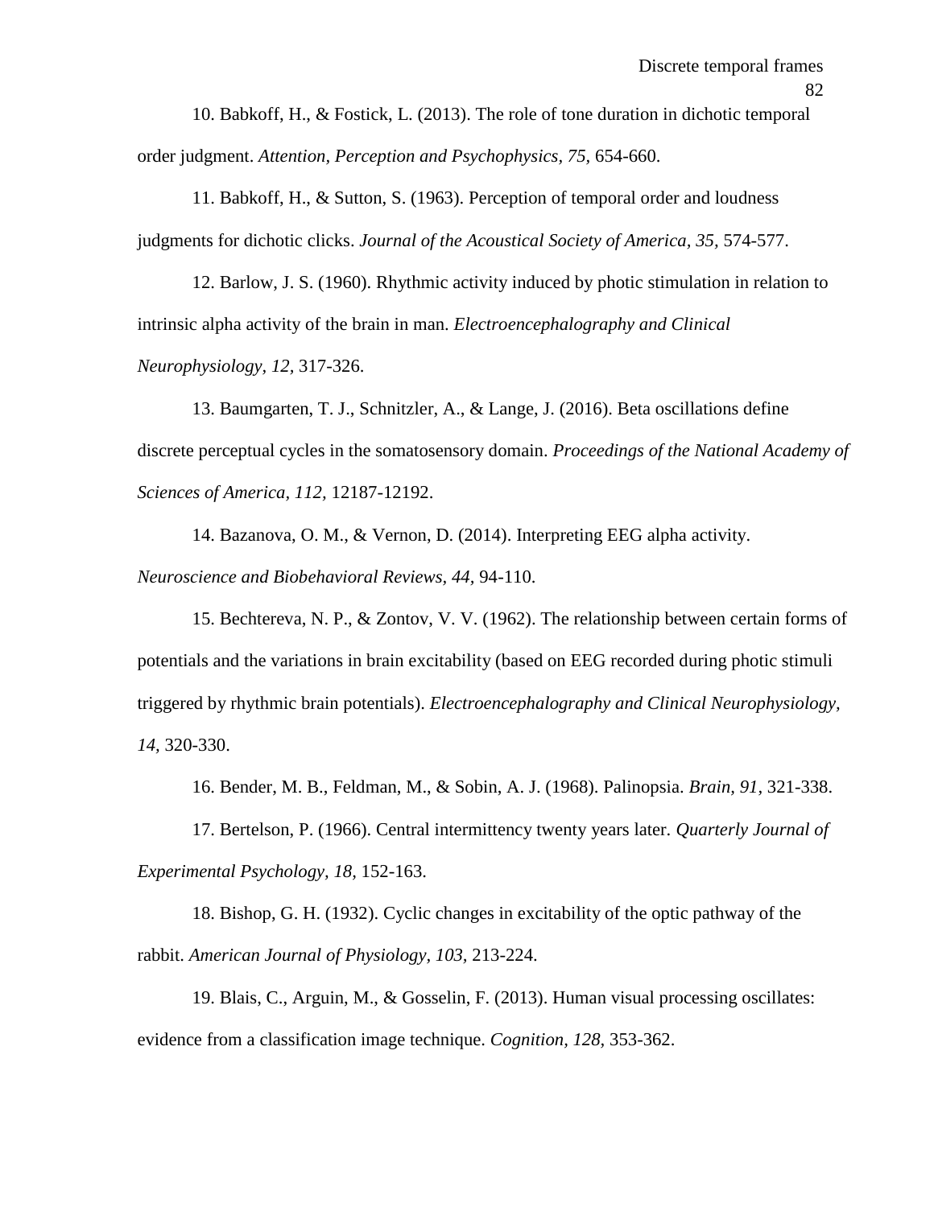10. Babkoff, H., & Fostick, L. (2013). The role of tone duration in dichotic temporal order judgment. *Attention, Perception and Psychophysics, 75*, 654-660.

11. Babkoff, H., & Sutton, S. (1963). Perception of temporal order and loudness judgments for dichotic clicks. *Journal of the Acoustical Society of America, 35*, 574-577.

12. Barlow, J. S. (1960). Rhythmic activity induced by photic stimulation in relation to intrinsic alpha activity of the brain in man. *Electroencephalography and Clinical Neurophysiology, 12,* 317-326.

13. Baumgarten, T. J., Schnitzler, A., & Lange, J. (2016). Beta oscillations define discrete perceptual cycles in the somatosensory domain. *Proceedings of the National Academy of Sciences of America, 112,* 12187-12192.

14. Bazanova, O. M., & Vernon, D. (2014). Interpreting EEG alpha activity. *Neuroscience and Biobehavioral Reviews, 44,* 94-110.

15. Bechtereva, N. P., & Zontov, V. V. (1962). The relationship between certain forms of potentials and the variations in brain excitability (based on EEG recorded during photic stimuli triggered by rhythmic brain potentials). *Electroencephalography and Clinical Neurophysiology, 14,* 320-330.

16. Bender, M. B., Feldman, M., & Sobin, A. J. (1968). Palinopsia. *Brain, 91,* 321-338.

17. Bertelson, P. (1966). Central intermittency twenty years later. *Quarterly Journal of Experimental Psychology, 18,* 152-163.

18. Bishop, G. H. (1932). Cyclic changes in excitability of the optic pathway of the rabbit. *American Journal of Physiology, 103,* 213-224.

19. Blais, C., Arguin, M., & Gosselin, F. (2013). Human visual processing oscillates: evidence from a classification image technique. *Cognition, 128,* 353-362.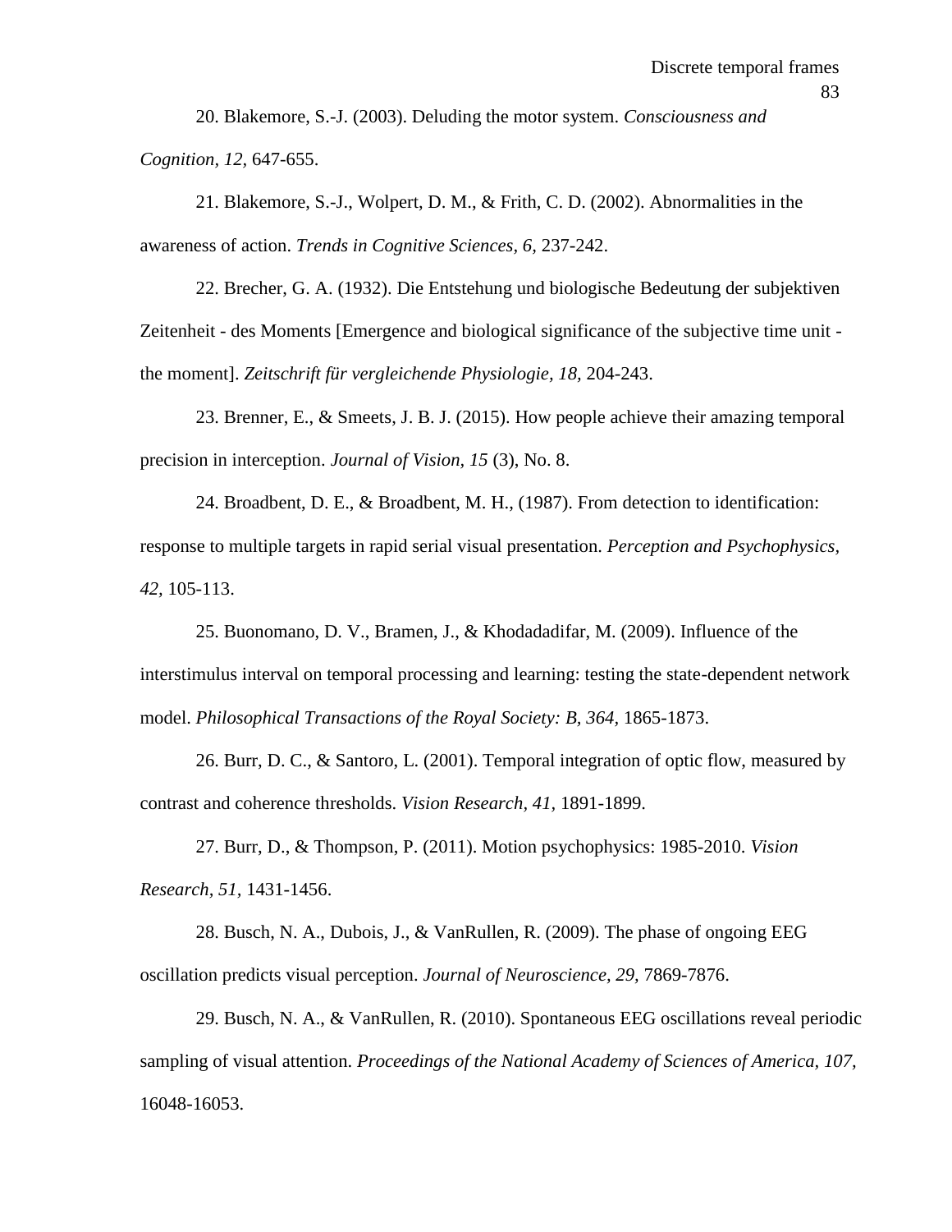20. Blakemore, S.-J. (2003). Deluding the motor system. *Consciousness and Cognition, 12*, 647-655.

21. Blakemore, S.-J., Wolpert, D. M., & Frith, C. D. (2002). Abnormalities in the awareness of action. *Trends in Cognitive Sciences, 6,* 237-242.

22. Brecher, G. A. (1932). Die Entstehung und biologische Bedeutung der subjektiven Zeitenheit - des Moments [Emergence and biological significance of the subjective time unit - the moment]. *Zeitschrift für vergleichende Physiologie, 18,* 204-243.

23. Brenner, E., & Smeets, J. B. J. (2015). How people achieve their amazing temporal precision in interception. *Journal of Vision, 15* (3), No. 8.

24. Broadbent, D. E., & Broadbent, M. H., (1987). From detection to identification: response to multiple targets in rapid serial visual presentation. *Perception and Psychophysics, 42,* 105-113.

25. Buonomano, D. V., Bramen, J., & Khodadadifar, M. (2009). Influence of the interstimulus interval on temporal processing and learning: testing the state-dependent network model. *Philosophical Transactions of the Royal Society: B, 364,* 1865-1873.

26. Burr, D. C., & Santoro, L. (2001). Temporal integration of optic flow, measured by contrast and coherence thresholds. *Vision Research, 41*, 1891-1899.

27. Burr, D., & Thompson, P. (2011). Motion psychophysics: 1985-2010. *Vision Research*, *51*, 1431-1456.

28. Busch, N. A., Dubois, J., & VanRullen, R. (2009). The phase of ongoing EEG oscillation predicts visual perception. *Journal of Neuroscience, 29,* 7869-7876.

29. Busch, N. A., & VanRullen, R. (2010). Spontaneous EEG oscillations reveal periodic sampling of visual attention. *Proceedings of the National Academy of Sciences of America, 107*, 16048-16053.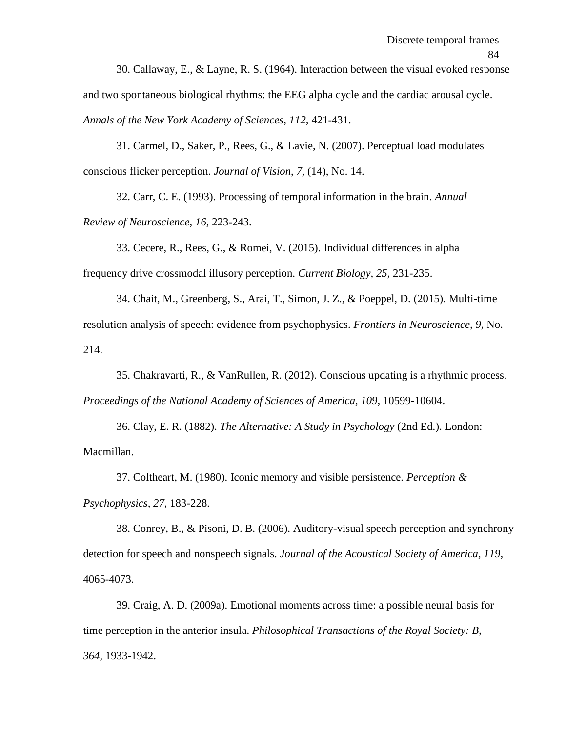30. Callaway, E., & Layne, R. S. (1964). Interaction between the visual evoked response and two spontaneous biological rhythms: the EEG alpha cycle and the cardiac arousal cycle. *Annals of the New York Academy of Sciences, 112,* 421-431.

31. Carmel, D., Saker, P., Rees, G., & Lavie, N. (2007). Perceptual load modulates conscious flicker perception. *Journal of Vision*, *7,* (14), No. 14.

32. Carr, C. E. (1993). Processing of temporal information in the brain. *Annual Review of Neuroscience, 16,* 223-243.

33. Cecere, R., Rees, G., & Romei, V. (2015). Individual differences in alpha frequency drive crossmodal illusory perception. *Current Biology, 25,* 231-235.

34. Chait, M., Greenberg, S., Arai, T., Simon, J. Z., & Poeppel, D. (2015). Multi-time resolution analysis of speech: evidence from psychophysics. *Frontiers in Neuroscience, 9,* No. 214.

35. Chakravarti, R., & VanRullen, R. (2012). Conscious updating is a rhythmic process. *Proceedings of the National Academy of Sciences of America, 109,* 10599-10604.

36. Clay, E. R. (1882). *The Alternative: A Study in Psychology* (2nd Ed.). London: Macmillan.

37. Coltheart, M. (1980). Iconic memory and visible persistence. *Perception & Psychophysics, 27,* 183-228.

38. Conrey, B., & Pisoni, D. B. (2006). Auditory-visual speech perception and synchrony detection for speech and nonspeech signals. *Journal of the Acoustical Society of America, 119,* 4065-4073.

39. Craig, A. D. (2009a). Emotional moments across time: a possible neural basis for time perception in the anterior insula. *Philosophical Transactions of the Royal Society: B, 364,* 1933-1942.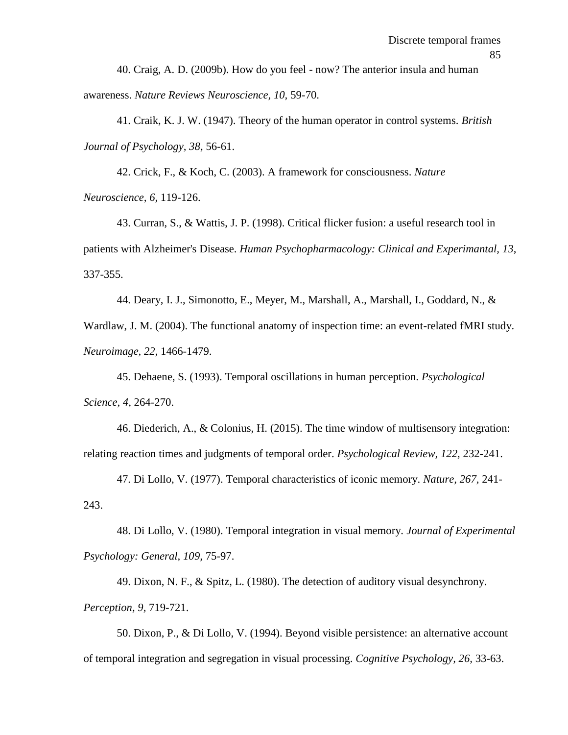40. Craig, A. D. (2009b). How do you feel - now? The anterior insula and human awareness. *Nature Reviews Neuroscience, 10,* 59-70.

41. Craik, K. J. W. (1947). Theory of the human operator in control systems. *British Journal of Psychology, 38,* 56-61.

42. Crick, F., & Koch, C. (2003). A framework for consciousness. *Nature Neuroscience, 6,* 119-126.

43. Curran, S., & Wattis, J. P. (1998). Critical flicker fusion: a useful research tool in patients with Alzheimer's Disease. *Human Psychopharmacology: Clinical and Experimantal, 13*, 337-355.

44. Deary, I. J., Simonotto, E., Meyer, M., Marshall, A., Marshall, I., Goddard, N., & Wardlaw, J. M. (2004). The functional anatomy of inspection time: an event-related fMRI study. *Neuroimage, 22,* 1466-1479.

45. Dehaene, S. (1993). Temporal oscillations in human perception. *Psychological Science, 4,* 264-270.

46. Diederich, A., & Colonius, H. (2015). The time window of multisensory integration: relating reaction times and judgments of temporal order. *Psychological Review, 122*, 232-241.

47. Di Lollo, V. (1977). Temporal characteristics of iconic memory. *Nature, 267,* 241-243.

48. Di Lollo, V. (1980). Temporal integration in visual memory. *Journal of Experimental Psychology: General, 109,* 75-97.

49. Dixon, N. F., & Spitz, L. (1980). The detection of auditory visual desynchrony. *Perception, 9*, 719-721.

50. Dixon, P., & Di Lollo, V. (1994). Beyond visible persistence: an alternative account of temporal integration and segregation in visual processing. *Cognitive Psychology, 26*, 33-63.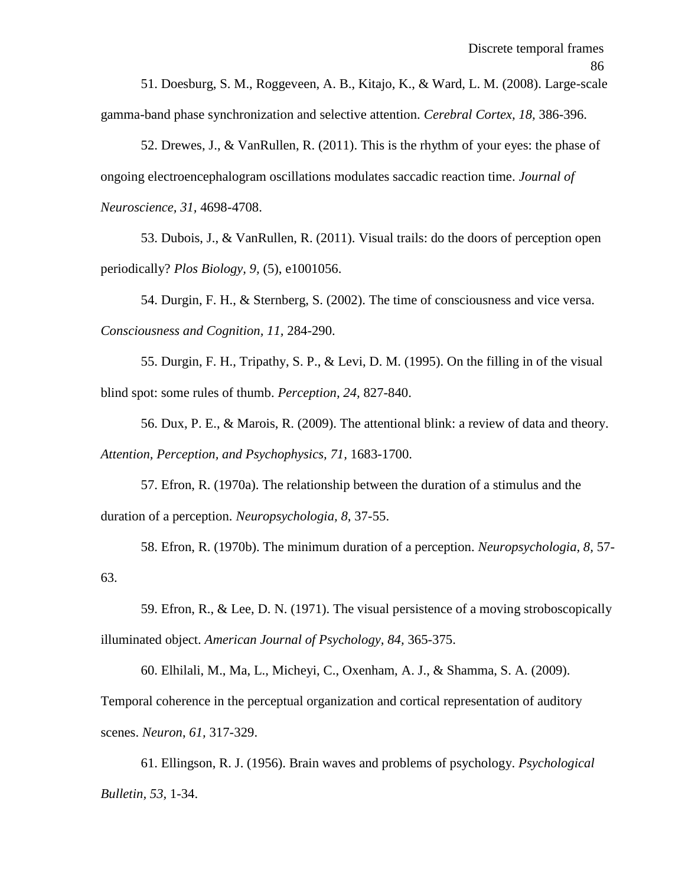51. Doesburg, S. M., Roggeveen, A. B., Kitajo, K., & Ward, L. M. (2008). Large-scale gamma-band phase synchronization and selective attention. *Cerebral Cortex, 18,* 386-396.

52. Drewes, J., & VanRullen, R. (2011). This is the rhythm of your eyes: the phase of ongoing electroencephalogram oscillations modulates saccadic reaction time. *Journal of Neuroscience, 31,* 4698-4708.

53. Dubois, J., & VanRullen, R. (2011). Visual trails: do the doors of perception open periodically? *Plos Biology, 9,* (5), e1001056.

54. Durgin, F. H., & Sternberg, S. (2002). The time of consciousness and vice versa. *Consciousness and Cognition, 11,* 284-290.

55. Durgin, F. H., Tripathy, S. P., & Levi, D. M. (1995). On the filling in of the visual blind spot: some rules of thumb. *Perception, 24,* 827-840.

56. Dux, P. E., & Marois, R. (2009). The attentional blink: a review of data and theory. *Attention, Perception, and Psychophysics, 71,* 1683-1700.

57. Efron, R. (1970a). The relationship between the duration of a stimulus and the duration of a perception. *Neuropsychologia, 8,* 37-55.

58. Efron, R. (1970b). The minimum duration of a perception. *Neuropsychologia, 8,* 57-63.

59. Efron, R., & Lee, D. N. (1971). The visual persistence of a moving stroboscopically illuminated object. *American Journal of Psychology, 84,* 365-375.

60. Elhilali, M., Ma, L., Micheyi, C., Oxenham, A. J., & Shamma, S. A. (2009). Temporal coherence in the perceptual organization and cortical representation of auditory scenes. *Neuron, 61,* 317-329.

61. Ellingson, R. J. (1956). Brain waves and problems of psychology. *Psychological Bulletin, 53,* 1-34.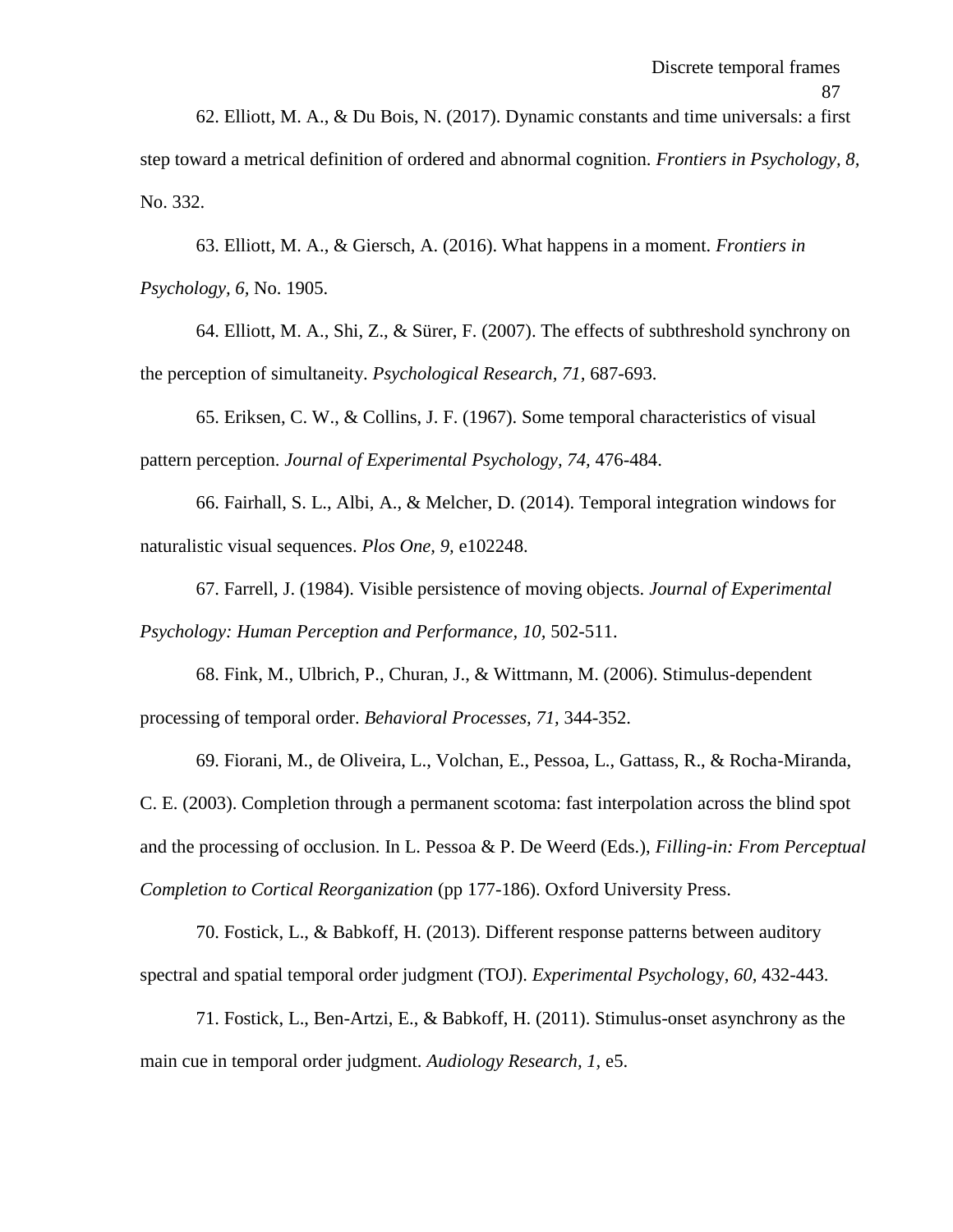62. Elliott, M. A., & Du Bois, N. (2017). Dynamic constants and time universals: a first step toward a metrical definition of ordered and abnormal cognition. *Frontiers in Psychology, 8,* No. 332.

63. Elliott, M. A., & Giersch, A. (2016). What happens in a moment. *Frontiers in Psychology, 6,* No. 1905.

64. Elliott, M. A., Shi, Z., & Sürer, F. (2007). The effects of subthreshold synchrony on the perception of simultaneity. *Psychological Research, 71,* 687-693.

65. Eriksen, C. W., & Collins, J. F. (1967). Some temporal characteristics of visual pattern perception. *Journal of Experimental Psychology, 74,* 476-484.

66. Fairhall, S. L., Albi, A., & Melcher, D. (2014). Temporal integration windows for naturalistic visual sequences. *Plos One, 9,* e102248.

67. Farrell, J. (1984). Visible persistence of moving objects. *Journal of Experimental Psychology: Human Perception and Performance, 10,* 502-511.

68. Fink, M., Ulbrich, P., Churan, J., & Wittmann, M. (2006). Stimulus-dependent processing of temporal order. *Behavioral Processes, 71,* 344-352.

69. Fiorani, M., de Oliveira, L., Volchan, E., Pessoa, L., Gattass, R., & Rocha-Miranda, C. E. (2003). Completion through a permanent scotoma: fast interpolation across the blind spot and the processing of occlusion. In L. Pessoa & P. De Weerd (Eds.), *Filling-in: From Perceptual Completion to Cortical Reorganization* (pp 177-186). Oxford University Press.

70. Fostick, L., & Babkoff, H. (2013). Different response patterns between auditory spectral and spatial temporal order judgment (TOJ). *Experimental Psychology, 60,* 432-443.

71. Fostick, L., Ben-Artzi, E., & Babkoff, H. (2011). Stimulus-onset asynchrony as the main cue in temporal order judgment. *Audiology Research, 1,* e5.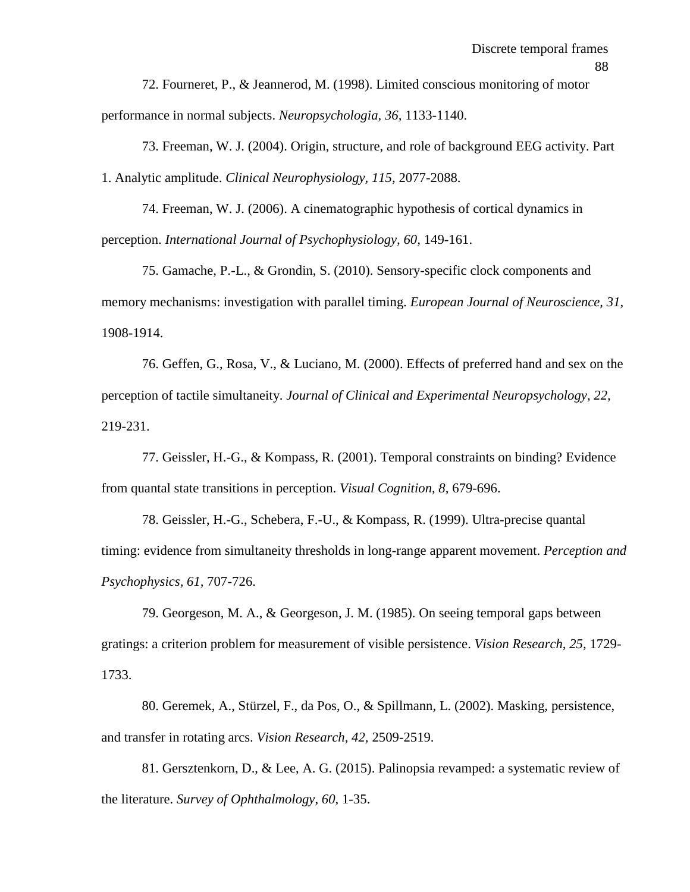72. Fourneret, P., & Jeannerod, M. (1998). Limited conscious monitoring of motor performance in normal subjects. *Neuropsychologia, 36,* 1133-1140.

73. Freeman, W. J. (2004). Origin, structure, and role of background EEG activity. Part 1. Analytic amplitude. *Clinical Neurophysiology, 115,* 2077-2088.

74. Freeman, W. J. (2006). A cinematographic hypothesis of cortical dynamics in perception. *International Journal of Psychophysiology, 60,* 149-161.

75. Gamache, P.-L., & Grondin, S. (2010). Sensory-specific clock components and memory mechanisms: investigation with parallel timing. *European Journal of Neuroscience, 31,* 1908-1914.

76. Geffen, G., Rosa, V., & Luciano, M. (2000). Effects of preferred hand and sex on the perception of tactile simultaneity. *Journal of Clinical and Experimental Neuropsychology, 22,* 219-231.

77. Geissler, H.-G., & Kompass, R. (2001). Temporal constraints on binding? Evidence from quantal state transitions in perception. *Visual Cognition, 8,* 679-696.

78. Geissler, H.-G., Schebera, F.-U., & Kompass, R. (1999). Ultra-precise quantal timing: evidence from simultaneity thresholds in long-range apparent movement. *Perception and Psychophysics, 61,* 707-726.

79. Georgeson, M. A., & Georgeson, J. M. (1985). On seeing temporal gaps between gratings: a criterion problem for measurement of visible persistence. *Vision Research, 25,* 1729-1733.

80. Geremek, A., Stürzel, F., da Pos, O., & Spillmann, L. (2002). Masking, persistence, and transfer in rotating arcs. *Vision Research, 42,* 2509-2519.

81. Gersztenkorn, D., & Lee, A. G. (2015). Palinopsia revamped: a systematic review of the literature. *Survey of Ophthalmology, 60,* 1-35.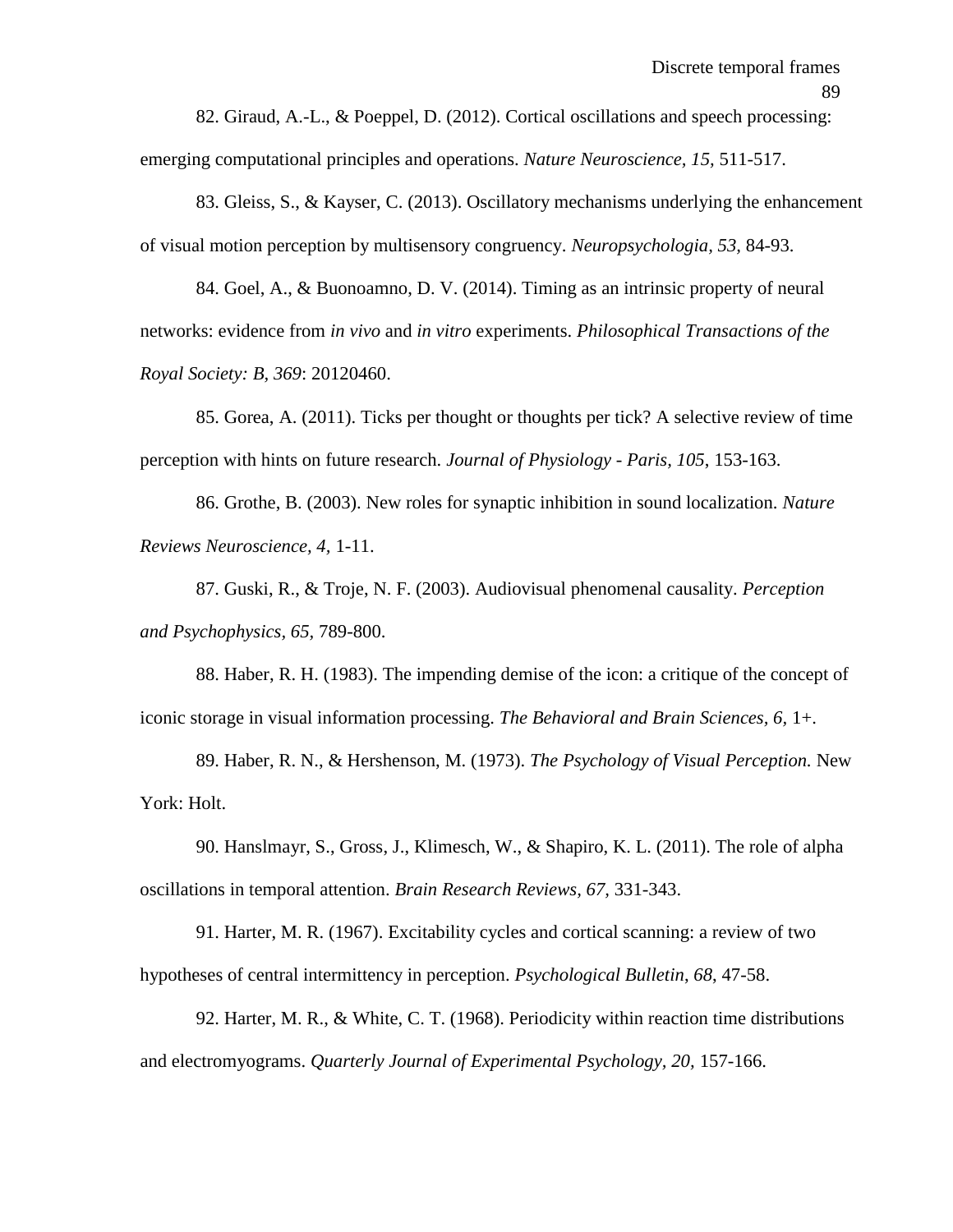82. Giraud, A.-L., & Poeppel, D. (2012). Cortical oscillations and speech processing: emerging computational principles and operations. *Nature Neuroscience, 15,* 511-517.

83. Gleiss, S., & Kayser, C. (2013). Oscillatory mechanisms underlying the enhancement of visual motion perception by multisensory congruency. *Neuropsychologia, 53*, 84-93.

84. Goel, A., & Buonoamno, D. V. (2014). Timing as an intrinsic property of neural networks: evidence from *in vivo* and *in vitro* experiments. *Philosophical Transactions of the Royal Society: B, 369*: 20120460.

85. Gorea, A. (2011). Ticks per thought or thoughts per tick? A selective review of time perception with hints on future research. *Journal of Physiology - Paris, 105*, 153-163.

86. Grothe, B. (2003). New roles for synaptic inhibition in sound localization. *Nature Reviews Neuroscience, 4,* 1-11.

87. Guski, R., & Troje, N. F. (2003). Audiovisual phenomenal causality. *Perception and Psychophysics, 65,* 789-800.

88. Haber, R. H. (1983). The impending demise of the icon: a critique of the concept of iconic storage in visual information processing. *The Behavioral and Brain Sciences, 6,* 1+.

89. Haber, R. N., & Hershenson, M. (1973). *The Psychology of Visual Perception.* New York: Holt.

90. Hanslmayr, S., Gross, J., Klimesch, W., & Shapiro, K. L. (2011). The role of alpha oscillations in temporal attention. *Brain Research Reviews, 67,* 331-343.

91. Harter, M. R. (1967). Excitability cycles and cortical scanning: a review of two hypotheses of central intermittency in perception. *Psychological Bulletin, 68,* 47-58.

92. Harter, M. R., & White, C. T. (1968). Periodicity within reaction time distributions and electromyograms. *Quarterly Journal of Experimental Psychology, 20,* 157-166.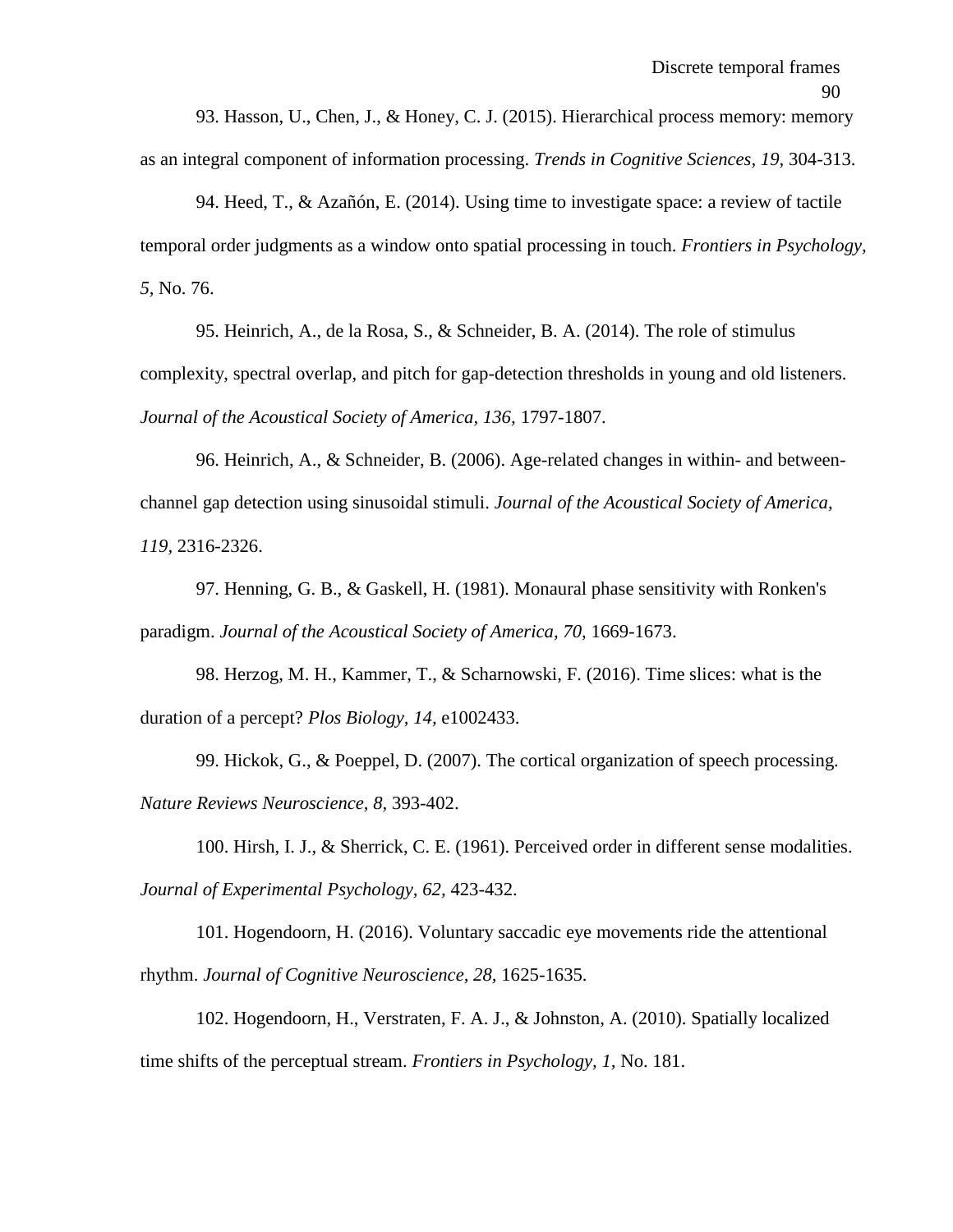93. Hasson, U., Chen, J., & Honey, C. J. (2015). Hierarchical process memory: memory as an integral component of information processing. *Trends in Cognitive Sciences, 19,* 304-313.

94. Heed, T., & Azañón, E. (2014). Using time to investigate space: a review of tactile temporal order judgments as a window onto spatial processing in touch. *Frontiers in Psychology, 5*, No. 76.

95. Heinrich, A., de la Rosa, S., & Schneider, B. A. (2014). The role of stimulus complexity, spectral overlap, and pitch for gap-detection thresholds in young and old listeners. *Journal of the Acoustical Society of America, 136,* 1797-1807.

96. Heinrich, A., & Schneider, B. (2006). Age-related changes in within- and between-channel gap detection using sinusoidal stimuli. *Journal of the Acoustical Society of America, 119,* 2316-2326.

97. Henning, G. B., & Gaskell, H. (1981). Monaural phase sensitivity with Ronken's paradigm. *Journal of the Acoustical Society of America, 70,* 1669-1673.

98. Herzog, M. H., Kammer, T., & Scharnowski, F. (2016). Time slices: what is the duration of a percept? *Plos Biology, 14,* e1002433.

99. Hickok, G., & Poeppel, D. (2007). The cortical organization of speech processing. *Nature Reviews Neuroscience, 8,* 393-402.

100. Hirsh, I. J., & Sherrick, C. E. (1961). Perceived order in different sense modalities. *Journal of Experimental Psychology, 62,* 423-432.

101. Hogendoorn, H. (2016). Voluntary saccadic eye movements ride the attentional rhythm. *Journal of Cognitive Neuroscience, 28,* 1625-1635.

102. Hogendoorn, H., Verstraten, F. A. J., & Johnston, A. (2010). Spatially localized time shifts of the perceptual stream. *Frontiers in Psychology, 1,* No. 181.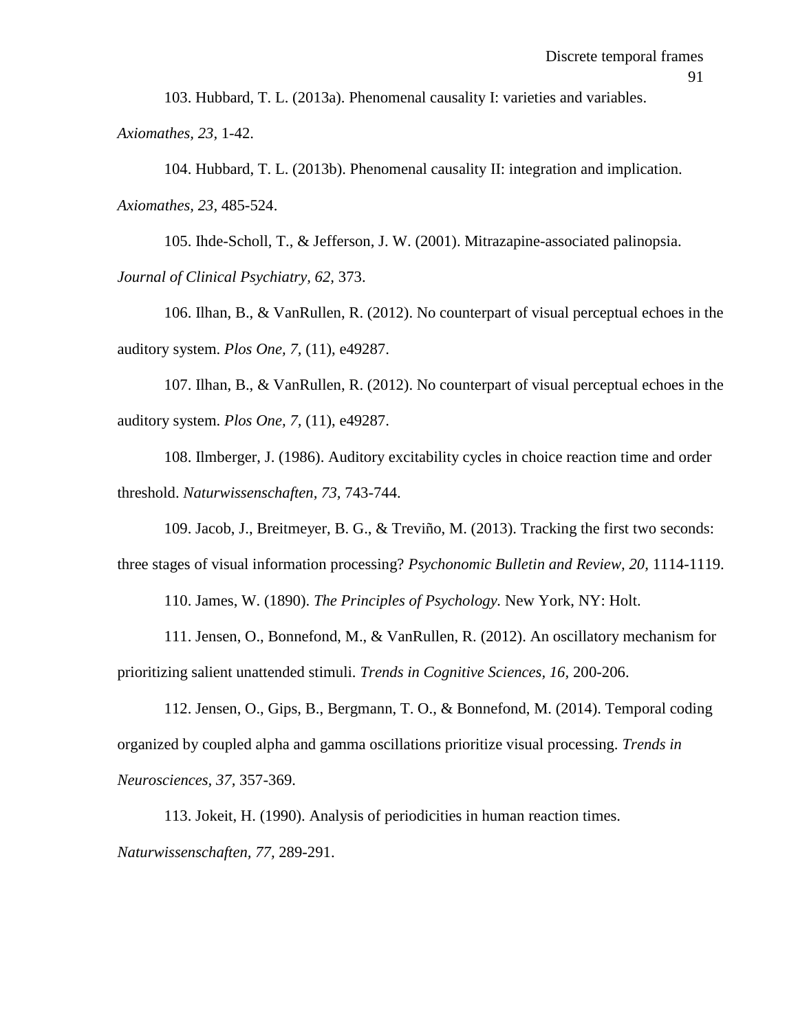103. Hubbard, T. L. (2013a). Phenomenal causality I: varieties and variables. *Axiomathes, 23,* 1-42.

104. Hubbard, T. L. (2013b). Phenomenal causality II: integration and implication. *Axiomathes, 23*, 485-524.

105. Ihde-Scholl, T., & Jefferson, J. W. (2001). Mitrazapine-associated palinopsia. *Journal of Clinical Psychiatry, 62,* 373.

106. Ilhan, B., & VanRullen, R. (2012). No counterpart of visual perceptual echoes in the auditory system. *Plos One, 7,* (11), e49287.

107. Ilhan, B., & VanRullen, R. (2012). No counterpart of visual perceptual echoes in the auditory system. *Plos One, 7,* (11), e49287.

108. Ilmberger, J. (1986). Auditory excitability cycles in choice reaction time and order threshold. *Naturwissenschaften, 73,* 743-744.

109. Jacob, J., Breitmeyer, B. G., & Treviño, M. (2013). Tracking the first two seconds: three stages of visual information processing? *Psychonomic Bulletin and Review, 20,* 1114-1119.

110. James, W. (1890). *The Principles of Psychology.* New York, NY: Holt.

111. Jensen, O., Bonnefond, M., & VanRullen, R. (2012). An oscillatory mechanism for prioritizing salient unattended stimuli. *Trends in Cognitive Sciences, 16,* 200-206.

112. Jensen, O., Gips, B., Bergmann, T. O., & Bonnefond, M. (2014). Temporal coding organized by coupled alpha and gamma oscillations prioritize visual processing. *Trends in Neurosciences, 37,* 357-369.

113. Jokeit, H. (1990). Analysis of periodicities in human reaction times. *Naturwissenschaften, 77,* 289-291.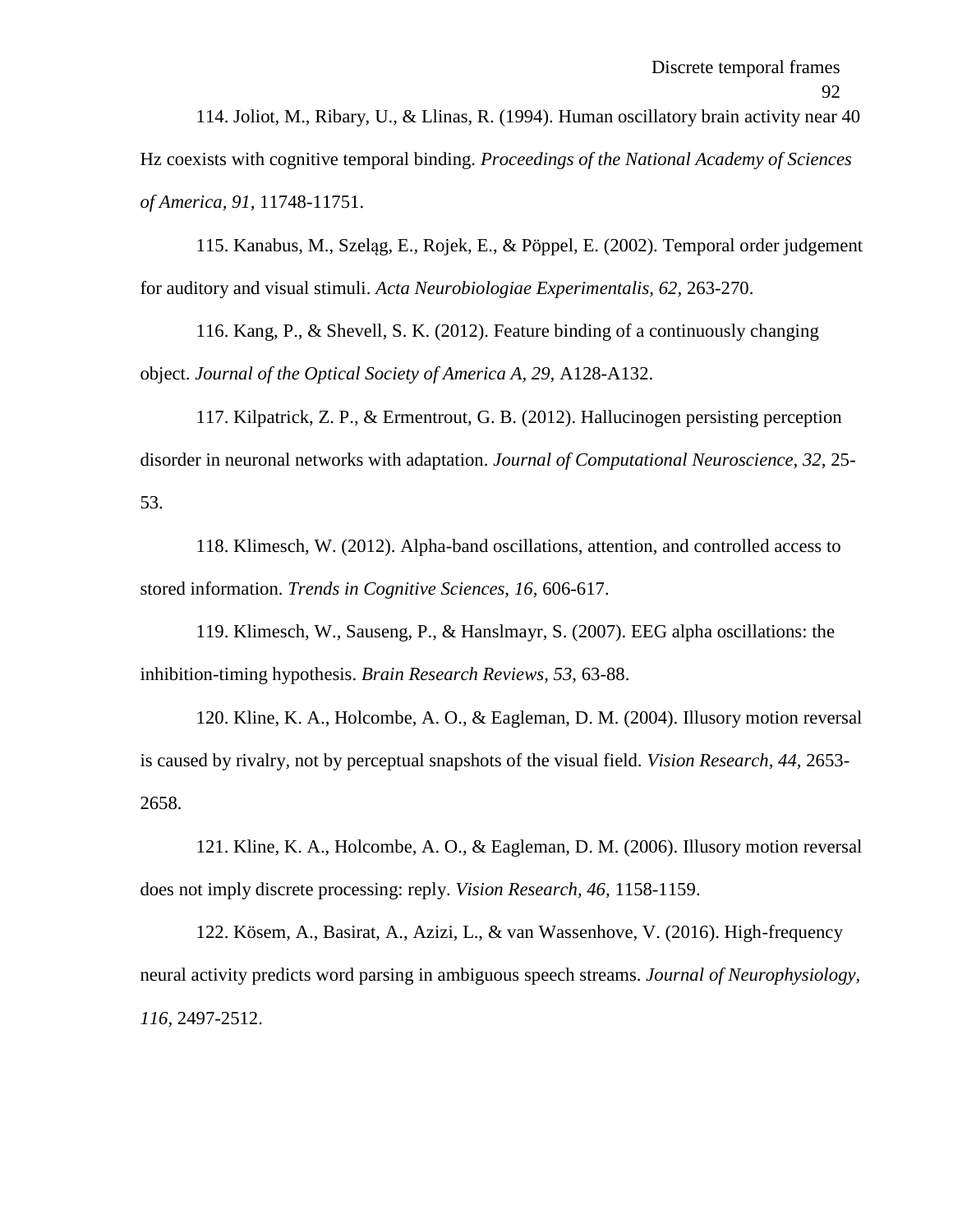114. Joliot, M., Ribary, U., & Llinas, R. (1994). Human oscillatory brain activity near 40 Hz coexists with cognitive temporal binding. *Proceedings of the National Academy of Sciences of America, 91,* 11748-11751.

115. Kanabus, M., Szeląg, E., Rojek, E., & Pöppel, E. (2002). Temporal order judgement for auditory and visual stimuli. *Acta Neurobiologiae Experimentalis, 62,* 263-270.

116. Kang, P., & Shevell, S. K. (2012). Feature binding of a continuously changing object. *Journal of the Optical Society of America A, 29,* A128-A132.

117. Kilpatrick, Z. P., & Ermentrout, G. B. (2012). Hallucinogen persisting perception disorder in neuronal networks with adaptation. *Journal of Computational Neuroscience, 32,* 25-53.

118. Klimesch, W. (2012). Alpha-band oscillations, attention, and controlled access to stored information. *Trends in Cognitive Sciences, 16,* 606-617.

119. Klimesch, W., Sauseng, P., & Hanslmayr, S. (2007). EEG alpha oscillations: the inhibition-timing hypothesis. *Brain Research Reviews, 53,* 63-88.

120. Kline, K. A., Holcombe, A. O., & Eagleman, D. M. (2004). Illusory motion reversal is caused by rivalry, not by perceptual snapshots of the visual field. *Vision Research, 44,* 2653-2658.

121. Kline, K. A., Holcombe, A. O., & Eagleman, D. M. (2006). Illusory motion reversal does not imply discrete processing: reply. *Vision Research, 46,* 1158-1159.

122. Kösem, A., Basirat, A., Azizi, L., & van Wassenhove, V. (2016). High-frequency neural activity predicts word parsing in ambiguous speech streams. *Journal of Neurophysiology, 116,* 2497-2512.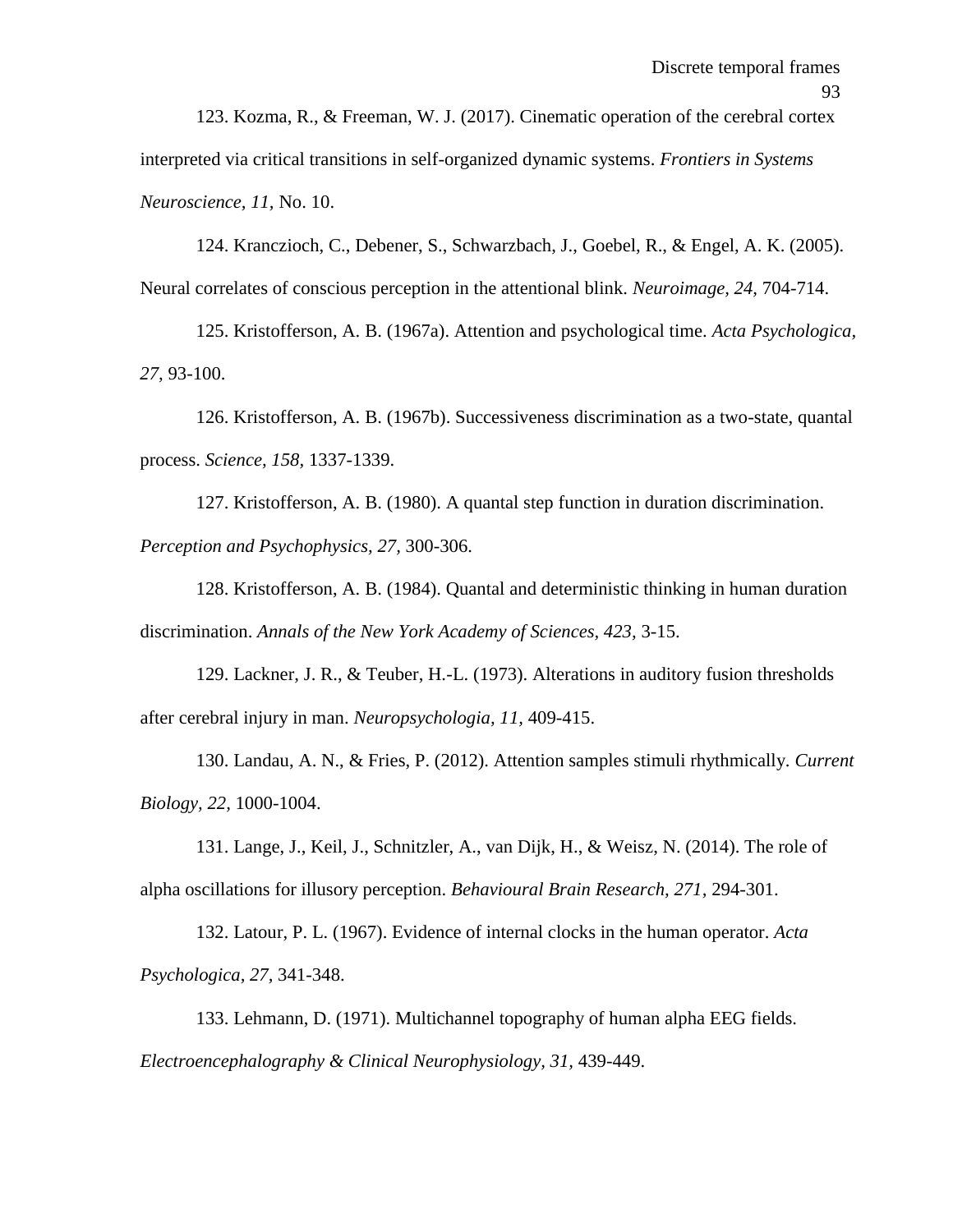123. Kozma, R., & Freeman, W. J. (2017). Cinematic operation of the cerebral cortex interpreted via critical transitions in self-organized dynamic systems. *Frontiers in Systems Neuroscience, 11,* No. 10.

124. Kranczioch, C., Debener, S., Schwarzbach, J., Goebel, R., & Engel, A. K. (2005). Neural correlates of conscious perception in the attentional blink. *Neuroimage, 24,* 704-714.

125. Kristofferson, A. B. (1967a). Attention and psychological time. *Acta Psychologica, 27,* 93-100.

126. Kristofferson, A. B. (1967b). Successiveness discrimination as a two-state, quantal process. *Science, 158,* 1337-1339.

127. Kristofferson, A. B. (1980). A quantal step function in duration discrimination. *Perception and Psychophysics, 27,* 300-306.

128. Kristofferson, A. B. (1984). Quantal and deterministic thinking in human duration discrimination. *Annals of the New York Academy of Sciences, 423,* 3-15.

129. Lackner, J. R., & Teuber, H.-L. (1973). Alterations in auditory fusion thresholds after cerebral injury in man. *Neuropsychologia, 11,* 409-415.

130. Landau, A. N., & Fries, P. (2012). Attention samples stimuli rhythmically. *Current Biology, 22,* 1000-1004.

131. Lange, J., Keil, J., Schnitzler, A., van Dijk, H., & Weisz, N. (2014). The role of alpha oscillations for illusory perception. *Behavioural Brain Research, 271,* 294-301.

132. Latour, P. L. (1967). Evidence of internal clocks in the human operator. *Acta Psychologica, 27,* 341-348.

133. Lehmann, D. (1971). Multichannel topography of human alpha EEG fields. *Electroencephalography & Clinical Neurophysiology, 31,* 439-449.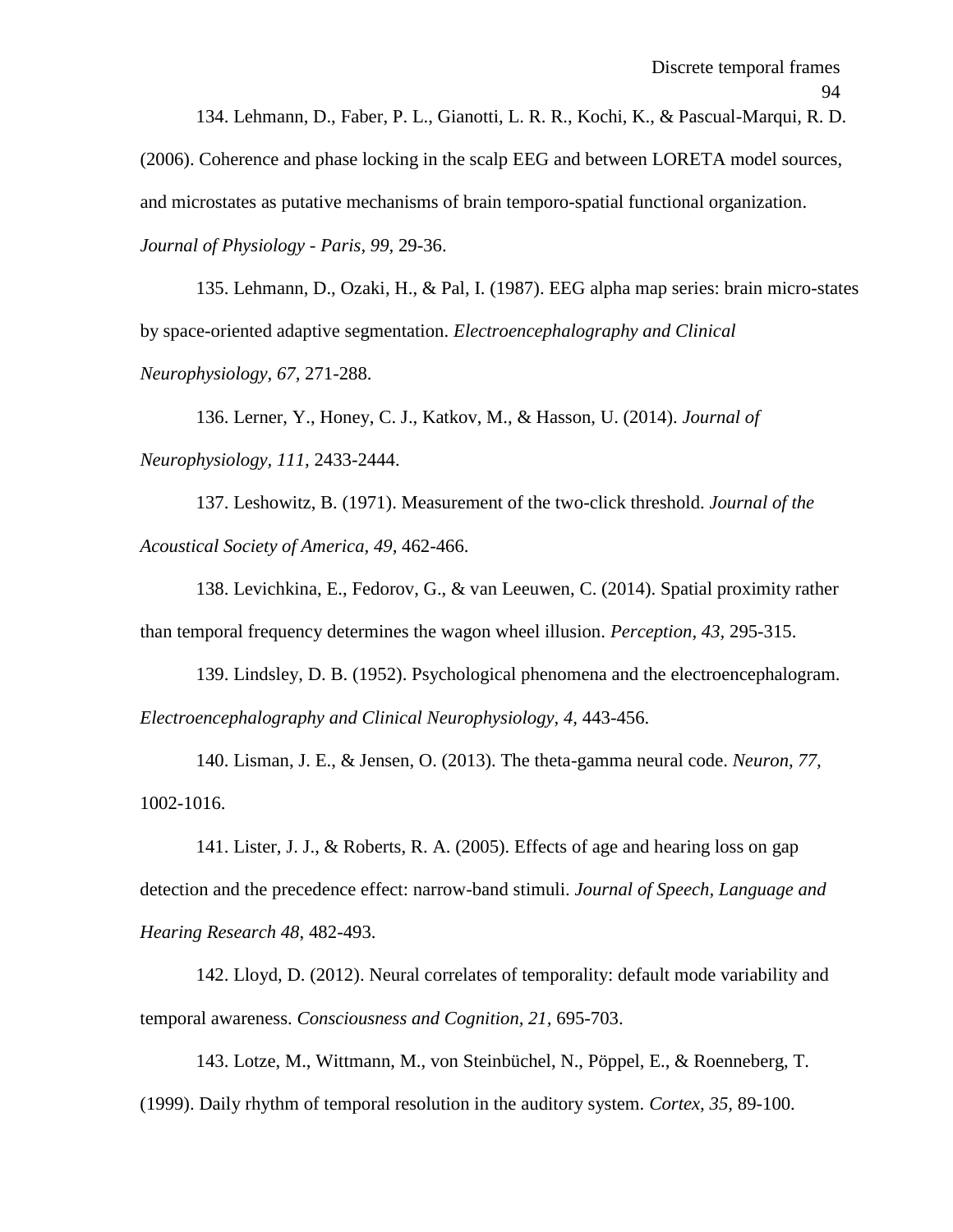134. Lehmann, D., Faber, P. L., Gianotti, L. R. R., Kochi, K., & Pascual-Marqui, R. D. (2006). Coherence and phase locking in the scalp EEG and between LORETA model sources, and microstates as putative mechanisms of brain temporo-spatial functional organization. *Journal of Physiology - Paris, 99*, 29-36.

135. Lehmann, D., Ozaki, H., & Pal, I. (1987). EEG alpha map series: brain micro-states by space-oriented adaptive segmentation. *Electroencephalography and Clinical Neurophysiology, 67*, 271-288.

136. Lerner, Y., Honey, C. J., Katkov, M., & Hasson, U. (2014). *Journal of Neurophysiology, 111,* 2433-2444.

137. Leshowitz, B. (1971). Measurement of the two-click threshold. *Journal of the Acoustical Society of America, 49,* 462-466.

138. Levichkina, E., Fedorov, G., & van Leeuwen, C. (2014). Spatial proximity rather than temporal frequency determines the wagon wheel illusion. *Perception, 43,* 295-315.

139. Lindsley, D. B. (1952). Psychological phenomena and the electroencephalogram. *Electroencephalography and Clinical Neurophysiology, 4*, 443-456.

140. Lisman, J. E., & Jensen, O. (2013). The theta-gamma neural code. *Neuron, 77,* 1002-1016.

141. Lister, J. J., & Roberts, R. A. (2005). Effects of age and hearing loss on gap detection and the precedence effect: narrow-band stimuli. *Journal of Speech, Language and Hearing Research 48*, 482-493.

142. Lloyd, D. (2012). Neural correlates of temporality: default mode variability and temporal awareness. *Consciousness and Cognition, 21*, 695-703.

143. Lotze, M., Wittmann, M., von Steinbüchel, N., Pöppel, E., & Roenneberg, T. (1999). Daily rhythm of temporal resolution in the auditory system. *Cortex, 35,* 89-100.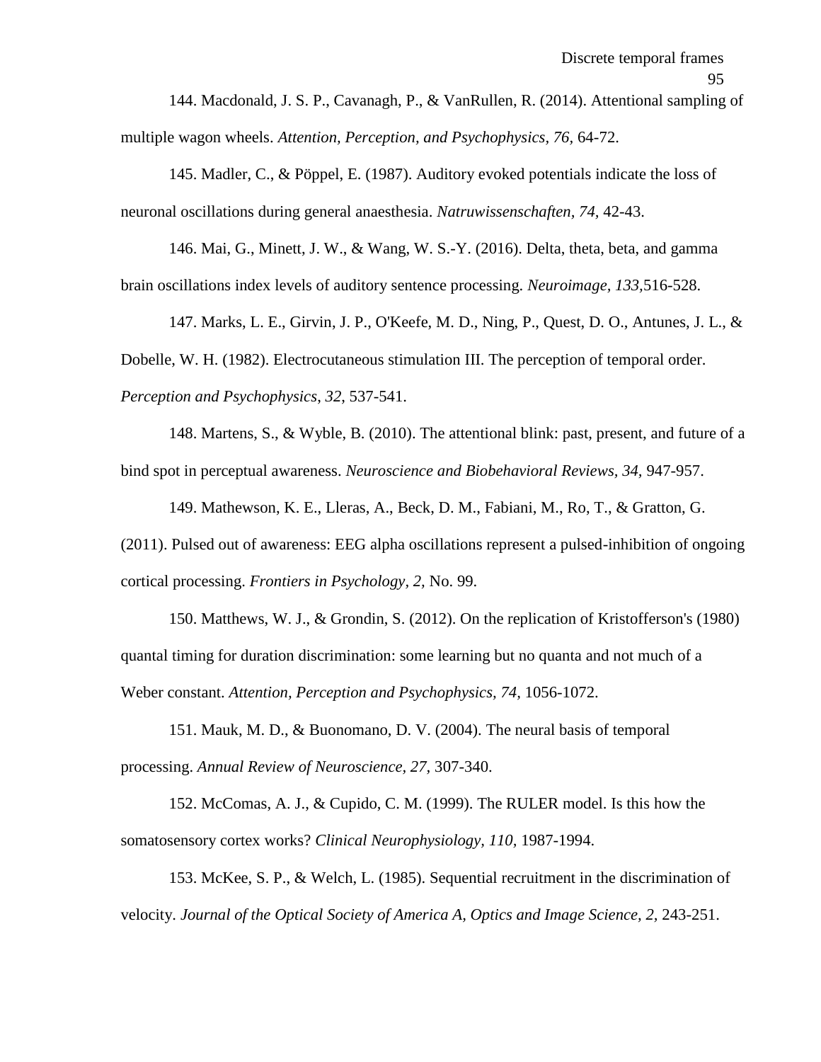144. Macdonald, J. S. P., Cavanagh, P., & VanRullen, R. (2014). Attentional sampling of multiple wagon wheels. *Attention, Perception, and Psychophysics, 76,* 64-72.

145. Madler, C., & Pöppel, E. (1987). Auditory evoked potentials indicate the loss of neuronal oscillations during general anaesthesia. *Natruwissenschaften, 74,* 42-43.

146. Mai, G., Minett, J. W., & Wang, W. S.-Y. (2016). Delta, theta, beta, and gamma brain oscillations index levels of auditory sentence processing. *Neuroimage, 133,*516-528.

147. Marks, L. E., Girvin, J. P., O'Keefe, M. D., Ning, P., Quest, D. O., Antunes, J. L., & Dobelle, W. H. (1982). Electrocutaneous stimulation III. The perception of temporal order. *Perception and Psychophysics*, *32*, 537-541.

148. Martens, S., & Wyble, B. (2010). The attentional blink: past, present, and future of a bind spot in perceptual awareness. *Neuroscience and Biobehavioral Reviews, 34,* 947-957.

149. Mathewson, K. E., Lleras, A., Beck, D. M., Fabiani, M., Ro, T., & Gratton, G. (2011). Pulsed out of awareness: EEG alpha oscillations represent a pulsed-inhibition of ongoing cortical processing. *Frontiers in Psychology, 2,* No. 99.

150. Matthews, W. J., & Grondin, S. (2012). On the replication of Kristofferson's (1980) quantal timing for duration discrimination: some learning but no quanta and not much of a Weber constant. *Attention, Perception and Psychophysics, 74,* 1056-1072.

151. Mauk, M. D., & Buonomano, D. V. (2004). The neural basis of temporal processing. *Annual Review of Neuroscience, 27,* 307-340.

152. McComas, A. J., & Cupido, C. M. (1999). The RULER model. Is this how the somatosensory cortex works? *Clinical Neurophysiology, 110,* 1987-1994.

153. McKee, S. P., & Welch, L. (1985). Sequential recruitment in the discrimination of velocity. *Journal of the Optical Society of America A, Optics and Image Science, 2,* 243-251.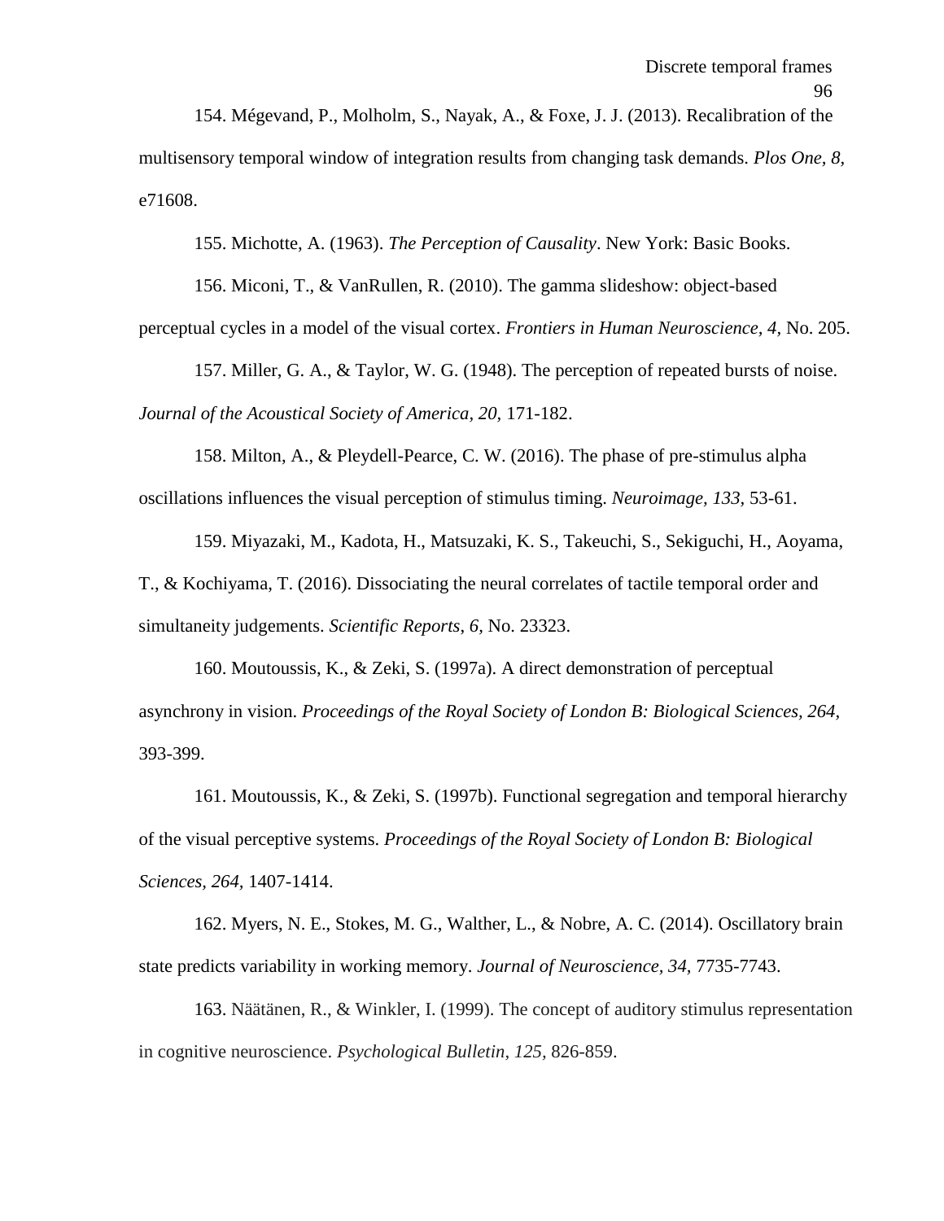154. Mégevand, P., Molholm, S., Nayak, A., & Foxe, J. J. (2013). Recalibration of the multisensory temporal window of integration results from changing task demands. *Plos One, 8,* e71608.

155. Michotte, A. (1963). *The Perception of Causality*. New York: Basic Books.

156. Miconi, T., & VanRullen, R. (2010). The gamma slideshow: object-based perceptual cycles in a model of the visual cortex. *Frontiers in Human Neuroscience, 4,* No. 205.

157. Miller, G. A., & Taylor, W. G. (1948). The perception of repeated bursts of noise. *Journal of the Acoustical Society of America, 20,* 171-182.

158. Milton, A., & Pleydell-Pearce, C. W. (2016). The phase of pre-stimulus alpha oscillations influences the visual perception of stimulus timing. *Neuroimage, 133,* 53-61.

159. Miyazaki, M., Kadota, H., Matsuzaki, K. S., Takeuchi, S., Sekiguchi, H., Aoyama, T., & Kochiyama, T. (2016). Dissociating the neural correlates of tactile temporal order and simultaneity judgements. *Scientific Reports*, *6,* No. 23323.

160. Moutoussis, K., & Zeki, S. (1997a). A direct demonstration of perceptual asynchrony in vision. *Proceedings of the Royal Society of London B: Biological Sciences*, *264*, 393-399.

161. Moutoussis, K., & Zeki, S. (1997b). Functional segregation and temporal hierarchy of the visual perceptive systems. *Proceedings of the Royal Society of London B: Biological Sciences*, *264*, 1407-1414.

162. Myers, N. E., Stokes, M. G., Walther, L., & Nobre, A. C. (2014). Oscillatory brain state predicts variability in working memory. *Journal of Neuroscience, 34*, 7735-7743.

163. Näätänen, R., & Winkler, I. (1999). The concept of auditory stimulus representation in cognitive neuroscience. *Psychological Bulletin, 125,* 826-859.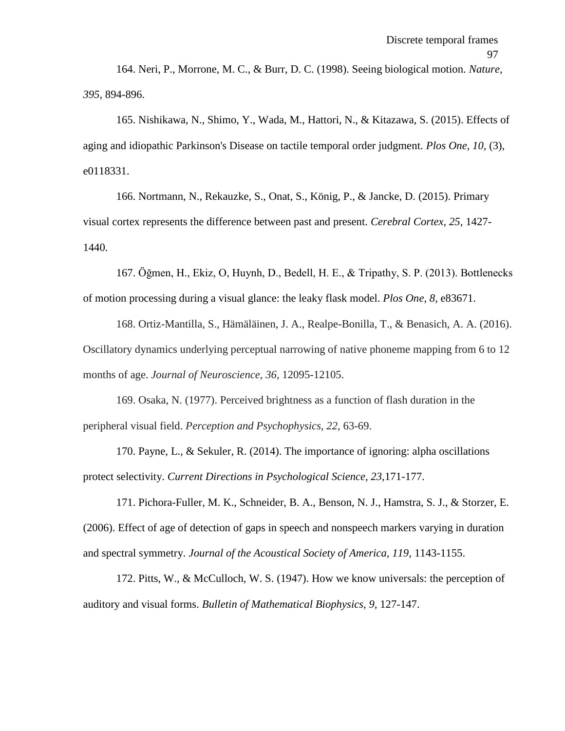164. Neri, P., Morrone, M. C., & Burr, D. C. (1998). Seeing biological motion. *Nature, 395,* 894-896.

165. Nishikawa, N., Shimo, Y., Wada, M., Hattori, N., & Kitazawa, S. (2015). Effects of aging and idiopathic Parkinson's Disease on tactile temporal order judgment. *Plos One, 10,* (3), e0118331.

166. Nortmann, N., Rekauzke, S., Onat, S., König, P., & Jancke, D. (2015). Primary visual cortex represents the difference between past and present. *Cerebral Cortex, 25,* 1427-1440.

167. Öğmen, H., Ekiz, O, Huynh, D., Bedell, H. E., & Tripathy, S. P. (2013). Bottlenecks of motion processing during a visual glance: the leaky flask model. *Plos One, 8,* e83671.

168. Ortiz-Mantilla, S., Hämäläinen, J. A., Realpe-Bonilla, T., & Benasich, A. A. (2016). Oscillatory dynamics underlying perceptual narrowing of native phoneme mapping from 6 to 12 months of age. *Journal of Neuroscience, 36,* 12095-12105.

169. Osaka, N. (1977). Perceived brightness as a function of flash duration in the peripheral visual field. *Perception and Psychophysics, 22,* 63-69.

170. Payne, L., & Sekuler, R. (2014). The importance of ignoring: alpha oscillations protect selectivity. *Current Directions in Psychological Science, 23,*171-177.

171. Pichora-Fuller, M. K., Schneider, B. A., Benson, N. J., Hamstra, S. J., & Storzer, E. (2006). Effect of age of detection of gaps in speech and nonspeech markers varying in duration and spectral symmetry. *Journal of the Acoustical Society of America, 119,* 1143-1155.

172. Pitts, W., & McCulloch, W. S. (1947). How we know universals: the perception of auditory and visual forms. *Bulletin of Mathematical Biophysics, 9,* 127-147.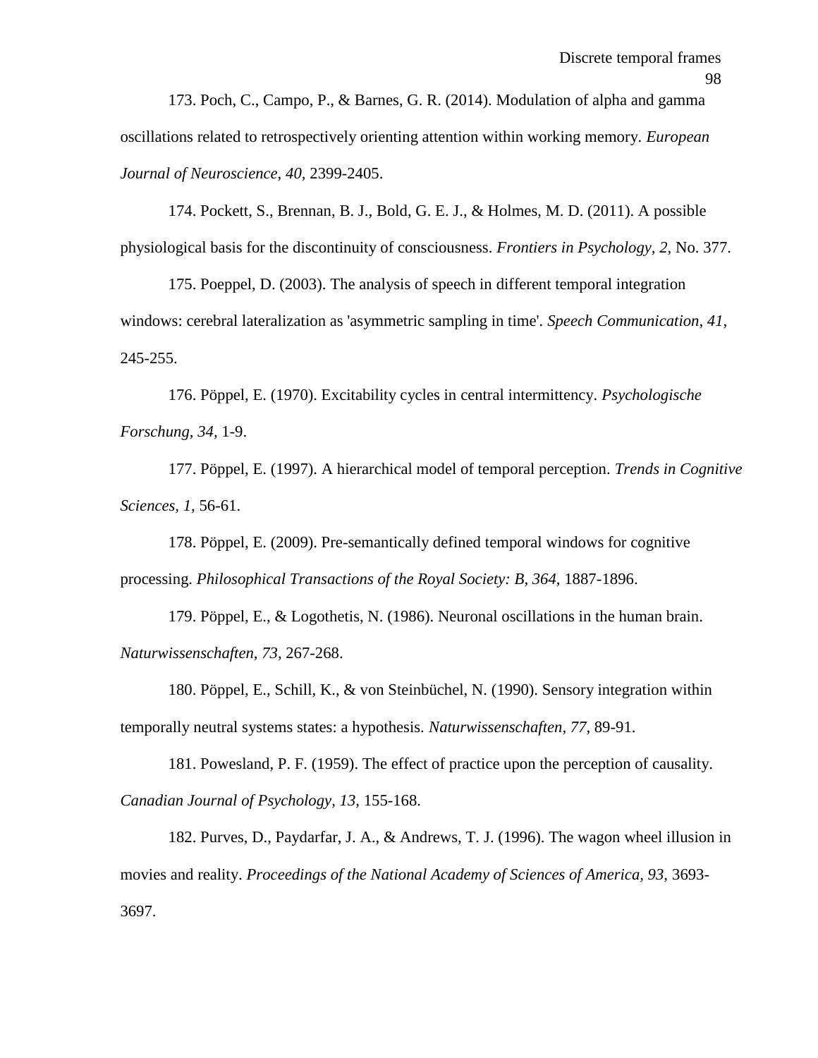173. Poch, C., Campo, P., & Barnes, G. R. (2014). Modulation of alpha and gamma oscillations related to retrospectively orienting attention within working memory. *European Journal of Neuroscience, 40,* 2399-2405.

174. Pockett, S., Brennan, B. J., Bold, G. E. J., & Holmes, M. D. (2011). A possible physiological basis for the discontinuity of consciousness. *Frontiers in Psychology, 2,* No. 377.

175. Poeppel, D. (2003). The analysis of speech in different temporal integration windows: cerebral lateralization as 'asymmetric sampling in time'. *Speech Communication, 41,* 245-255.

176. Pöppel, E. (1970). Excitability cycles in central intermittency. *Psychologische Forschung, 34,* 1-9.

177. Pöppel, E. (1997). A hierarchical model of temporal perception. *Trends in Cognitive Sciences, 1,* 56-61.

178. Pöppel, E. (2009). Pre-semantically defined temporal windows for cognitive processing. *Philosophical Transactions of the Royal Society: B, 364,* 1887-1896.

179. Pöppel, E., & Logothetis, N. (1986). Neuronal oscillations in the human brain. *Naturwissenschaften, 73,* 267-268.

180. Pöppel, E., Schill, K., & von Steinbüchel, N. (1990). Sensory integration within temporally neutral systems states: a hypothesis. *Naturwissenschaften, 77,* 89-91.

181. Powesland, P. F. (1959). The effect of practice upon the perception of causality. *Canadian Journal of Psychology, 13,* 155-168.

182. Purves, D., Paydarfar, J. A., & Andrews, T. J. (1996). The wagon wheel illusion in movies and reality. *Proceedings of the National Academy of Sciences of America, 93,* 3693-3697.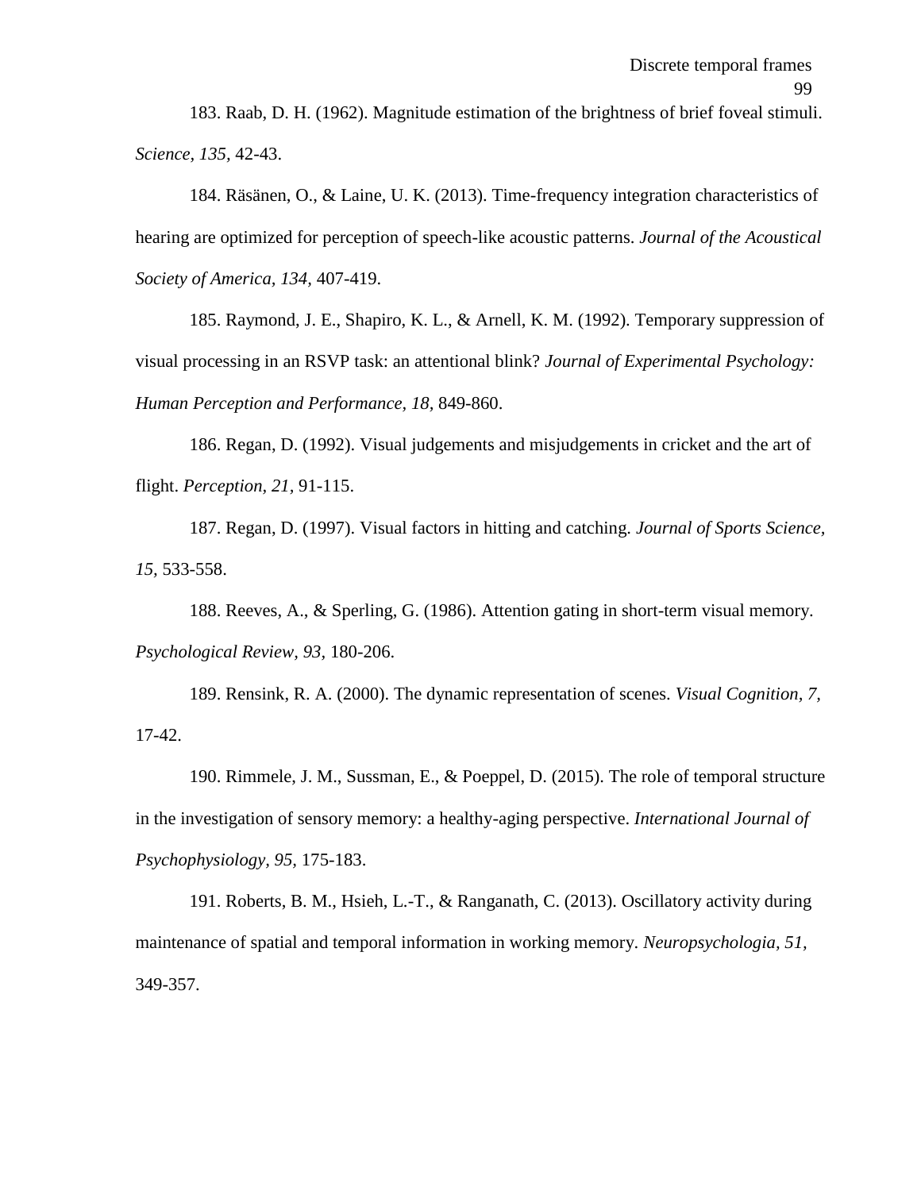183. Raab, D. H. (1962). Magnitude estimation of the brightness of brief foveal stimuli. *Science*, *135,* 42-43.

184. Räsänen, O., & Laine, U. K. (2013). Time-frequency integration characteristics of hearing are optimized for perception of speech-like acoustic patterns. *Journal of the Acoustical Society of America*, *134,* 407-419.

185. Raymond, J. E., Shapiro, K. L., & Arnell, K. M. (1992). Temporary suppression of visual processing in an RSVP task: an attentional blink? *Journal of Experimental Psychology: Human Perception and Performance*, *18,* 849-860.

186. Regan, D. (1992). Visual judgements and misjudgements in cricket and the art of flight. *Perception*, *21,* 91-115.

187. Regan, D. (1997). Visual factors in hitting and catching. *Journal of Sports Science*, *15,* 533-558.

188. Reeves, A., & Sperling, G. (1986). Attention gating in short-term visual memory. *Psychological Review, 93,* 180-206.

189. Rensink, R. A. (2000). The dynamic representation of scenes. *Visual Cognition*, *7,* 17-42.

190. Rimmele, J. M., Sussman, E., & Poeppel, D. (2015). The role of temporal structure in the investigation of sensory memory: a healthy-aging perspective. *International Journal of Psychophysiology*, *95,* 175-183.

191. Roberts, B. M., Hsieh, L.-T., & Ranganath, C. (2013). Oscillatory activity during maintenance of spatial and temporal information in working memory. *Neuropsychologia*, *51,* 349-357.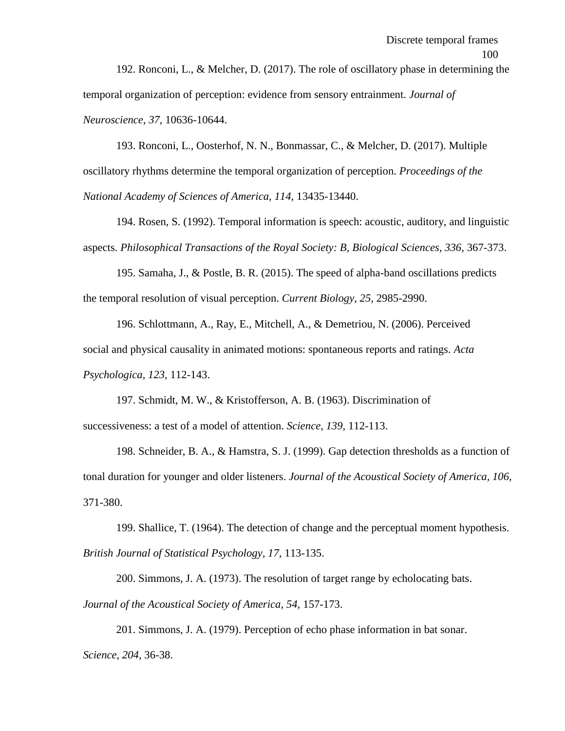192. Ronconi, L., & Melcher, D. (2017). The role of oscillatory phase in determining the temporal organization of perception: evidence from sensory entrainment. *Journal of Neuroscience, 37,* 10636-10644.

193. Ronconi, L., Oosterhof, N. N., Bonmassar, C., & Melcher, D. (2017). Multiple oscillatory rhythms determine the temporal organization of perception. *Proceedings of the National Academy of Sciences of America, 114,* 13435-13440.

194. Rosen, S. (1992). Temporal information is speech: acoustic, auditory, and linguistic aspects. *Philosophical Transactions of the Royal Society: B, Biological Sciences, 336,* 367-373.

195. Samaha, J., & Postle, B. R. (2015). The speed of alpha-band oscillations predicts the temporal resolution of visual perception. *Current Biology, 25,* 2985-2990.

196. Schlottmann, A., Ray, E., Mitchell, A., & Demetriou, N. (2006). Perceived social and physical causality in animated motions: spontaneous reports and ratings. *Acta Psychologica, 123,* 112-143.

197. Schmidt, M. W., & Kristofferson, A. B. (1963). Discrimination of successiveness: a test of a model of attention. *Science, 139,* 112-113.

198. Schneider, B. A., & Hamstra, S. J. (1999). Gap detection thresholds as a function of tonal duration for younger and older listeners. *Journal of the Acoustical Society of America, 106,* 371-380.

199. Shallice, T. (1964). The detection of change and the perceptual moment hypothesis. *British Journal of Statistical Psychology, 17,* 113-135.

200. Simmons, J. A. (1973). The resolution of target range by echolocating bats. *Journal of the Acoustical Society of America, 54,* 157-173.

201. Simmons, J. A. (1979). Perception of echo phase information in bat sonar. *Science, 204,* 36-38.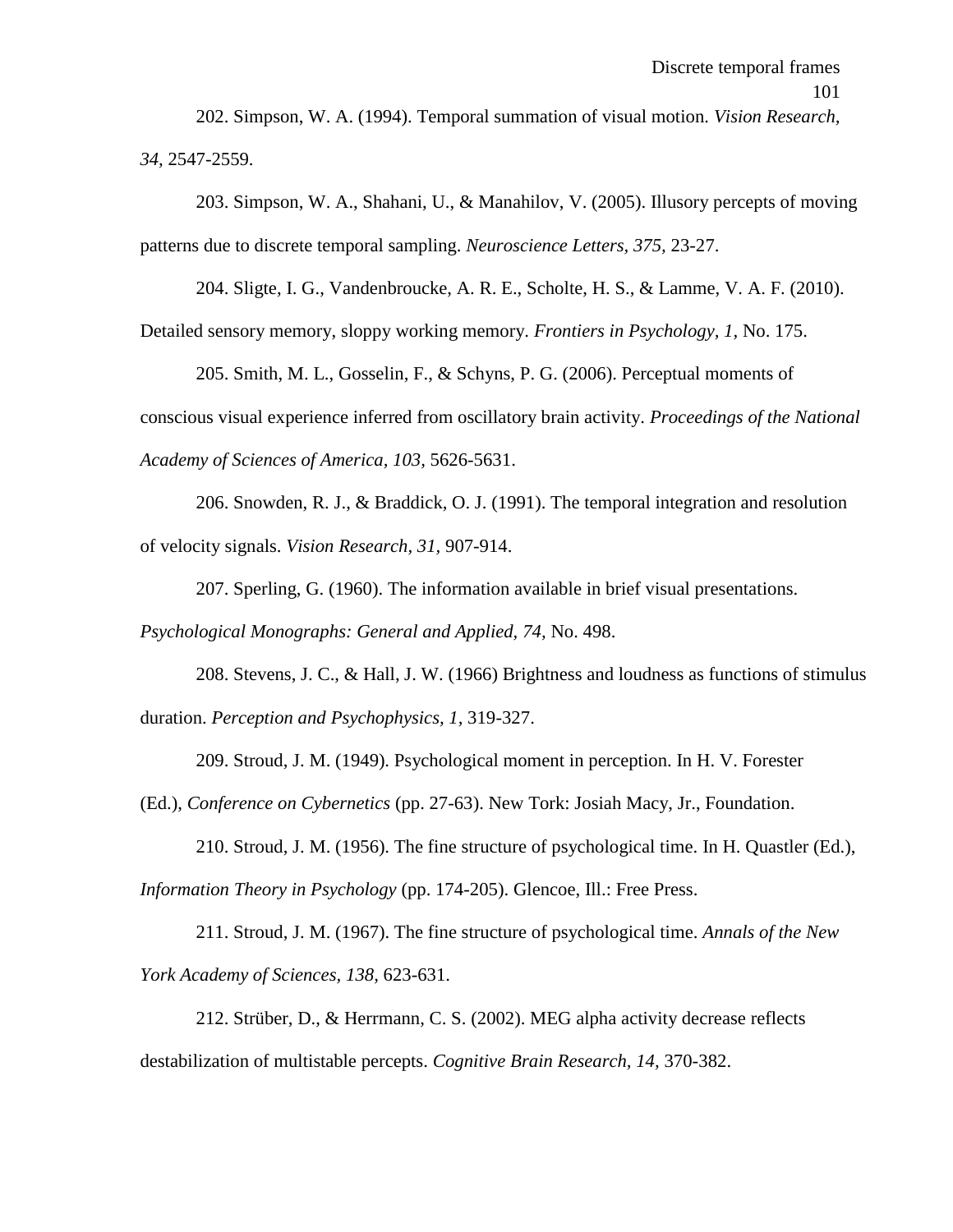202. Simpson, W. A. (1994). Temporal summation of visual motion. *Vision Research, 34,* 2547-2559.

203. Simpson, W. A., Shahani, U., & Manahilov, V. (2005). Illusory percepts of moving patterns due to discrete temporal sampling. *Neuroscience Letters, 375,* 23-27.

204. Sligte, I. G., Vandenbroucke, A. R. E., Scholte, H. S., & Lamme, V. A. F. (2010). Detailed sensory memory, sloppy working memory. *Frontiers in Psychology, 1,* No. 175.

205. Smith, M. L., Gosselin, F., & Schyns, P. G. (2006). Perceptual moments of conscious visual experience inferred from oscillatory brain activity. *Proceedings of the National Academy of Sciences of America, 103,* 5626-5631.

206. Snowden, R. J., & Braddick, O. J. (1991). The temporal integration and resolution of velocity signals. *Vision Research, 31,* 907-914.

207. Sperling, G. (1960). The information available in brief visual presentations. *Psychological Monographs: General and Applied, 74,* No. 498.

208. Stevens, J. C., & Hall, J. W. (1966) Brightness and loudness as functions of stimulus duration. *Perception and Psychophysics, 1,* 319-327.

209. Stroud, J. M. (1949). Psychological moment in perception. In H. V. Forester (Ed.), *Conference on Cybernetics* (pp. 27-63). New Tork: Josiah Macy, Jr., Foundation.

210. Stroud, J. M. (1956). The fine structure of psychological time. In H. Quastler (Ed.), *Information Theory in Psychology* (pp. 174-205). Glencoe, Ill.: Free Press.

211. Stroud, J. M. (1967). The fine structure of psychological time. *Annals of the New York Academy of Sciences, 138,* 623-631.

212. Strüber, D., & Herrmann, C. S. (2002). MEG alpha activity decrease reflects destabilization of multistable percepts. *Cognitive Brain Research, 14,* 370-382.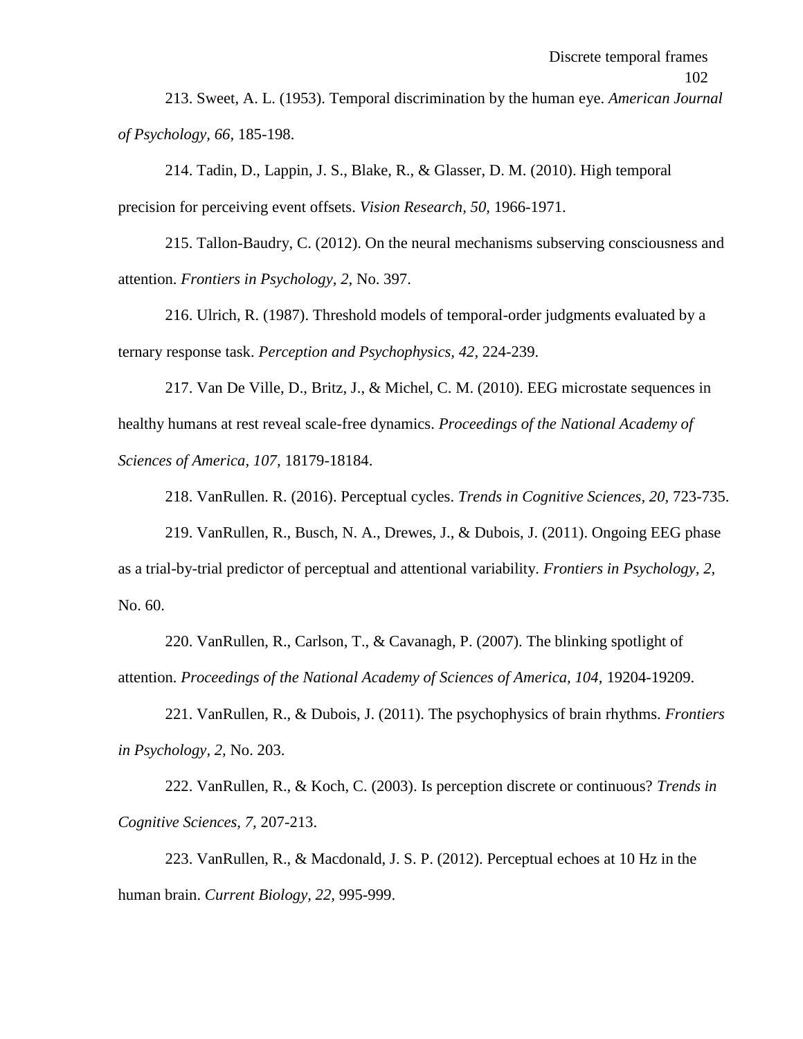213. Sweet, A. L. (1953). Temporal discrimination by the human eye. *American Journal of Psychology, 66,* 185-198.

214. Tadin, D., Lappin, J. S., Blake, R., & Glasser, D. M. (2010). High temporal precision for perceiving event offsets. *Vision Research, 50,* 1966-1971.

215. Tallon-Baudry, C. (2012). On the neural mechanisms subserving consciousness and attention. *Frontiers in Psychology, 2,* No. 397.

216. Ulrich, R. (1987). Threshold models of temporal-order judgments evaluated by a ternary response task. *Perception and Psychophysics, 42,* 224-239.

217. Van De Ville, D., Britz, J., & Michel, C. M. (2010). EEG microstate sequences in healthy humans at rest reveal scale-free dynamics. *Proceedings of the National Academy of Sciences of America, 107,* 18179-18184.

218. VanRullen. R. (2016). Perceptual cycles. *Trends in Cognitive Sciences, 20,* 723-735.

219. VanRullen, R., Busch, N. A., Drewes, J., & Dubois, J. (2011). Ongoing EEG phase as a trial-by-trial predictor of perceptual and attentional variability. *Frontiers in Psychology, 2,* No. 60.

220. VanRullen, R., Carlson, T., & Cavanagh, P. (2007). The blinking spotlight of attention. *Proceedings of the National Academy of Sciences of America, 104,* 19204-19209.

221. VanRullen, R., & Dubois, J. (2011). The psychophysics of brain rhythms. *Frontiers in Psychology, 2,* No. 203.

222. VanRullen, R., & Koch, C. (2003). Is perception discrete or continuous? *Trends in Cognitive Sciences, 7,* 207-213.

223. VanRullen, R., & Macdonald, J. S. P. (2012). Perceptual echoes at 10 Hz in the human brain. *Current Biology, 22,* 995-999.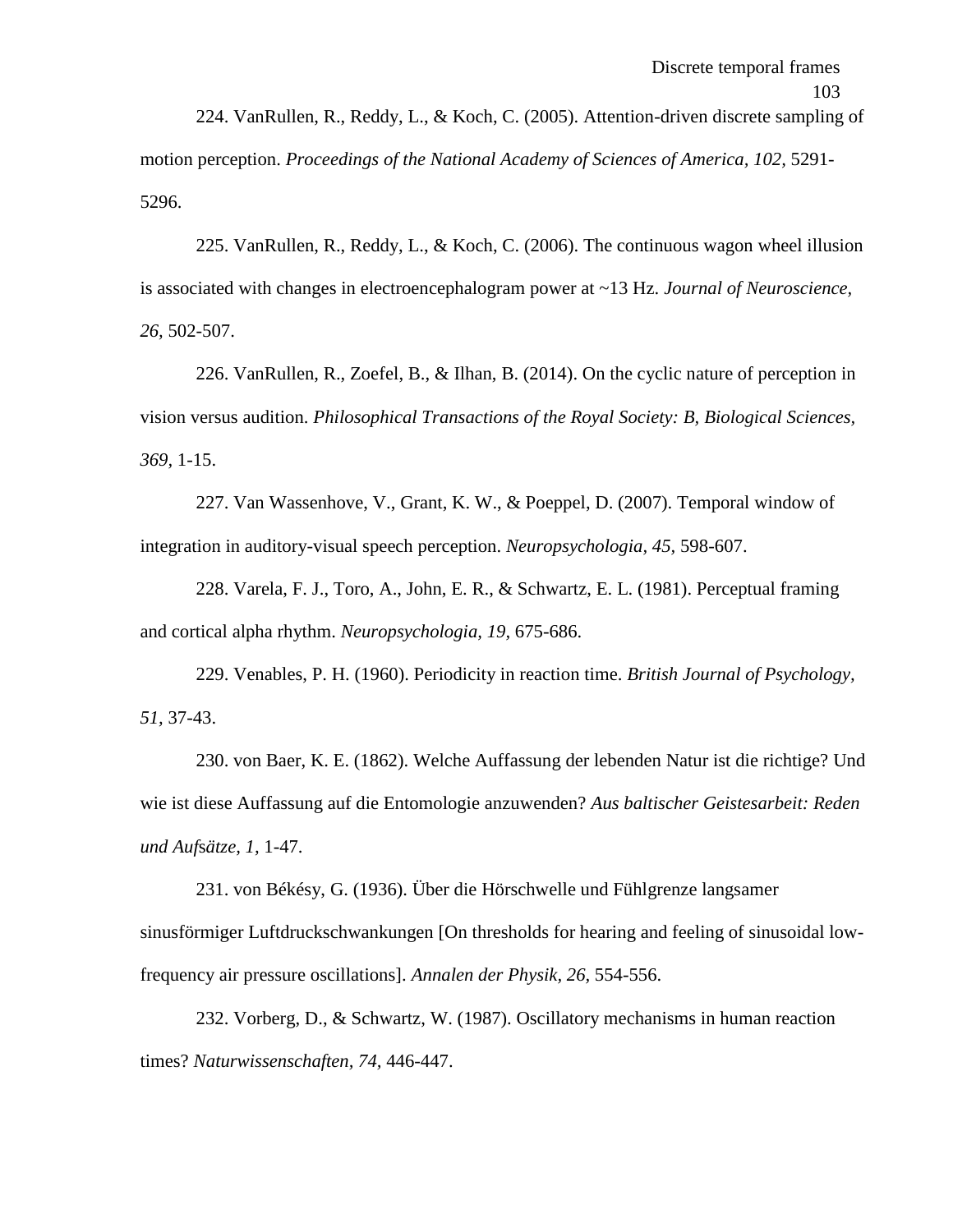224. VanRullen, R., Reddy, L., & Koch, C. (2005). Attention-driven discrete sampling of motion perception. *Proceedings of the National Academy of Sciences of America, 102*, 5291-5296.

225. VanRullen, R., Reddy, L., & Koch, C. (2006). The continuous wagon wheel illusion is associated with changes in electroencephalogram power at ~13 Hz. *Journal of Neuroscience, 26,* 502-507.

226. VanRullen, R., Zoefel, B., & Ilhan, B. (2014). On the cyclic nature of perception in vision versus audition. *Philosophical Transactions of the Royal Society: B, Biological Sciences, 369,* 1-15.

227. Van Wassenhove, V., Grant, K. W., & Poeppel, D. (2007). Temporal window of integration in auditory-visual speech perception. *Neuropsychologia, 45,* 598-607.

228. Varela, F. J., Toro, A., John, E. R., & Schwartz, E. L. (1981). Perceptual framing and cortical alpha rhythm. *Neuropsychologia, 19*, 675-686.

229. Venables, P. H. (1960). Periodicity in reaction time. *British Journal of Psychology, 51,* 37-43.

230. von Baer, K. E. (1862). Welche Auffassung der lebenden Natur ist die richtige? Und wie ist diese Auffassung auf die Entomologie anzuwenden? *Aus baltischer Geistesarbeit: Reden und Aufsätze, 1,* 1-47.

231. von Békésy, G. (1936). Über die Hörschwelle und Fühlgrenze langsamer sinusförmiger Luftdruckschwankungen [On thresholds for hearing and feeling of sinusoidal low-frequency air pressure oscillations]. *Annalen der Physik, 26,* 554-556.

232. Vorberg, D., & Schwartz, W. (1987). Oscillatory mechanisms in human reaction times? *Naturwissenschaften, 74,* 446-447.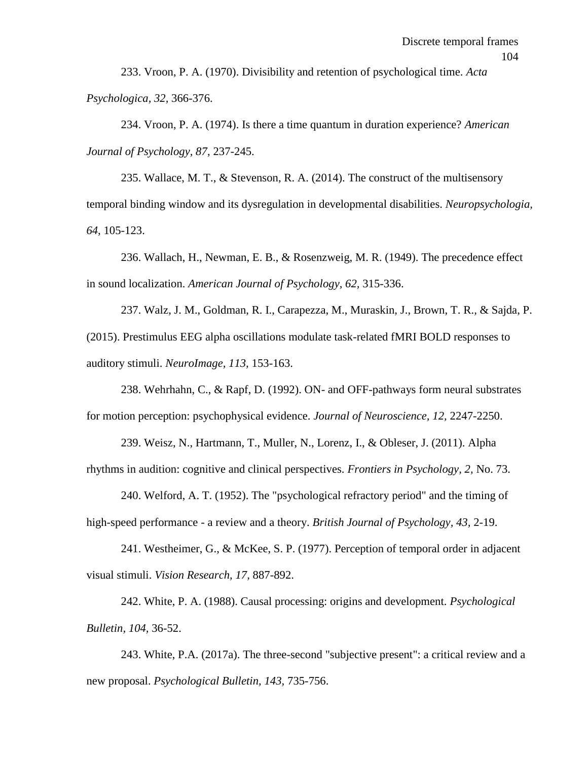233. Vroon, P. A. (1970). Divisibility and retention of psychological time. *Acta Psychologica, 32,* 366-376.

234. Vroon, P. A. (1974). Is there a time quantum in duration experience? *American Journal of Psychology, 87,* 237-245.

235. Wallace, M. T., & Stevenson, R. A. (2014). The construct of the multisensory temporal binding window and its dysregulation in developmental disabilities. *Neuropsychologia, 64,* 105-123.

236. Wallach, H., Newman, E. B., & Rosenzweig, M. R. (1949). The precedence effect in sound localization. *American Journal of Psychology, 62,* 315-336.

237. Walz, J. M., Goldman, R. I., Carapezza, M., Muraskin, J., Brown, T. R., & Sajda, P. (2015). Prestimulus EEG alpha oscillations modulate task-related fMRI BOLD responses to auditory stimuli. *NeuroImage, 113,* 153-163.

238. Wehrhahn, C., & Rapf, D. (1992). ON- and OFF-pathways form neural substrates for motion perception: psychophysical evidence. *Journal of Neuroscience, 12,* 2247-2250.

239. Weisz, N., Hartmann, T., Muller, N., Lorenz, I., & Obleser, J. (2011). Alpha rhythms in audition: cognitive and clinical perspectives. *Frontiers in Psychology, 2,* No. 73.

240. Welford, A. T. (1952). The "psychological refractory period" and the timing of high-speed performance - a review and a theory. *British Journal of Psychology, 43,* 2-19.

241. Westheimer, G., & McKee, S. P. (1977). Perception of temporal order in adjacent visual stimuli. *Vision Research, 17,* 887-892.

242. White, P. A. (1988). Causal processing: origins and development. *Psychological Bulletin, 104,* 36-52.

243. White, P.A. (2017a). The three-second "subjective present": a critical review and a new proposal. *Psychological Bulletin, 143,* 735-756.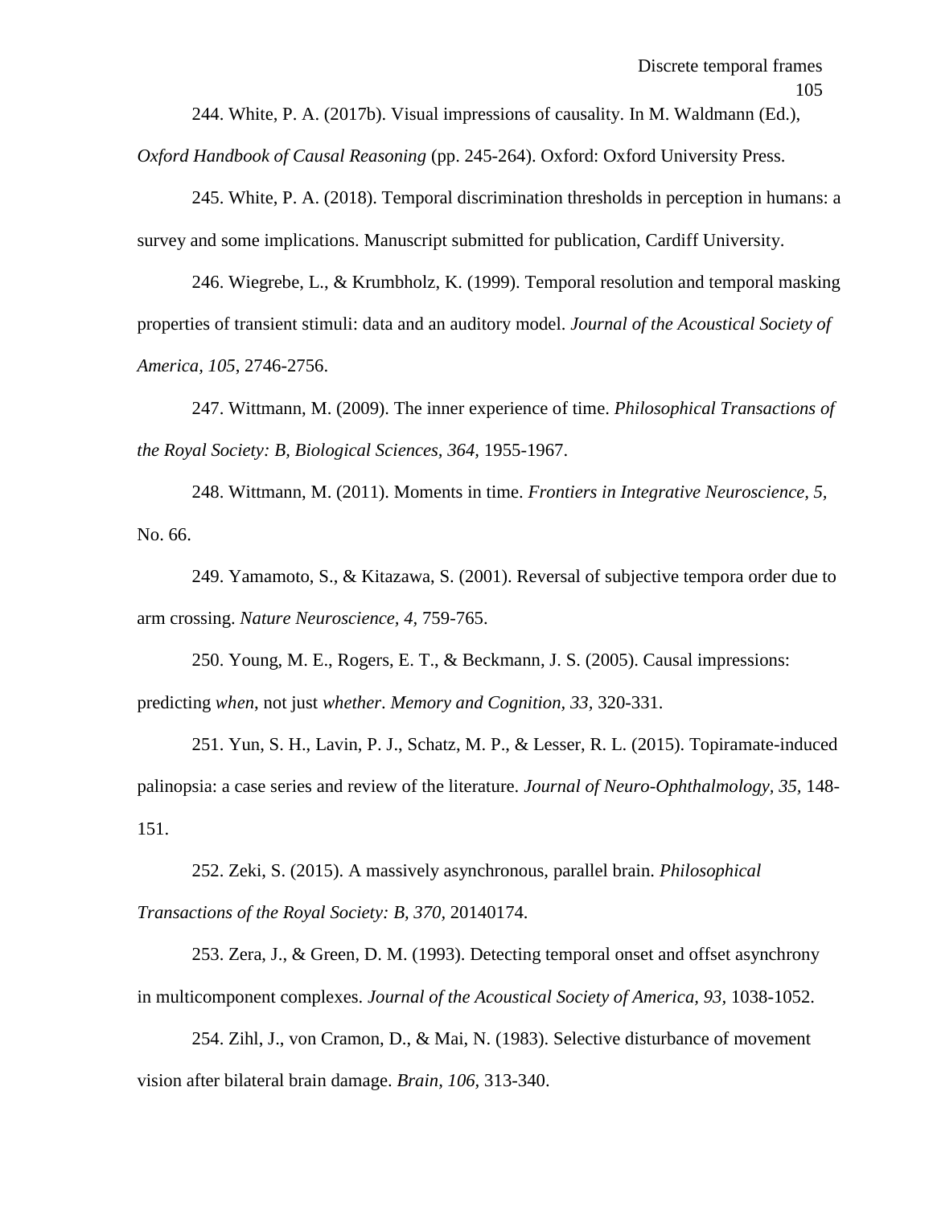244. White, P. A. (2017b). Visual impressions of causality. In M. Waldmann (Ed.), *Oxford Handbook of Causal Reasoning* (pp. 245-264). Oxford: Oxford University Press.

245. White, P. A. (2018). Temporal discrimination thresholds in perception in humans: a survey and some implications. Manuscript submitted for publication, Cardiff University.

246. Wiegrebe, L., & Krumbholz, K. (1999). Temporal resolution and temporal masking properties of transient stimuli: data and an auditory model. *Journal of the Acoustical Society of America, 105,* 2746-2756.

247. Wittmann, M. (2009). The inner experience of time. *Philosophical Transactions of the Royal Society: B, Biological Sciences, 364,* 1955-1967.

248. Wittmann, M. (2011). Moments in time. *Frontiers in Integrative Neuroscience, 5,* No. 66.

249. Yamamoto, S., & Kitazawa, S. (2001). Reversal of subjective tempora order due to arm crossing. *Nature Neuroscience, 4,* 759-765.

250. Young, M. E., Rogers, E. T., & Beckmann, J. S. (2005). Causal impressions: predicting *when*, not just *whether*. *Memory and Cognition, 33,* 320-331.

251. Yun, S. H., Lavin, P. J., Schatz, M. P., & Lesser, R. L. (2015). Topiramate-induced palinopsia: a case series and review of the literature. *Journal of Neuro-Ophthalmology, 35,* 148-151.

252. Zeki, S. (2015). A massively asynchronous, parallel brain. *Philosophical Transactions of the Royal Society: B, 370,* 20140174.

253. Zera, J., & Green, D. M. (1993). Detecting temporal onset and offset asynchrony in multicomponent complexes. *Journal of the Acoustical Society of America, 93,* 1038-1052.

254. Zihl, J., von Cramon, D., & Mai, N. (1983). Selective disturbance of movement vision after bilateral brain damage. *Brain, 106,* 313-340.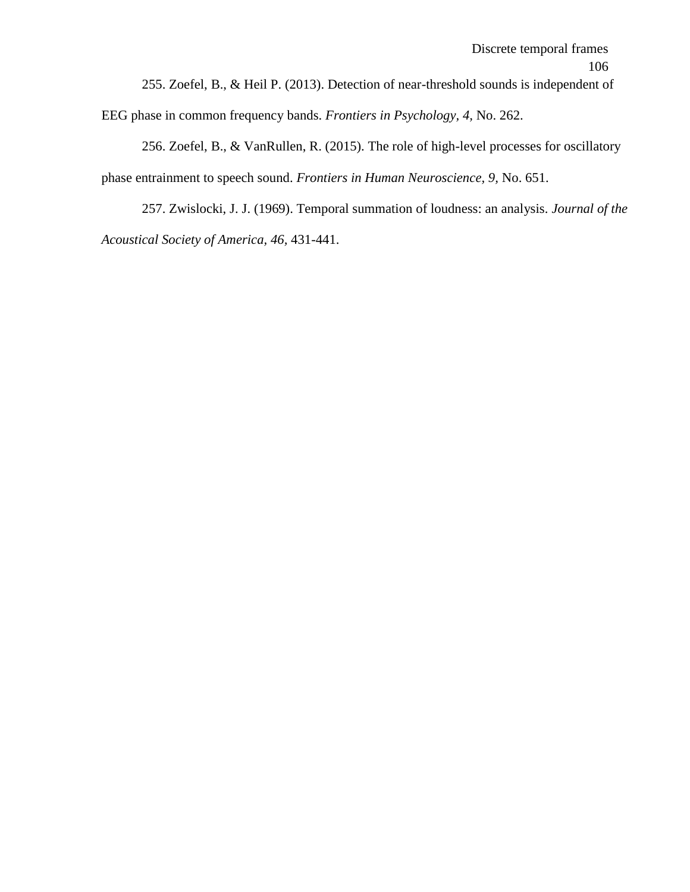255. Zoefel, B., & Heil P. (2013). Detection of near-threshold sounds is independent of EEG phase in common frequency bands. *Frontiers in Psychology, 4,* No. 262.

256. Zoefel, B., & VanRullen, R. (2015). The role of high-level processes for oscillatory phase entrainment to speech sound. *Frontiers in Human Neuroscience, 9,* No. 651.

257. Zwislocki, J. J. (1969). Temporal summation of loudness: an analysis. *Journal of the Acoustical Society of America, 46,* 431-441.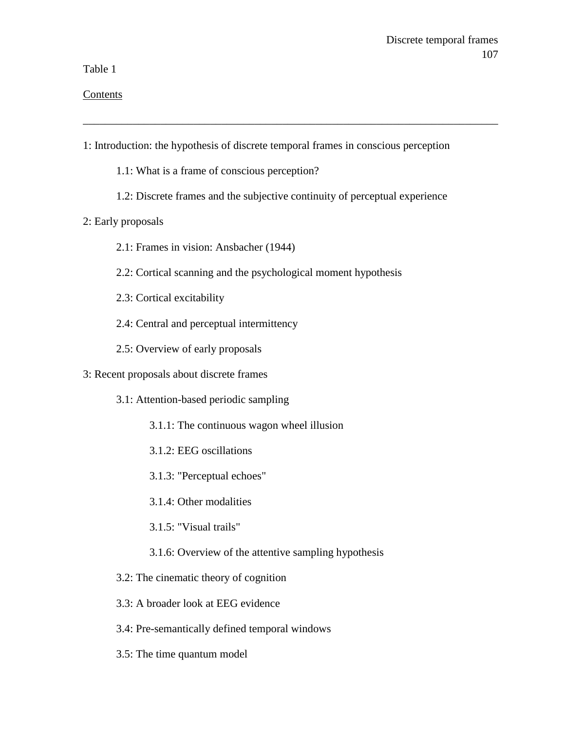Table 1

<u>Contents</u>

---

1: Introduction: the hypothesis of discrete temporal frames in conscious perception

- 1.1: What is a frame of conscious perception?
- 1.2: Discrete frames and the subjective continuity of perceptual experience

2: Early proposals

- 2.1: Frames in vision: Ansbacher (1944)
- 2.2: Cortical scanning and the psychological moment hypothesis
- 2.3: Cortical excitability
- 2.4: Central and perceptual intermittency
- 2.5: Overview of early proposals

3: Recent proposals about discrete frames

- 3.1: Attention-based periodic sampling
    - 3.1.1: The continuous wagon wheel illusion
    - 3.1.2: EEG oscillations
    - 3.1.3: "Perceptual echoes"
    - 3.1.4: Other modalities
    - 3.1.5: "Visual trails"
    - 3.1.6: Overview of the attentive sampling hypothesis
- 3.2: The cinematic theory of cognition
- 3.3: A broader look at EEG evidence
- 3.4: Pre-semantically defined temporal windows
- 3.5: The time quantum model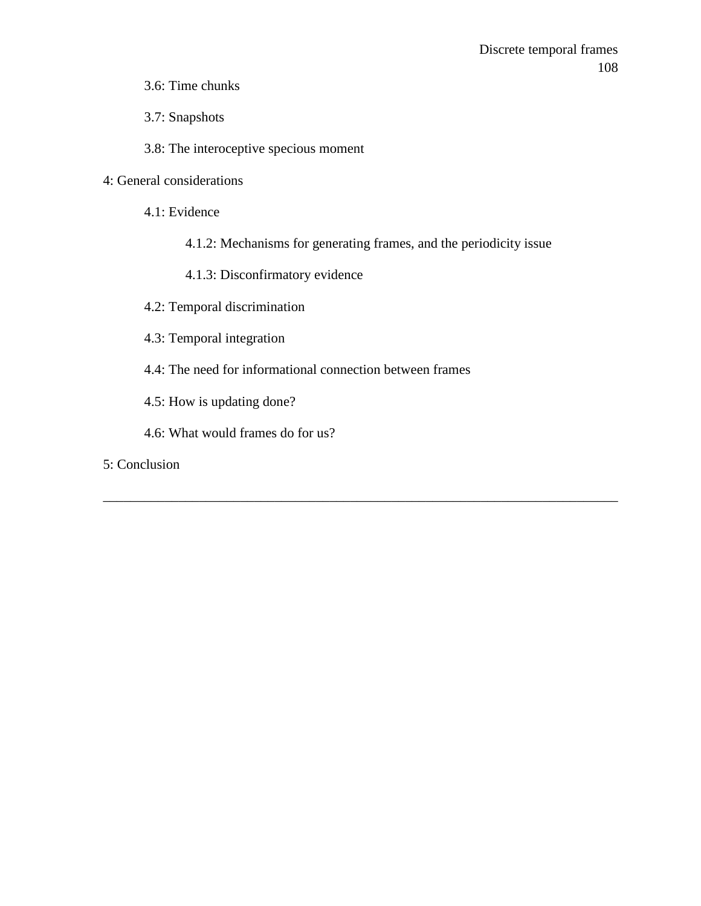3.6: Time chunks

3.7: Snapshots

3.8: The interoceptive specious moment

4: General considerations

4.1: Evidence

4.1.2: Mechanisms for generating frames, and the periodicity issue

4.1.3: Disconfirmatory evidence

4.2: Temporal discrimination

4.3: Temporal integration

4.4: The need for informational connection between frames

4.5: How is updating done?

4.6: What would frames do for us?

5: Conclusion

---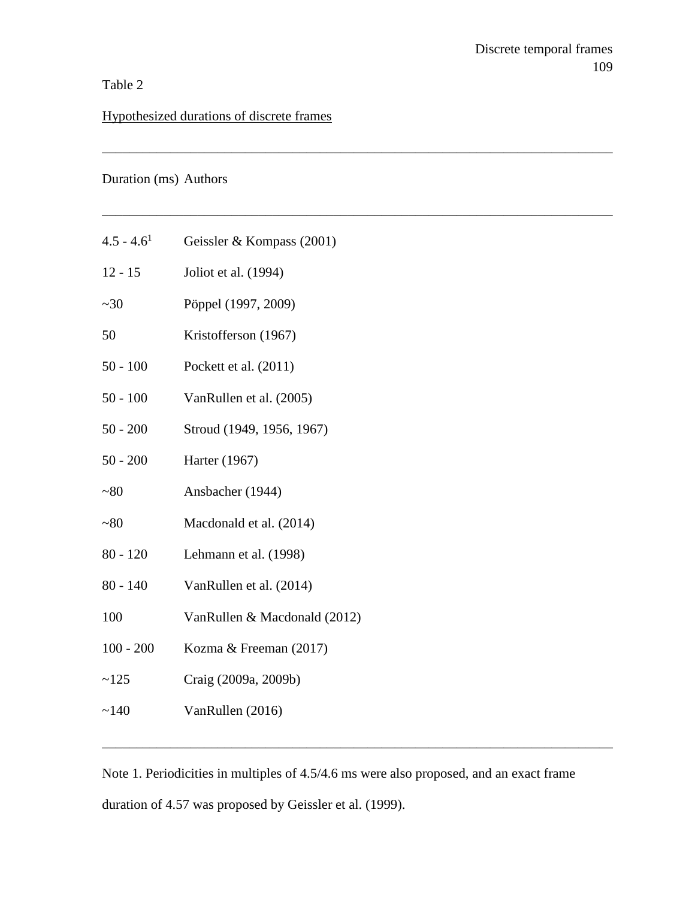Table 2

Hypothesized durations of discrete frames

| Duration (ms) | Authors |
|---|---|
| 4.5 - 4.6[1] | Geissler & Kompass (2001) |
| 12 - 15 | Joliot et al. (1994) |
| ~30 | Pöppel (1997, 2009) |
| 50 | Kristofferson (1967) |
| 50 - 100 | Pockett et al. (2011) |
| 50 - 100 | VanRullen et al. (2005) |
| 50 - 200 | Stroud (1949, 1956, 1967) |
| 50 - 200 | Harter (1967) |
| ~80 | Ansbacher (1944) |
| ~80 | Macdonald et al. (2014) |
| 80 - 120 | Lehmann et al. (1998) |
| 80 - 140 | VanRullen et al. (2014) |
| 100 | VanRullen & Macdonald (2012) |
| 100 - 200 | Kozma & Freeman (2017) |
| ~125 | Craig (2009a, 2009b) |
| ~140 | VanRullen (2016) |

Note 1. Periodicities in multiples of 4.5/4.6 ms were also proposed, and an exact frame duration of 4.57 was proposed by Geissler et al. (1999).